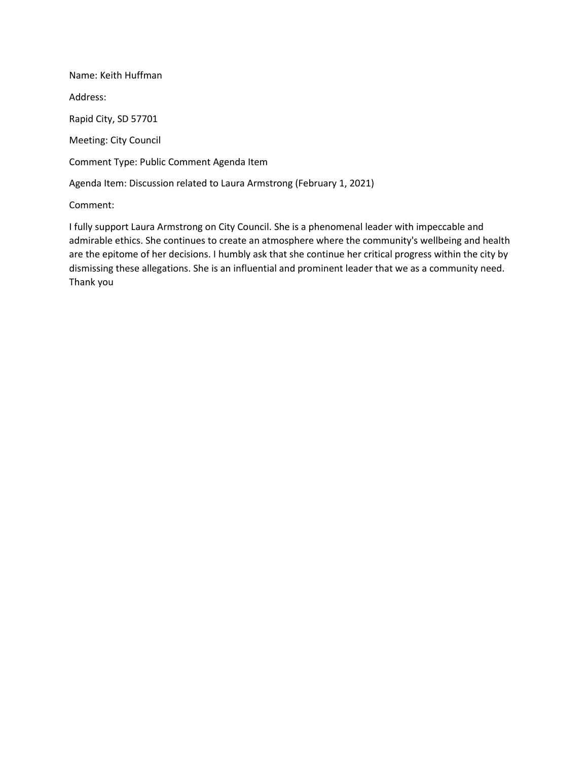Name: Keith Huffman

Address:

Rapid City, SD 57701

Meeting: City Council

Comment Type: Public Comment Agenda Item

Agenda Item: Discussion related to Laura Armstrong (February 1, 2021)

Comment:

I fully support Laura Armstrong on City Council. She is a phenomenal leader with impeccable and admirable ethics. She continues to create an atmosphere where the community's wellbeing and health are the epitome of her decisions. I humbly ask that she continue her critical progress within the city by dismissing these allegations. She is an influential and prominent leader that we as a community need. Thank you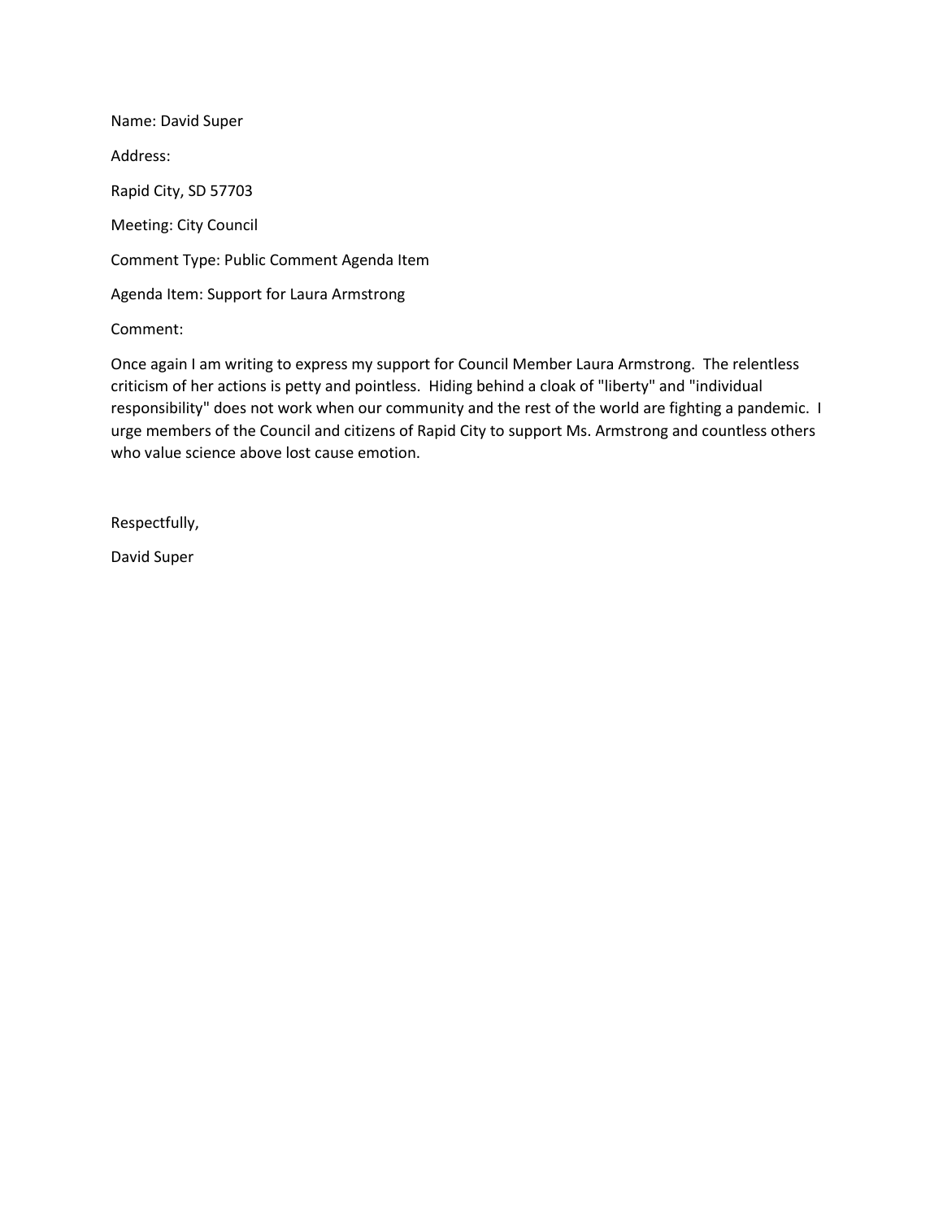Name: David Super

Address:

Rapid City, SD 57703

Meeting: City Council

Comment Type: Public Comment Agenda Item

Agenda Item: Support for Laura Armstrong

Comment:

Once again I am writing to express my support for Council Member Laura Armstrong. The relentless criticism of her actions is petty and pointless. Hiding behind a cloak of "liberty" and "individual responsibility" does not work when our community and the rest of the world are fighting a pandemic. I urge members of the Council and citizens of Rapid City to support Ms. Armstrong and countless others who value science above lost cause emotion.

Respectfully,

David Super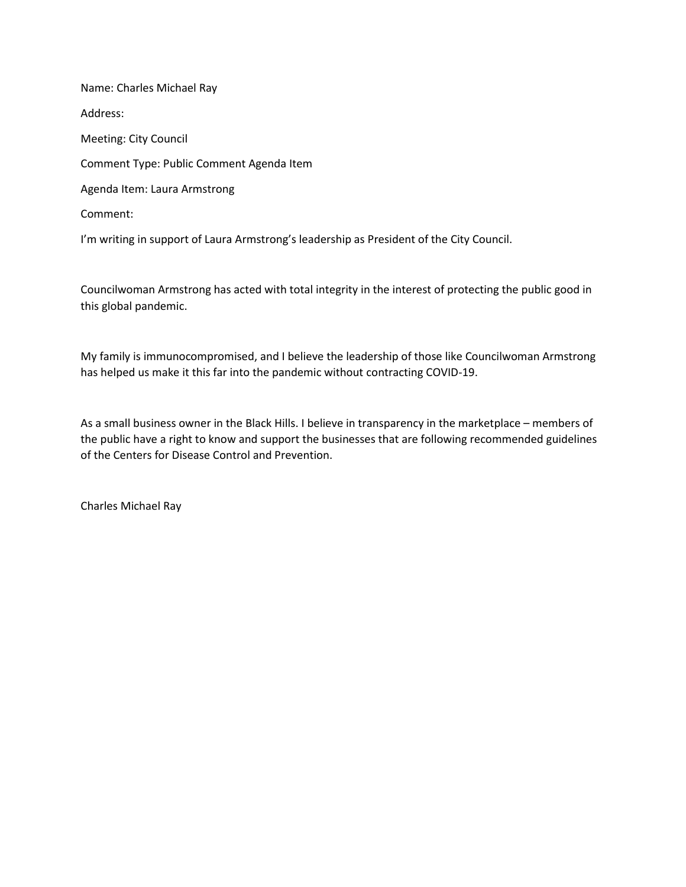Name: Charles Michael Ray

Address:

Meeting: City Council

Comment Type: Public Comment Agenda Item

Agenda Item: Laura Armstrong

Comment:

I'm writing in support of Laura Armstrong's leadership as President of the City Council.

Councilwoman Armstrong has acted with total integrity in the interest of protecting the public good in this global pandemic.

My family is immunocompromised, and I believe the leadership of those like Councilwoman Armstrong has helped us make it this far into the pandemic without contracting COVID-19.

As a small business owner in the Black Hills. I believe in transparency in the marketplace – members of the public have a right to know and support the businesses that are following recommended guidelines of the Centers for Disease Control and Prevention.

Charles Michael Ray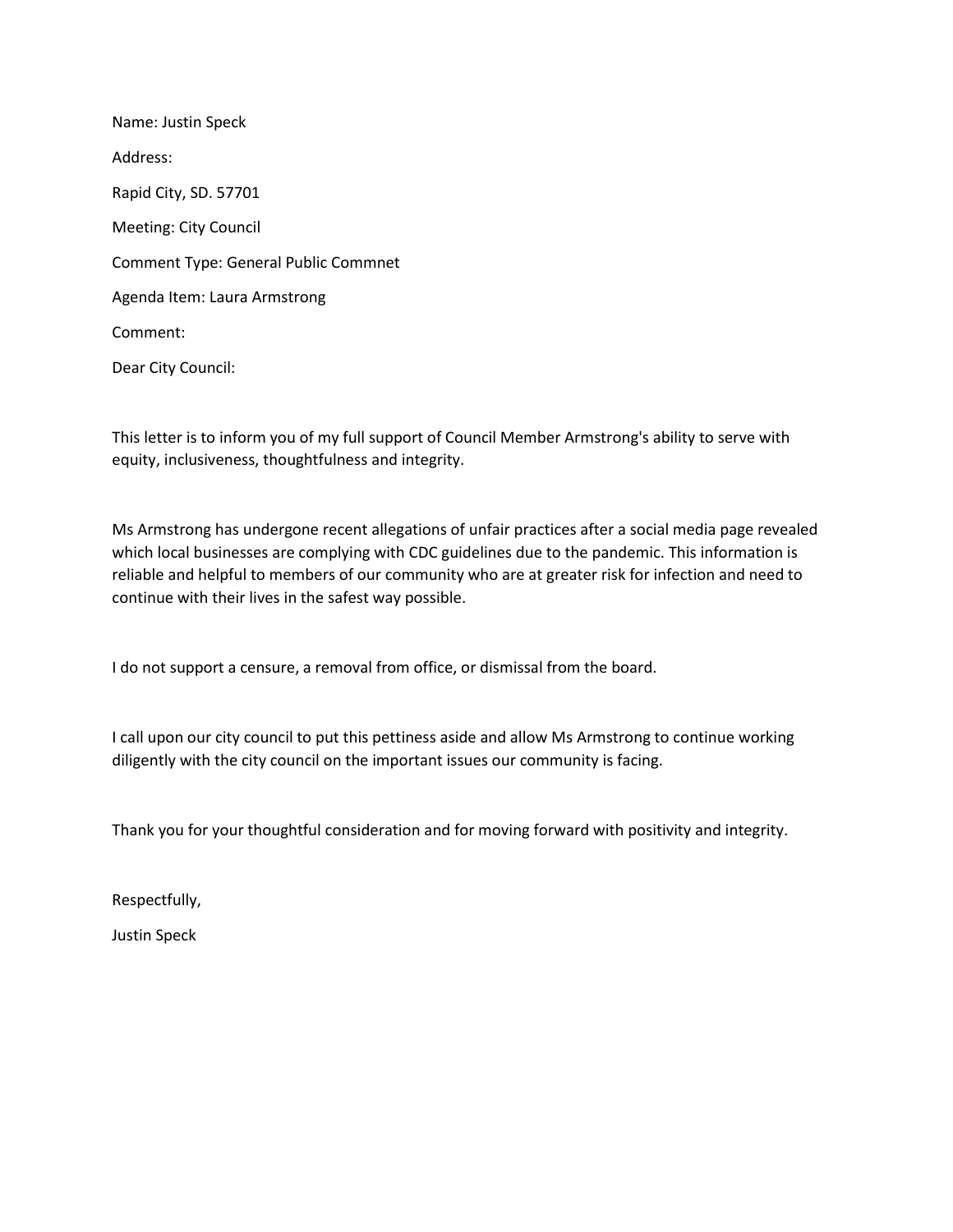Name: Justin Speck

Address:

Rapid City, SD. 57701

Meeting: City Council

Comment Type: General Public Commnet

Agenda Item: Laura Armstrong

Comment:

Dear City Council:

This letter is to inform you of my full support of Council Member Armstrong's ability to serve with equity, inclusiveness, thoughtfulness and integrity.

Ms Armstrong has undergone recent allegations of unfair practices after a social media page revealed which local businesses are complying with CDC guidelines due to the pandemic. This information is reliable and helpful to members of our community who are at greater risk for infection and need to continue with their lives in the safest way possible.

I do not support a censure, a removal from office, or dismissal from the board.

I call upon our city council to put this pettiness aside and allow Ms Armstrong to continue working diligently with the city council on the important issues our community is facing.

Thank you for your thoughtful consideration and for moving forward with positivity and integrity.

Respectfully,

Justin Speck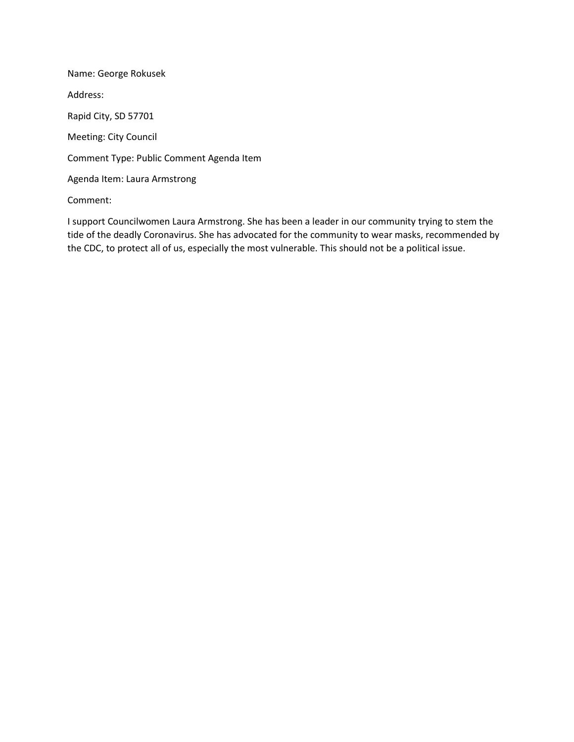Name: George Rokusek

Address:

Rapid City, SD 57701

Meeting: City Council

Comment Type: Public Comment Agenda Item

Agenda Item: Laura Armstrong

Comment:

I support Councilwomen Laura Armstrong. She has been a leader in our community trying to stem the tide of the deadly Coronavirus. She has advocated for the community to wear masks, recommended by the CDC, to protect all of us, especially the most vulnerable. This should not be a political issue.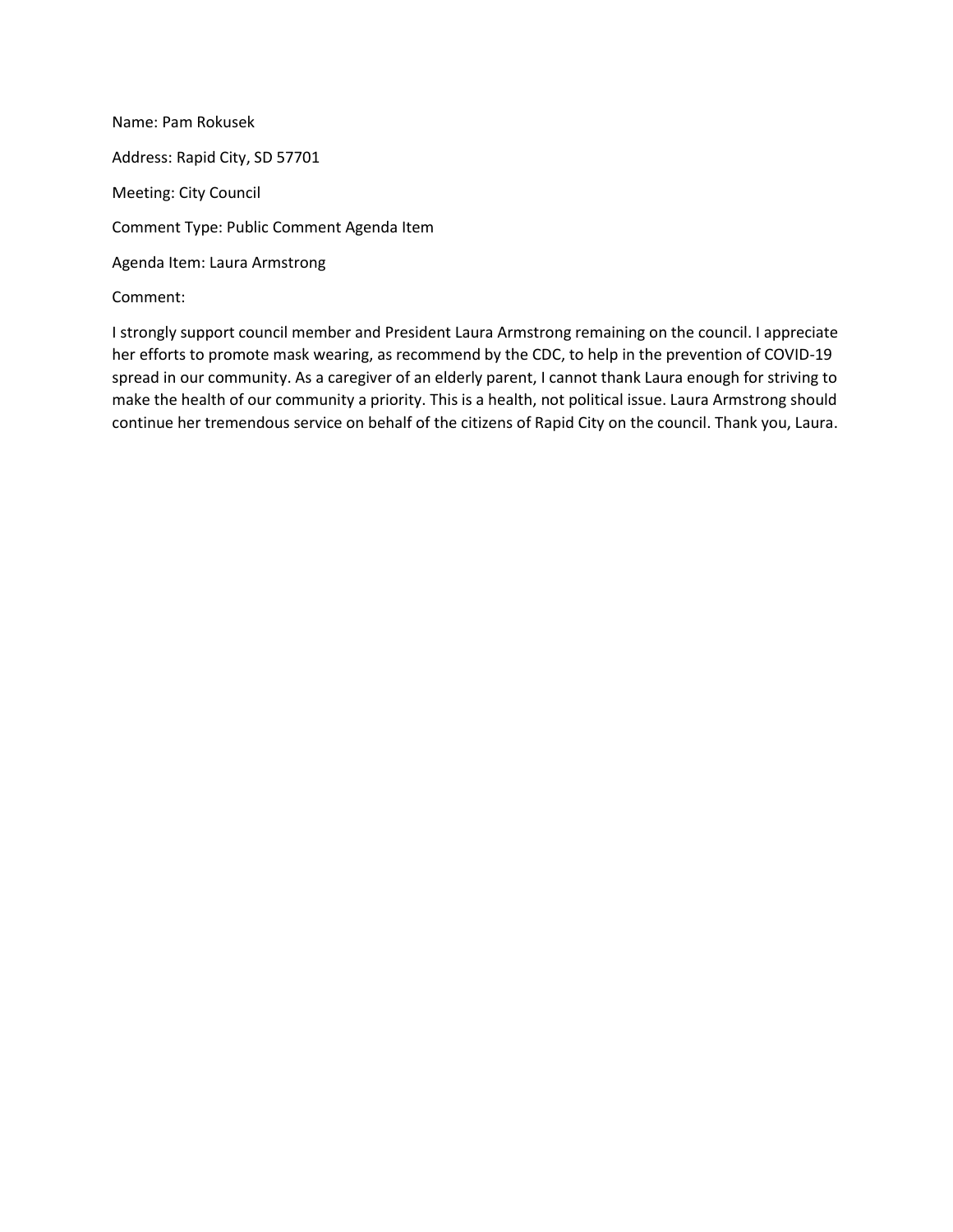Name: Pam Rokusek

Address: Rapid City, SD 57701

Meeting: City Council

Comment Type: Public Comment Agenda Item

Agenda Item: Laura Armstrong

Comment:

I strongly support council member and President Laura Armstrong remaining on the council. I appreciate her efforts to promote mask wearing, as recommend by the CDC, to help in the prevention of COVID-19 spread in our community. As a caregiver of an elderly parent, I cannot thank Laura enough for striving to make the health of our community a priority. This is a health, not political issue. Laura Armstrong should continue her tremendous service on behalf of the citizens of Rapid City on the council. Thank you, Laura.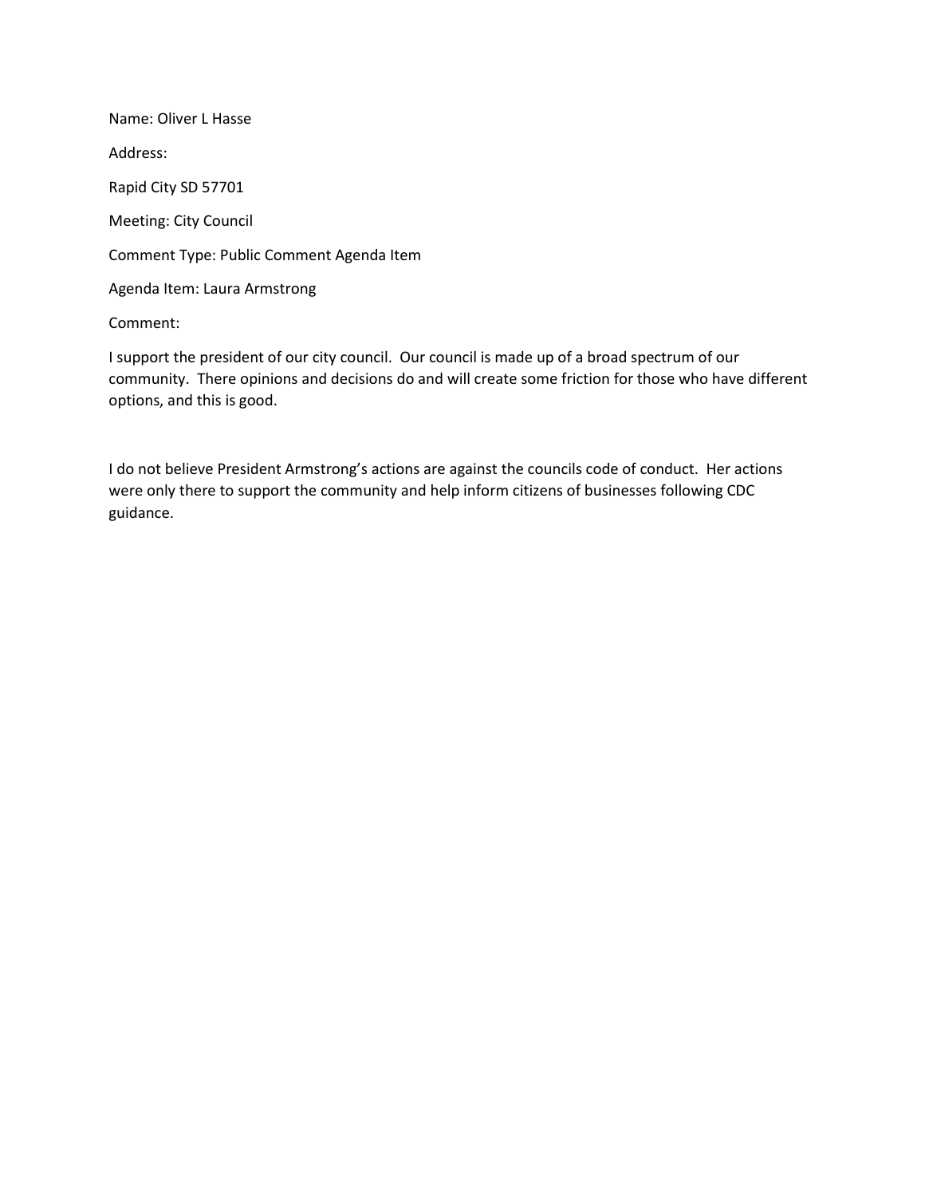Name: Oliver L Hasse

Address:

Rapid City SD 57701

Meeting: City Council

Comment Type: Public Comment Agenda Item

Agenda Item: Laura Armstrong

Comment:

I support the president of our city council. Our council is made up of a broad spectrum of our community. There opinions and decisions do and will create some friction for those who have different options, and this is good.

I do not believe President Armstrong's actions are against the councils code of conduct. Her actions were only there to support the community and help inform citizens of businesses following CDC guidance.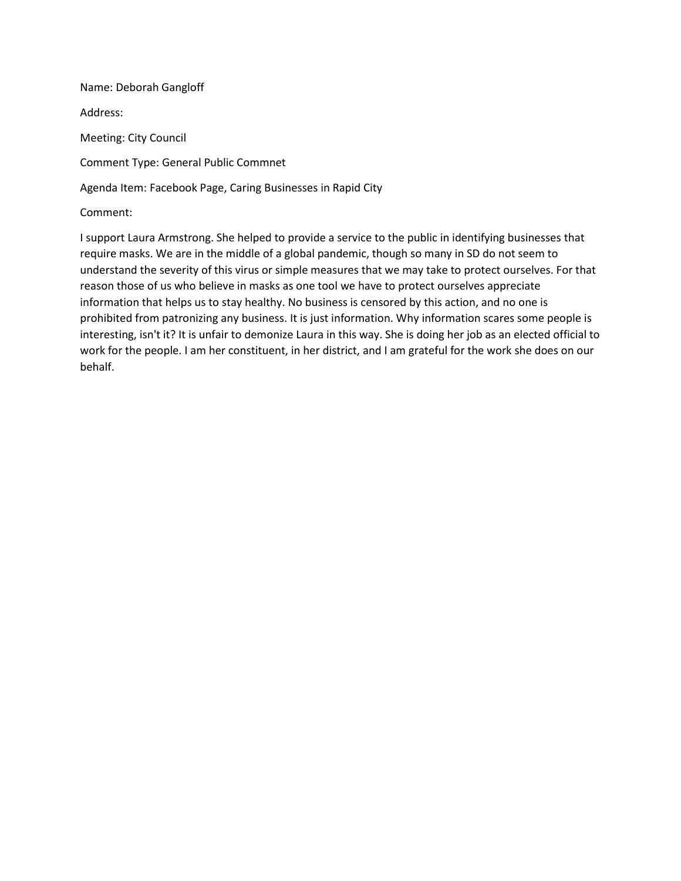Name: Deborah Gangloff

Address:

Meeting: City Council

Comment Type: General Public Commnet

Agenda Item: Facebook Page, Caring Businesses in Rapid City

Comment:

I support Laura Armstrong. She helped to provide a service to the public in identifying businesses that require masks. We are in the middle of a global pandemic, though so many in SD do not seem to understand the severity of this virus or simple measures that we may take to protect ourselves. For that reason those of us who believe in masks as one tool we have to protect ourselves appreciate information that helps us to stay healthy. No business is censored by this action, and no one is prohibited from patronizing any business. It is just information. Why information scares some people is interesting, isn't it? It is unfair to demonize Laura in this way. She is doing her job as an elected official to work for the people. I am her constituent, in her district, and I am grateful for the work she does on our behalf.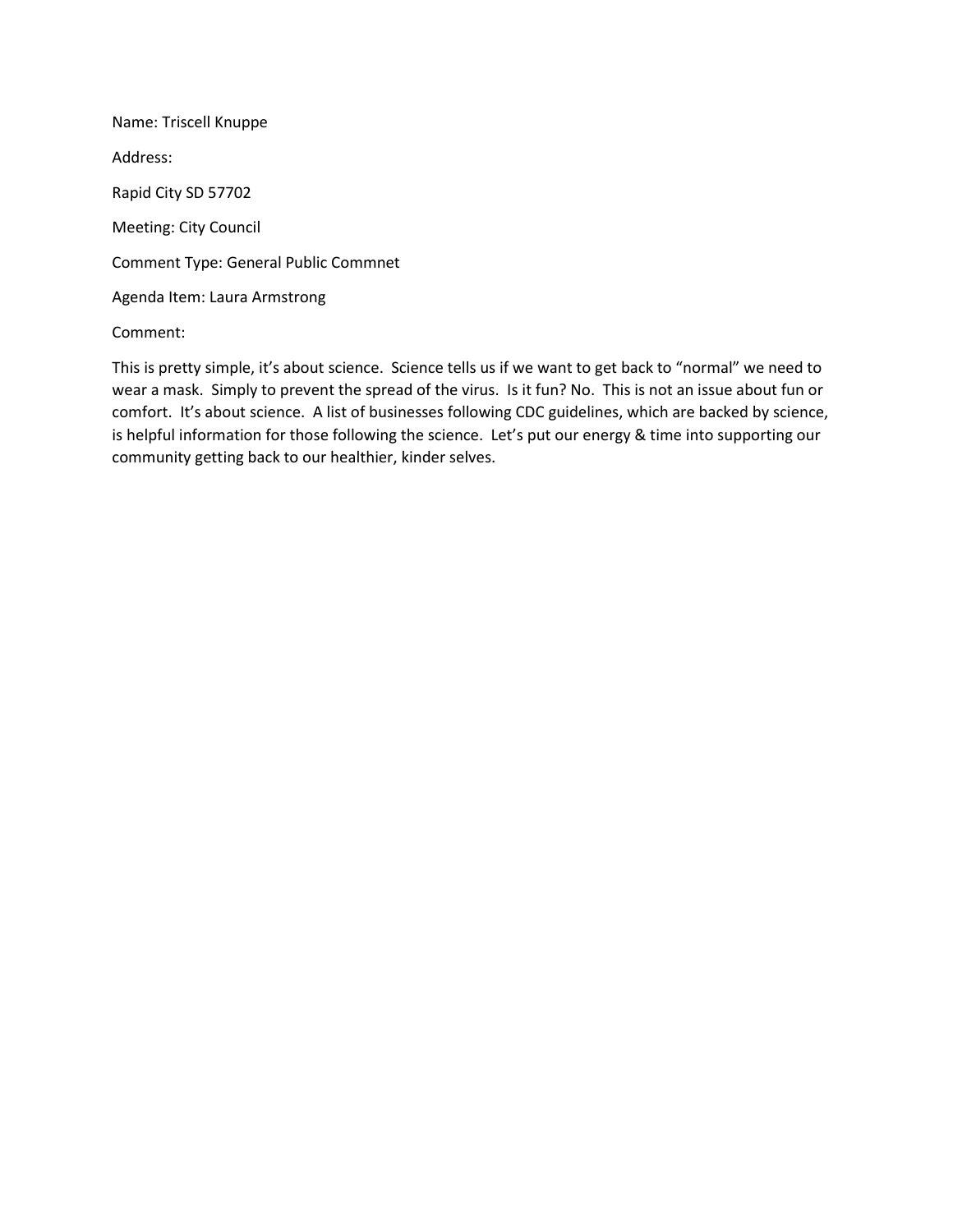Name: Triscell Knuppe

Address:

Rapid City SD 57702

Meeting: City Council

Comment Type: General Public Commnet

Agenda Item: Laura Armstrong

Comment:

This is pretty simple, it's about science. Science tells us if we want to get back to "normal" we need to wear a mask. Simply to prevent the spread of the virus. Is it fun? No. This is not an issue about fun or comfort. It's about science. A list of businesses following CDC guidelines, which are backed by science, is helpful information for those following the science. Let's put our energy & time into supporting our community getting back to our healthier, kinder selves.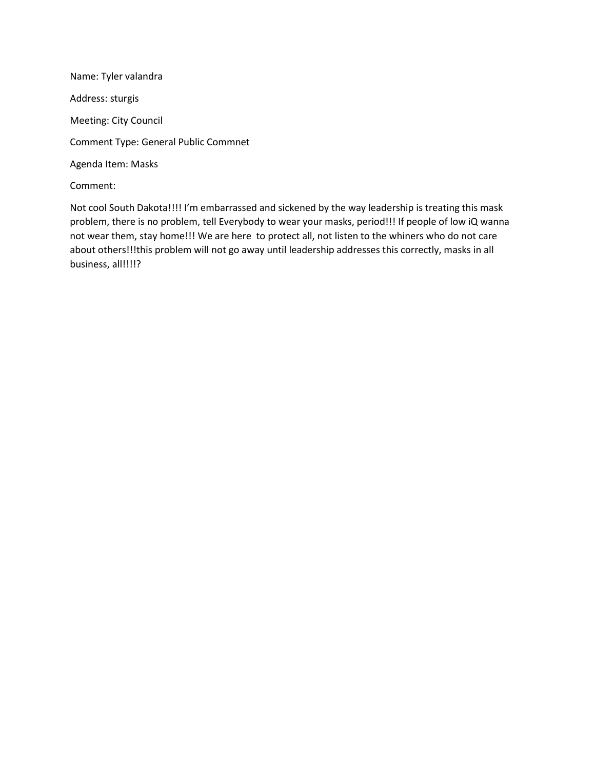Name: Tyler valandra

Address: sturgis

Meeting: City Council

Comment Type: General Public Commnet

Agenda Item: Masks

Comment:

Not cool South Dakota!!!! I'm embarrassed and sickened by the way leadership is treating this mask problem, there is no problem, tell Everybody to wear your masks, period!!! If people of low iQ wanna not wear them, stay home!!! We are here  to protect all, not listen to the whiners who do not care about others!!!this problem will not go away until leadership addresses this correctly, masks in all business, all!!!!?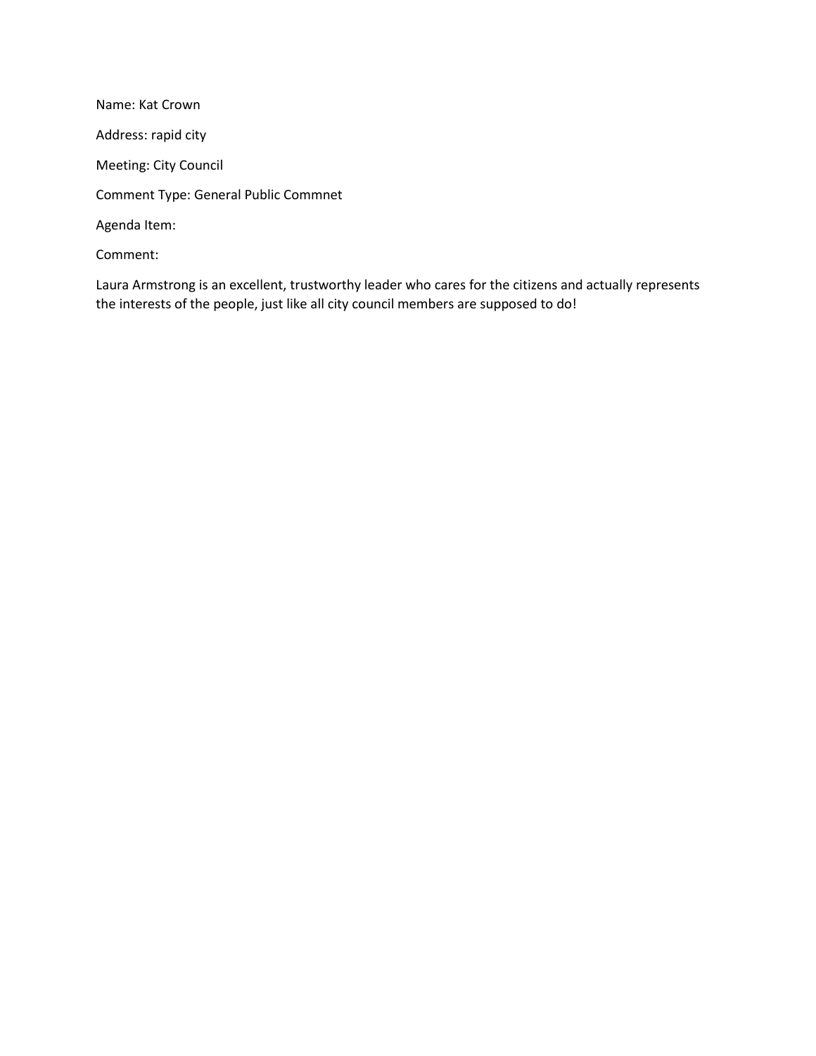Name: Kat Crown

Address: rapid city

Meeting: City Council

Comment Type: General Public Commnet

Agenda Item:

Comment:

Laura Armstrong is an excellent, trustworthy leader who cares for the citizens and actually represents the interests of the people, just like all city council members are supposed to do!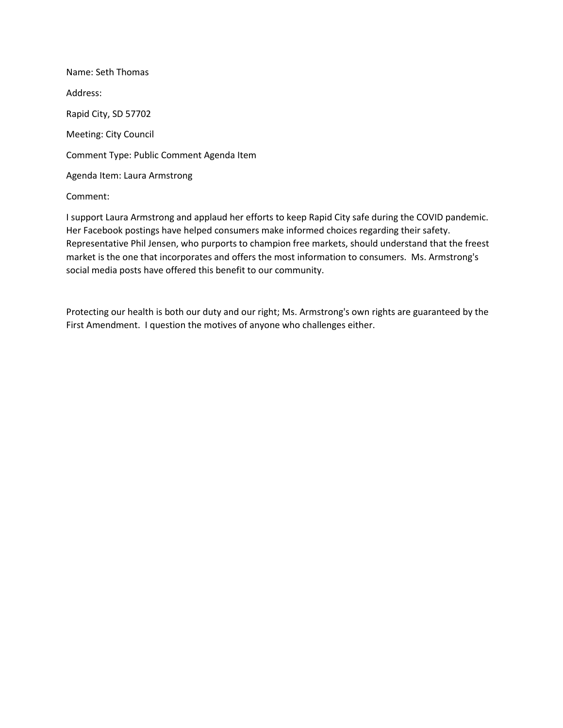Name: Seth Thomas

Address:

Rapid City, SD 57702

Meeting: City Council

Comment Type: Public Comment Agenda Item

Agenda Item: Laura Armstrong

Comment:

I support Laura Armstrong and applaud her efforts to keep Rapid City safe during the COVID pandemic. Her Facebook postings have helped consumers make informed choices regarding their safety. Representative Phil Jensen, who purports to champion free markets, should understand that the freest market is the one that incorporates and offers the most information to consumers. Ms. Armstrong's social media posts have offered this benefit to our community.

Protecting our health is both our duty and our right; Ms. Armstrong's own rights are guaranteed by the First Amendment. I question the motives of anyone who challenges either.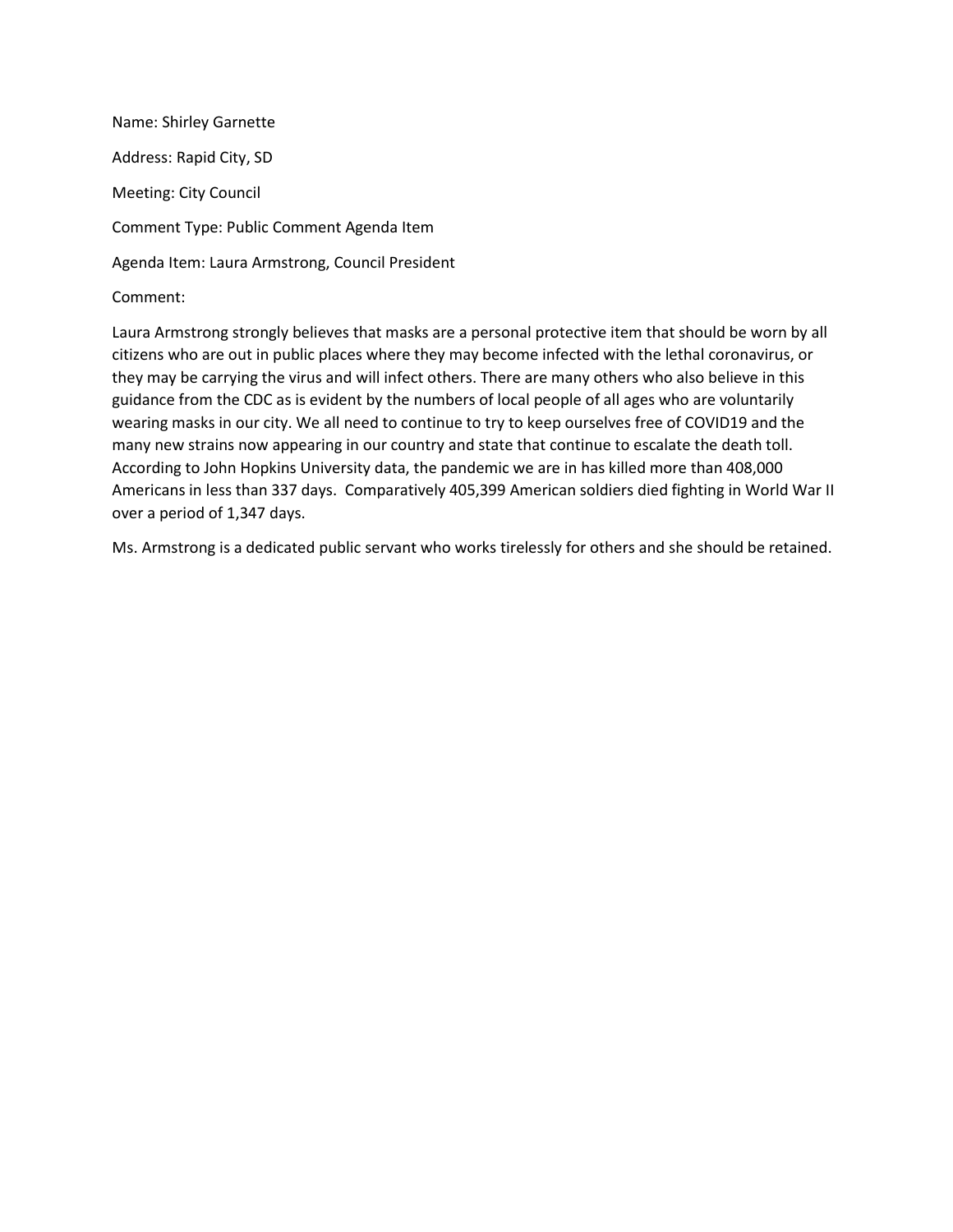Name: Shirley Garnette

Address: Rapid City, SD

Meeting: City Council

Comment Type: Public Comment Agenda Item

Agenda Item: Laura Armstrong, Council President

Comment:

Laura Armstrong strongly believes that masks are a personal protective item that should be worn by all citizens who are out in public places where they may become infected with the lethal coronavirus, or they may be carrying the virus and will infect others. There are many others who also believe in this guidance from the CDC as is evident by the numbers of local people of all ages who are voluntarily wearing masks in our city. We all need to continue to try to keep ourselves free of COVID19 and the many new strains now appearing in our country and state that continue to escalate the death toll. According to John Hopkins University data, the pandemic we are in has killed more than 408,000 Americans in less than 337 days. Comparatively 405,399 American soldiers died fighting in World War II over a period of 1,347 days.

Ms. Armstrong is a dedicated public servant who works tirelessly for others and she should be retained.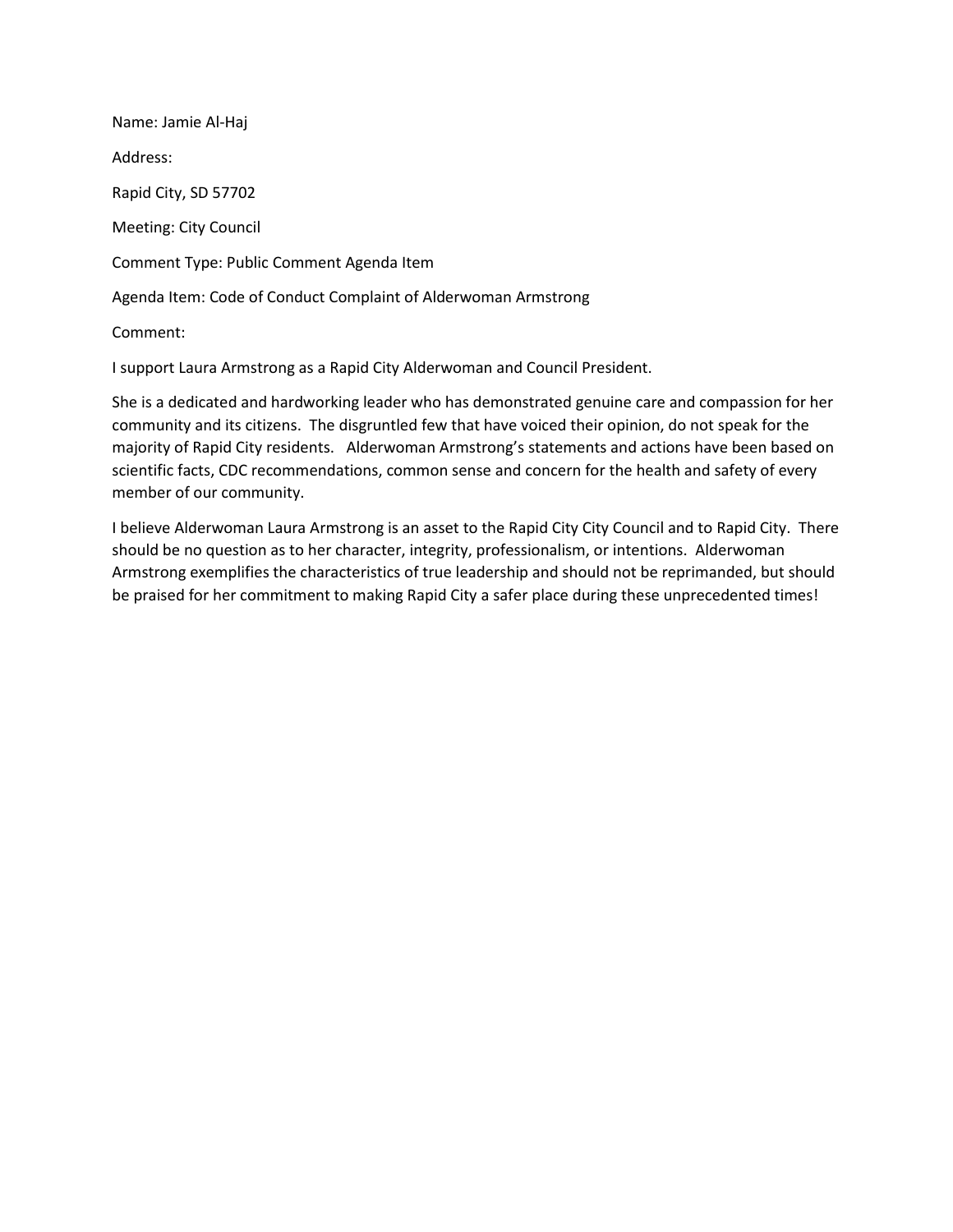Name: Jamie Al-Haj

Address:

Rapid City, SD 57702

Meeting: City Council

Comment Type: Public Comment Agenda Item

Agenda Item: Code of Conduct Complaint of Alderwoman Armstrong

Comment:

I support Laura Armstrong as a Rapid City Alderwoman and Council President.

She is a dedicated and hardworking leader who has demonstrated genuine care and compassion for her community and its citizens. The disgruntled few that have voiced their opinion, do not speak for the majority of Rapid City residents. Alderwoman Armstrong's statements and actions have been based on scientific facts, CDC recommendations, common sense and concern for the health and safety of every member of our community.

I believe Alderwoman Laura Armstrong is an asset to the Rapid City City Council and to Rapid City. There should be no question as to her character, integrity, professionalism, or intentions. Alderwoman Armstrong exemplifies the characteristics of true leadership and should not be reprimanded, but should be praised for her commitment to making Rapid City a safer place during these unprecedented times!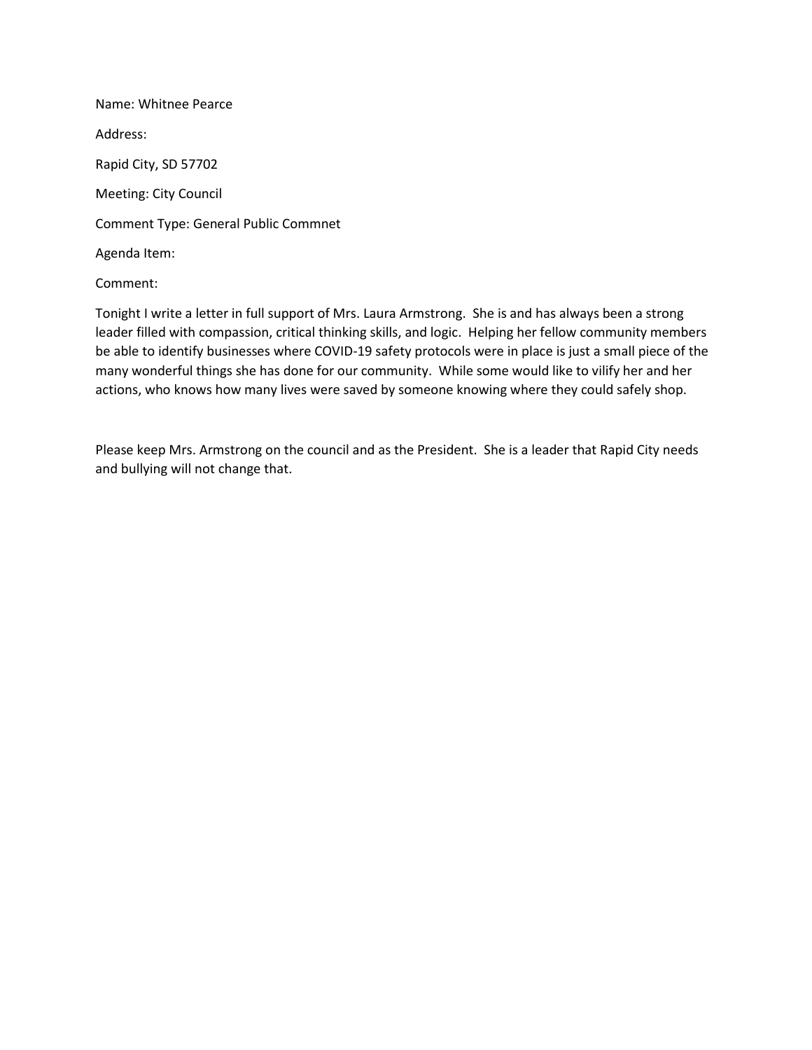Name: Whitnee Pearce

Address:

Rapid City, SD 57702

Meeting: City Council

Comment Type: General Public Commnet

Agenda Item:

Comment:

Tonight I write a letter in full support of Mrs. Laura Armstrong. She is and has always been a strong leader filled with compassion, critical thinking skills, and logic. Helping her fellow community members be able to identify businesses where COVID-19 safety protocols were in place is just a small piece of the many wonderful things she has done for our community. While some would like to vilify her and her actions, who knows how many lives were saved by someone knowing where they could safely shop.

Please keep Mrs. Armstrong on the council and as the President. She is a leader that Rapid City needs and bullying will not change that.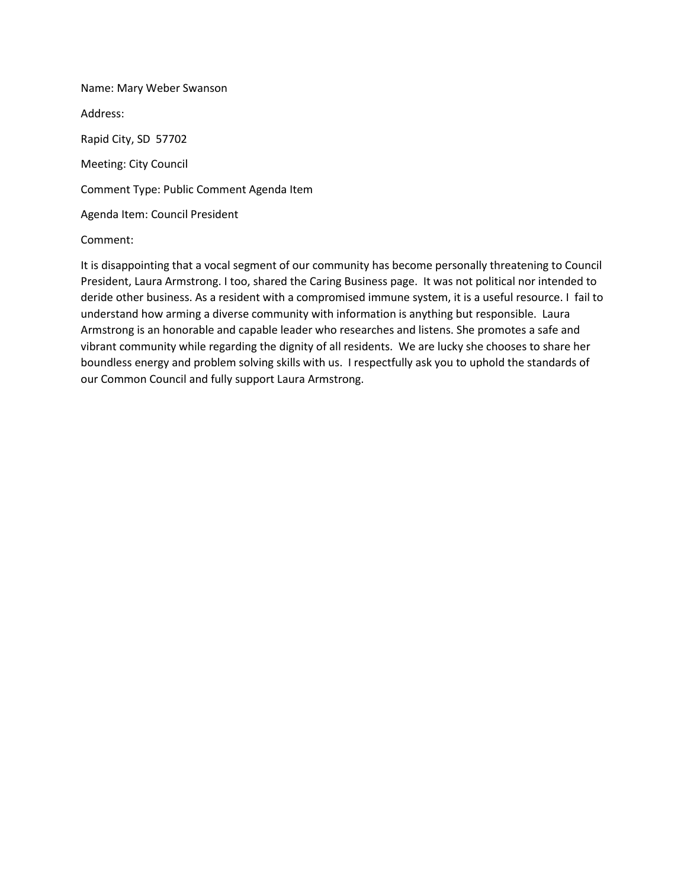Name: Mary Weber Swanson

Address:

Rapid City, SD 57702

Meeting: City Council

Comment Type: Public Comment Agenda Item

Agenda Item: Council President

Comment:

It is disappointing that a vocal segment of our community has become personally threatening to Council President, Laura Armstrong. I too, shared the Caring Business page. It was not political nor intended to deride other business. As a resident with a compromised immune system, it is a useful resource. I fail to understand how arming a diverse community with information is anything but responsible. Laura Armstrong is an honorable and capable leader who researches and listens. She promotes a safe and vibrant community while regarding the dignity of all residents. We are lucky she chooses to share her boundless energy and problem solving skills with us. I respectfully ask you to uphold the standards of our Common Council and fully support Laura Armstrong.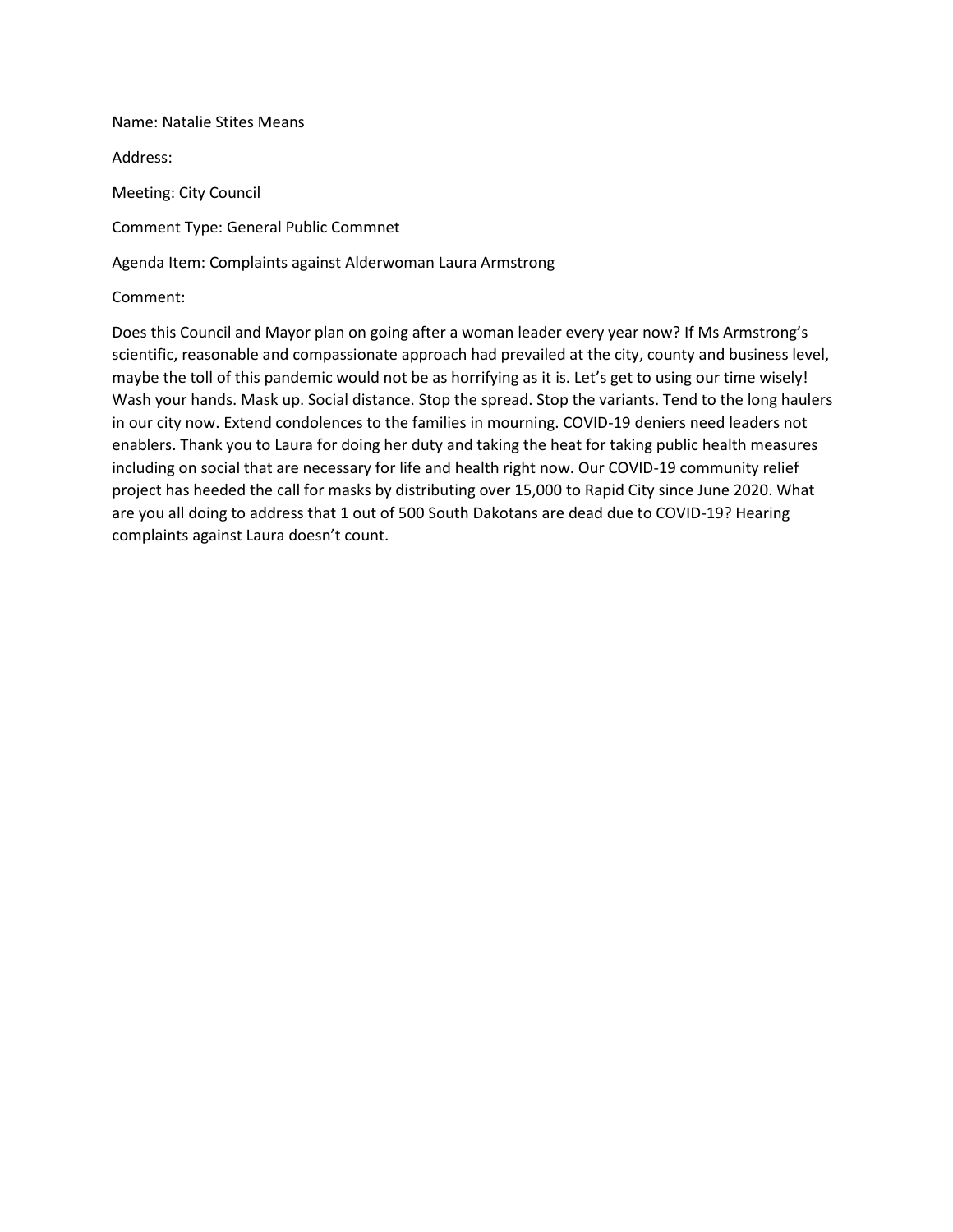Name: Natalie Stites Means

Address:

Meeting: City Council

Comment Type: General Public Commnet

Agenda Item: Complaints against Alderwoman Laura Armstrong

Comment:

Does this Council and Mayor plan on going after a woman leader every year now? If Ms Armstrong's scientific, reasonable and compassionate approach had prevailed at the city, county and business level, maybe the toll of this pandemic would not be as horrifying as it is. Let's get to using our time wisely! Wash your hands. Mask up. Social distance. Stop the spread. Stop the variants. Tend to the long haulers in our city now. Extend condolences to the families in mourning. COVID-19 deniers need leaders not enablers. Thank you to Laura for doing her duty and taking the heat for taking public health measures including on social that are necessary for life and health right now. Our COVID-19 community relief project has heeded the call for masks by distributing over 15,000 to Rapid City since June 2020. What are you all doing to address that 1 out of 500 South Dakotans are dead due to COVID-19? Hearing complaints against Laura doesn't count.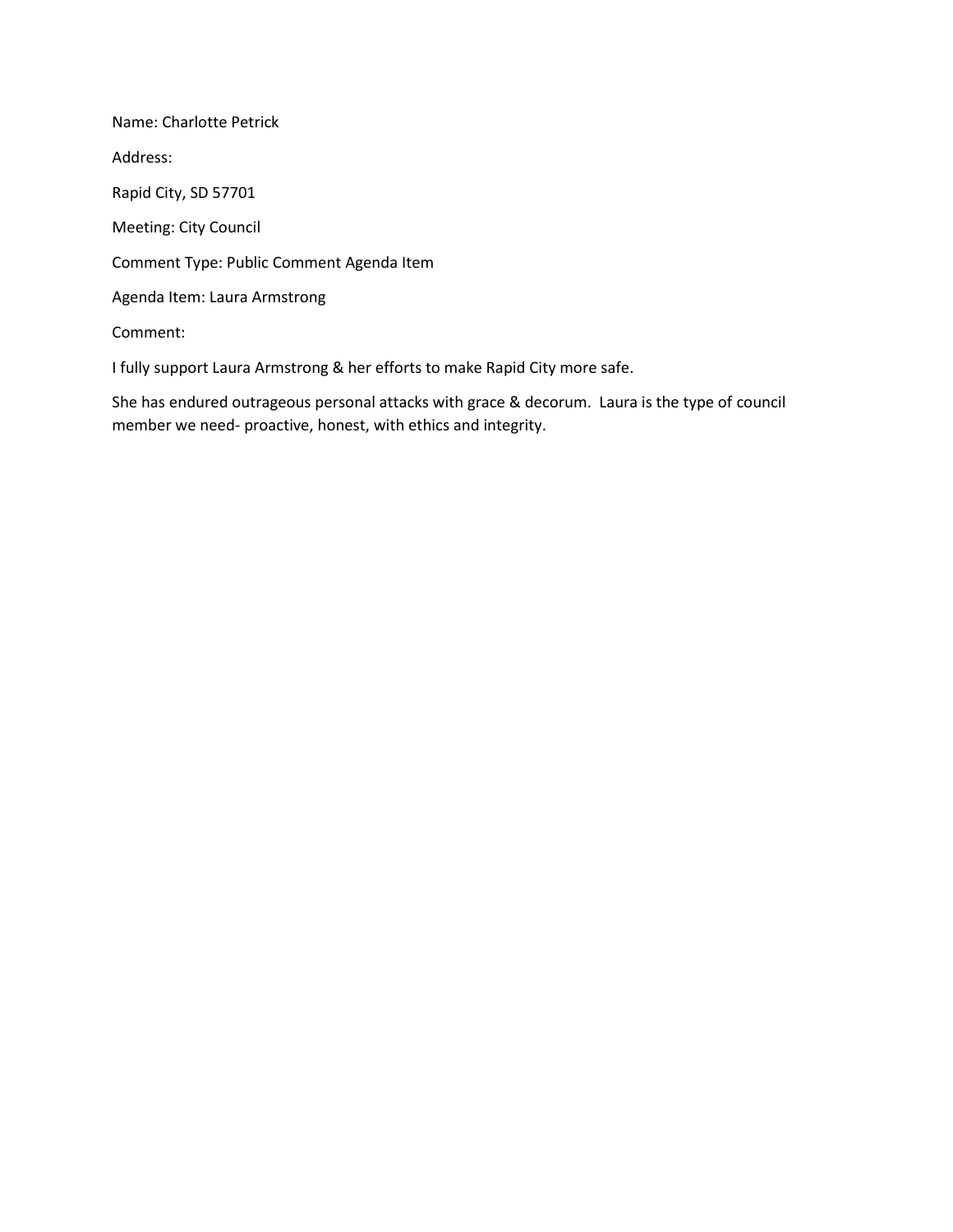Name: Charlotte Petrick

Address:

Rapid City, SD 57701

Meeting: City Council

Comment Type: Public Comment Agenda Item

Agenda Item: Laura Armstrong

Comment:

I fully support Laura Armstrong & her efforts to make Rapid City more safe.

She has endured outrageous personal attacks with grace & decorum. Laura is the type of council member we need- proactive, honest, with ethics and integrity.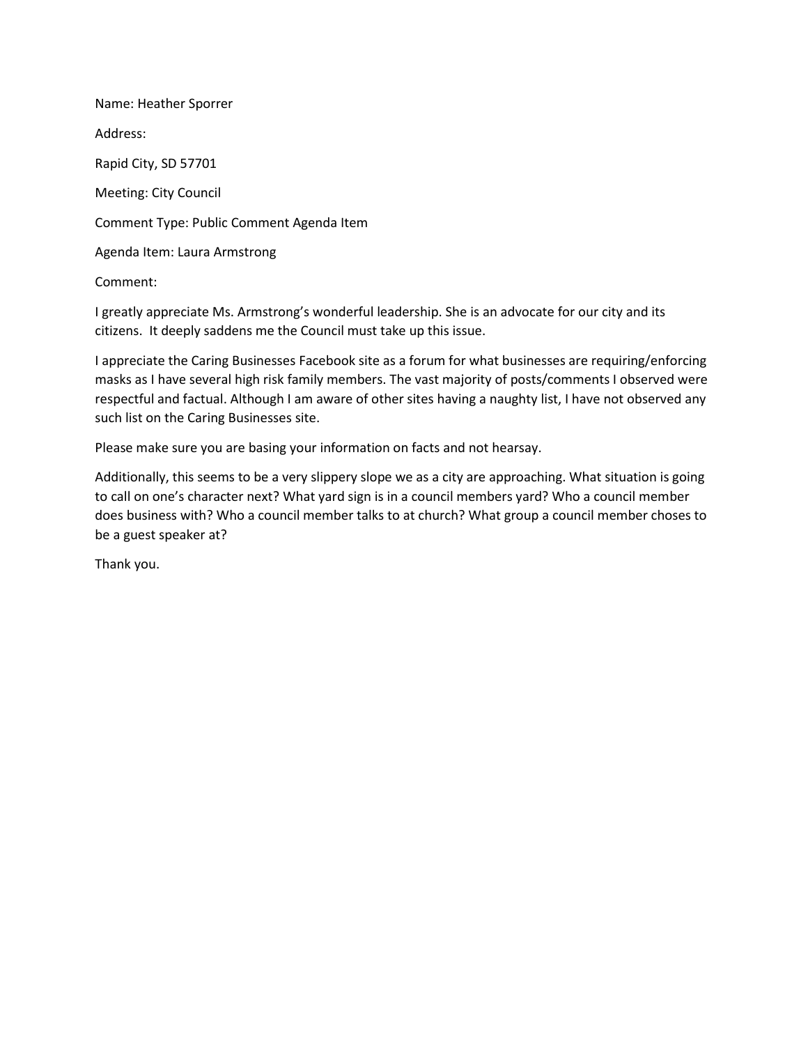Name: Heather Sporrer

Address:

Rapid City, SD 57701

Meeting: City Council

Comment Type: Public Comment Agenda Item

Agenda Item: Laura Armstrong

Comment:

I greatly appreciate Ms. Armstrong's wonderful leadership. She is an advocate for our city and its citizens. It deeply saddens me the Council must take up this issue.

I appreciate the Caring Businesses Facebook site as a forum for what businesses are requiring/enforcing masks as I have several high risk family members. The vast majority of posts/comments I observed were respectful and factual. Although I am aware of other sites having a naughty list, I have not observed any such list on the Caring Businesses site.

Please make sure you are basing your information on facts and not hearsay.

Additionally, this seems to be a very slippery slope we as a city are approaching. What situation is going to call on one's character next? What yard sign is in a council members yard? Who a council member does business with? Who a council member talks to at church? What group a council member choses to be a guest speaker at?

Thank you.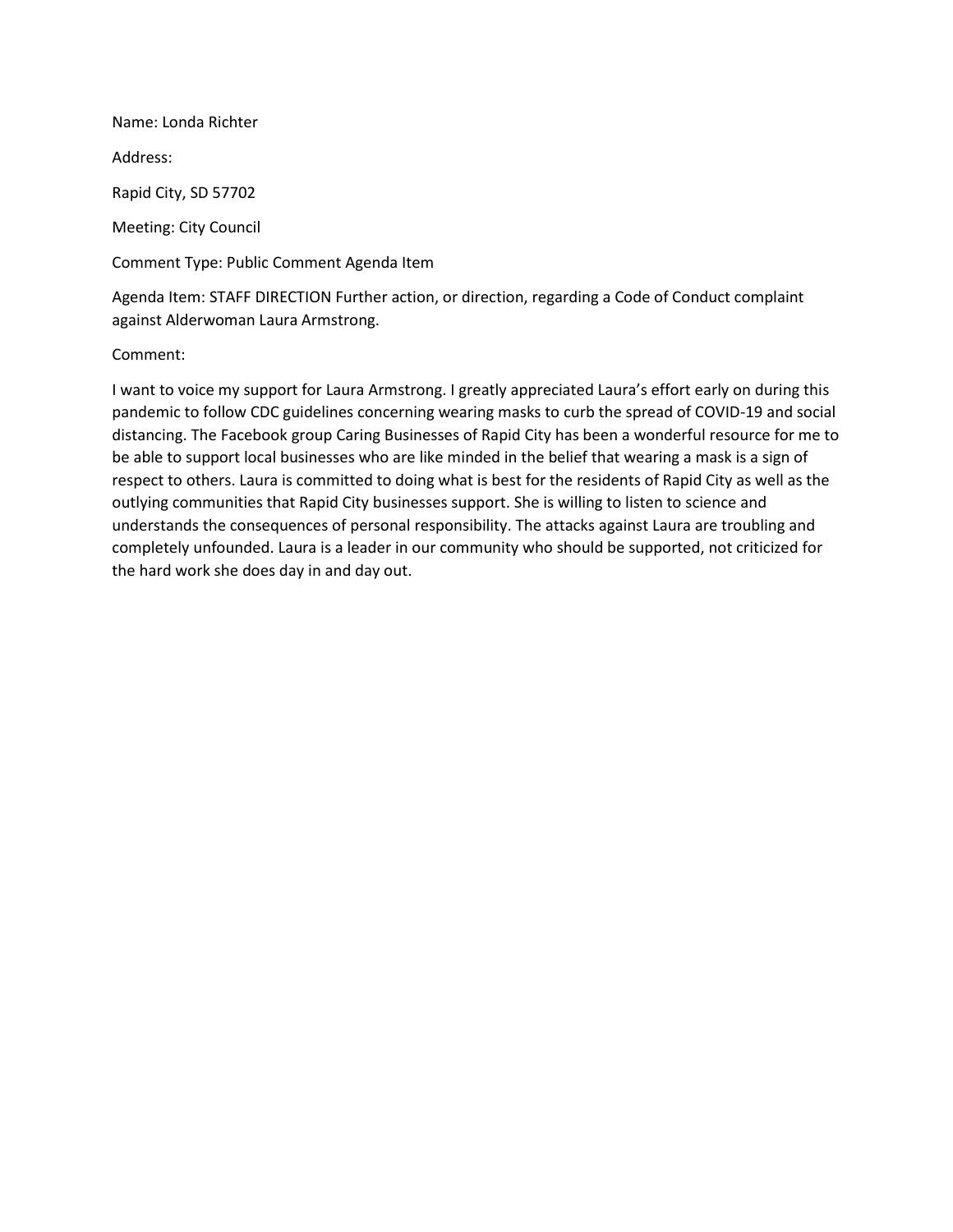Name: Londa Richter

Address:

Rapid City, SD 57702

Meeting: City Council

Comment Type: Public Comment Agenda Item

Agenda Item: STAFF DIRECTION Further action, or direction, regarding a Code of Conduct complaint against Alderwoman Laura Armstrong.

Comment:

I want to voice my support for Laura Armstrong. I greatly appreciated Laura's effort early on during this pandemic to follow CDC guidelines concerning wearing masks to curb the spread of COVID-19 and social distancing. The Facebook group Caring Businesses of Rapid City has been a wonderful resource for me to be able to support local businesses who are like minded in the belief that wearing a mask is a sign of respect to others. Laura is committed to doing what is best for the residents of Rapid City as well as the outlying communities that Rapid City businesses support. She is willing to listen to science and understands the consequences of personal responsibility. The attacks against Laura are troubling and completely unfounded. Laura is a leader in our community who should be supported, not criticized for the hard work she does day in and day out.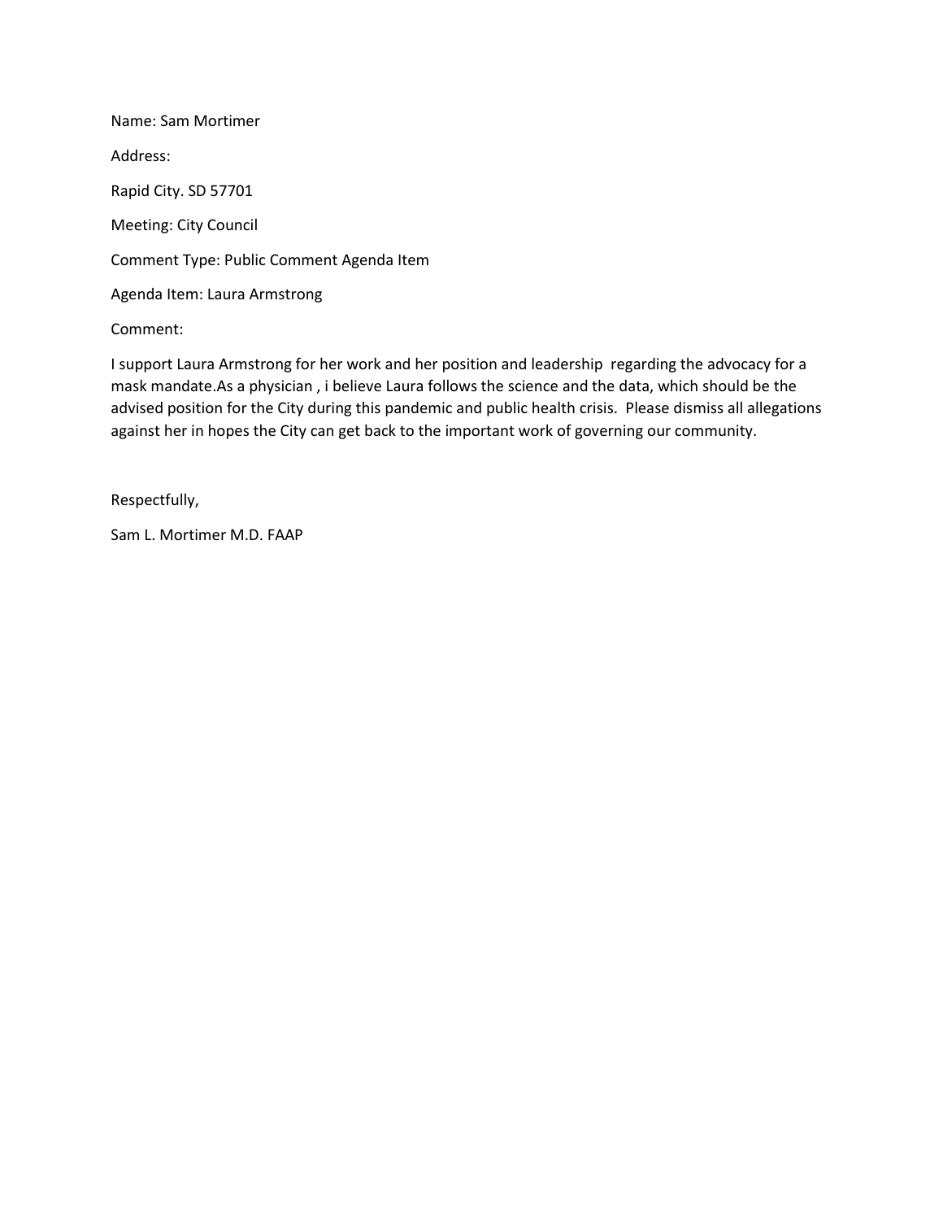Name: Sam Mortimer

Address:

Rapid City. SD 57701

Meeting: City Council

Comment Type: Public Comment Agenda Item

Agenda Item: Laura Armstrong

Comment:

I support Laura Armstrong for her work and her position and leadership regarding the advocacy for a mask mandate.As a physician , i believe Laura follows the science and the data, which should be the advised position for the City during this pandemic and public health crisis. Please dismiss all allegations against her in hopes the City can get back to the important work of governing our community.

Respectfully,

Sam L. Mortimer M.D. FAAP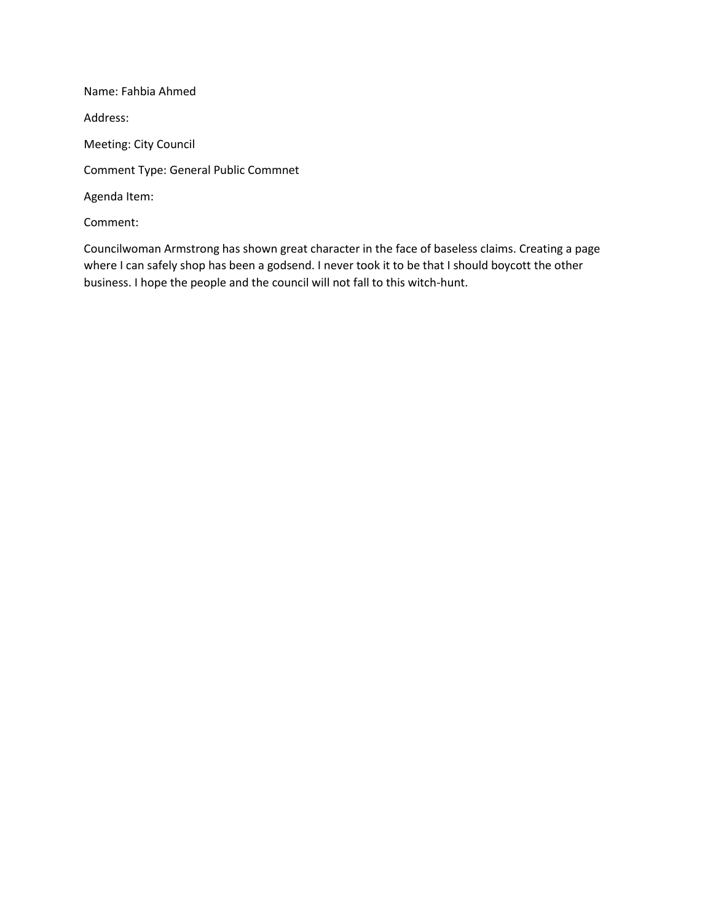Name: Fahbia Ahmed

Address:

Meeting: City Council

Comment Type: General Public Commnet

Agenda Item:

Comment:

Councilwoman Armstrong has shown great character in the face of baseless claims. Creating a page where I can safely shop has been a godsend. I never took it to be that I should boycott the other business. I hope the people and the council will not fall to this witch-hunt.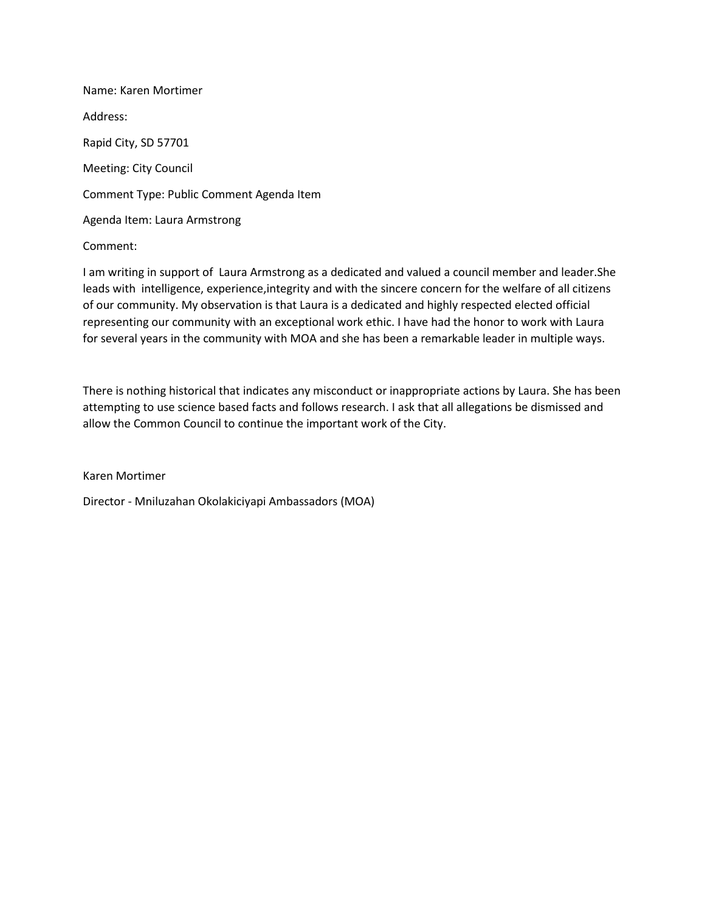Name: Karen Mortimer

Address:

Rapid City, SD 57701

Meeting: City Council

Comment Type: Public Comment Agenda Item

Agenda Item: Laura Armstrong

Comment:

I am writing in support of Laura Armstrong as a dedicated and valued a council member and leader.She leads with intelligence, experience,integrity and with the sincere concern for the welfare of all citizens of our community. My observation is that Laura is a dedicated and highly respected elected official representing our community with an exceptional work ethic. I have had the honor to work with Laura for several years in the community with MOA and she has been a remarkable leader in multiple ways.

There is nothing historical that indicates any misconduct or inappropriate actions by Laura. She has been attempting to use science based facts and follows research. I ask that all allegations be dismissed and allow the Common Council to continue the important work of the City.

Karen Mortimer

Director - Mniluzahan Okolakiciyapi Ambassadors (MOA)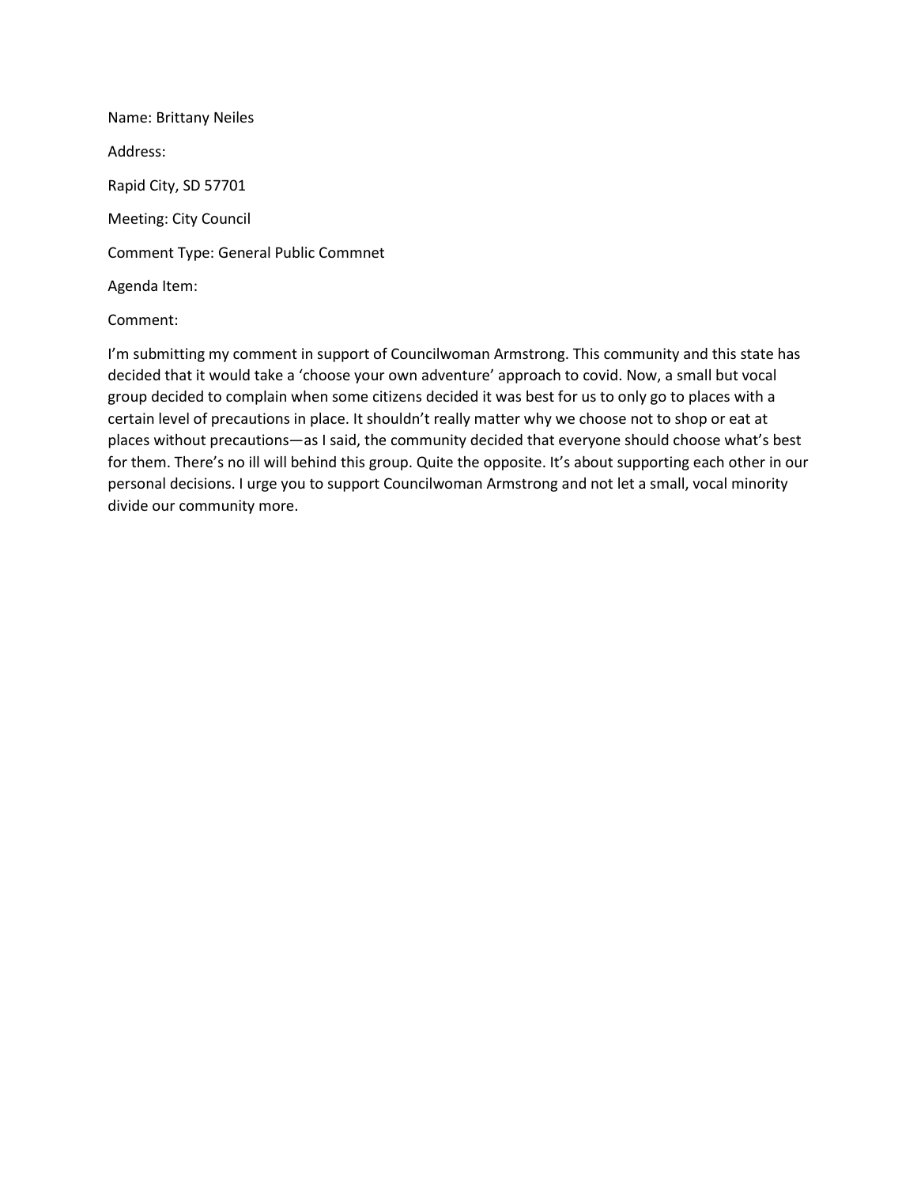Name: Brittany Neiles

Address:

Rapid City, SD 57701

Meeting: City Council

Comment Type: General Public Commnet

Agenda Item:

Comment:

I'm submitting my comment in support of Councilwoman Armstrong. This community and this state has decided that it would take a 'choose your own adventure' approach to covid. Now, a small but vocal group decided to complain when some citizens decided it was best for us to only go to places with a certain level of precautions in place. It shouldn't really matter why we choose not to shop or eat at places without precautions—as I said, the community decided that everyone should choose what's best for them. There's no ill will behind this group. Quite the opposite. It's about supporting each other in our personal decisions. I urge you to support Councilwoman Armstrong and not let a small, vocal minority divide our community more.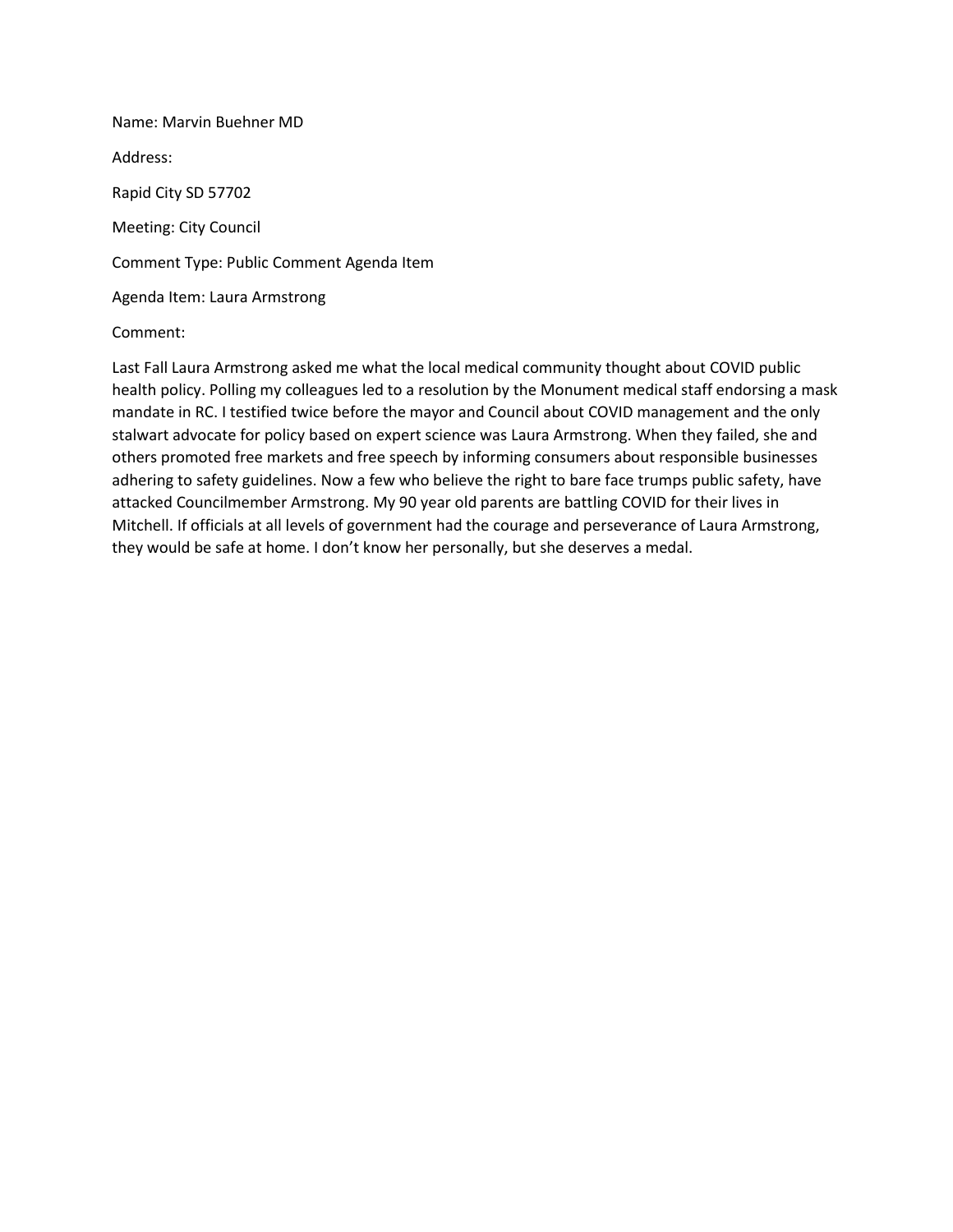Name: Marvin Buehner MD

Address:

Rapid City SD 57702

Meeting: City Council

Comment Type: Public Comment Agenda Item

Agenda Item: Laura Armstrong

Comment:

Last Fall Laura Armstrong asked me what the local medical community thought about COVID public health policy. Polling my colleagues led to a resolution by the Monument medical staff endorsing a mask mandate in RC. I testified twice before the mayor and Council about COVID management and the only stalwart advocate for policy based on expert science was Laura Armstrong. When they failed, she and others promoted free markets and free speech by informing consumers about responsible businesses adhering to safety guidelines. Now a few who believe the right to bare face trumps public safety, have attacked Councilmember Armstrong. My 90 year old parents are battling COVID for their lives in Mitchell. If officials at all levels of government had the courage and perseverance of Laura Armstrong, they would be safe at home. I don't know her personally, but she deserves a medal.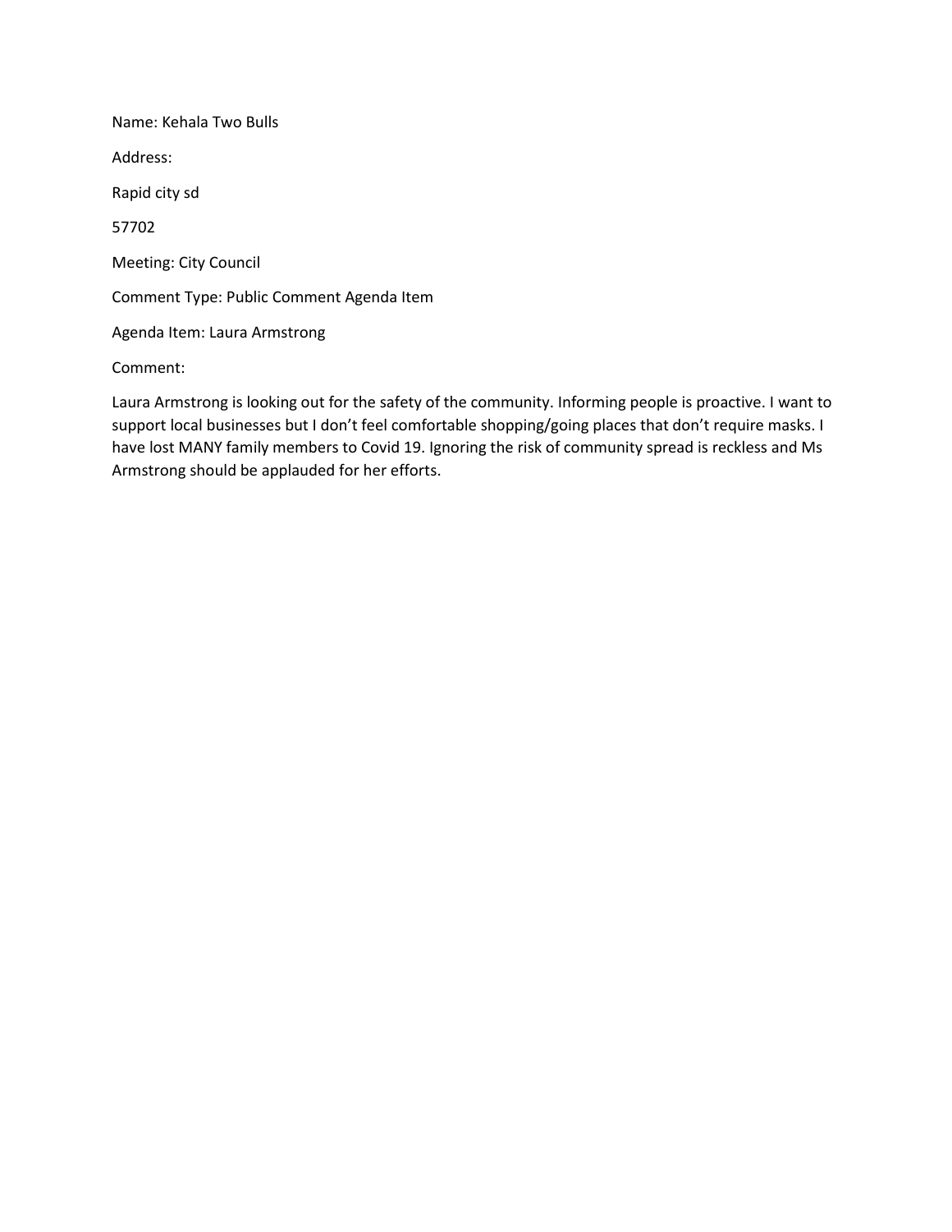Name: Kehala Two Bulls

Address:

Rapid city sd

57702

Meeting: City Council

Comment Type: Public Comment Agenda Item

Agenda Item: Laura Armstrong

Comment:

Laura Armstrong is looking out for the safety of the community. Informing people is proactive. I want to support local businesses but I don't feel comfortable shopping/going places that don't require masks. I have lost MANY family members to Covid 19. Ignoring the risk of community spread is reckless and Ms Armstrong should be applauded for her efforts.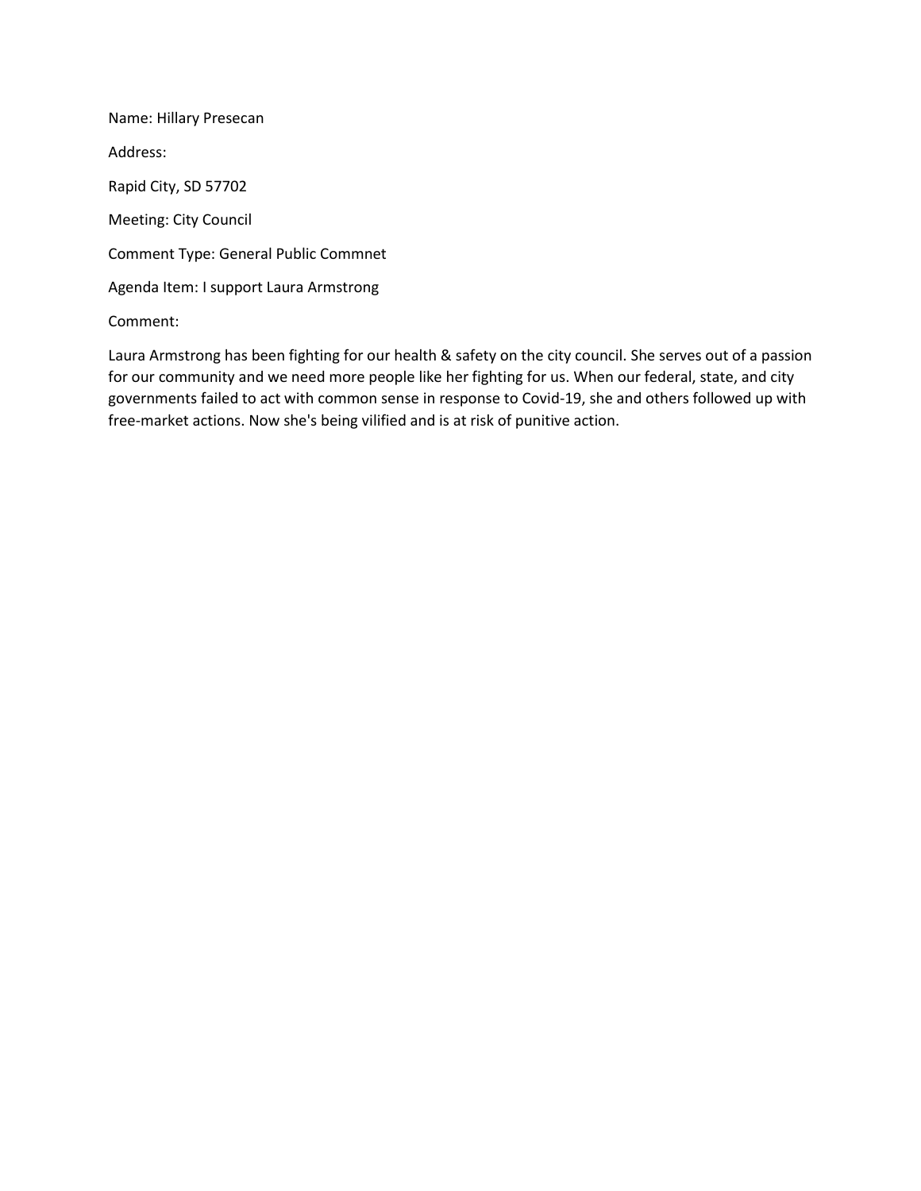Name: Hillary Presecan

Address:

Rapid City, SD 57702

Meeting: City Council

Comment Type: General Public Commnet

Agenda Item: I support Laura Armstrong

Comment:

Laura Armstrong has been fighting for our health & safety on the city council. She serves out of a passion for our community and we need more people like her fighting for us. When our federal, state, and city governments failed to act with common sense in response to Covid-19, she and others followed up with free-market actions. Now she's being vilified and is at risk of punitive action.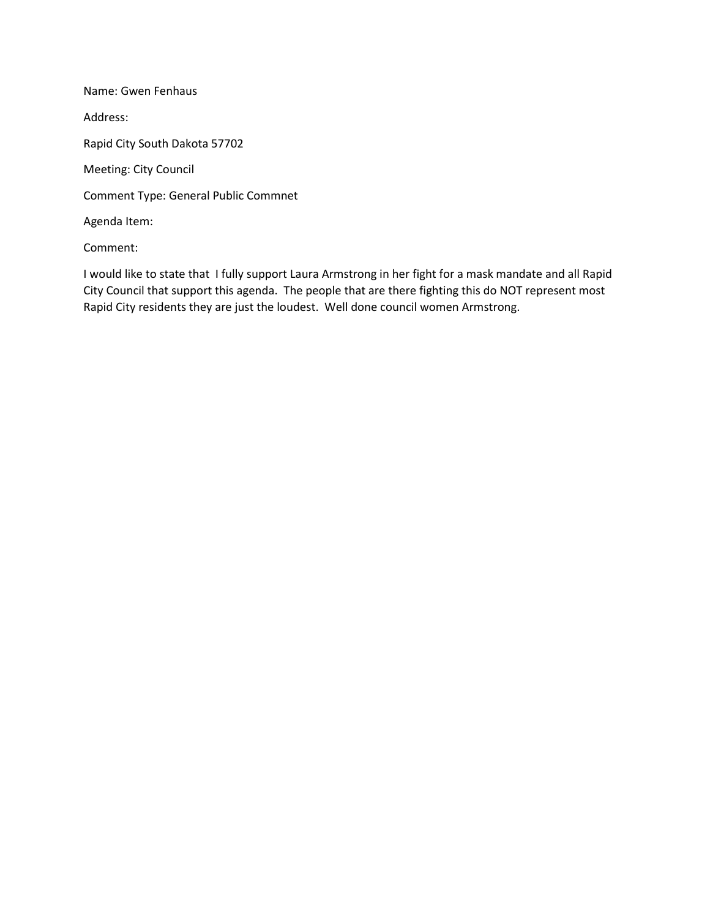Name: Gwen Fenhaus

Address:

Rapid City South Dakota 57702

Meeting: City Council

Comment Type: General Public Commnet

Agenda Item:

Comment:

I would like to state that  I fully support Laura Armstrong in her fight for a mask mandate and all Rapid City Council that support this agenda.  The people that are there fighting this do NOT represent most Rapid City residents they are just the loudest.  Well done council women Armstrong.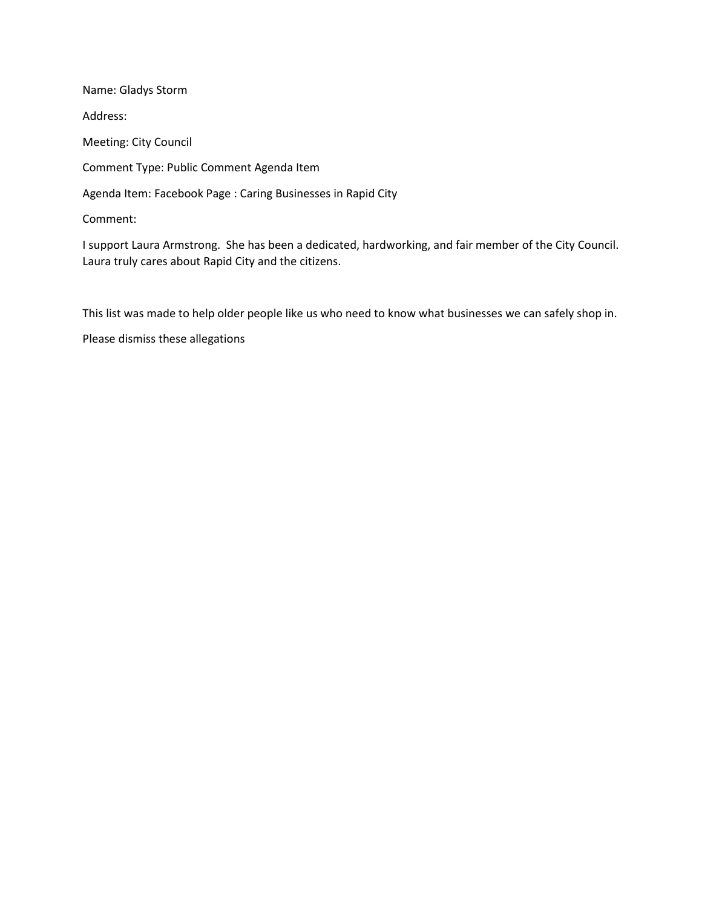Name: Gladys Storm

Address:

Meeting: City Council

Comment Type: Public Comment Agenda Item

Agenda Item: Facebook Page : Caring Businesses in Rapid City

Comment:

I support Laura Armstrong.  She has been a dedicated, hardworking, and fair member of the City Council. Laura truly cares about Rapid City and the citizens.

This list was made to help older people like us who need to know what businesses we can safely shop in.

Please dismiss these allegations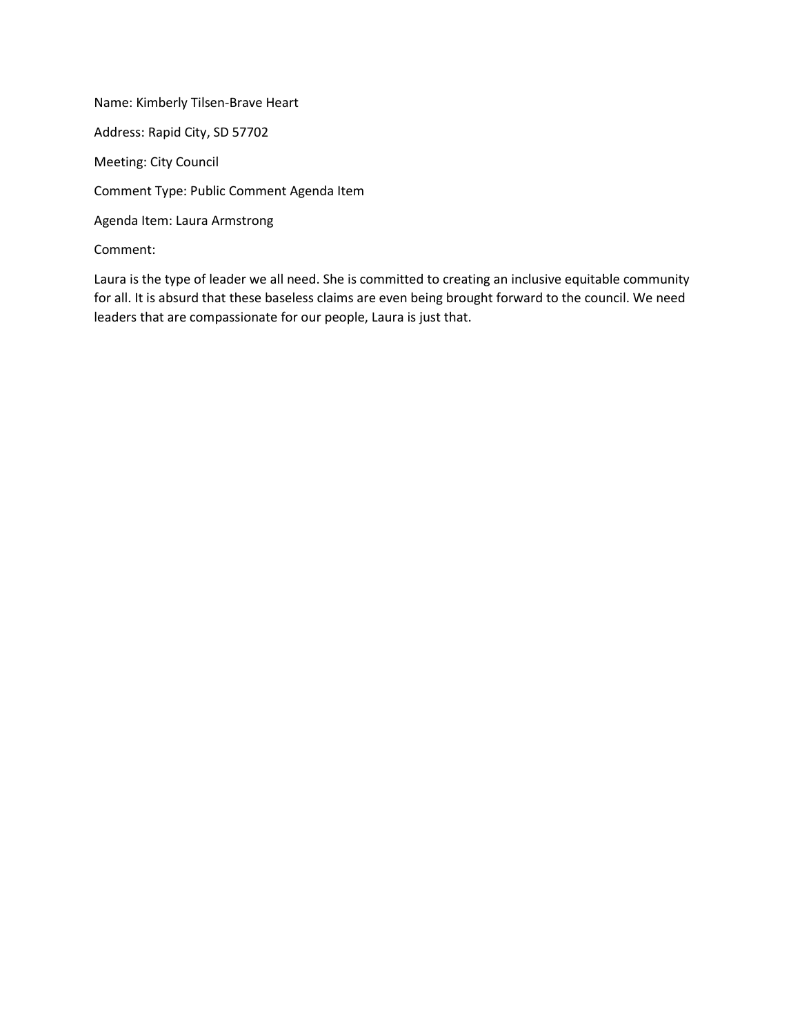Name: Kimberly Tilsen-Brave Heart

Address: Rapid City, SD 57702

Meeting: City Council

Comment Type: Public Comment Agenda Item

Agenda Item: Laura Armstrong

Comment:

Laura is the type of leader we all need. She is committed to creating an inclusive equitable community for all. It is absurd that these baseless claims are even being brought forward to the council. We need leaders that are compassionate for our people, Laura is just that.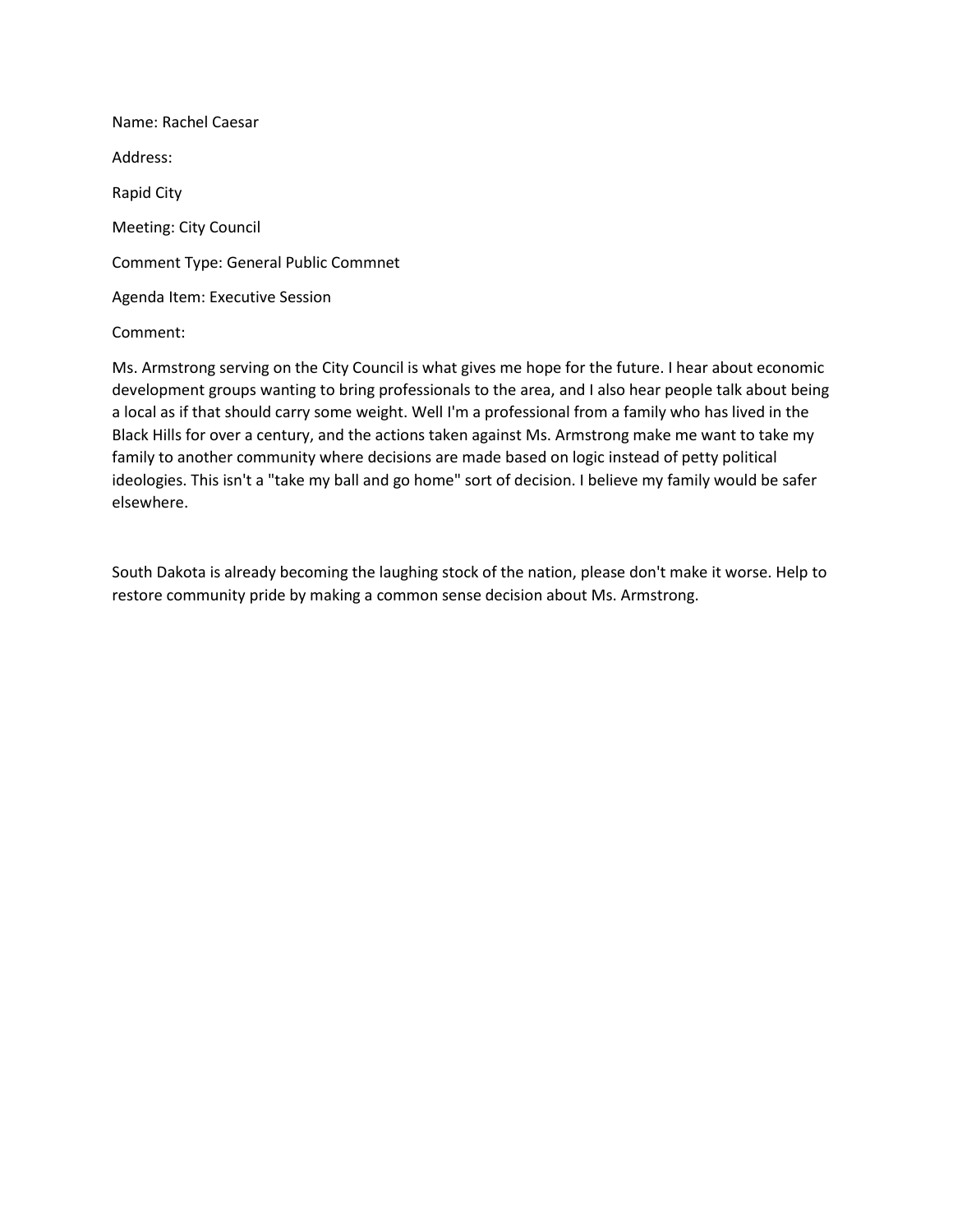Name: Rachel Caesar

Address:

Rapid City

Meeting: City Council

Comment Type: General Public Commnet

Agenda Item: Executive Session

Comment:

Ms. Armstrong serving on the City Council is what gives me hope for the future. I hear about economic development groups wanting to bring professionals to the area, and I also hear people talk about being a local as if that should carry some weight. Well I'm a professional from a family who has lived in the Black Hills for over a century, and the actions taken against Ms. Armstrong make me want to take my family to another community where decisions are made based on logic instead of petty political ideologies. This isn't a "take my ball and go home" sort of decision. I believe my family would be safer elsewhere.

South Dakota is already becoming the laughing stock of the nation, please don't make it worse. Help to restore community pride by making a common sense decision about Ms. Armstrong.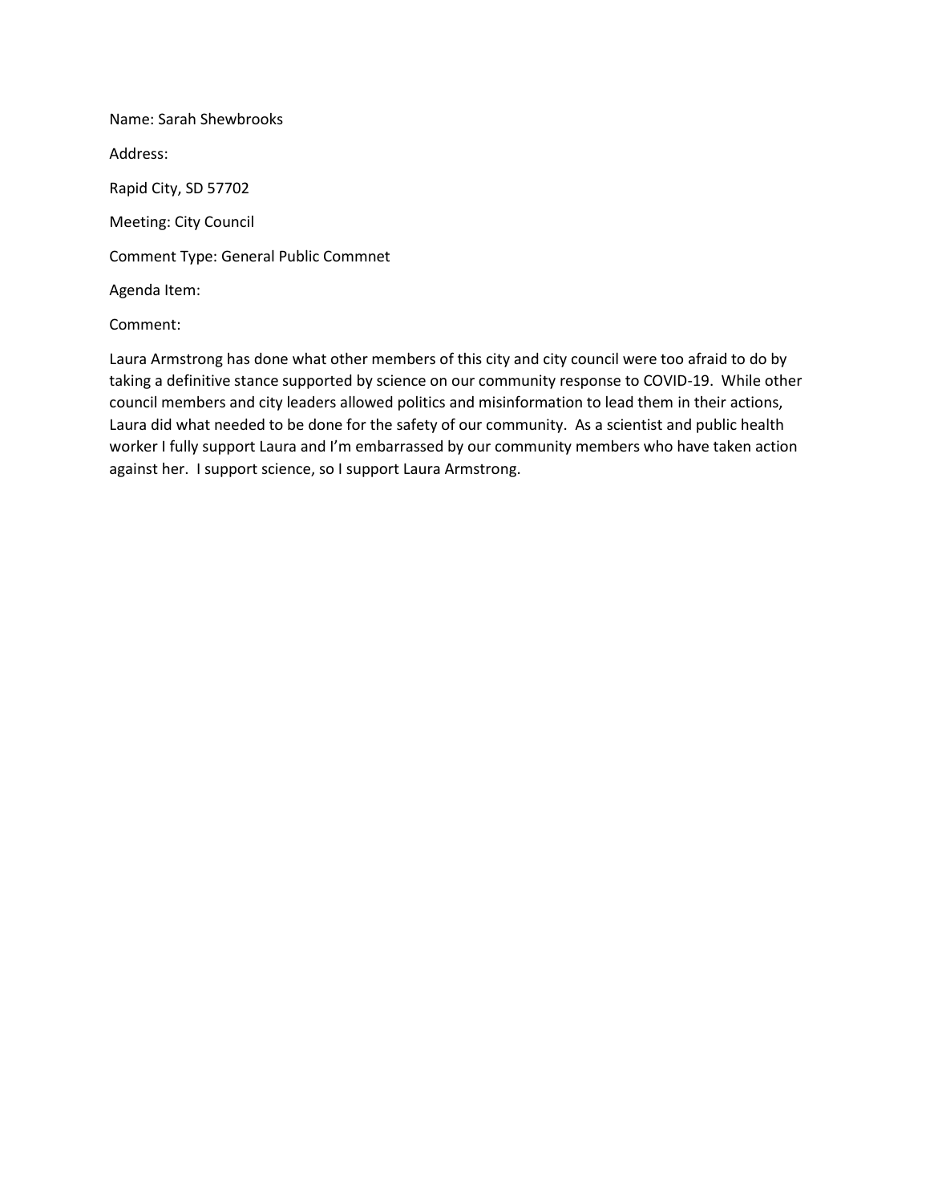Name: Sarah Shewbrooks

Address:

Rapid City, SD 57702

Meeting: City Council

Comment Type: General Public Commnet

Agenda Item:

Comment:

Laura Armstrong has done what other members of this city and city council were too afraid to do by taking a definitive stance supported by science on our community response to COVID-19. While other council members and city leaders allowed politics and misinformation to lead them in their actions, Laura did what needed to be done for the safety of our community. As a scientist and public health worker I fully support Laura and I'm embarrassed by our community members who have taken action against her. I support science, so I support Laura Armstrong.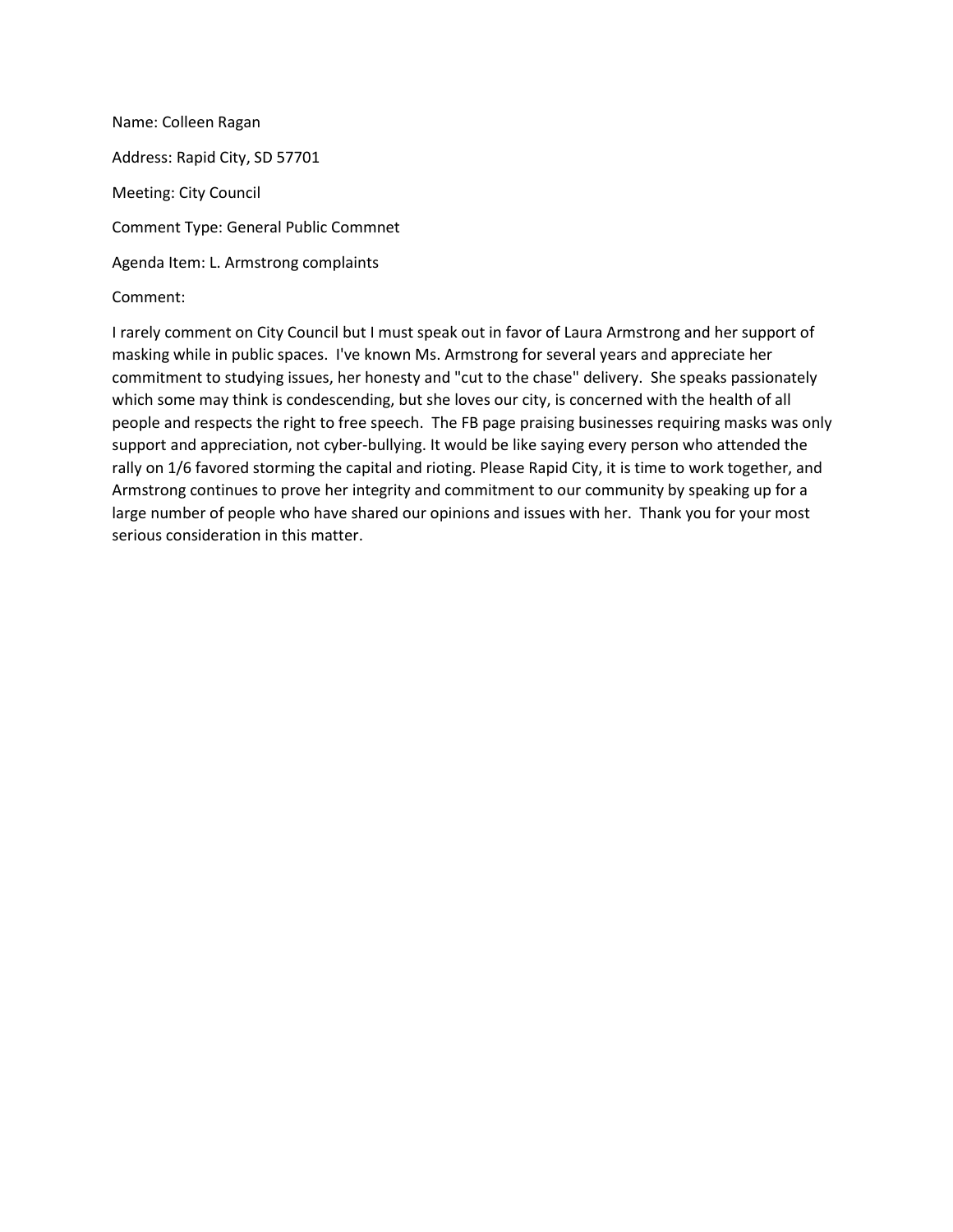Name: Colleen Ragan

Address: Rapid City, SD 57701

Meeting: City Council

Comment Type: General Public Commnet

Agenda Item: L. Armstrong complaints

Comment:

I rarely comment on City Council but I must speak out in favor of Laura Armstrong and her support of masking while in public spaces. I've known Ms. Armstrong for several years and appreciate her commitment to studying issues, her honesty and "cut to the chase" delivery. She speaks passionately which some may think is condescending, but she loves our city, is concerned with the health of all people and respects the right to free speech. The FB page praising businesses requiring masks was only support and appreciation, not cyber-bullying. It would be like saying every person who attended the rally on 1/6 favored storming the capital and rioting. Please Rapid City, it is time to work together, and Armstrong continues to prove her integrity and commitment to our community by speaking up for a large number of people who have shared our opinions and issues with her. Thank you for your most serious consideration in this matter.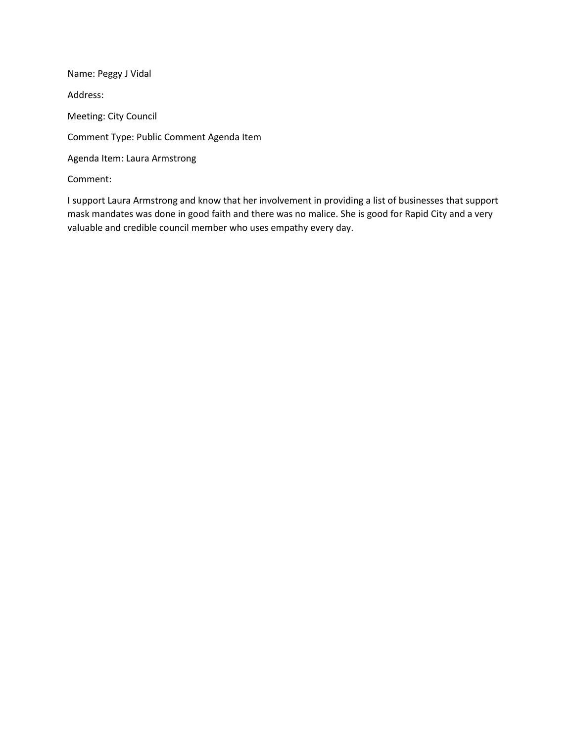Name: Peggy J Vidal

Address:

Meeting: City Council

Comment Type: Public Comment Agenda Item

Agenda Item: Laura Armstrong

Comment:

I support Laura Armstrong and know that her involvement in providing a list of businesses that support mask mandates was done in good faith and there was no malice. She is good for Rapid City and a very valuable and credible council member who uses empathy every day.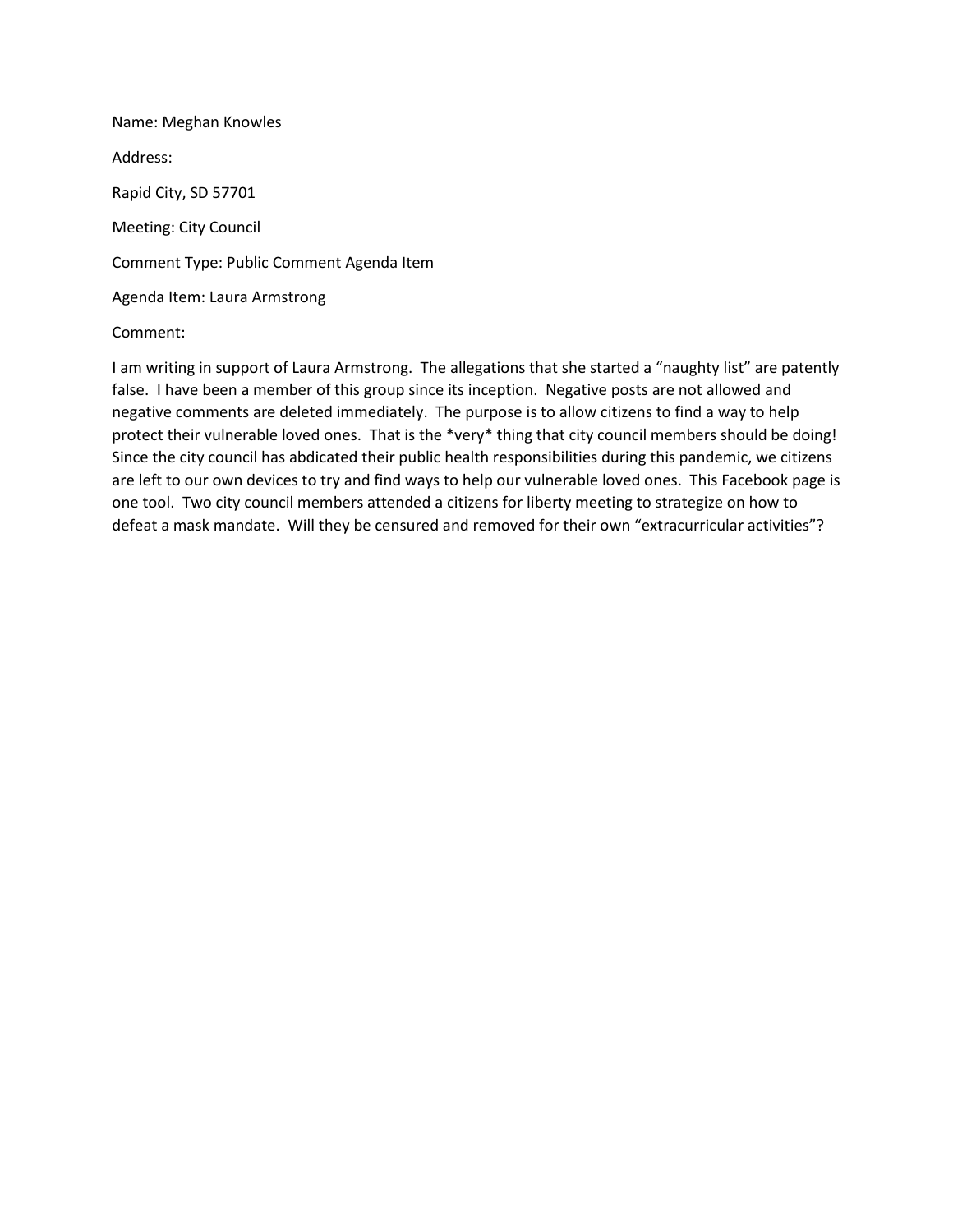Name: Meghan Knowles

Address:

Rapid City, SD 57701

Meeting: City Council

Comment Type: Public Comment Agenda Item

Agenda Item: Laura Armstrong

Comment:

I am writing in support of Laura Armstrong. The allegations that she started a "naughty list" are patently false. I have been a member of this group since its inception. Negative posts are not allowed and negative comments are deleted immediately. The purpose is to allow citizens to find a way to help protect their vulnerable loved ones. That is the *very* thing that city council members should be doing! Since the city council has abdicated their public health responsibilities during this pandemic, we citizens are left to our own devices to try and find ways to help our vulnerable loved ones. This Facebook page is one tool. Two city council members attended a citizens for liberty meeting to strategize on how to defeat a mask mandate. Will they be censured and removed for their own "extracurricular activities"?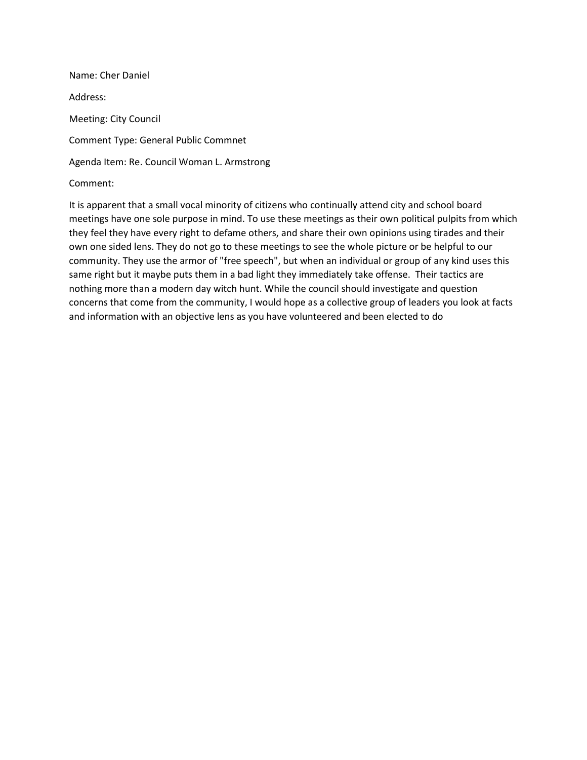Name: Cher Daniel

Address:

Meeting: City Council

Comment Type: General Public Commnet

Agenda Item: Re. Council Woman L. Armstrong

Comment:

It is apparent that a small vocal minority of citizens who continually attend city and school board meetings have one sole purpose in mind. To use these meetings as their own political pulpits from which they feel they have every right to defame others, and share their own opinions using tirades and their own one sided lens. They do not go to these meetings to see the whole picture or be helpful to our community. They use the armor of "free speech", but when an individual or group of any kind uses this same right but it maybe puts them in a bad light they immediately take offense. Their tactics are nothing more than a modern day witch hunt. While the council should investigate and question concerns that come from the community, I would hope as a collective group of leaders you look at facts and information with an objective lens as you have volunteered and been elected to do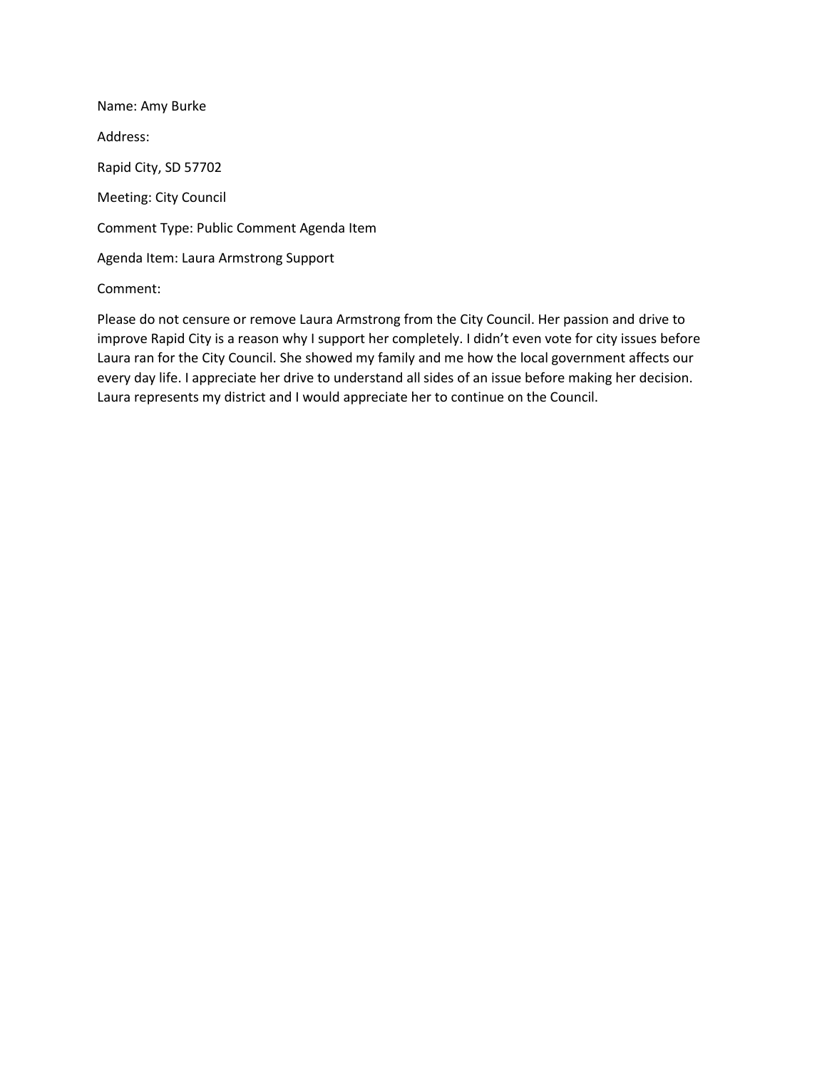Name: Amy Burke

Address:

Rapid City, SD 57702

Meeting: City Council

Comment Type: Public Comment Agenda Item

Agenda Item: Laura Armstrong Support

Comment:

Please do not censure or remove Laura Armstrong from the City Council. Her passion and drive to improve Rapid City is a reason why I support her completely. I didn't even vote for city issues before Laura ran for the City Council. She showed my family and me how the local government affects our every day life. I appreciate her drive to understand all sides of an issue before making her decision. Laura represents my district and I would appreciate her to continue on the Council.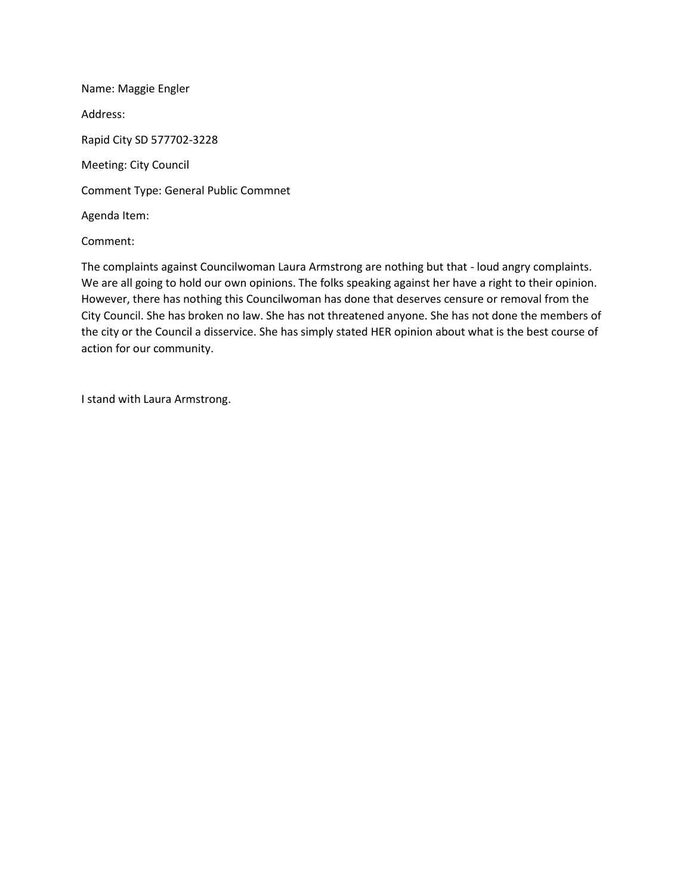Name: Maggie Engler

Address:

Rapid City SD 577702-3228

Meeting: City Council

Comment Type: General Public Commnet

Agenda Item:

Comment:

The complaints against Councilwoman Laura Armstrong are nothing but that - loud angry complaints. We are all going to hold our own opinions. The folks speaking against her have a right to their opinion. However, there has nothing this Councilwoman has done that deserves censure or removal from the City Council. She has broken no law. She has not threatened anyone. She has not done the members of the city or the Council a disservice. She has simply stated HER opinion about what is the best course of action for our community.

I stand with Laura Armstrong.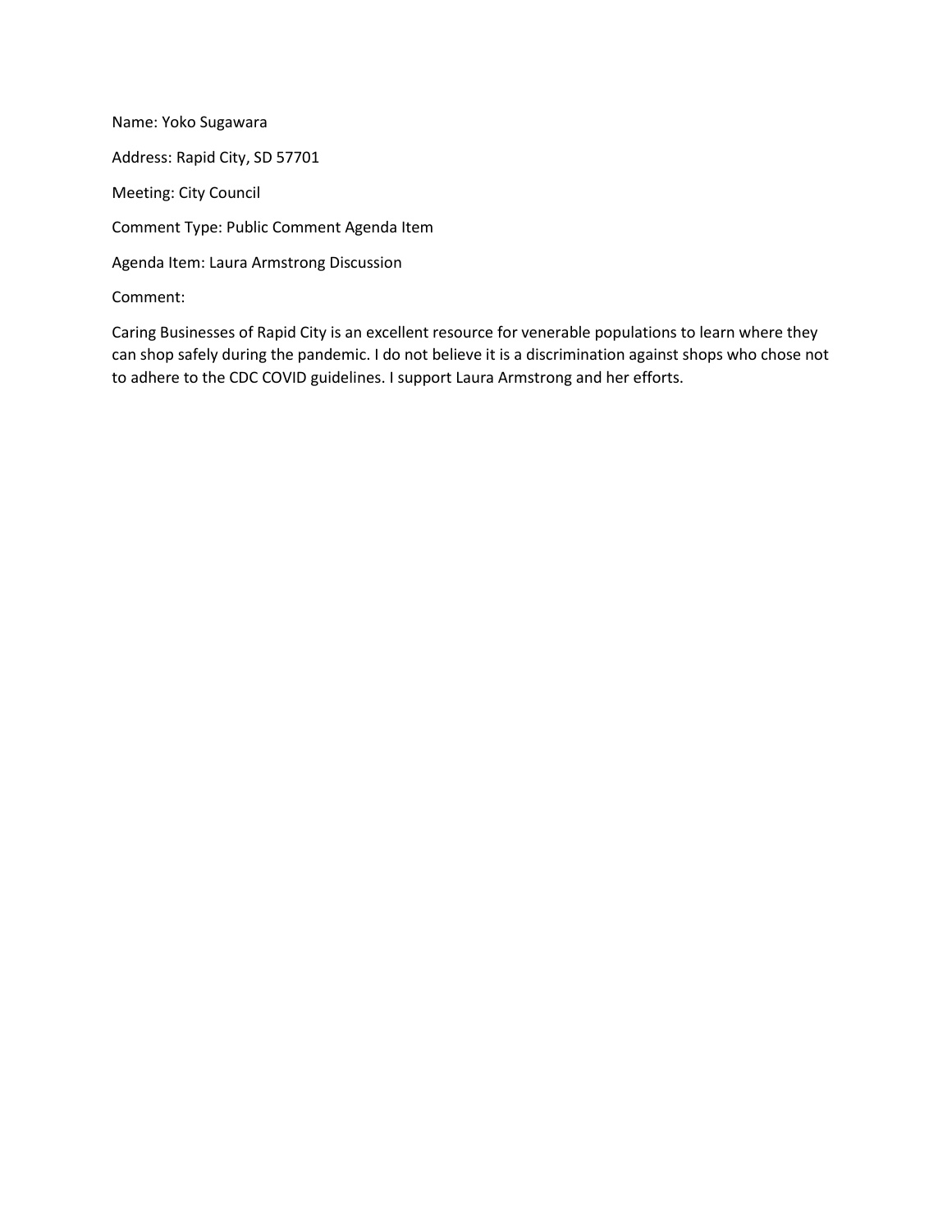Name: Yoko Sugawara

Address: Rapid City, SD 57701

Meeting: City Council

Comment Type: Public Comment Agenda Item

Agenda Item: Laura Armstrong Discussion

Comment:

Caring Businesses of Rapid City is an excellent resource for venerable populations to learn where they can shop safely during the pandemic. I do not believe it is a discrimination against shops who chose not to adhere to the CDC COVID guidelines. I support Laura Armstrong and her efforts.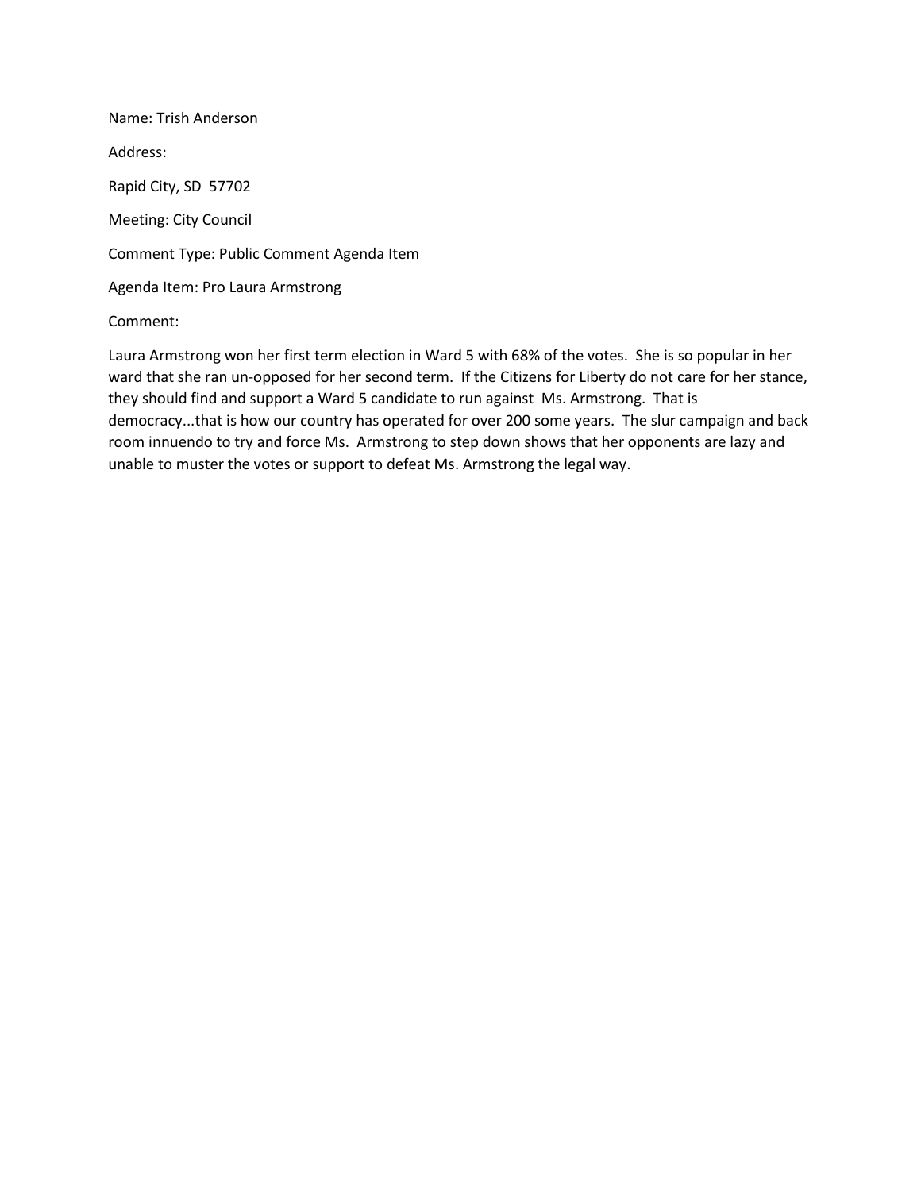Name: Trish Anderson

Address:

Rapid City, SD 57702

Meeting: City Council

Comment Type: Public Comment Agenda Item

Agenda Item: Pro Laura Armstrong

Comment:

Laura Armstrong won her first term election in Ward 5 with 68% of the votes. She is so popular in her ward that she ran un-opposed for her second term. If the Citizens for Liberty do not care for her stance, they should find and support a Ward 5 candidate to run against Ms. Armstrong. That is democracy...that is how our country has operated for over 200 some years. The slur campaign and back room innuendo to try and force Ms. Armstrong to step down shows that her opponents are lazy and unable to muster the votes or support to defeat Ms. Armstrong the legal way.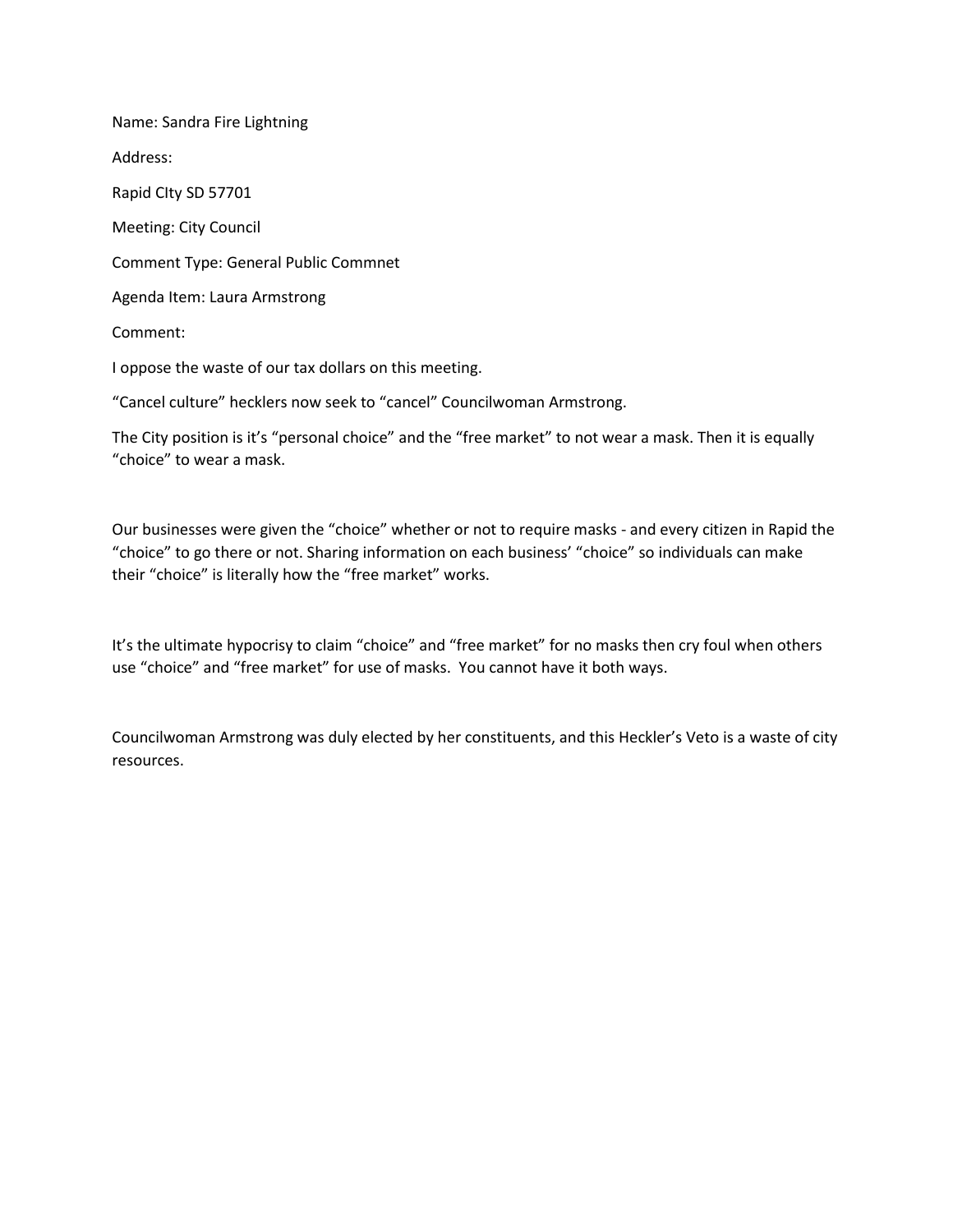Name: Sandra Fire Lightning

Address:

Rapid CIty SD 57701

Meeting: City Council

Comment Type: General Public Commnet

Agenda Item: Laura Armstrong

Comment:

I oppose the waste of our tax dollars on this meeting.

"Cancel culture" hecklers now seek to "cancel" Councilwoman Armstrong.

The City position is it's "personal choice" and the "free market" to not wear a mask. Then it is equally "choice" to wear a mask.

Our businesses were given the "choice" whether or not to require masks - and every citizen in Rapid the "choice" to go there or not. Sharing information on each business' "choice" so individuals can make their "choice" is literally how the "free market" works.

It's the ultimate hypocrisy to claim "choice" and "free market" for no masks then cry foul when others use "choice" and "free market" for use of masks. You cannot have it both ways.

Councilwoman Armstrong was duly elected by her constituents, and this Heckler's Veto is a waste of city resources.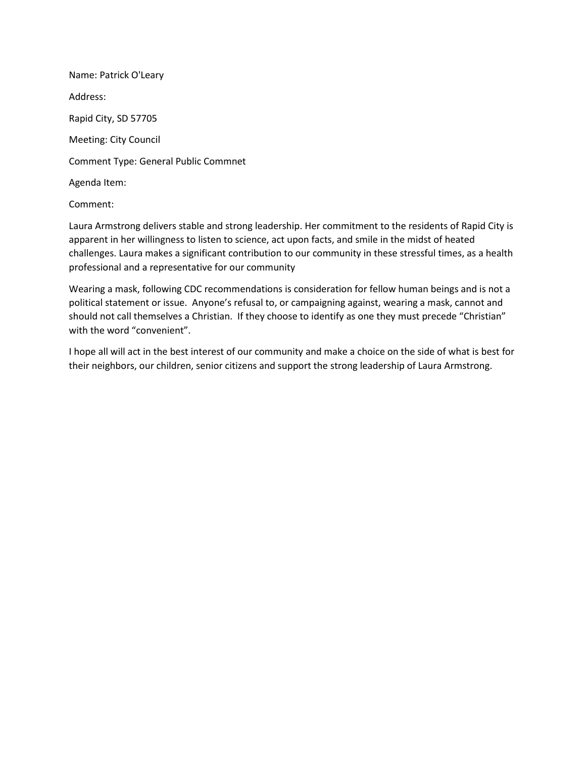Name: Patrick O'Leary

Address:

Rapid City, SD 57705

Meeting: City Council

Comment Type: General Public Commnet

Agenda Item:

Comment:

Laura Armstrong delivers stable and strong leadership. Her commitment to the residents of Rapid City is apparent in her willingness to listen to science, act upon facts, and smile in the midst of heated challenges. Laura makes a significant contribution to our community in these stressful times, as a health professional and a representative for our community

Wearing a mask, following CDC recommendations is consideration for fellow human beings and is not a political statement or issue. Anyone's refusal to, or campaigning against, wearing a mask, cannot and should not call themselves a Christian. If they choose to identify as one they must precede "Christian" with the word "convenient".

I hope all will act in the best interest of our community and make a choice on the side of what is best for their neighbors, our children, senior citizens and support the strong leadership of Laura Armstrong.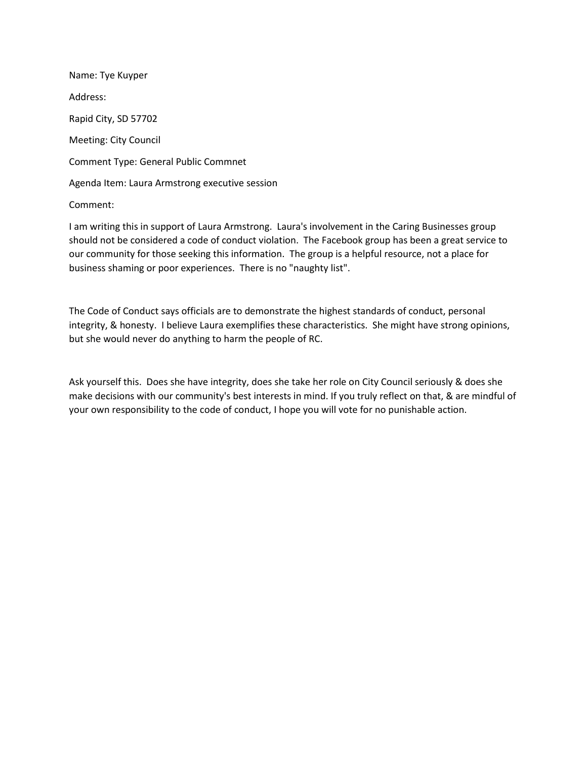Name: Tye Kuyper

Address:

Rapid City, SD 57702

Meeting: City Council

Comment Type: General Public Commnet

Agenda Item: Laura Armstrong executive session

Comment:

I am writing this in support of Laura Armstrong. Laura's involvement in the Caring Businesses group should not be considered a code of conduct violation. The Facebook group has been a great service to our community for those seeking this information. The group is a helpful resource, not a place for business shaming or poor experiences. There is no "naughty list".

The Code of Conduct says officials are to demonstrate the highest standards of conduct, personal integrity, & honesty. I believe Laura exemplifies these characteristics. She might have strong opinions, but she would never do anything to harm the people of RC.

Ask yourself this. Does she have integrity, does she take her role on City Council seriously & does she make decisions with our community's best interests in mind. If you truly reflect on that, & are mindful of your own responsibility to the code of conduct, I hope you will vote for no punishable action.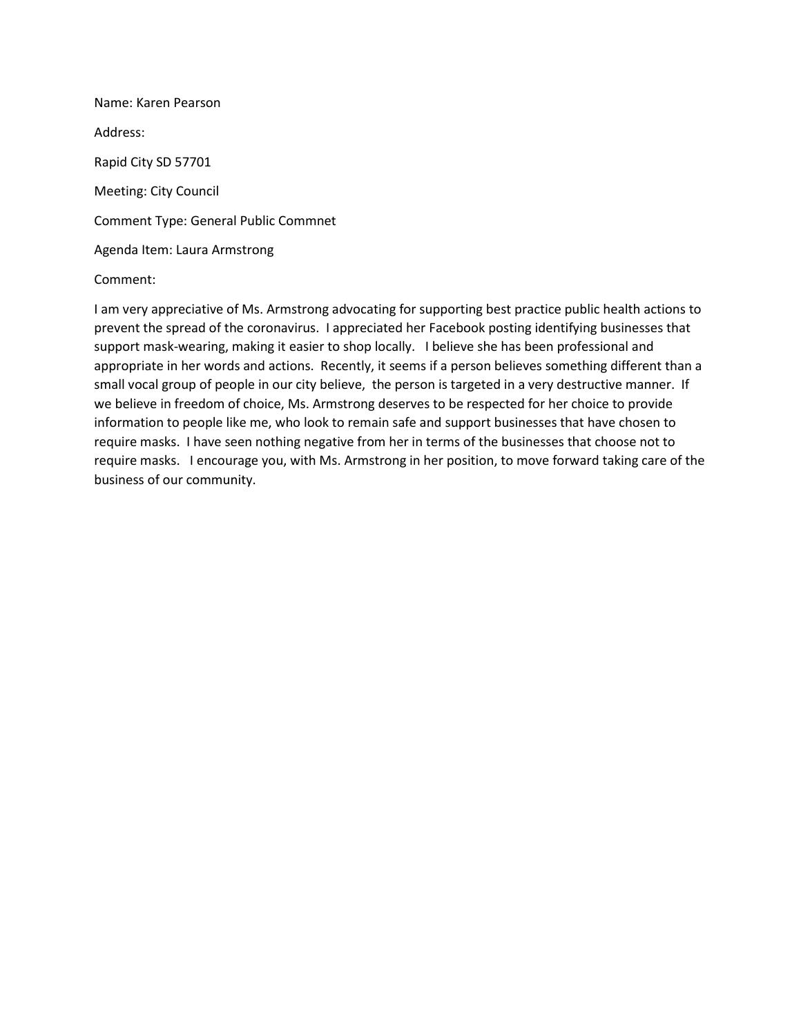Name: Karen Pearson

Address:

Rapid City SD 57701

Meeting: City Council

Comment Type: General Public Commnet

Agenda Item: Laura Armstrong

Comment:

I am very appreciative of Ms. Armstrong advocating for supporting best practice public health actions to prevent the spread of the coronavirus. I appreciated her Facebook posting identifying businesses that support mask-wearing, making it easier to shop locally. I believe she has been professional and appropriate in her words and actions. Recently, it seems if a person believes something different than a small vocal group of people in our city believe, the person is targeted in a very destructive manner. If we believe in freedom of choice, Ms. Armstrong deserves to be respected for her choice to provide information to people like me, who look to remain safe and support businesses that have chosen to require masks. I have seen nothing negative from her in terms of the businesses that choose not to require masks. I encourage you, with Ms. Armstrong in her position, to move forward taking care of the business of our community.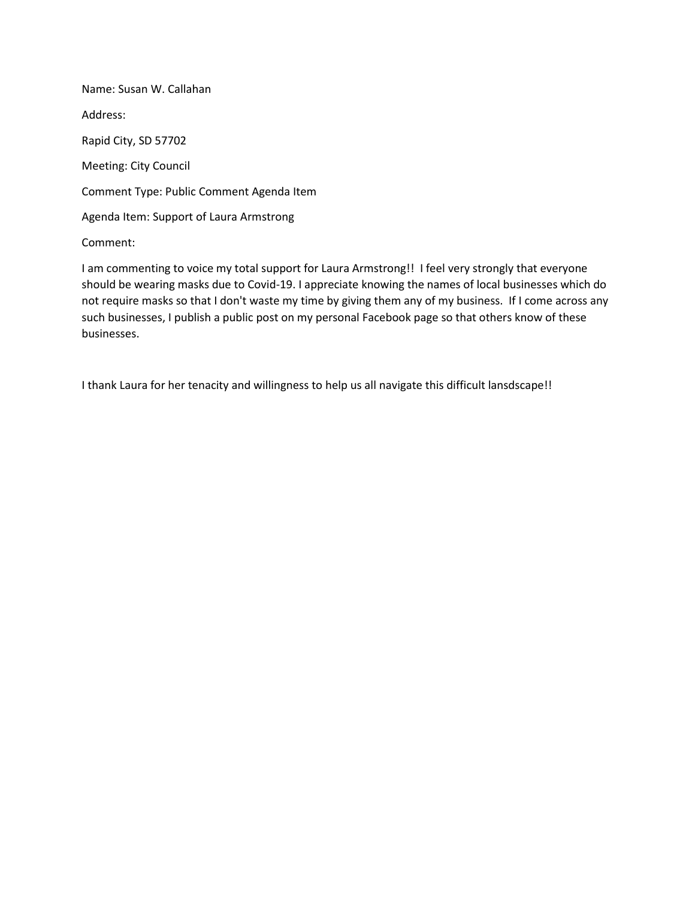Name: Susan W. Callahan

Address:

Rapid City, SD 57702

Meeting: City Council

Comment Type: Public Comment Agenda Item

Agenda Item: Support of Laura Armstrong

Comment:

I am commenting to voice my total support for Laura Armstrong!! I feel very strongly that everyone should be wearing masks due to Covid-19. I appreciate knowing the names of local businesses which do not require masks so that I don't waste my time by giving them any of my business. If I come across any such businesses, I publish a public post on my personal Facebook page so that others know of these businesses.

I thank Laura for her tenacity and willingness to help us all navigate this difficult lansdscape!!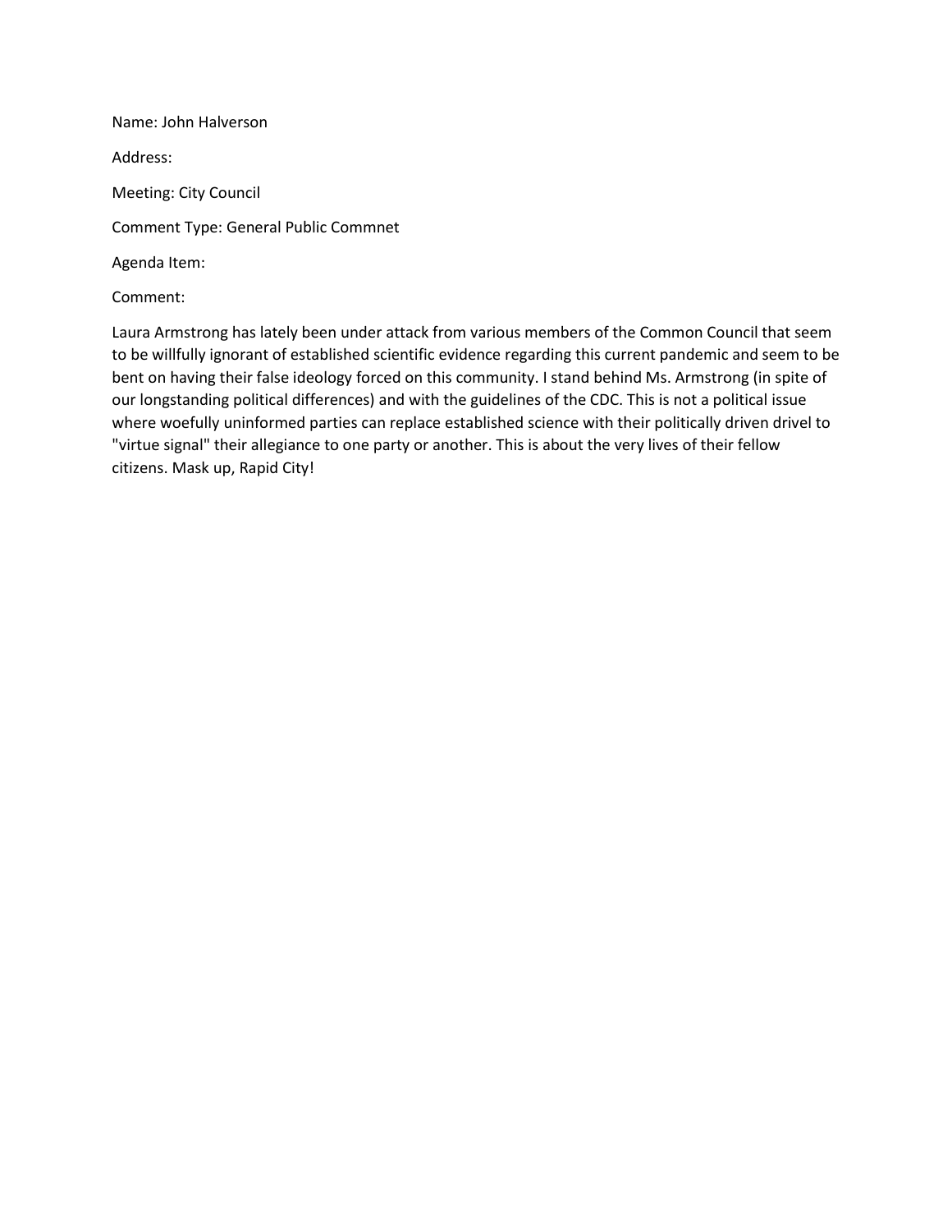Name: John Halverson

Address:

Meeting: City Council

Comment Type: General Public Commnet

Agenda Item:

Comment:

Laura Armstrong has lately been under attack from various members of the Common Council that seem to be willfully ignorant of established scientific evidence regarding this current pandemic and seem to be bent on having their false ideology forced on this community. I stand behind Ms. Armstrong (in spite of our longstanding political differences) and with the guidelines of the CDC. This is not a political issue where woefully uninformed parties can replace established science with their politically driven drivel to "virtue signal" their allegiance to one party or another. This is about the very lives of their fellow citizens. Mask up, Rapid City!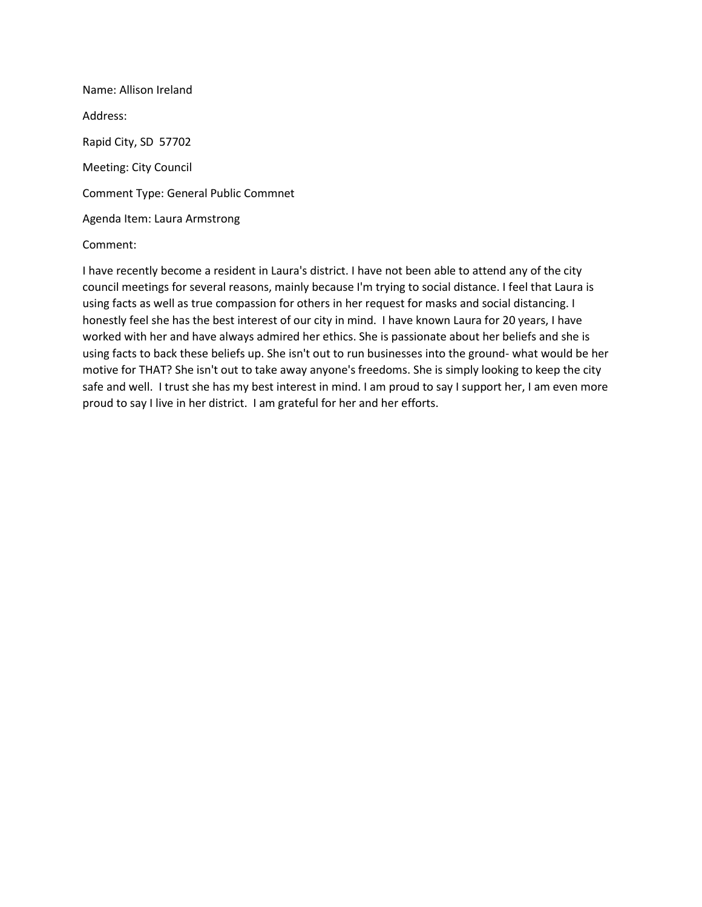Name: Allison Ireland

Address:

Rapid City, SD 57702

Meeting: City Council

Comment Type: General Public Commnet

Agenda Item: Laura Armstrong

Comment:

I have recently become a resident in Laura's district. I have not been able to attend any of the city council meetings for several reasons, mainly because I'm trying to social distance. I feel that Laura is using facts as well as true compassion for others in her request for masks and social distancing. I honestly feel she has the best interest of our city in mind. I have known Laura for 20 years, I have worked with her and have always admired her ethics. She is passionate about her beliefs and she is using facts to back these beliefs up. She isn't out to run businesses into the ground- what would be her motive for THAT? She isn't out to take away anyone's freedoms. She is simply looking to keep the city safe and well. I trust she has my best interest in mind. I am proud to say I support her, I am even more proud to say I live in her district. I am grateful for her and her efforts.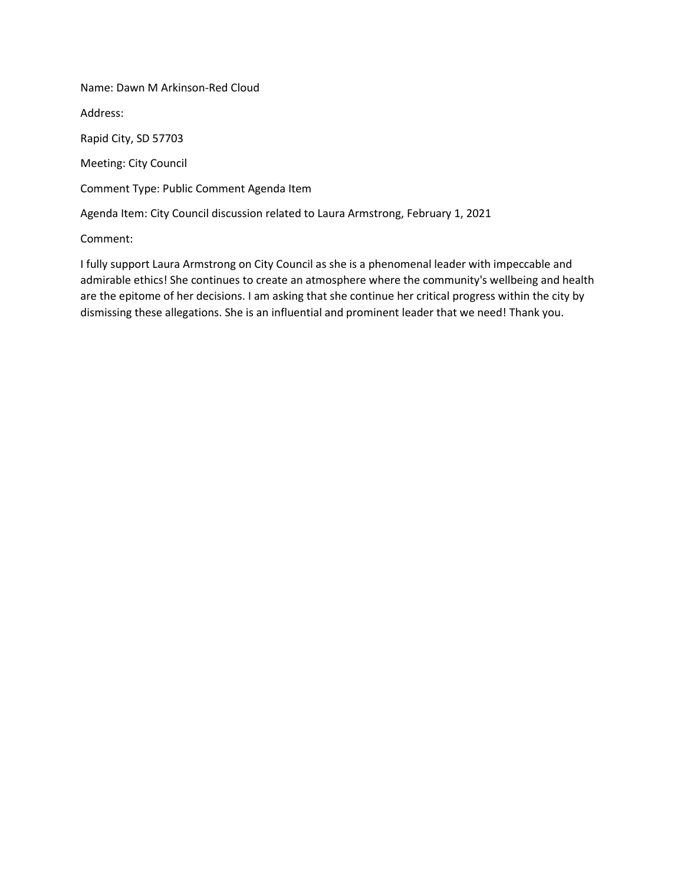Name: Dawn M Arkinson-Red Cloud

Address:

Rapid City, SD 57703

Meeting: City Council

Comment Type: Public Comment Agenda Item

Agenda Item: City Council discussion related to Laura Armstrong, February 1, 2021

Comment:

I fully support Laura Armstrong on City Council as she is a phenomenal leader with impeccable and admirable ethics! She continues to create an atmosphere where the community's wellbeing and health are the epitome of her decisions. I am asking that she continue her critical progress within the city by dismissing these allegations. She is an influential and prominent leader that we need! Thank you.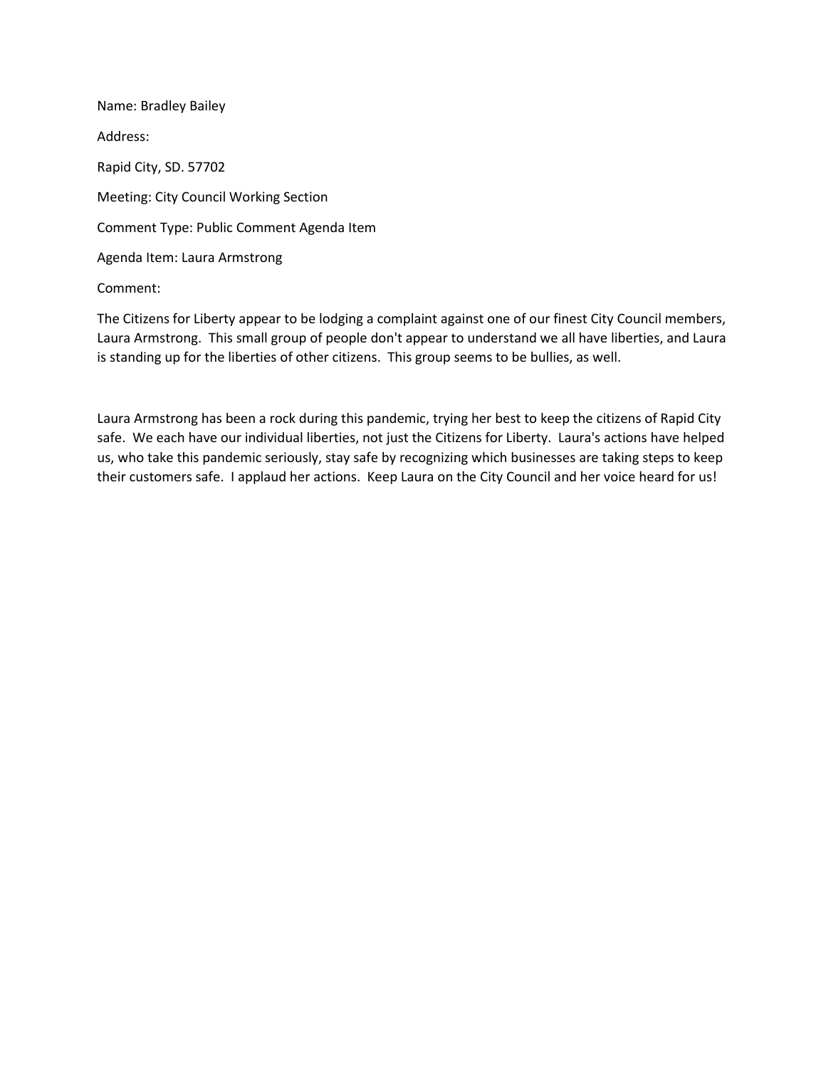Name: Bradley Bailey

Address:

Rapid City, SD. 57702

Meeting: City Council Working Section

Comment Type: Public Comment Agenda Item

Agenda Item: Laura Armstrong

Comment:

The Citizens for Liberty appear to be lodging a complaint against one of our finest City Council members, Laura Armstrong. This small group of people don't appear to understand we all have liberties, and Laura is standing up for the liberties of other citizens. This group seems to be bullies, as well.

Laura Armstrong has been a rock during this pandemic, trying her best to keep the citizens of Rapid City safe. We each have our individual liberties, not just the Citizens for Liberty. Laura's actions have helped us, who take this pandemic seriously, stay safe by recognizing which businesses are taking steps to keep their customers safe. I applaud her actions. Keep Laura on the City Council and her voice heard for us!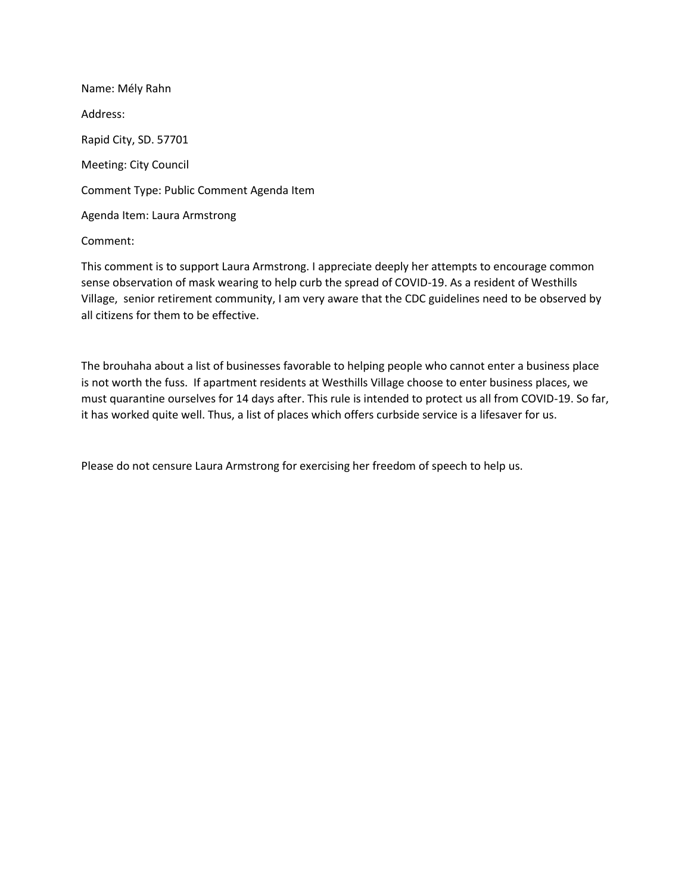Name: Mély Rahn

Address:

Rapid City, SD. 57701

Meeting: City Council

Comment Type: Public Comment Agenda Item

Agenda Item: Laura Armstrong

Comment:

This comment is to support Laura Armstrong. I appreciate deeply her attempts to encourage common sense observation of mask wearing to help curb the spread of COVID-19. As a resident of Westhills Village, senior retirement community, I am very aware that the CDC guidelines need to be observed by all citizens for them to be effective.

The brouhaha about a list of businesses favorable to helping people who cannot enter a business place is not worth the fuss. If apartment residents at Westhills Village choose to enter business places, we must quarantine ourselves for 14 days after. This rule is intended to protect us all from COVID-19. So far, it has worked quite well. Thus, a list of places which offers curbside service is a lifesaver for us.

Please do not censure Laura Armstrong for exercising her freedom of speech to help us.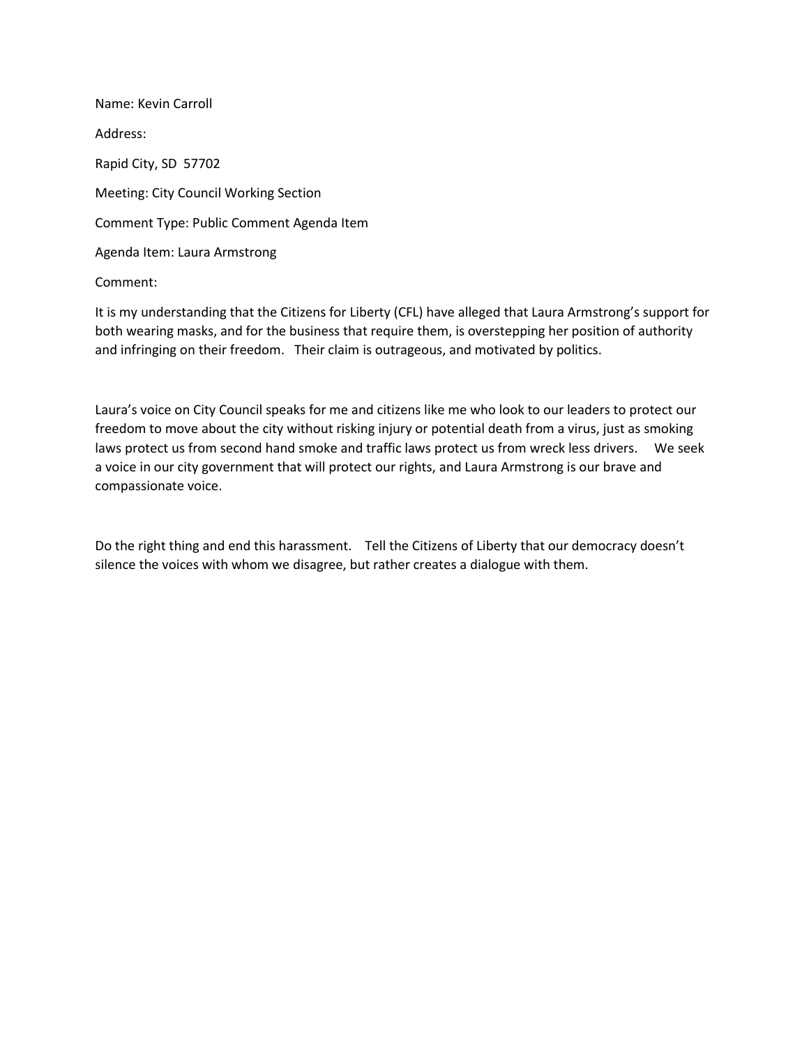Name: Kevin Carroll

Address:

Rapid City, SD 57702

Meeting: City Council Working Section

Comment Type: Public Comment Agenda Item

Agenda Item: Laura Armstrong

Comment:

It is my understanding that the Citizens for Liberty (CFL) have alleged that Laura Armstrong's support for both wearing masks, and for the business that require them, is overstepping her position of authority and infringing on their freedom. Their claim is outrageous, and motivated by politics.

Laura's voice on City Council speaks for me and citizens like me who look to our leaders to protect our freedom to move about the city without risking injury or potential death from a virus, just as smoking laws protect us from second hand smoke and traffic laws protect us from wreck less drivers. We seek a voice in our city government that will protect our rights, and Laura Armstrong is our brave and compassionate voice.

Do the right thing and end this harassment. Tell the Citizens of Liberty that our democracy doesn't silence the voices with whom we disagree, but rather creates a dialogue with them.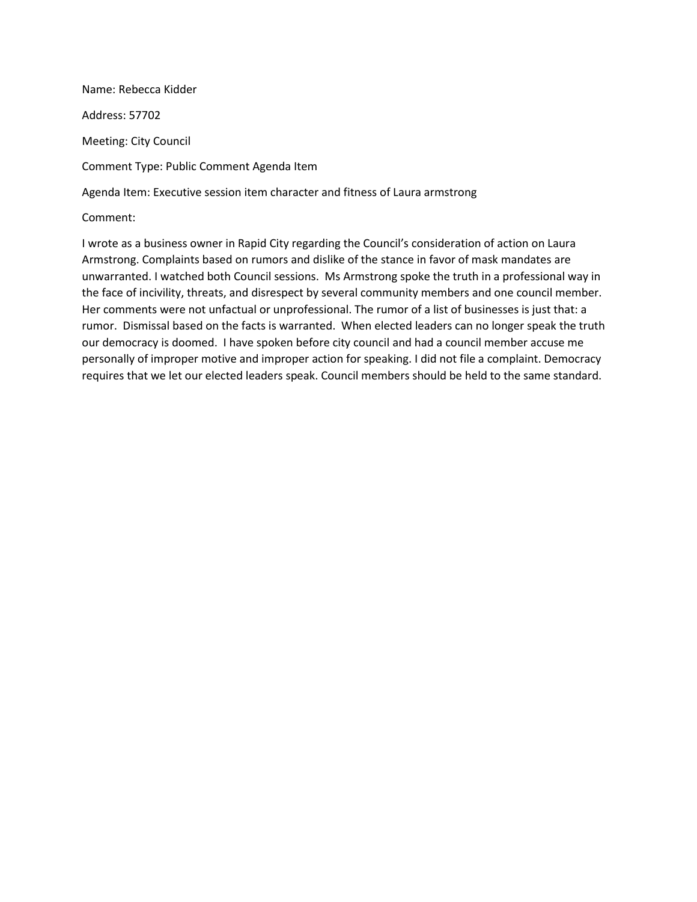Name: Rebecca Kidder

Address: 57702

Meeting: City Council

Comment Type: Public Comment Agenda Item

Agenda Item: Executive session item character and fitness of Laura armstrong

Comment:

I wrote as a business owner in Rapid City regarding the Council's consideration of action on Laura Armstrong. Complaints based on rumors and dislike of the stance in favor of mask mandates are unwarranted. I watched both Council sessions. Ms Armstrong spoke the truth in a professional way in the face of incivility, threats, and disrespect by several community members and one council member. Her comments were not unfactual or unprofessional. The rumor of a list of businesses is just that: a rumor. Dismissal based on the facts is warranted. When elected leaders can no longer speak the truth our democracy is doomed. I have spoken before city council and had a council member accuse me personally of improper motive and improper action for speaking. I did not file a complaint. Democracy requires that we let our elected leaders speak. Council members should be held to the same standard.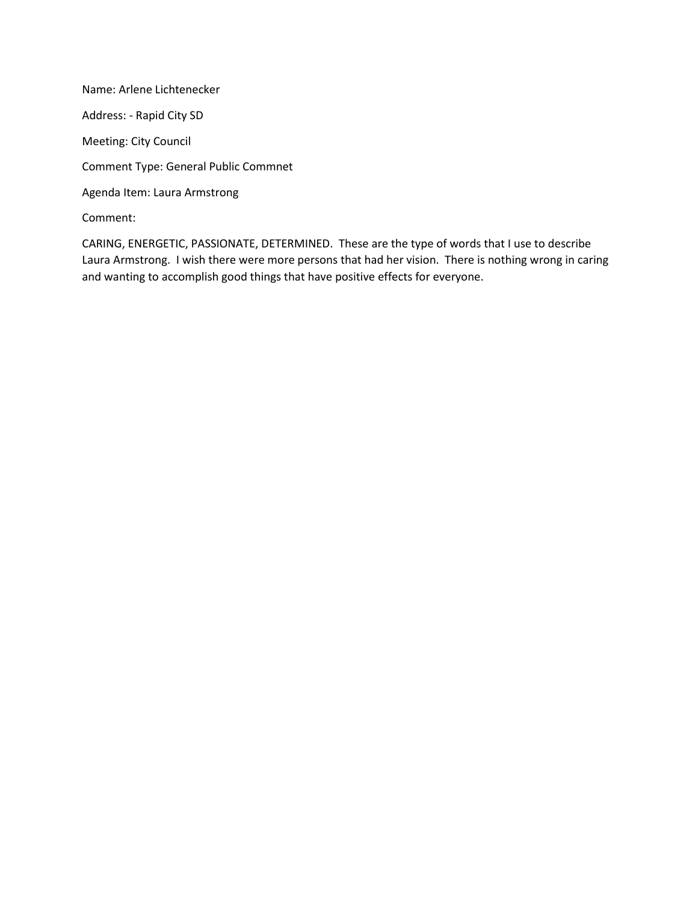Name: Arlene Lichtenecker

Address: - Rapid City SD

Meeting: City Council

Comment Type: General Public Commnet

Agenda Item: Laura Armstrong

Comment:

CARING, ENERGETIC, PASSIONATE, DETERMINED. These are the type of words that I use to describe Laura Armstrong. I wish there were more persons that had her vision. There is nothing wrong in caring and wanting to accomplish good things that have positive effects for everyone.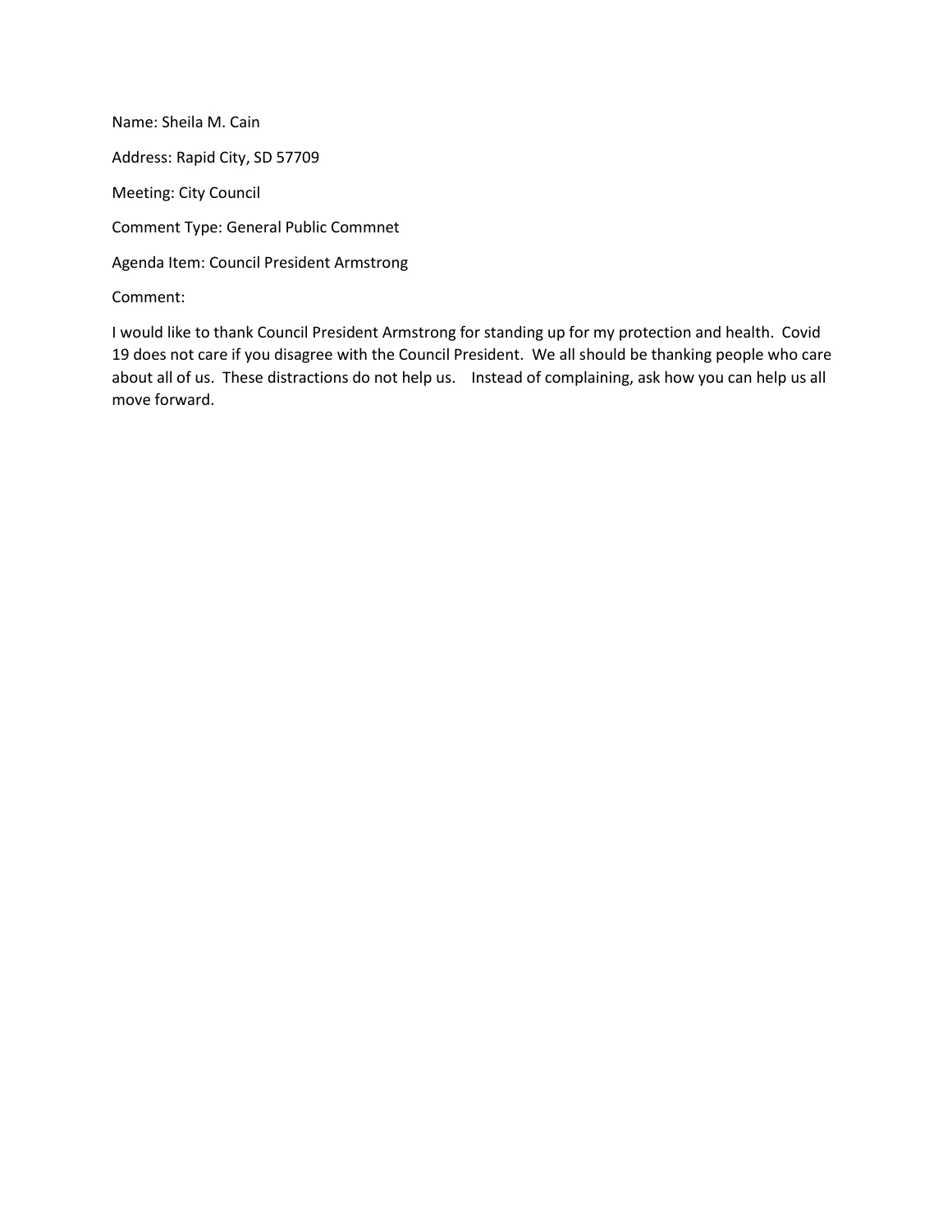Name: Sheila M. Cain

Address: Rapid City, SD 57709

Meeting: City Council

Comment Type: General Public Commnet

Agenda Item: Council President Armstrong

Comment:

I would like to thank Council President Armstrong for standing up for my protection and health. Covid 19 does not care if you disagree with the Council President. We all should be thanking people who care about all of us. These distractions do not help us. Instead of complaining, ask how you can help us all move forward.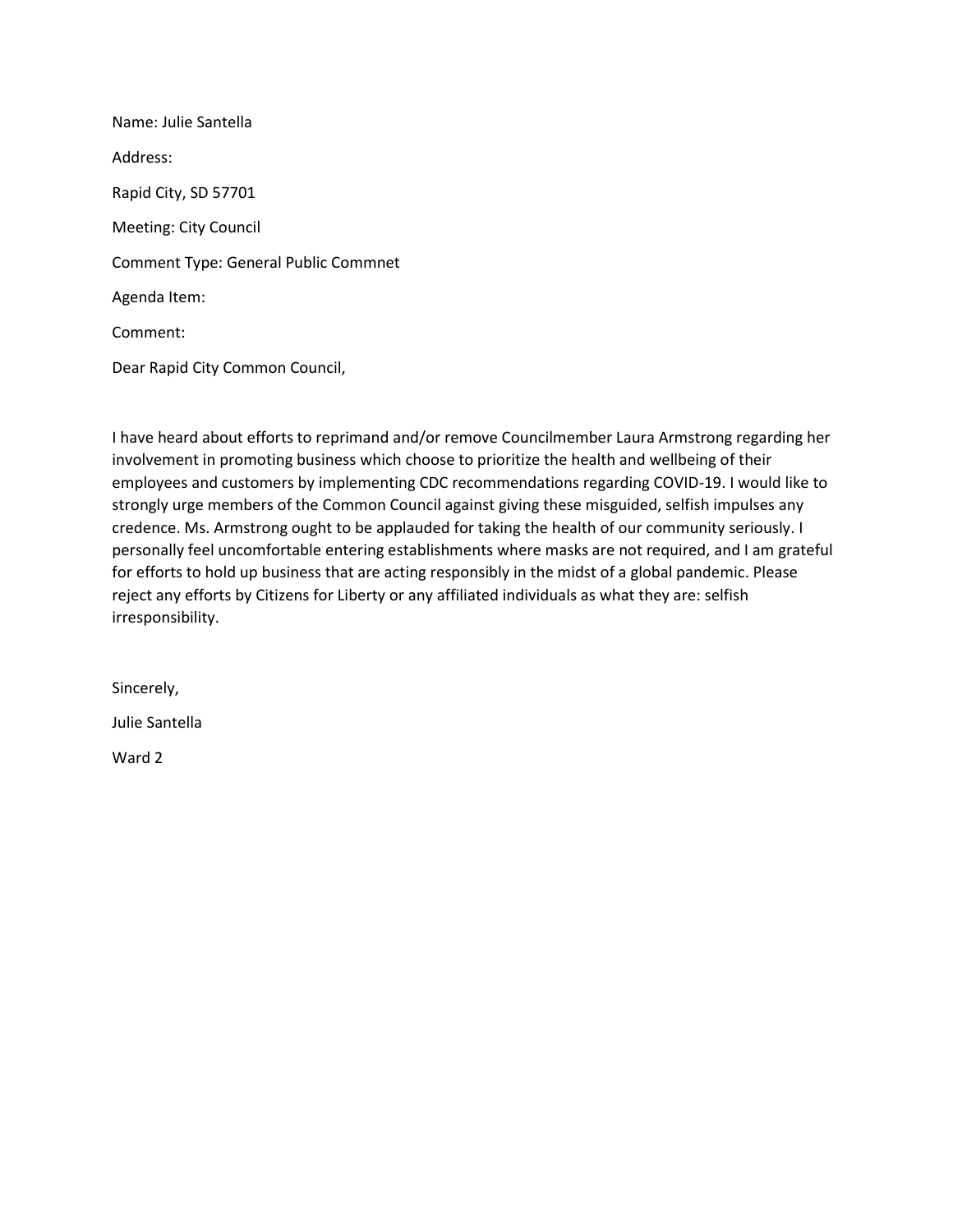Name: Julie Santella

Address:

Rapid City, SD 57701

Meeting: City Council

Comment Type: General Public Commnet

Agenda Item:

Comment:

Dear Rapid City Common Council,

I have heard about efforts to reprimand and/or remove Councilmember Laura Armstrong regarding her involvement in promoting business which choose to prioritize the health and wellbeing of their employees and customers by implementing CDC recommendations regarding COVID-19. I would like to strongly urge members of the Common Council against giving these misguided, selfish impulses any credence. Ms. Armstrong ought to be applauded for taking the health of our community seriously. I personally feel uncomfortable entering establishments where masks are not required, and I am grateful for efforts to hold up business that are acting responsibly in the midst of a global pandemic. Please reject any efforts by Citizens for Liberty or any affiliated individuals as what they are: selfish irresponsibility.

Sincerely,

Julie Santella

Ward 2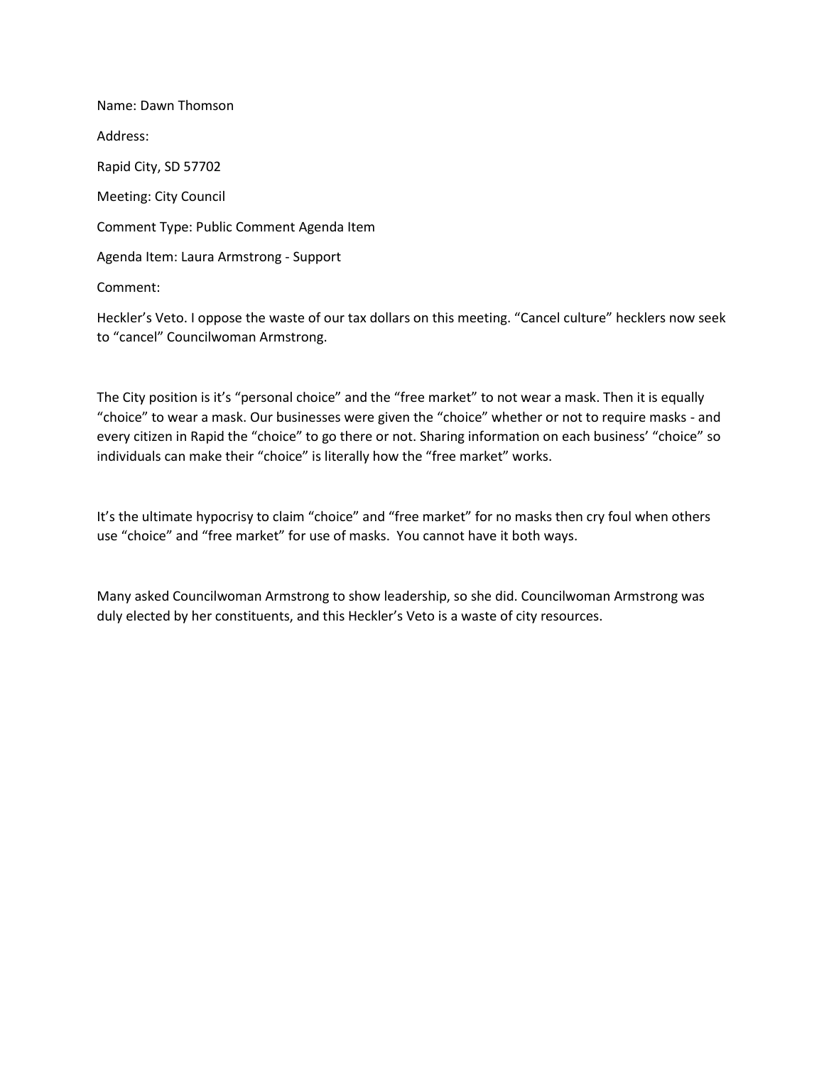Name: Dawn Thomson

Address:

Rapid City, SD 57702

Meeting: City Council

Comment Type: Public Comment Agenda Item

Agenda Item: Laura Armstrong - Support

Comment:

Heckler's Veto. I oppose the waste of our tax dollars on this meeting. "Cancel culture" hecklers now seek to "cancel" Councilwoman Armstrong.

The City position is it's "personal choice" and the "free market" to not wear a mask. Then it is equally "choice" to wear a mask. Our businesses were given the "choice" whether or not to require masks - and every citizen in Rapid the "choice" to go there or not. Sharing information on each business' "choice" so individuals can make their "choice" is literally how the "free market" works.

It's the ultimate hypocrisy to claim "choice" and "free market" for no masks then cry foul when others use "choice" and "free market" for use of masks. You cannot have it both ways.

Many asked Councilwoman Armstrong to show leadership, so she did. Councilwoman Armstrong was duly elected by her constituents, and this Heckler's Veto is a waste of city resources.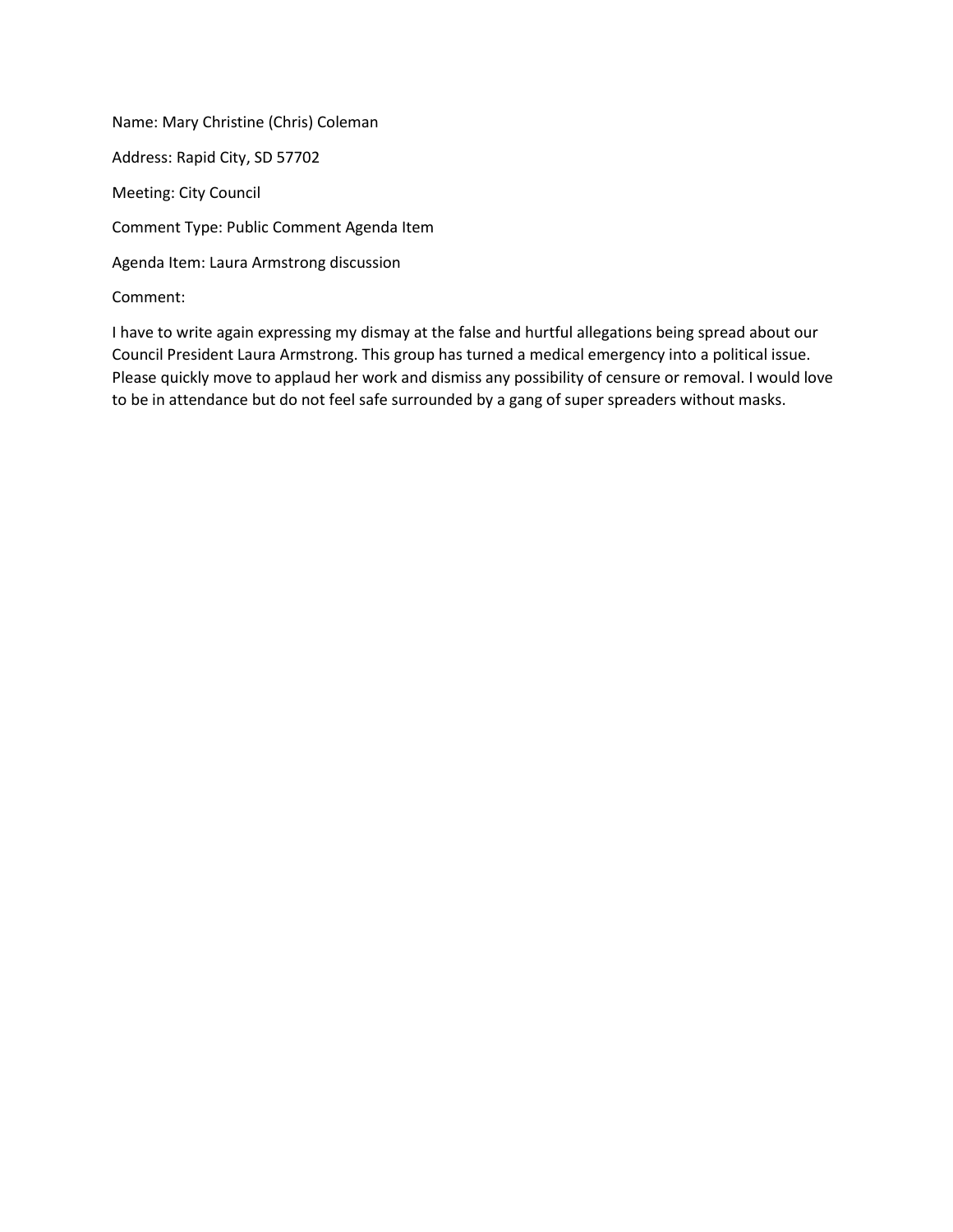Name: Mary Christine (Chris) Coleman

Address: Rapid City, SD 57702

Meeting: City Council

Comment Type: Public Comment Agenda Item

Agenda Item: Laura Armstrong discussion

Comment:

I have to write again expressing my dismay at the false and hurtful allegations being spread about our Council President Laura Armstrong. This group has turned a medical emergency into a political issue. Please quickly move to applaud her work and dismiss any possibility of censure or removal. I would love to be in attendance but do not feel safe surrounded by a gang of super spreaders without masks.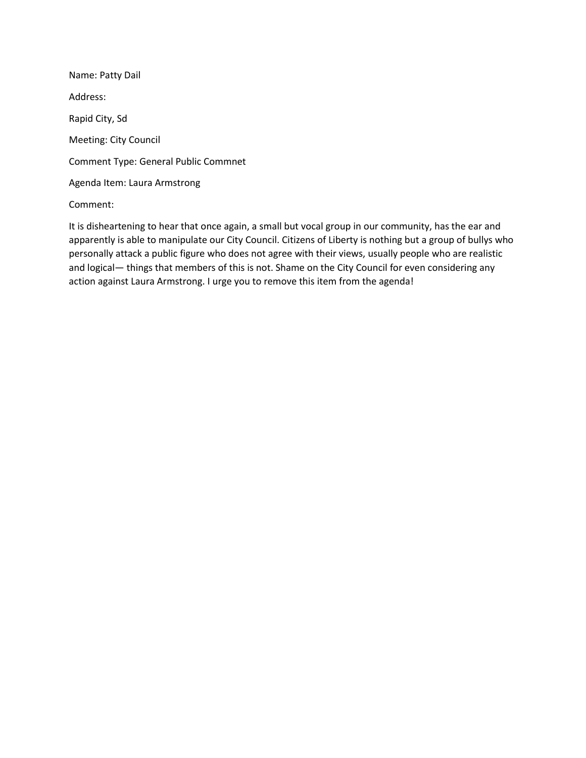Name: Patty Dail

Address:

Rapid City, Sd

Meeting: City Council

Comment Type: General Public Commnet

Agenda Item: Laura Armstrong

Comment:

It is disheartening to hear that once again, a small but vocal group in our community, has the ear and apparently is able to manipulate our City Council. Citizens of Liberty is nothing but a group of bullys who personally attack a public figure who does not agree with their views, usually people who are realistic and logical— things that members of this is not. Shame on the City Council for even considering any action against Laura Armstrong. I urge you to remove this item from the agenda!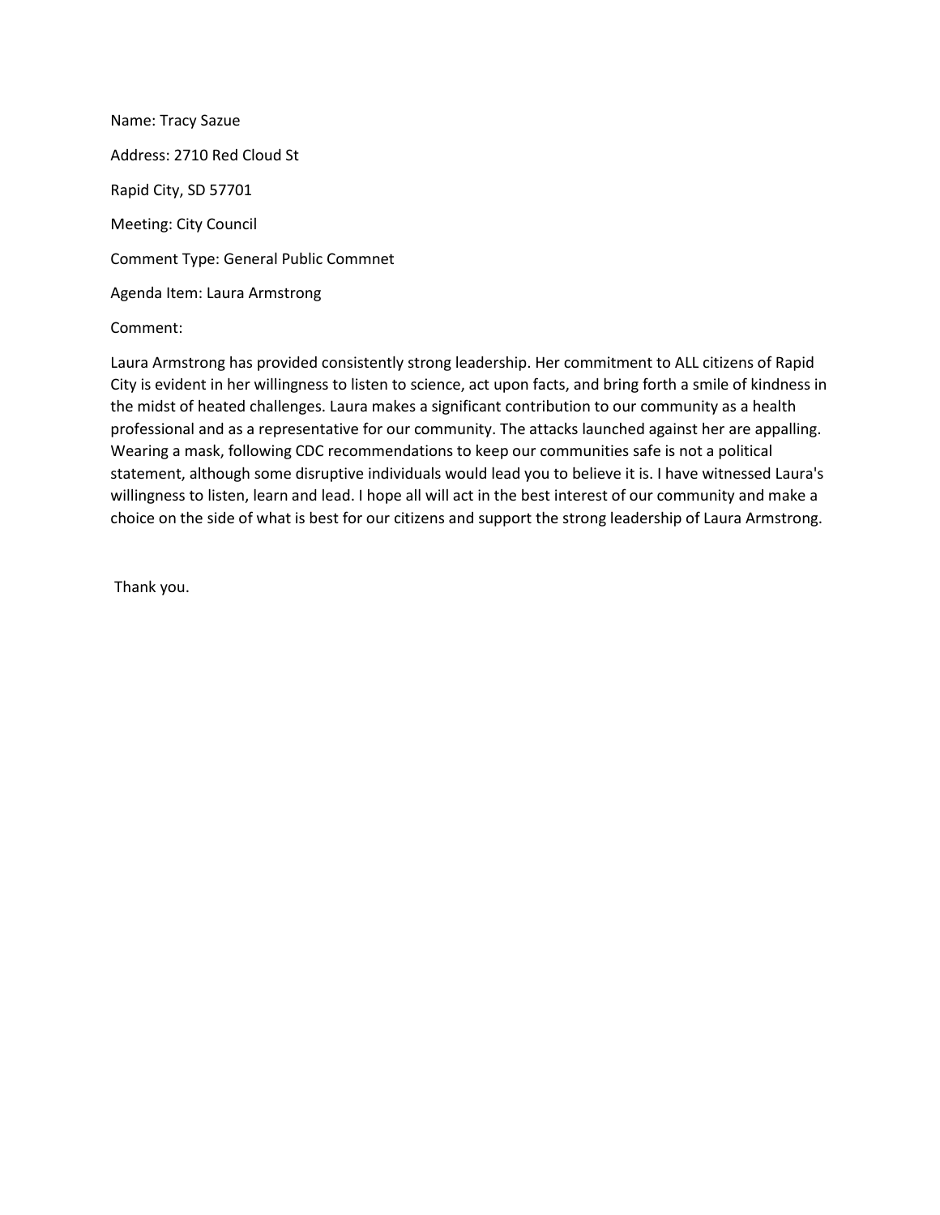Name: Tracy Sazue

Address: 2710 Red Cloud St

Rapid City, SD 57701

Meeting: City Council

Comment Type: General Public Commnet

Agenda Item: Laura Armstrong

Comment:

Laura Armstrong has provided consistently strong leadership. Her commitment to ALL citizens of Rapid City is evident in her willingness to listen to science, act upon facts, and bring forth a smile of kindness in the midst of heated challenges. Laura makes a significant contribution to our community as a health professional and as a representative for our community. The attacks launched against her are appalling. Wearing a mask, following CDC recommendations to keep our communities safe is not a political statement, although some disruptive individuals would lead you to believe it is. I have witnessed Laura's willingness to listen, learn and lead. I hope all will act in the best interest of our community and make a choice on the side of what is best for our citizens and support the strong leadership of Laura Armstrong.

Thank you.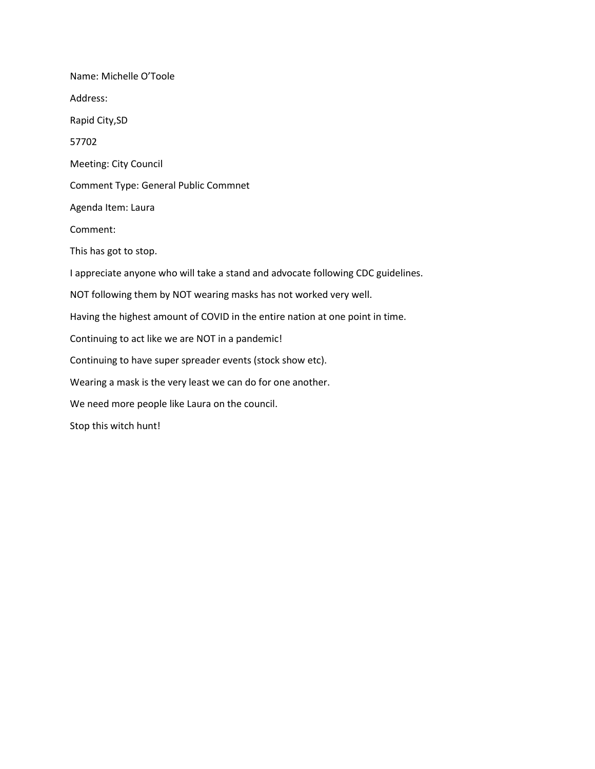Name: Michelle O'Toole

Address:

Rapid City,SD

57702

Meeting: City Council

Comment Type: General Public Commnet

Agenda Item: Laura

Comment:

This has got to stop.

I appreciate anyone who will take a stand and advocate following CDC guidelines.

NOT following them by NOT wearing masks has not worked very well.

Having the highest amount of COVID in the entire nation at one point in time.

Continuing to act like we are NOT in a pandemic!

Continuing to have super spreader events (stock show etc).

Wearing a mask is the very least we can do for one another.

We need more people like Laura on the council.

Stop this witch hunt!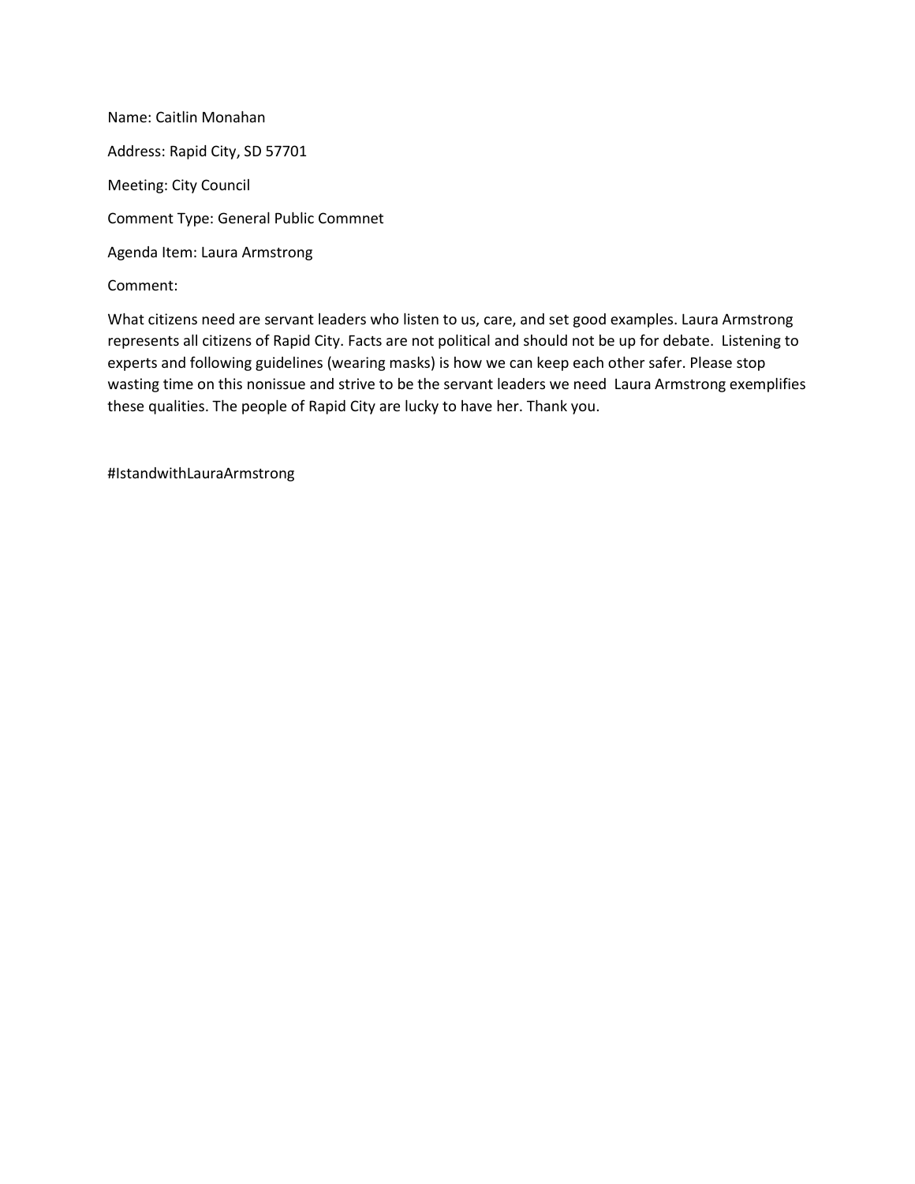Name: Caitlin Monahan

Address: Rapid City, SD 57701

Meeting: City Council

Comment Type: General Public Commnet

Agenda Item: Laura Armstrong

Comment:

What citizens need are servant leaders who listen to us, care, and set good examples. Laura Armstrong represents all citizens of Rapid City. Facts are not political and should not be up for debate. Listening to experts and following guidelines (wearing masks) is how we can keep each other safer. Please stop wasting time on this nonissue and strive to be the servant leaders we need Laura Armstrong exemplifies these qualities. The people of Rapid City are lucky to have her. Thank you.

#IstandwithLauraArmstrong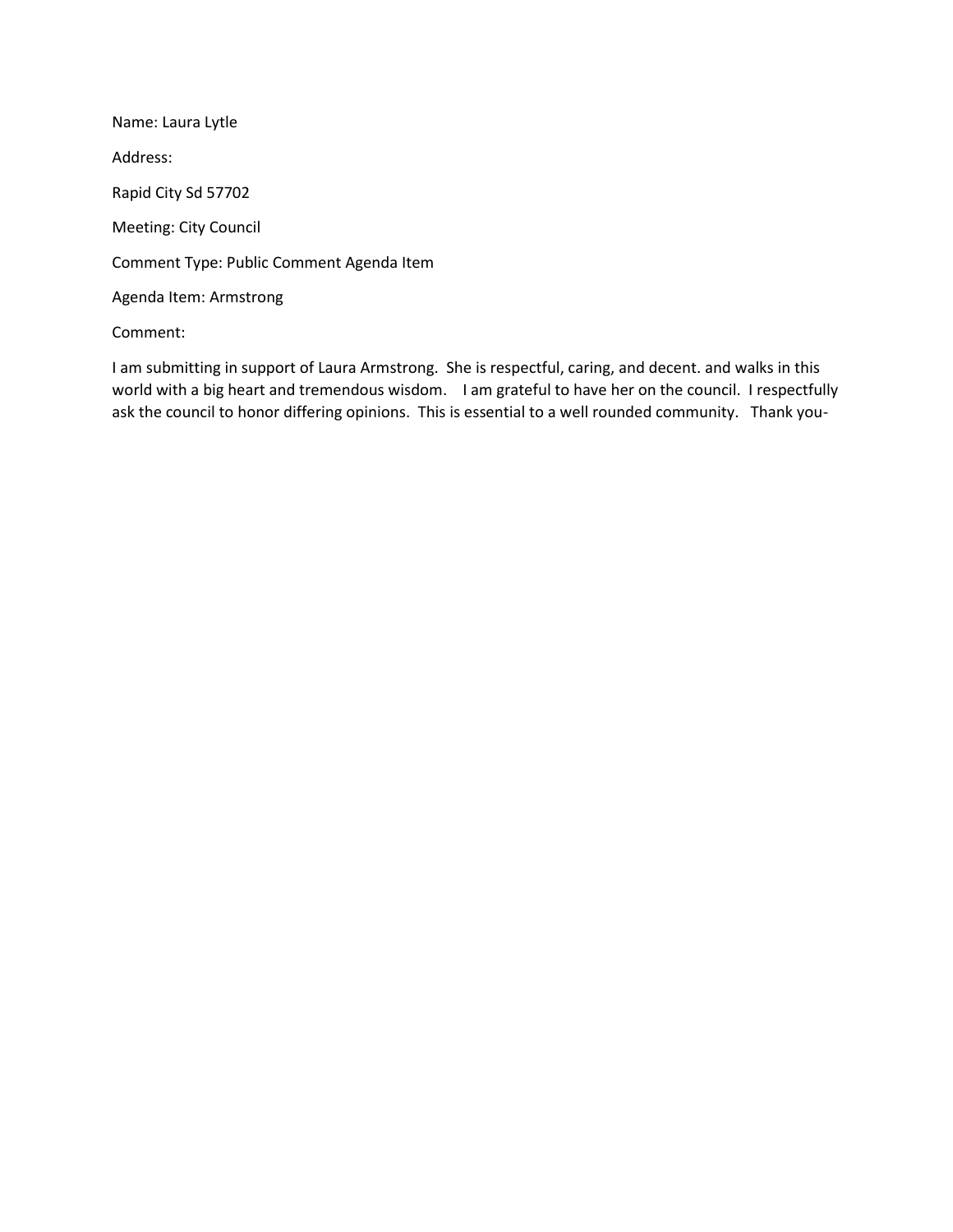Name: Laura Lytle

Address:

Rapid City Sd 57702

Meeting: City Council

Comment Type: Public Comment Agenda Item

Agenda Item: Armstrong

Comment:

I am submitting in support of Laura Armstrong. She is respectful, caring, and decent. and walks in this world with a big heart and tremendous wisdom. I am grateful to have her on the council. I respectfully ask the council to honor differing opinions. This is essential to a well rounded community. Thank you-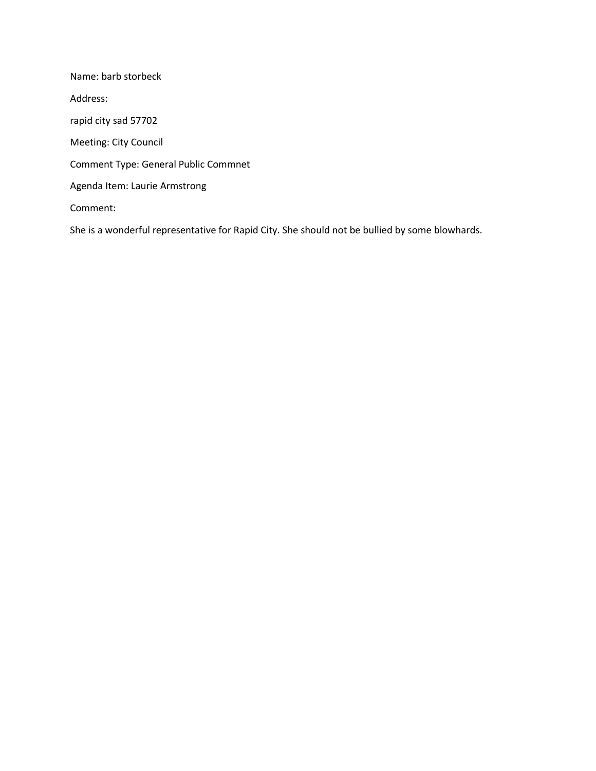Name: barb storbeck

Address:

rapid city sad 57702

Meeting: City Council

Comment Type: General Public Commnet

Agenda Item: Laurie Armstrong

Comment:

She is a wonderful representative for Rapid City. She should not be bullied by some blowhards.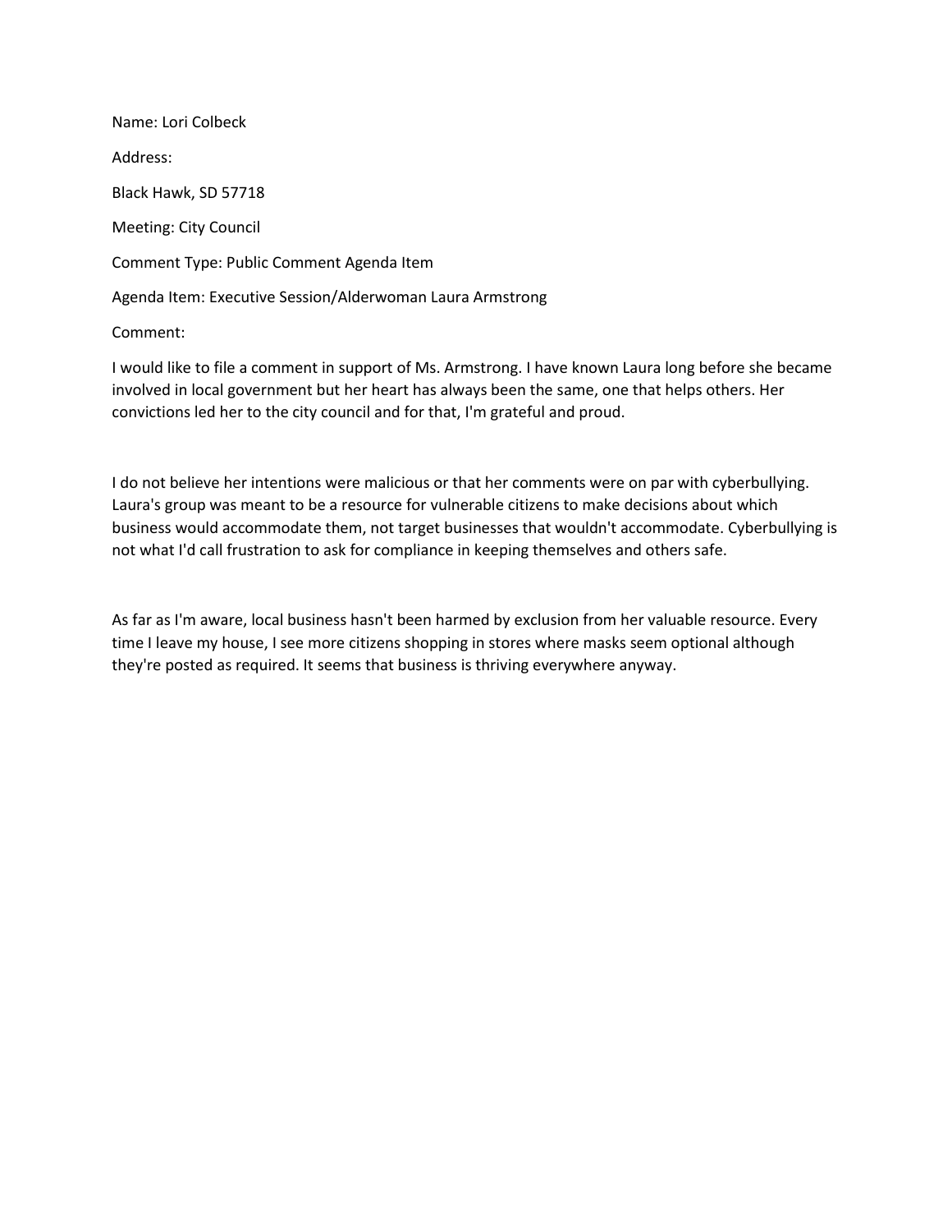Name: Lori Colbeck

Address:

Black Hawk, SD 57718

Meeting: City Council

Comment Type: Public Comment Agenda Item

Agenda Item: Executive Session/Alderwoman Laura Armstrong

Comment:

I would like to file a comment in support of Ms. Armstrong. I have known Laura long before she became involved in local government but her heart has always been the same, one that helps others. Her convictions led her to the city council and for that, I'm grateful and proud.

I do not believe her intentions were malicious or that her comments were on par with cyberbullying. Laura's group was meant to be a resource for vulnerable citizens to make decisions about which business would accommodate them, not target businesses that wouldn't accommodate. Cyberbullying is not what I'd call frustration to ask for compliance in keeping themselves and others safe.

As far as I'm aware, local business hasn't been harmed by exclusion from her valuable resource. Every time I leave my house, I see more citizens shopping in stores where masks seem optional although they're posted as required. It seems that business is thriving everywhere anyway.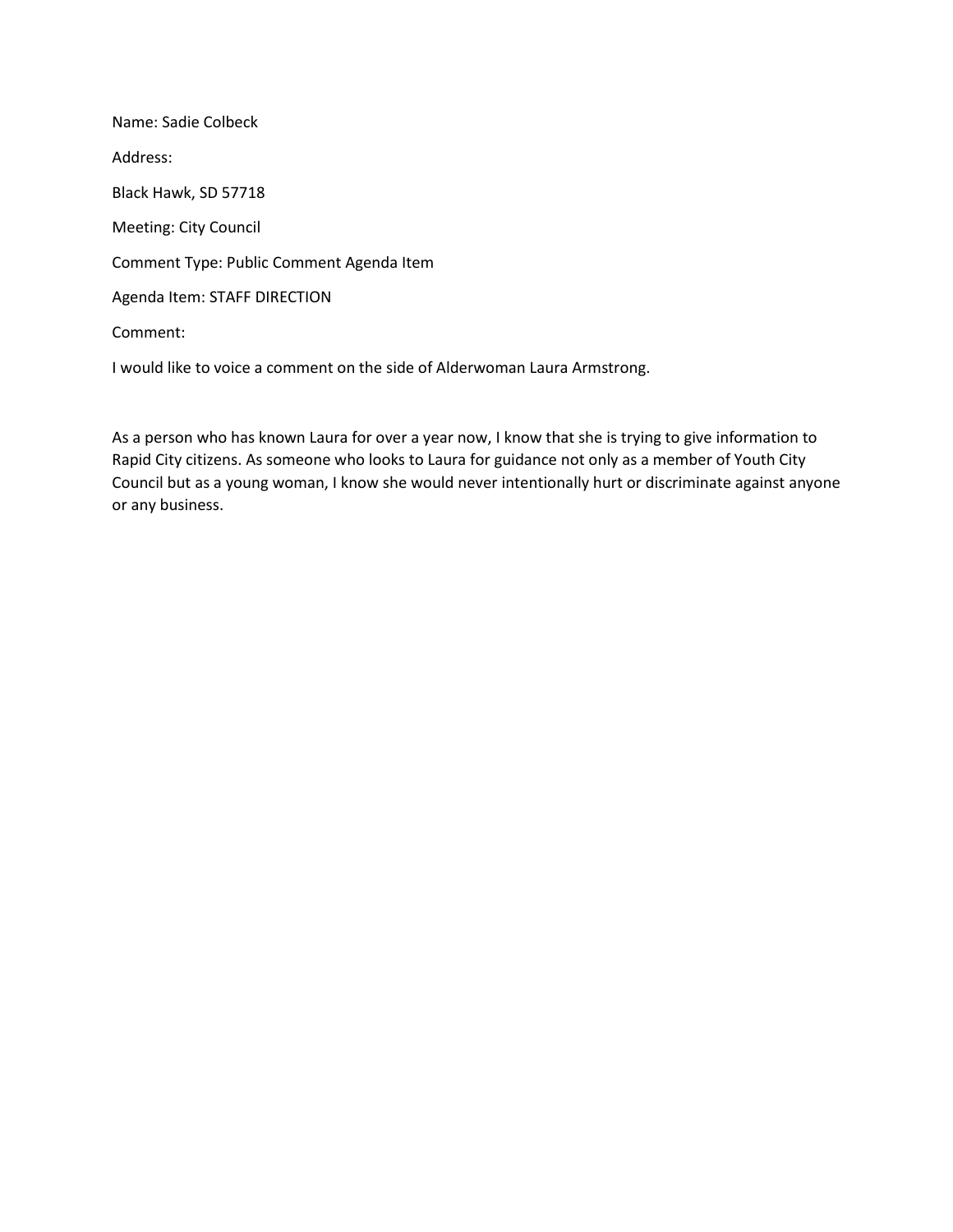Name: Sadie Colbeck

Address:

Black Hawk, SD 57718

Meeting: City Council

Comment Type: Public Comment Agenda Item

Agenda Item: STAFF DIRECTION

Comment:

I would like to voice a comment on the side of Alderwoman Laura Armstrong.

As a person who has known Laura for over a year now, I know that she is trying to give information to Rapid City citizens. As someone who looks to Laura for guidance not only as a member of Youth City Council but as a young woman, I know she would never intentionally hurt or discriminate against anyone or any business.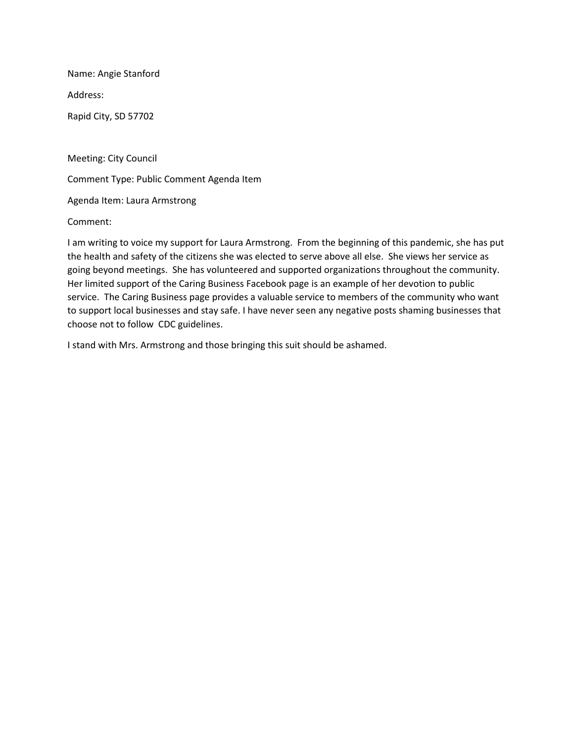Name: Angie Stanford

Address:

Rapid City, SD 57702

Meeting: City Council

Comment Type: Public Comment Agenda Item

Agenda Item: Laura Armstrong

Comment:

I am writing to voice my support for Laura Armstrong. From the beginning of this pandemic, she has put the health and safety of the citizens she was elected to serve above all else. She views her service as going beyond meetings. She has volunteered and supported organizations throughout the community. Her limited support of the Caring Business Facebook page is an example of her devotion to public service. The Caring Business page provides a valuable service to members of the community who want to support local businesses and stay safe. I have never seen any negative posts shaming businesses that choose not to follow CDC guidelines.

I stand with Mrs. Armstrong and those bringing this suit should be ashamed.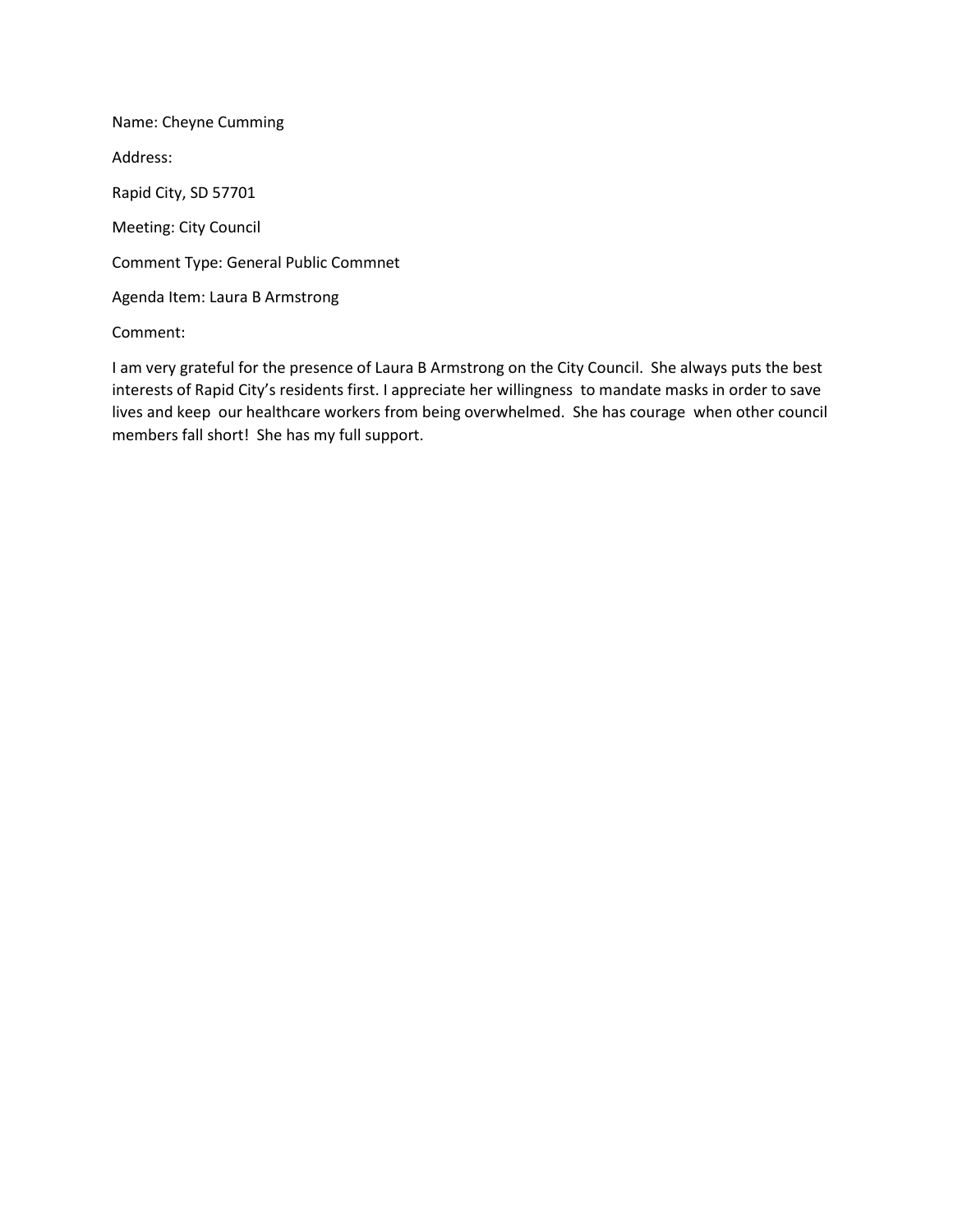Name: Cheyne Cumming

Address:

Rapid City, SD 57701

Meeting: City Council

Comment Type: General Public Commnet

Agenda Item: Laura B Armstrong

Comment:

I am very grateful for the presence of Laura B Armstrong on the City Council. She always puts the best interests of Rapid City's residents first. I appreciate her willingness to mandate masks in order to save lives and keep our healthcare workers from being overwhelmed. She has courage when other council members fall short! She has my full support.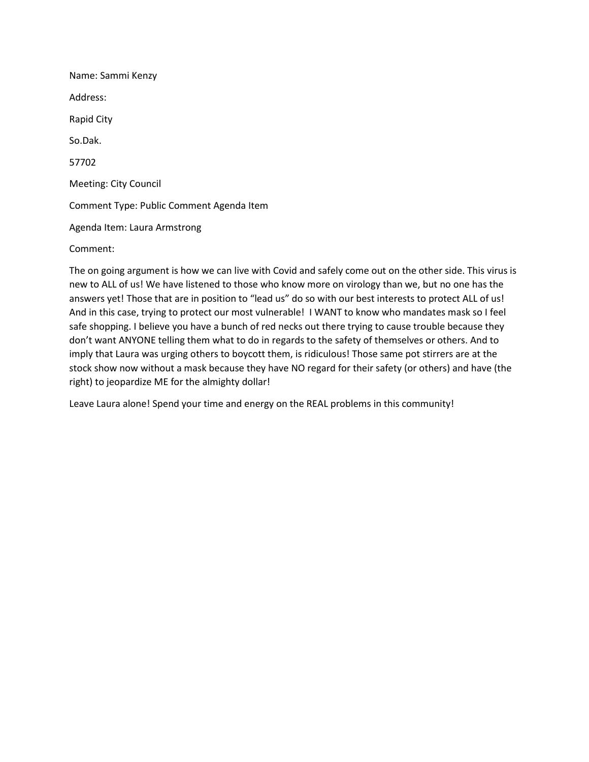Name: Sammi Kenzy

Address:

Rapid City

So.Dak.

57702

Meeting: City Council

Comment Type: Public Comment Agenda Item

Agenda Item: Laura Armstrong

Comment:

The on going argument is how we can live with Covid and safely come out on the other side. This virus is new to ALL of us! We have listened to those who know more on virology than we, but no one has the answers yet! Those that are in position to "lead us" do so with our best interests to protect ALL of us! And in this case, trying to protect our most vulnerable! I WANT to know who mandates mask so I feel safe shopping. I believe you have a bunch of red necks out there trying to cause trouble because they don't want ANYONE telling them what to do in regards to the safety of themselves or others. And to imply that Laura was urging others to boycott them, is ridiculous! Those same pot stirrers are at the stock show now without a mask because they have NO regard for their safety (or others) and have (the right) to jeopardize ME for the almighty dollar!

Leave Laura alone! Spend your time and energy on the REAL problems in this community!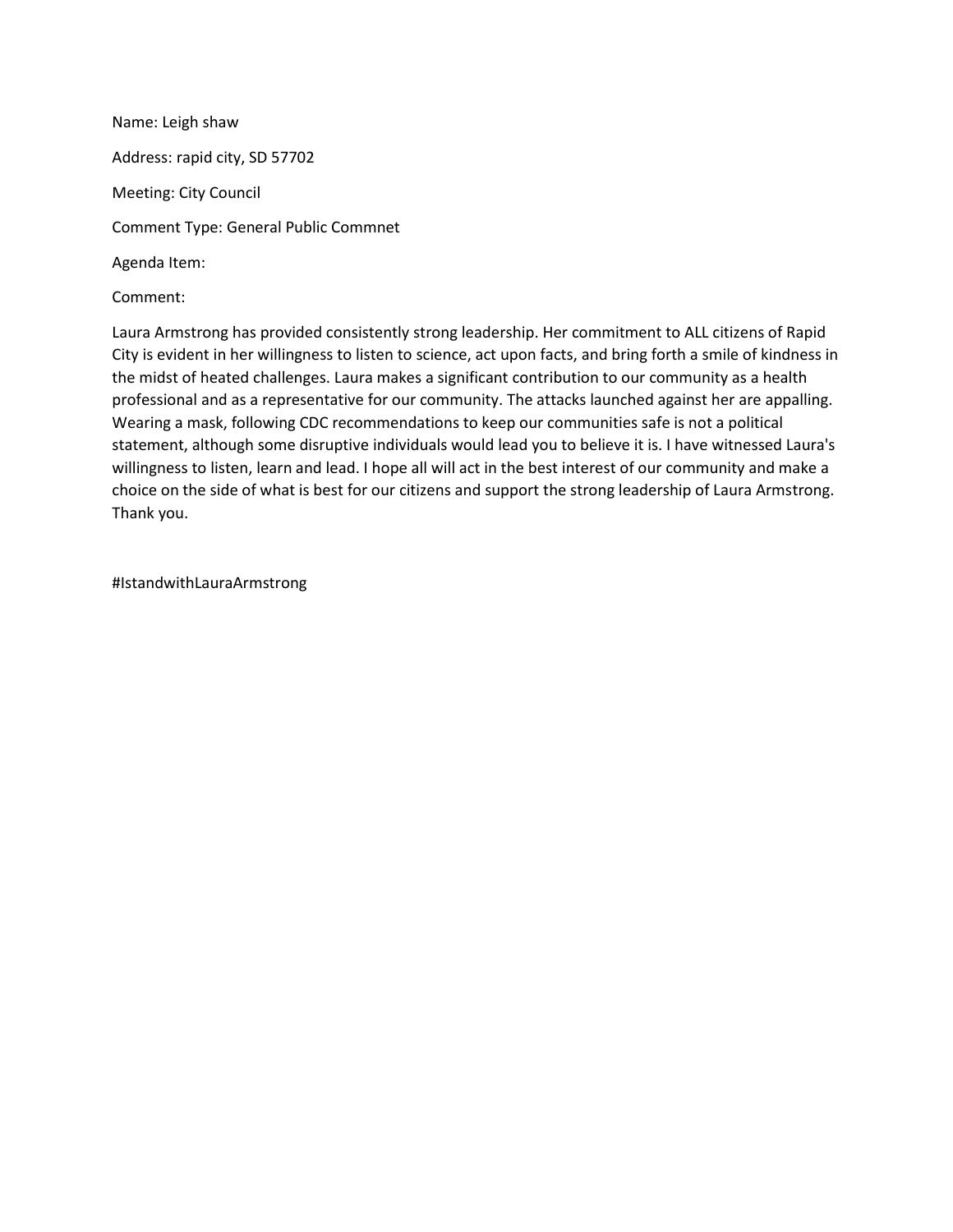Name: Leigh shaw

Address: rapid city, SD 57702

Meeting: City Council

Comment Type: General Public Commnet

Agenda Item:

Comment:

Laura Armstrong has provided consistently strong leadership. Her commitment to ALL citizens of Rapid City is evident in her willingness to listen to science, act upon facts, and bring forth a smile of kindness in the midst of heated challenges. Laura makes a significant contribution to our community as a health professional and as a representative for our community. The attacks launched against her are appalling. Wearing a mask, following CDC recommendations to keep our communities safe is not a political statement, although some disruptive individuals would lead you to believe it is. I have witnessed Laura's willingness to listen, learn and lead. I hope all will act in the best interest of our community and make a choice on the side of what is best for our citizens and support the strong leadership of Laura Armstrong. Thank you.

#IstandwithLauraArmstrong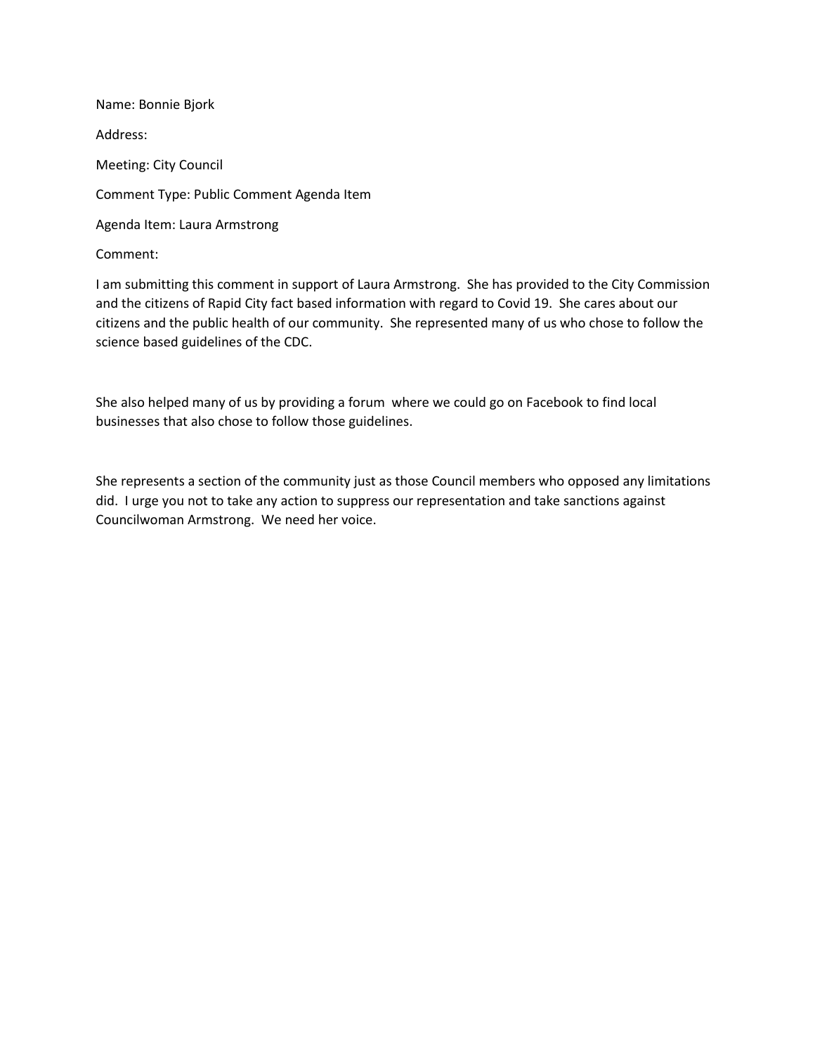Name: Bonnie Bjork

Address:

Meeting: City Council

Comment Type: Public Comment Agenda Item

Agenda Item: Laura Armstrong

Comment:

I am submitting this comment in support of Laura Armstrong. She has provided to the City Commission and the citizens of Rapid City fact based information with regard to Covid 19. She cares about our citizens and the public health of our community. She represented many of us who chose to follow the science based guidelines of the CDC.

She also helped many of us by providing a forum where we could go on Facebook to find local businesses that also chose to follow those guidelines.

She represents a section of the community just as those Council members who opposed any limitations did. I urge you not to take any action to suppress our representation and take sanctions against Councilwoman Armstrong. We need her voice.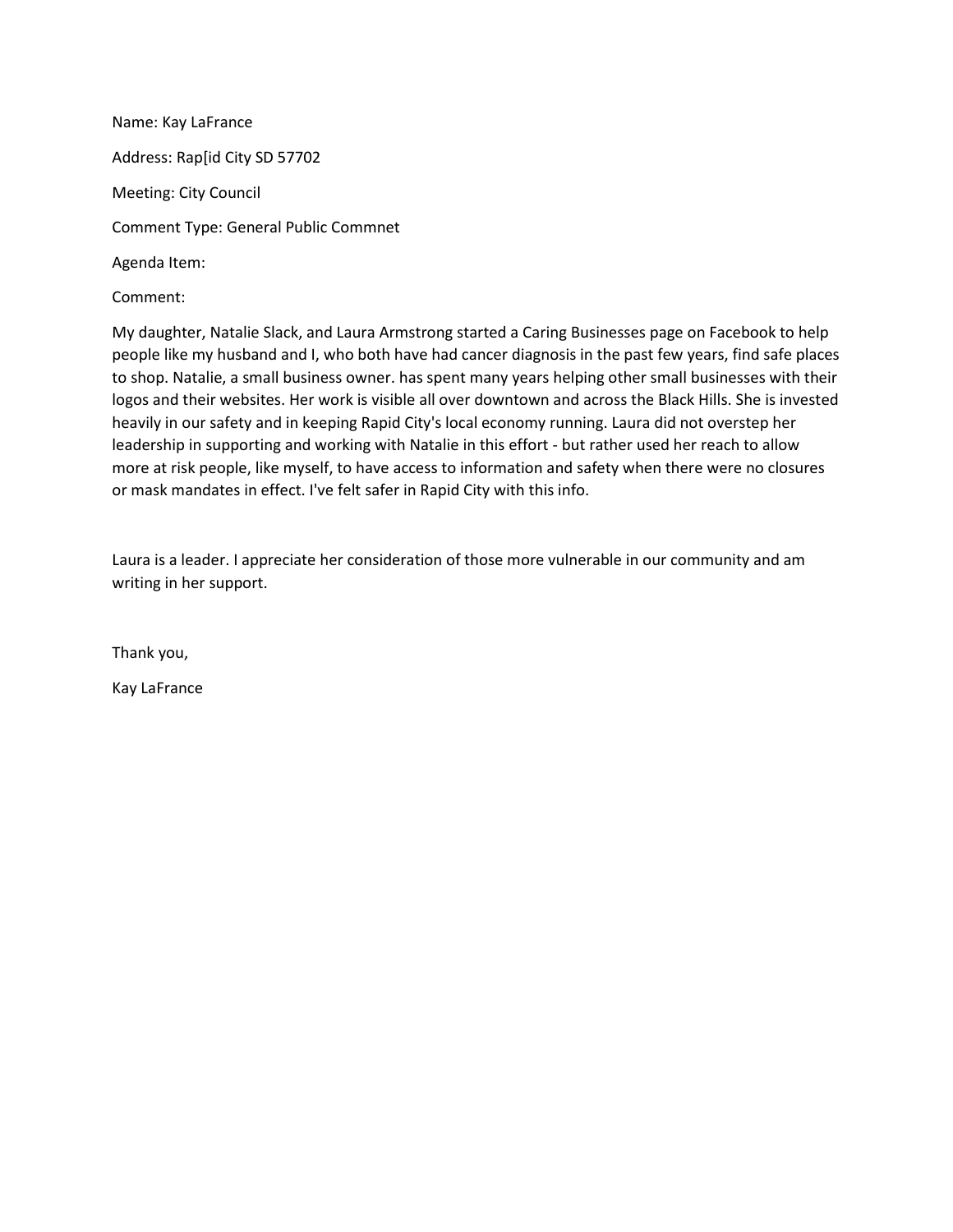Name: Kay LaFrance

Address: Rap[id City SD 57702

Meeting: City Council

Comment Type: General Public Commnet

Agenda Item:

Comment:

My daughter, Natalie Slack, and Laura Armstrong started a Caring Businesses page on Facebook to help people like my husband and I, who both have had cancer diagnosis in the past few years, find safe places to shop. Natalie, a small business owner. has spent many years helping other small businesses with their logos and their websites. Her work is visible all over downtown and across the Black Hills. She is invested heavily in our safety and in keeping Rapid City's local economy running. Laura did not overstep her leadership in supporting and working with Natalie in this effort - but rather used her reach to allow more at risk people, like myself, to have access to information and safety when there were no closures or mask mandates in effect. I've felt safer in Rapid City with this info.

Laura is a leader. I appreciate her consideration of those more vulnerable in our community and am writing in her support.

Thank you,

Kay LaFrance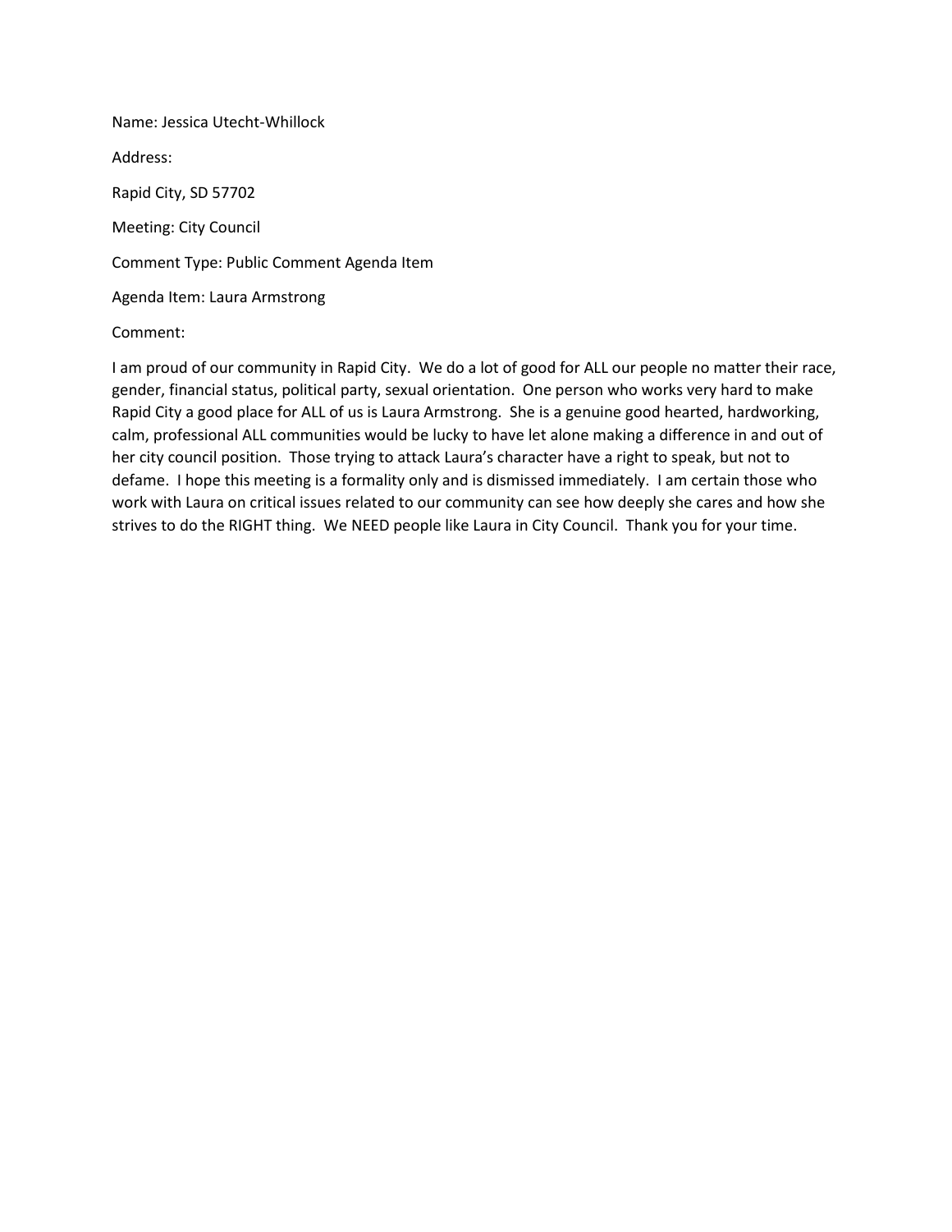Name: Jessica Utecht-Whillock

Address:

Rapid City, SD 57702

Meeting: City Council

Comment Type: Public Comment Agenda Item

Agenda Item: Laura Armstrong

Comment:

I am proud of our community in Rapid City. We do a lot of good for ALL our people no matter their race, gender, financial status, political party, sexual orientation. One person who works very hard to make Rapid City a good place for ALL of us is Laura Armstrong. She is a genuine good hearted, hardworking, calm, professional ALL communities would be lucky to have let alone making a difference in and out of her city council position. Those trying to attack Laura's character have a right to speak, but not to defame. I hope this meeting is a formality only and is dismissed immediately. I am certain those who work with Laura on critical issues related to our community can see how deeply she cares and how she strives to do the RIGHT thing. We NEED people like Laura in City Council. Thank you for your time.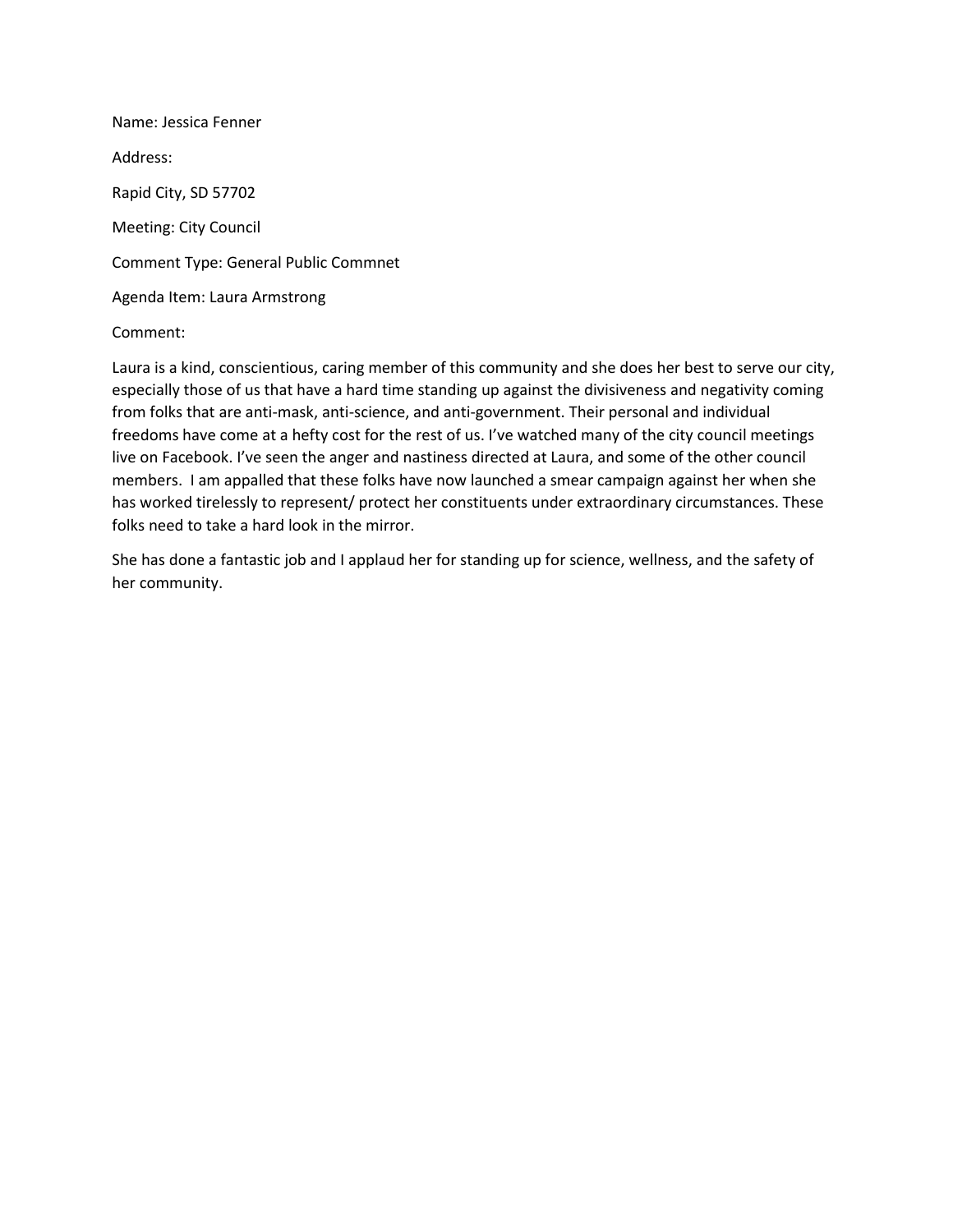Name: Jessica Fenner

Address:

Rapid City, SD 57702

Meeting: City Council

Comment Type: General Public Commnet

Agenda Item: Laura Armstrong

Comment:

Laura is a kind, conscientious, caring member of this community and she does her best to serve our city, especially those of us that have a hard time standing up against the divisiveness and negativity coming from folks that are anti-mask, anti-science, and anti-government. Their personal and individual freedoms have come at a hefty cost for the rest of us. I've watched many of the city council meetings live on Facebook. I've seen the anger and nastiness directed at Laura, and some of the other council members. I am appalled that these folks have now launched a smear campaign against her when she has worked tirelessly to represent/ protect her constituents under extraordinary circumstances. These folks need to take a hard look in the mirror.

She has done a fantastic job and I applaud her for standing up for science, wellness, and the safety of her community.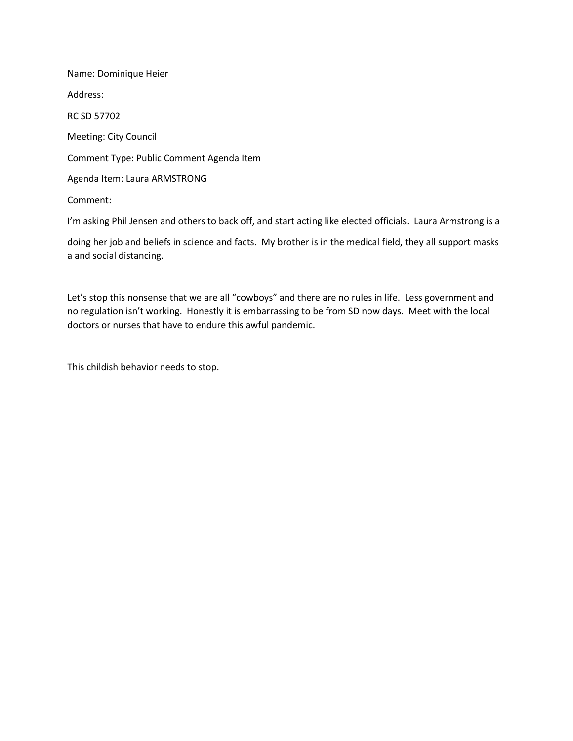Name: Dominique Heier

Address:

RC SD 57702

Meeting: City Council

Comment Type: Public Comment Agenda Item

Agenda Item: Laura ARMSTRONG

Comment:

I'm asking Phil Jensen and others to back off, and start acting like elected officials. Laura Armstrong is a doing her job and beliefs in science and facts. My brother is in the medical field, they all support masks a and social distancing.

Let's stop this nonsense that we are all "cowboys" and there are no rules in life. Less government and no regulation isn't working. Honestly it is embarrassing to be from SD now days. Meet with the local doctors or nurses that have to endure this awful pandemic.

This childish behavior needs to stop.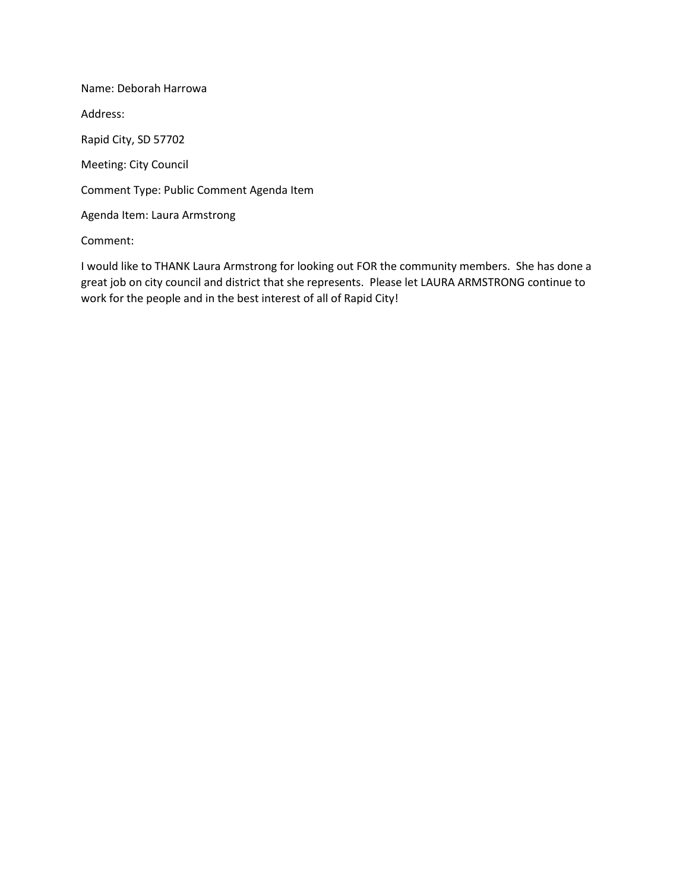Name: Deborah Harrowa

Address:

Rapid City, SD 57702

Meeting: City Council

Comment Type: Public Comment Agenda Item

Agenda Item: Laura Armstrong

Comment:

I would like to THANK Laura Armstrong for looking out FOR the community members. She has done a great job on city council and district that she represents. Please let LAURA ARMSTRONG continue to work for the people and in the best interest of all of Rapid City!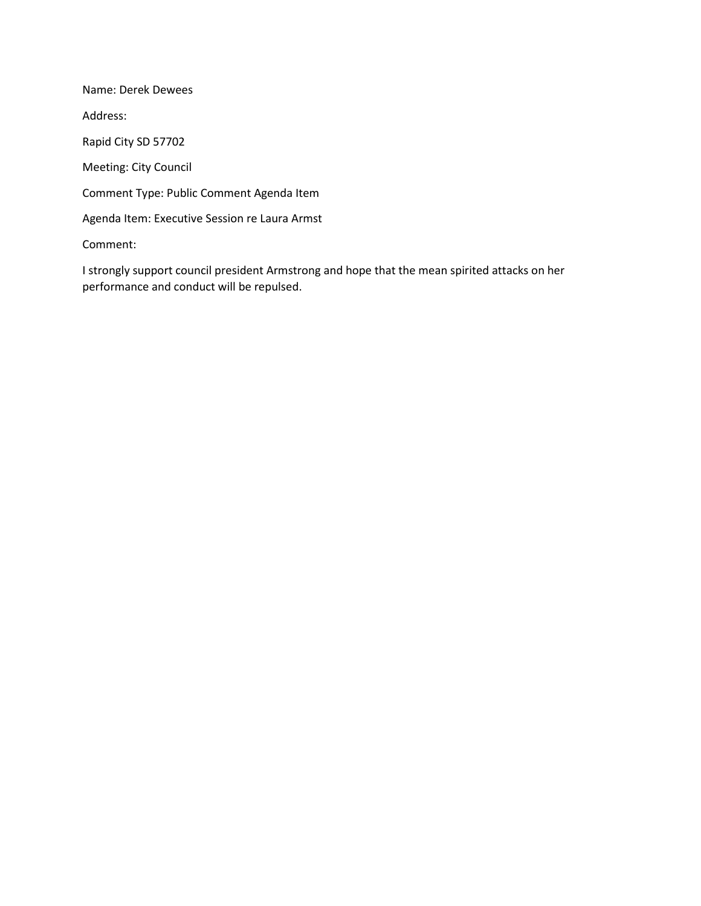Name: Derek Dewees

Address:

Rapid City SD 57702

Meeting: City Council

Comment Type: Public Comment Agenda Item

Agenda Item: Executive Session re Laura Armst

Comment:

I strongly support council president Armstrong and hope that the mean spirited attacks on her performance and conduct will be repulsed.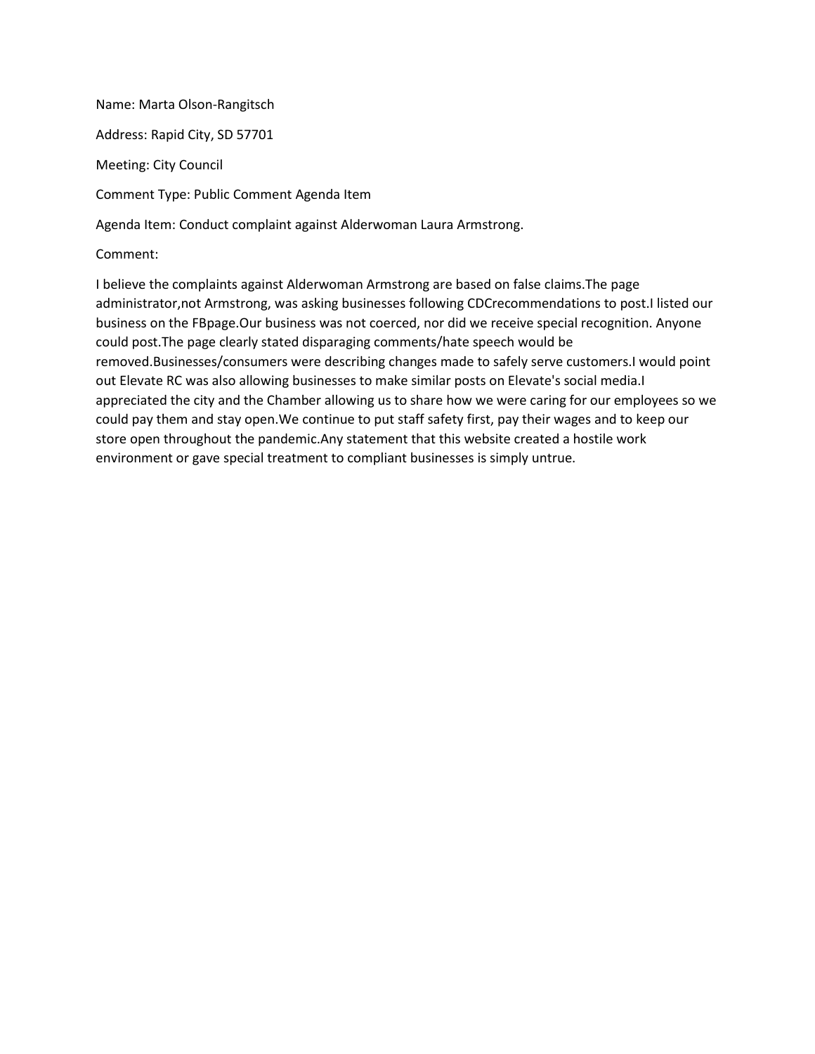Name: Marta Olson-Rangitsch

Address: Rapid City, SD 57701

Meeting: City Council

Comment Type: Public Comment Agenda Item

Agenda Item: Conduct complaint against Alderwoman Laura Armstrong.

Comment:

I believe the complaints against Alderwoman Armstrong are based on false claims.The page administrator,not Armstrong, was asking businesses following CDCrecommendations to post.I listed our business on the FBpage.Our business was not coerced, nor did we receive special recognition. Anyone could post.The page clearly stated disparaging comments/hate speech would be removed.Businesses/consumers were describing changes made to safely serve customers.I would point out Elevate RC was also allowing businesses to make similar posts on Elevate's social media.I appreciated the city and the Chamber allowing us to share how we were caring for our employees so we could pay them and stay open.We continue to put staff safety first, pay their wages and to keep our store open throughout the pandemic.Any statement that this website created a hostile work environment or gave special treatment to compliant businesses is simply untrue.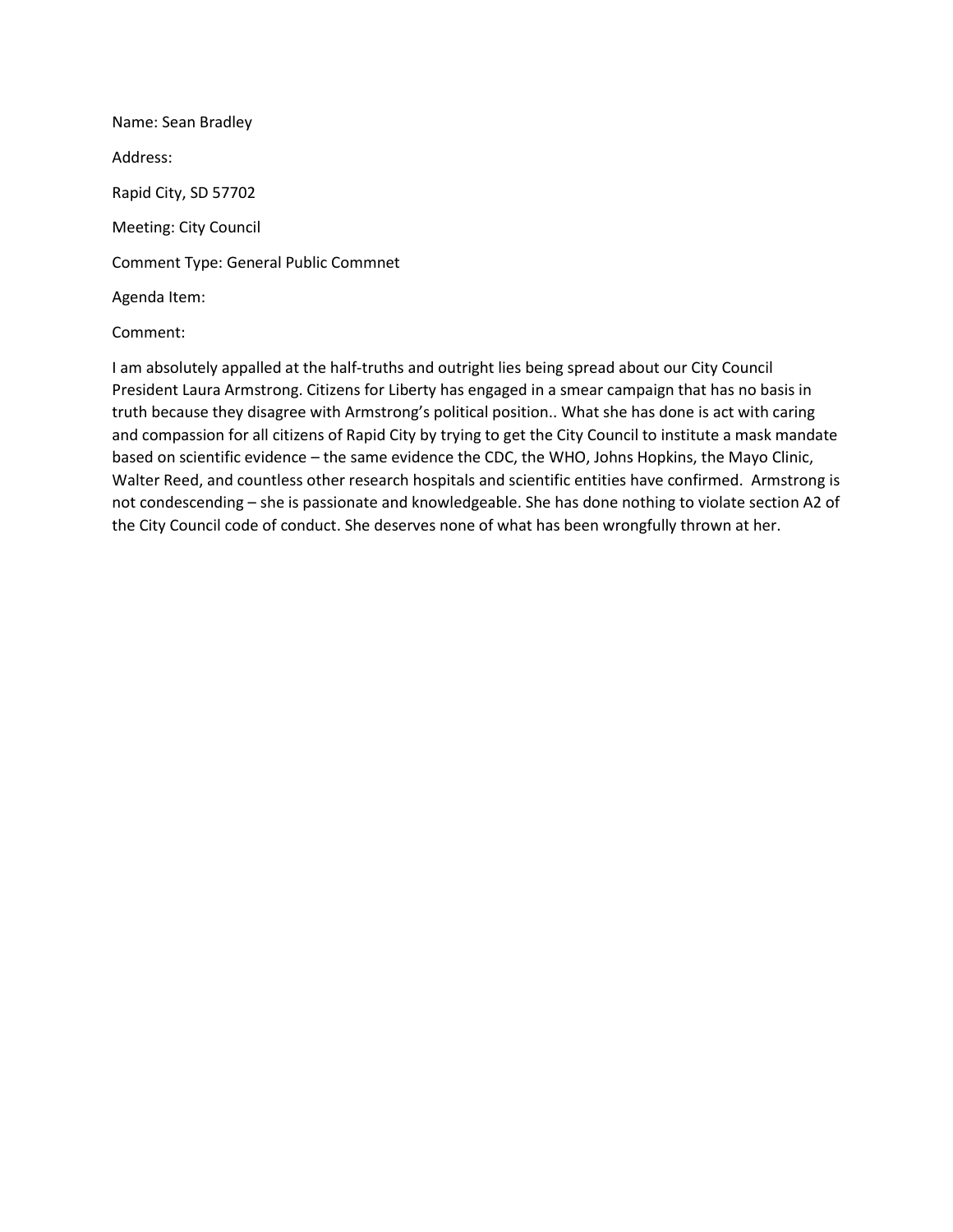Name: Sean Bradley

Address:

Rapid City, SD 57702

Meeting: City Council

Comment Type: General Public Commnet

Agenda Item:

Comment:

I am absolutely appalled at the half-truths and outright lies being spread about our City Council President Laura Armstrong. Citizens for Liberty has engaged in a smear campaign that has no basis in truth because they disagree with Armstrong's political position.. What she has done is act with caring and compassion for all citizens of Rapid City by trying to get the City Council to institute a mask mandate based on scientific evidence – the same evidence the CDC, the WHO, Johns Hopkins, the Mayo Clinic, Walter Reed, and countless other research hospitals and scientific entities have confirmed. Armstrong is not condescending – she is passionate and knowledgeable. She has done nothing to violate section A2 of the City Council code of conduct. She deserves none of what has been wrongfully thrown at her.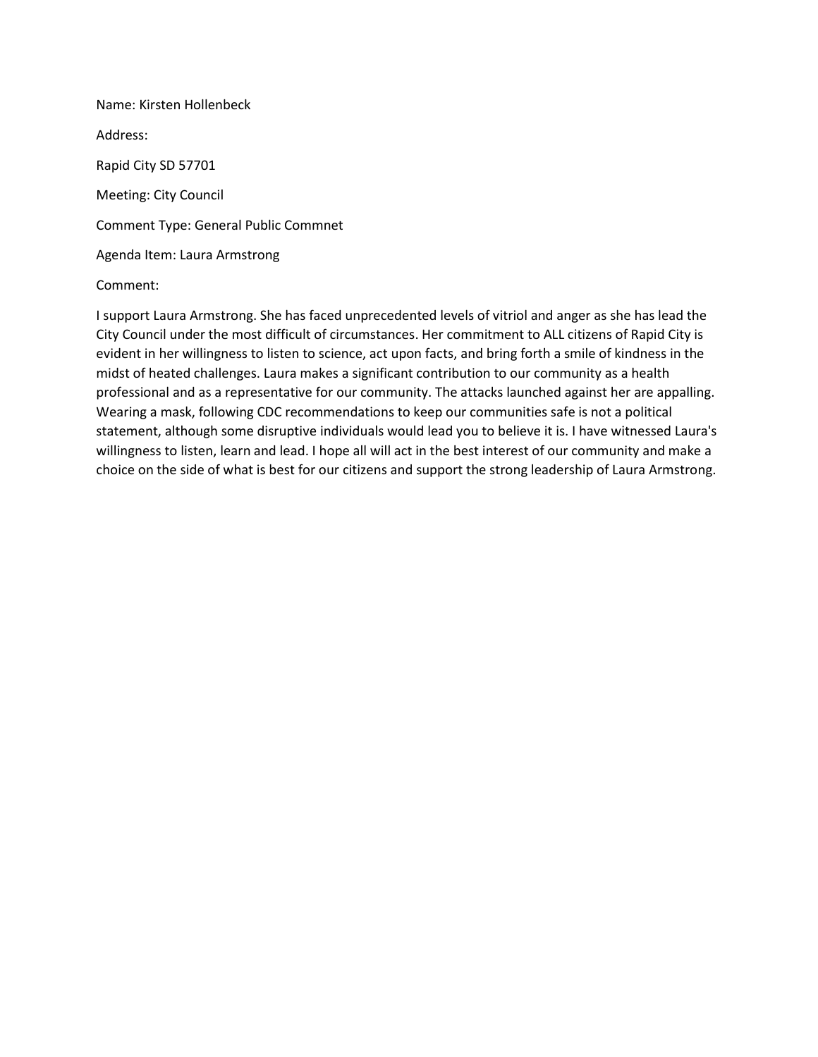Name: Kirsten Hollenbeck

Address:

Rapid City SD 57701

Meeting: City Council

Comment Type: General Public Commnet

Agenda Item: Laura Armstrong

Comment:

I support Laura Armstrong. She has faced unprecedented levels of vitriol and anger as she has lead the City Council under the most difficult of circumstances. Her commitment to ALL citizens of Rapid City is evident in her willingness to listen to science, act upon facts, and bring forth a smile of kindness in the midst of heated challenges. Laura makes a significant contribution to our community as a health professional and as a representative for our community. The attacks launched against her are appalling. Wearing a mask, following CDC recommendations to keep our communities safe is not a political statement, although some disruptive individuals would lead you to believe it is. I have witnessed Laura's willingness to listen, learn and lead. I hope all will act in the best interest of our community and make a choice on the side of what is best for our citizens and support the strong leadership of Laura Armstrong.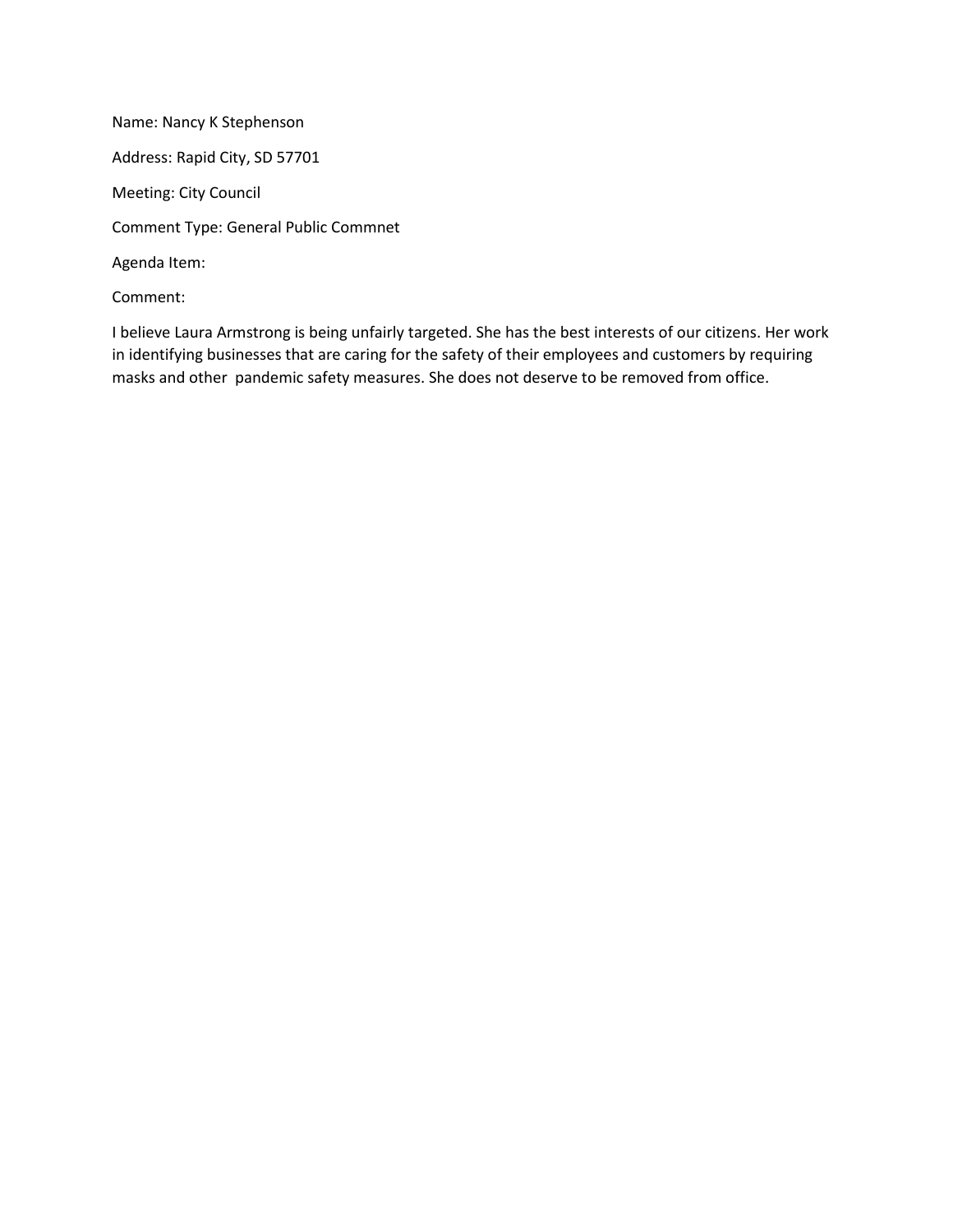Name: Nancy K Stephenson

Address: Rapid City, SD 57701

Meeting: City Council

Comment Type: General Public Commnet

Agenda Item:

Comment:

I believe Laura Armstrong is being unfairly targeted. She has the best interests of our citizens. Her work in identifying businesses that are caring for the safety of their employees and customers by requiring masks and other pandemic safety measures. She does not deserve to be removed from office.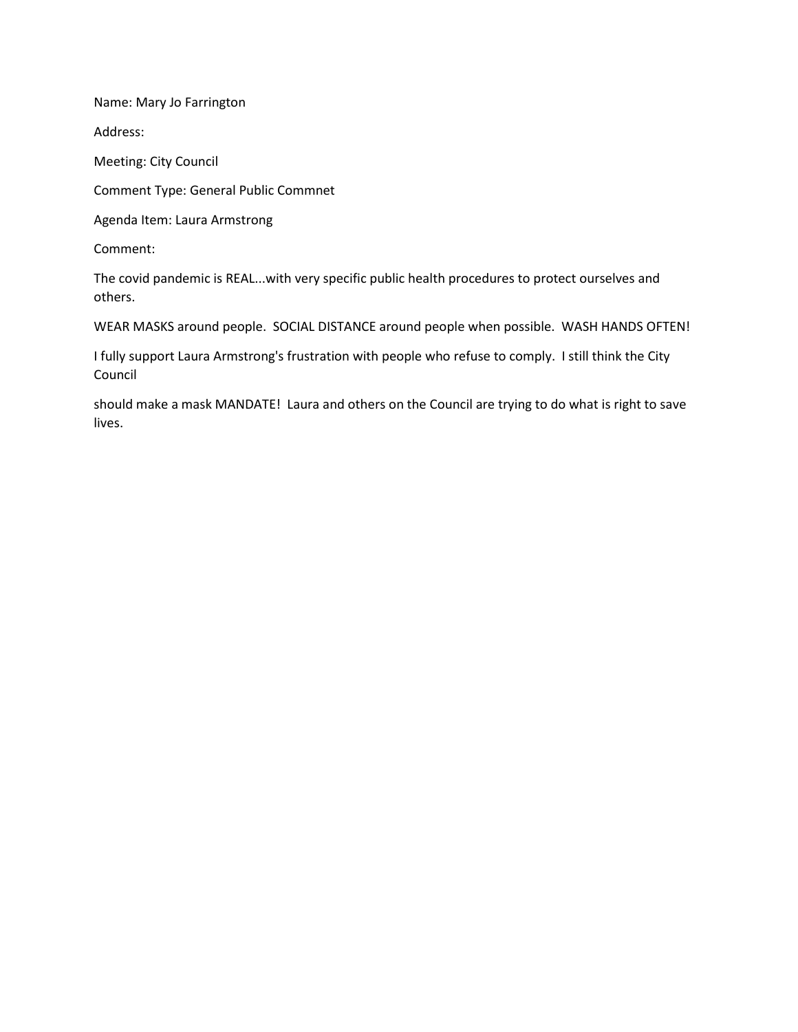Name: Mary Jo Farrington

Address:

Meeting: City Council

Comment Type: General Public Commnet

Agenda Item: Laura Armstrong

Comment:

The covid pandemic is REAL...with very specific public health procedures to protect ourselves and others.

WEAR MASKS around people. SOCIAL DISTANCE around people when possible. WASH HANDS OFTEN!

I fully support Laura Armstrong's frustration with people who refuse to comply. I still think the City Council

should make a mask MANDATE! Laura and others on the Council are trying to do what is right to save lives.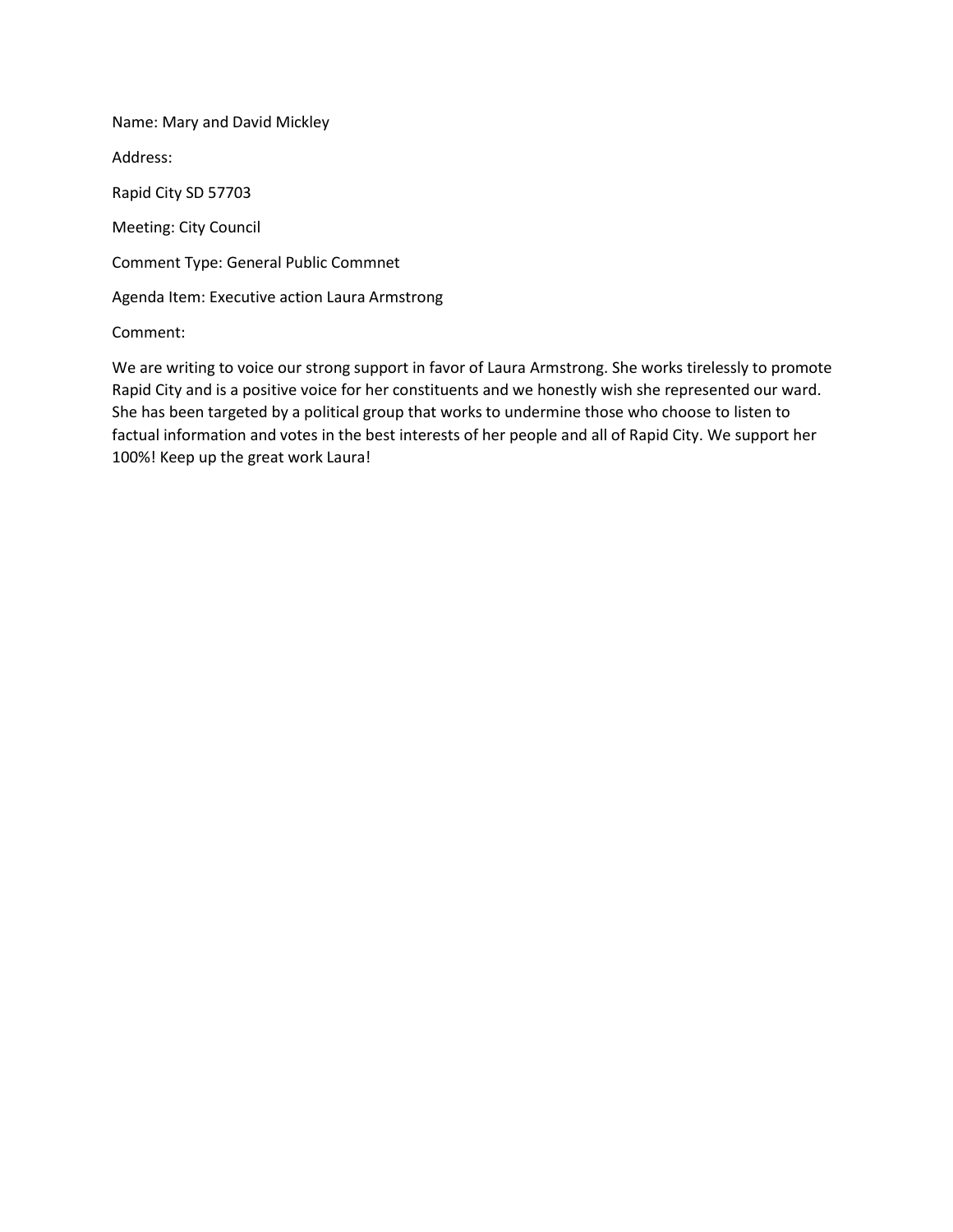Name: Mary and David Mickley

Address:

Rapid City SD 57703

Meeting: City Council

Comment Type: General Public Commnet

Agenda Item: Executive action Laura Armstrong

Comment:

We are writing to voice our strong support in favor of Laura Armstrong. She works tirelessly to promote Rapid City and is a positive voice for her constituents and we honestly wish she represented our ward. She has been targeted by a political group that works to undermine those who choose to listen to factual information and votes in the best interests of her people and all of Rapid City. We support her 100%! Keep up the great work Laura!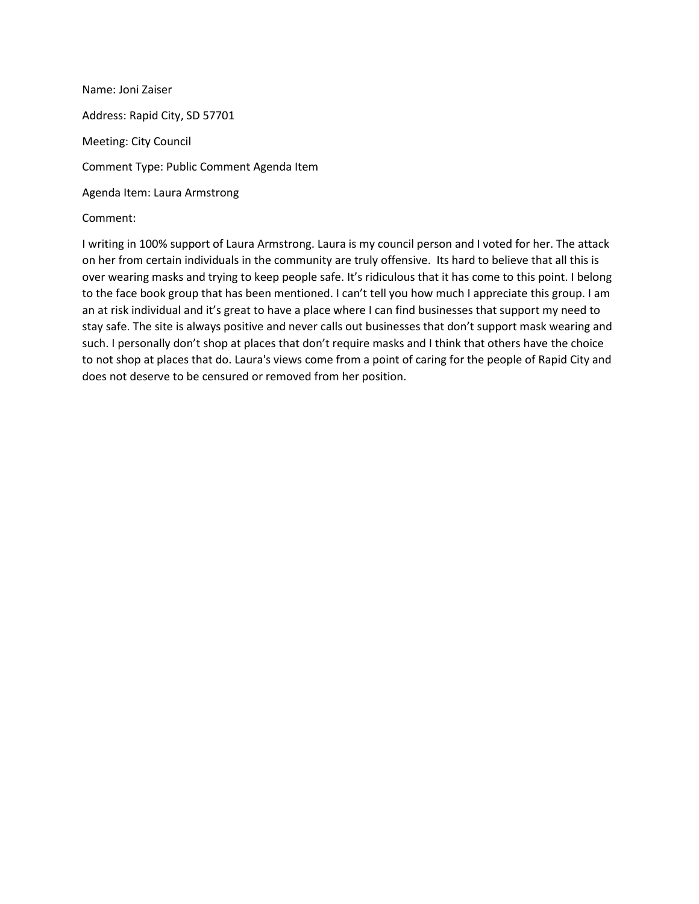Name: Joni Zaiser

Address: Rapid City, SD 57701

Meeting: City Council

Comment Type: Public Comment Agenda Item

Agenda Item: Laura Armstrong

Comment:

I writing in 100% support of Laura Armstrong. Laura is my council person and I voted for her. The attack on her from certain individuals in the community are truly offensive. Its hard to believe that all this is over wearing masks and trying to keep people safe. It's ridiculous that it has come to this point. I belong to the face book group that has been mentioned. I can't tell you how much I appreciate this group. I am an at risk individual and it's great to have a place where I can find businesses that support my need to stay safe. The site is always positive and never calls out businesses that don't support mask wearing and such. I personally don't shop at places that don't require masks and I think that others have the choice to not shop at places that do. Laura's views come from a point of caring for the people of Rapid City and does not deserve to be censured or removed from her position.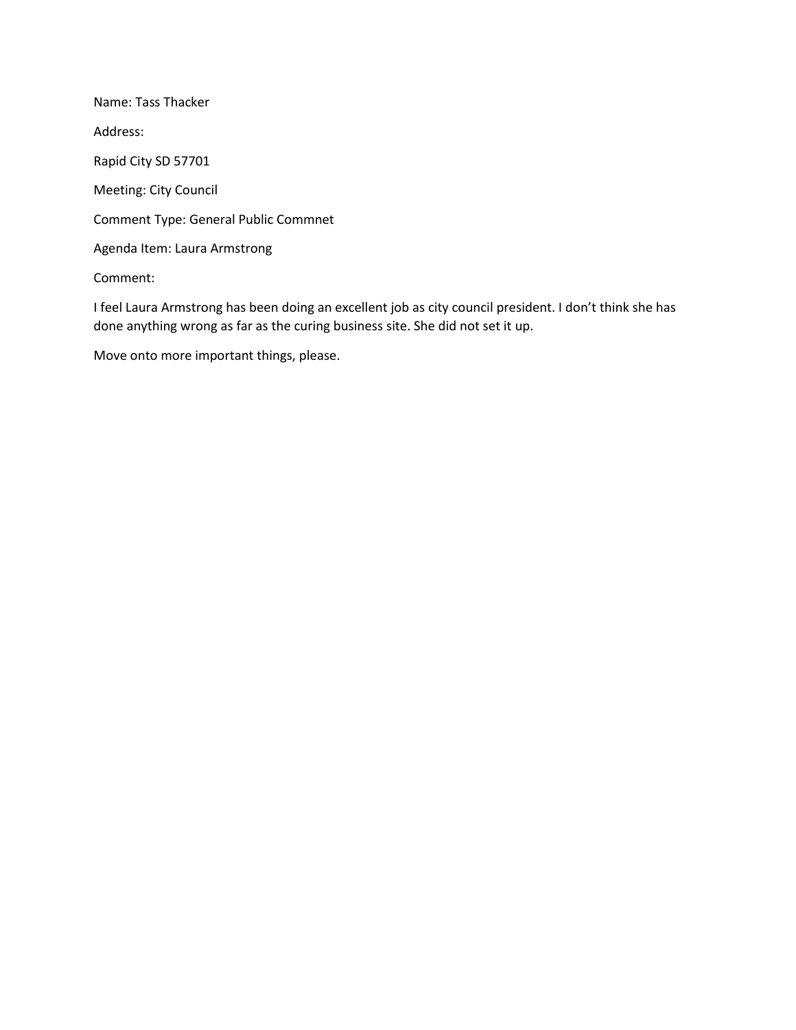Name: Tass Thacker

Address:

Rapid City SD 57701

Meeting: City Council

Comment Type: General Public Commnet

Agenda Item: Laura Armstrong

Comment:

I feel Laura Armstrong has been doing an excellent job as city council president. I don't think she has done anything wrong as far as the curing business site. She did not set it up.

Move onto more important things, please.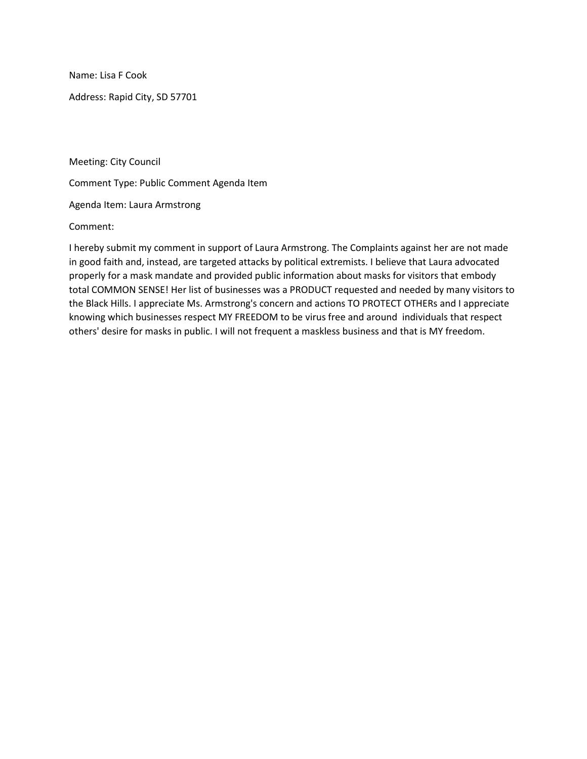Name: Lisa F Cook

Address: Rapid City, SD 57701

Meeting: City Council

Comment Type: Public Comment Agenda Item

Agenda Item: Laura Armstrong

Comment:

I hereby submit my comment in support of Laura Armstrong. The Complaints against her are not made in good faith and, instead, are targeted attacks by political extremists. I believe that Laura advocated properly for a mask mandate and provided public information about masks for visitors that embody total COMMON SENSE! Her list of businesses was a PRODUCT requested and needed by many visitors to the Black Hills. I appreciate Ms. Armstrong's concern and actions TO PROTECT OTHERs and I appreciate knowing which businesses respect MY FREEDOM to be virus free and around individuals that respect others' desire for masks in public. I will not frequent a maskless business and that is MY freedom.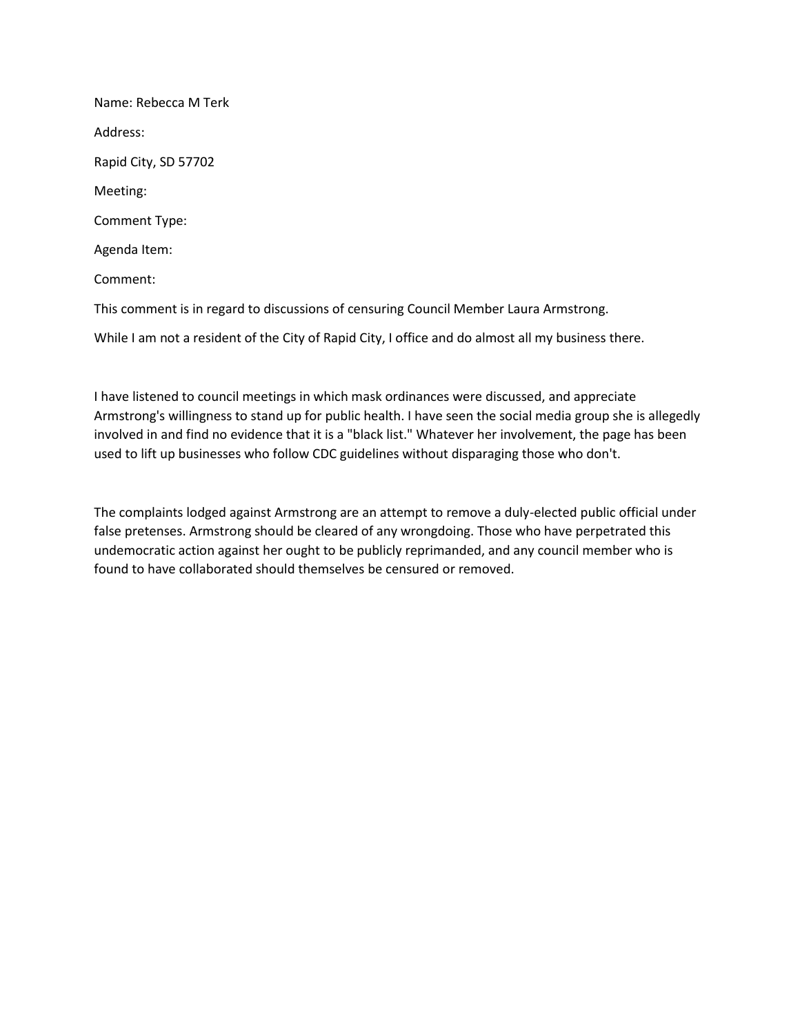Name: Rebecca M Terk

Address:

Rapid City, SD 57702

Meeting:

Comment Type:

Agenda Item:

Comment:

This comment is in regard to discussions of censuring Council Member Laura Armstrong.

While I am not a resident of the City of Rapid City, I office and do almost all my business there.

I have listened to council meetings in which mask ordinances were discussed, and appreciate Armstrong's willingness to stand up for public health. I have seen the social media group she is allegedly involved in and find no evidence that it is a "black list." Whatever her involvement, the page has been used to lift up businesses who follow CDC guidelines without disparaging those who don't.

The complaints lodged against Armstrong are an attempt to remove a duly-elected public official under false pretenses. Armstrong should be cleared of any wrongdoing. Those who have perpetrated this undemocratic action against her ought to be publicly reprimanded, and any council member who is found to have collaborated should themselves be censured or removed.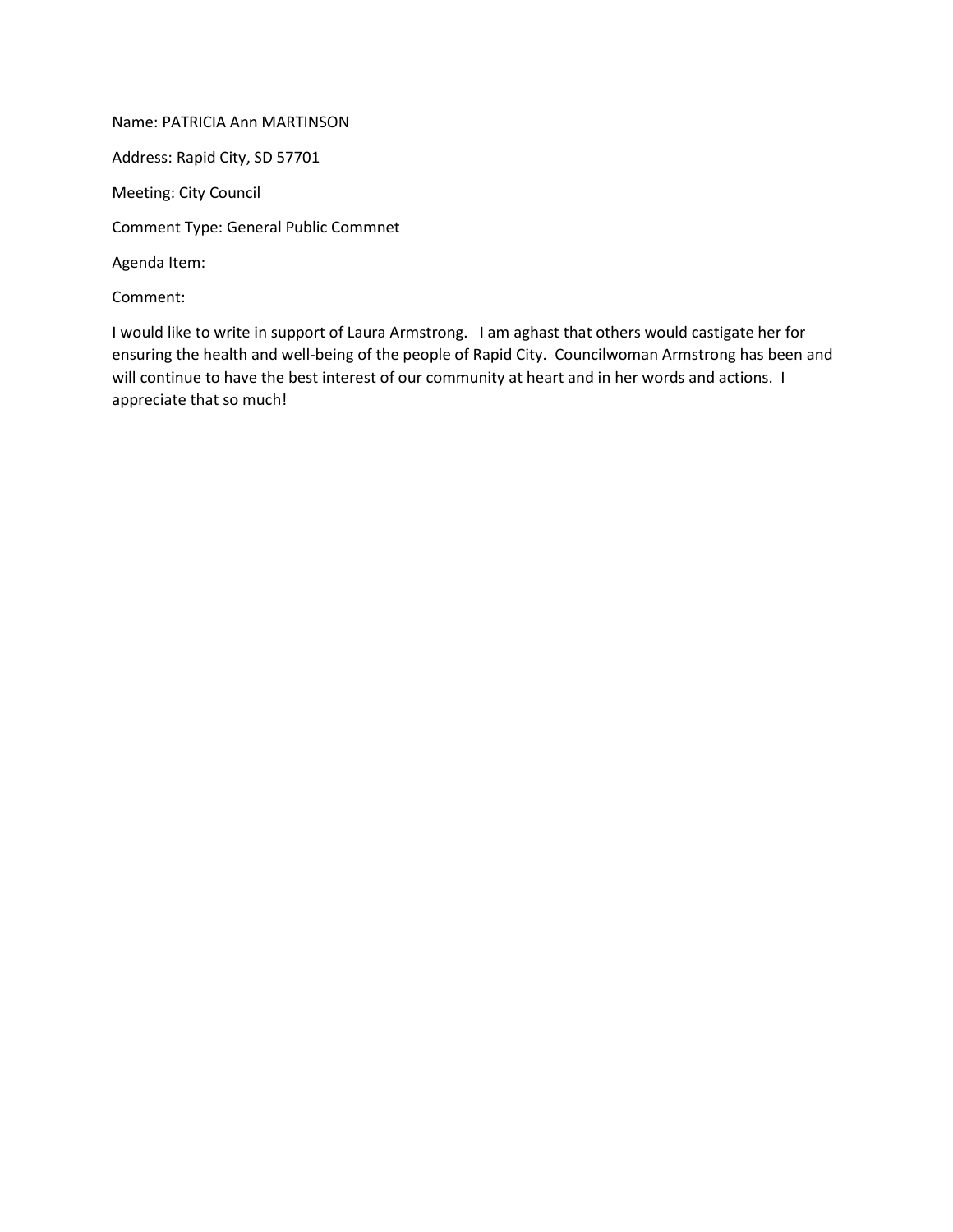Name: PATRICIA Ann MARTINSON

Address: Rapid City, SD 57701

Meeting: City Council

Comment Type: General Public Commnet

Agenda Item:

Comment:

I would like to write in support of Laura Armstrong. I am aghast that others would castigate her for ensuring the health and well-being of the people of Rapid City. Councilwoman Armstrong has been and will continue to have the best interest of our community at heart and in her words and actions. I appreciate that so much!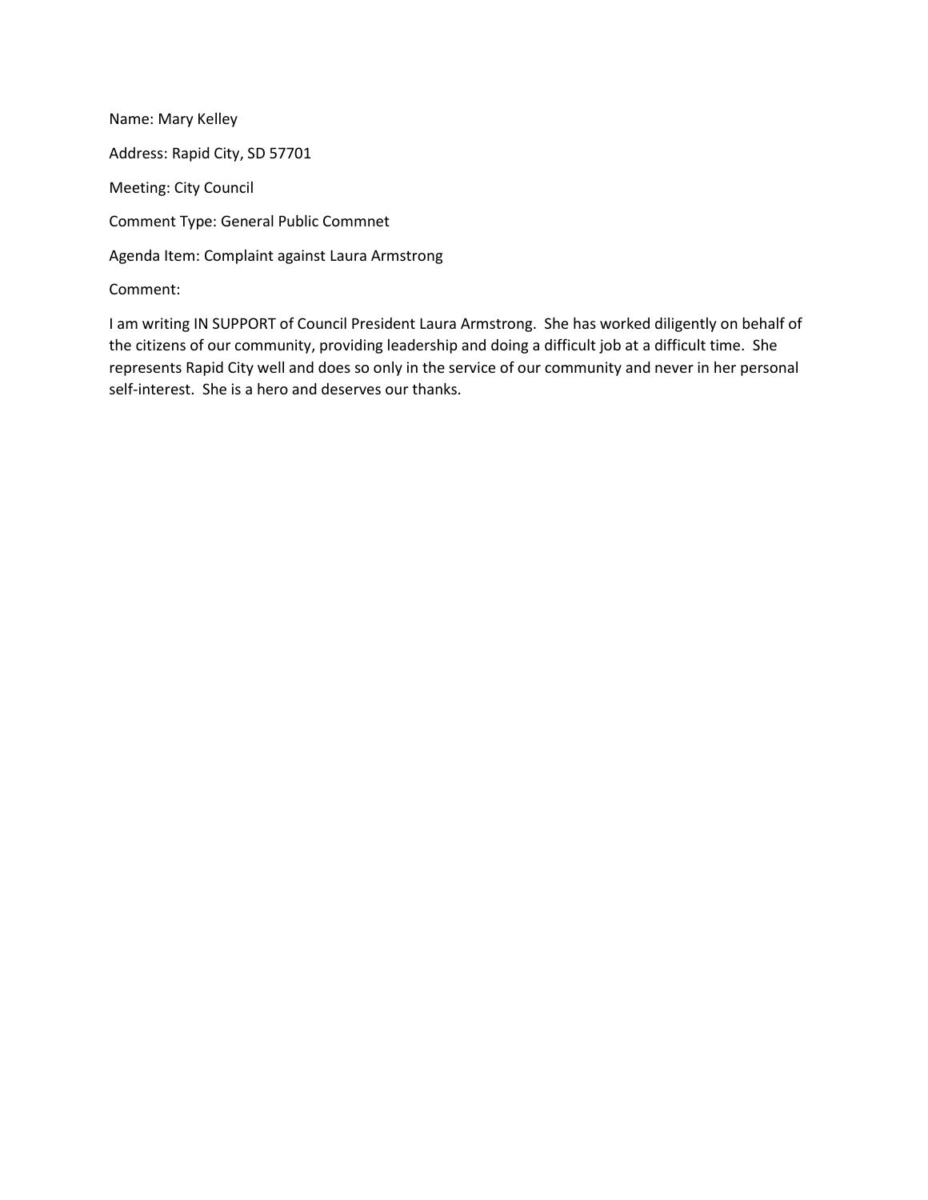Name: Mary Kelley

Address: Rapid City, SD 57701

Meeting: City Council

Comment Type: General Public Commnet

Agenda Item: Complaint against Laura Armstrong

Comment:

I am writing IN SUPPORT of Council President Laura Armstrong. She has worked diligently on behalf of the citizens of our community, providing leadership and doing a difficult job at a difficult time. She represents Rapid City well and does so only in the service of our community and never in her personal self-interest. She is a hero and deserves our thanks.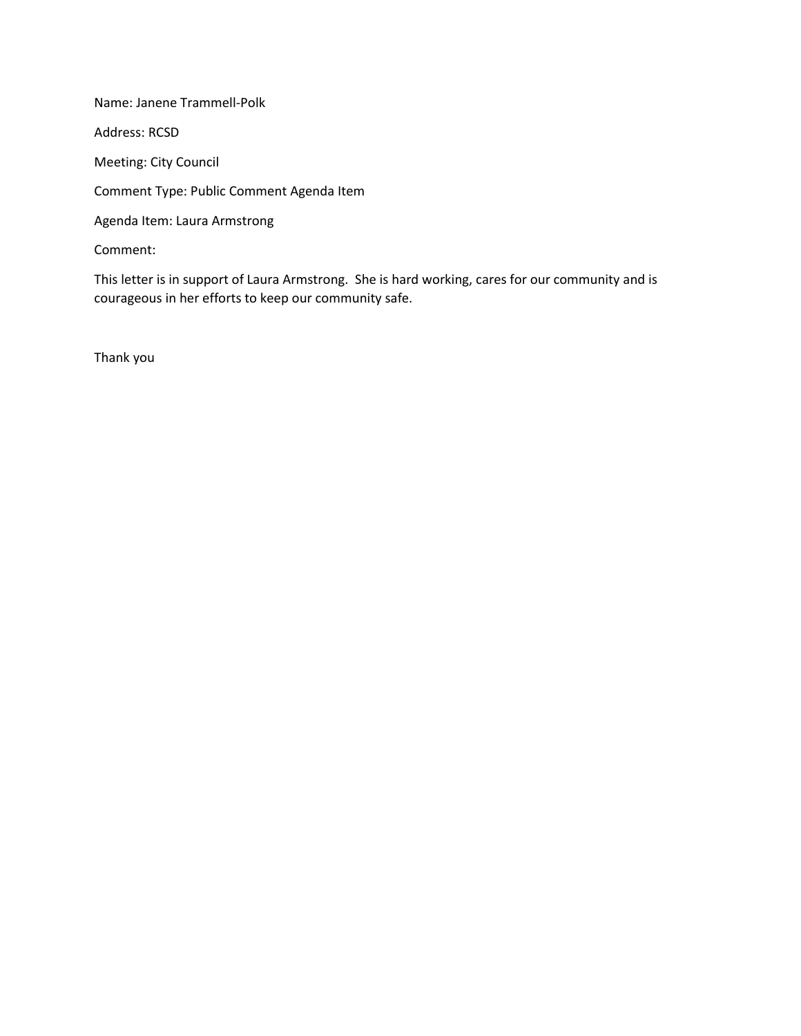Name: Janene Trammell-Polk

Address: RCSD

Meeting: City Council

Comment Type: Public Comment Agenda Item

Agenda Item: Laura Armstrong

Comment:

This letter is in support of Laura Armstrong. She is hard working, cares for our community and is courageous in her efforts to keep our community safe.

Thank you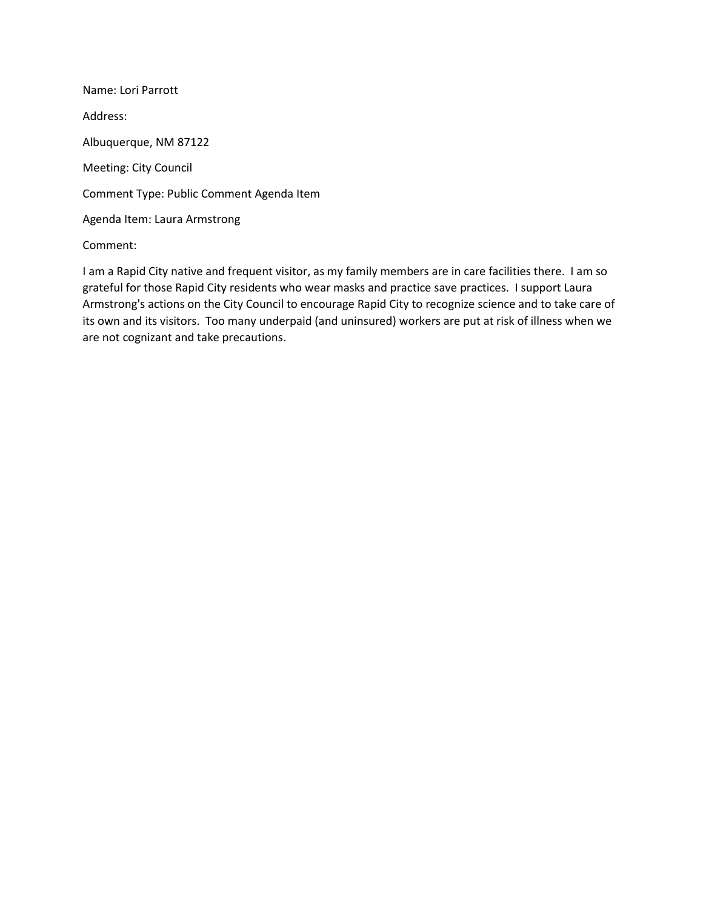Name: Lori Parrott

Address:

Albuquerque, NM 87122

Meeting: City Council

Comment Type: Public Comment Agenda Item

Agenda Item: Laura Armstrong

Comment:

I am a Rapid City native and frequent visitor, as my family members are in care facilities there. I am so grateful for those Rapid City residents who wear masks and practice save practices. I support Laura Armstrong's actions on the City Council to encourage Rapid City to recognize science and to take care of its own and its visitors. Too many underpaid (and uninsured) workers are put at risk of illness when we are not cognizant and take precautions.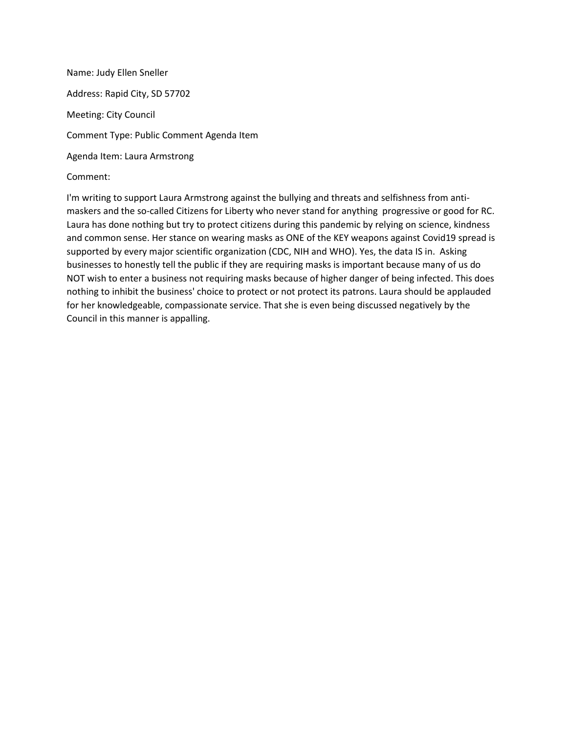Name: Judy Ellen Sneller

Address: Rapid City, SD 57702

Meeting: City Council

Comment Type: Public Comment Agenda Item

Agenda Item: Laura Armstrong

Comment:

I'm writing to support Laura Armstrong against the bullying and threats and selfishness from anti-maskers and the so-called Citizens for Liberty who never stand for anything progressive or good for RC. Laura has done nothing but try to protect citizens during this pandemic by relying on science, kindness and common sense. Her stance on wearing masks as ONE of the KEY weapons against Covid19 spread is supported by every major scientific organization (CDC, NIH and WHO). Yes, the data IS in. Asking businesses to honestly tell the public if they are requiring masks is important because many of us do NOT wish to enter a business not requiring masks because of higher danger of being infected. This does nothing to inhibit the business' choice to protect or not protect its patrons. Laura should be applauded for her knowledgeable, compassionate service. That she is even being discussed negatively by the Council in this manner is appalling.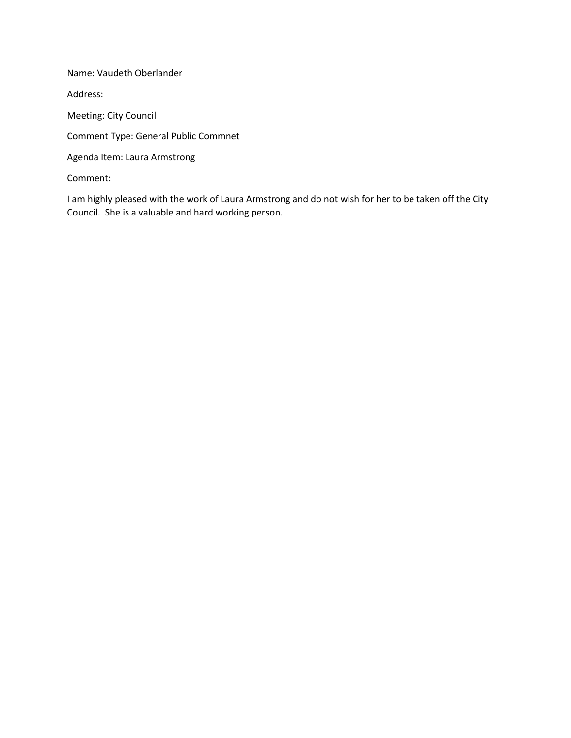Name: Vaudeth Oberlander

Address:

Meeting: City Council

Comment Type: General Public Commnet

Agenda Item: Laura Armstrong

Comment:

I am highly pleased with the work of Laura Armstrong and do not wish for her to be taken off the City Council. She is a valuable and hard working person.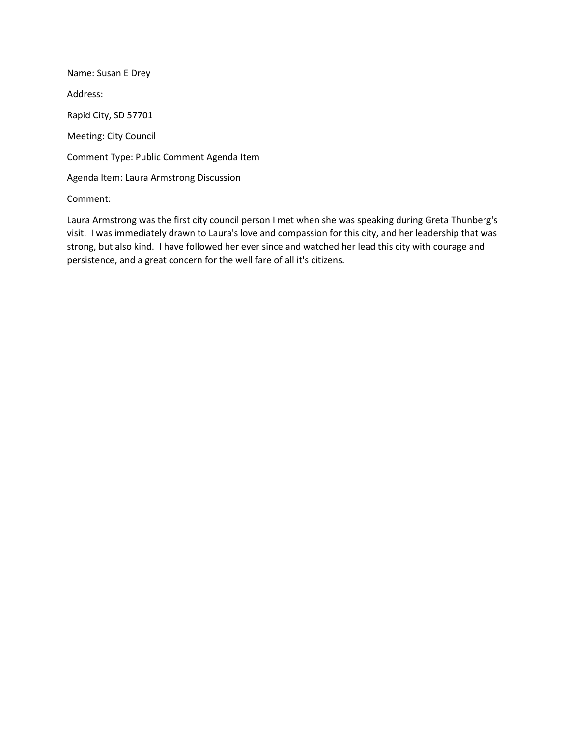Name: Susan E Drey

Address:

Rapid City, SD 57701

Meeting: City Council

Comment Type: Public Comment Agenda Item

Agenda Item: Laura Armstrong Discussion

Comment:

Laura Armstrong was the first city council person I met when she was speaking during Greta Thunberg's visit. I was immediately drawn to Laura's love and compassion for this city, and her leadership that was strong, but also kind. I have followed her ever since and watched her lead this city with courage and persistence, and a great concern for the well fare of all it's citizens.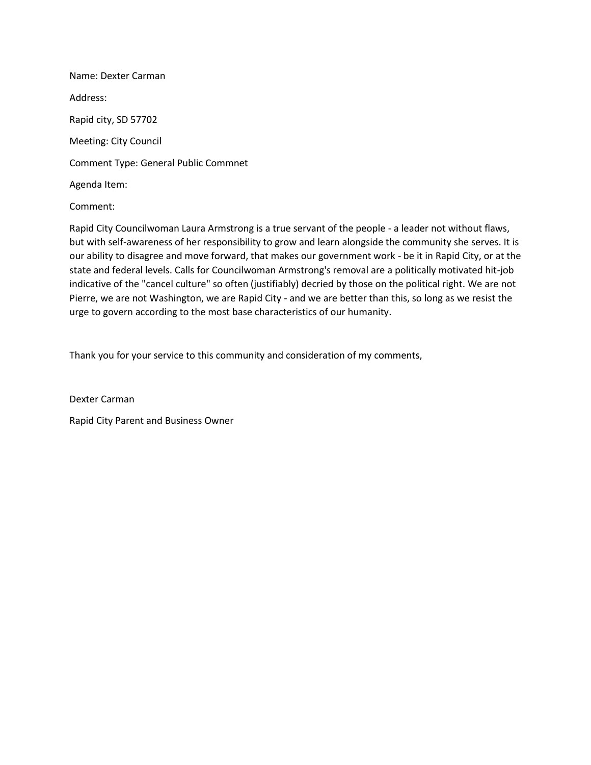Name: Dexter Carman

Address:

Rapid city, SD 57702

Meeting: City Council

Comment Type: General Public Commnet

Agenda Item:

Comment:

Rapid City Councilwoman Laura Armstrong is a true servant of the people - a leader not without flaws, but with self-awareness of her responsibility to grow and learn alongside the community she serves. It is our ability to disagree and move forward, that makes our government work - be it in Rapid City, or at the state and federal levels. Calls for Councilwoman Armstrong's removal are a politically motivated hit-job indicative of the "cancel culture" so often (justifiably) decried by those on the political right. We are not Pierre, we are not Washington, we are Rapid City - and we are better than this, so long as we resist the urge to govern according to the most base characteristics of our humanity.

Thank you for your service to this community and consideration of my comments,

Dexter Carman

Rapid City Parent and Business Owner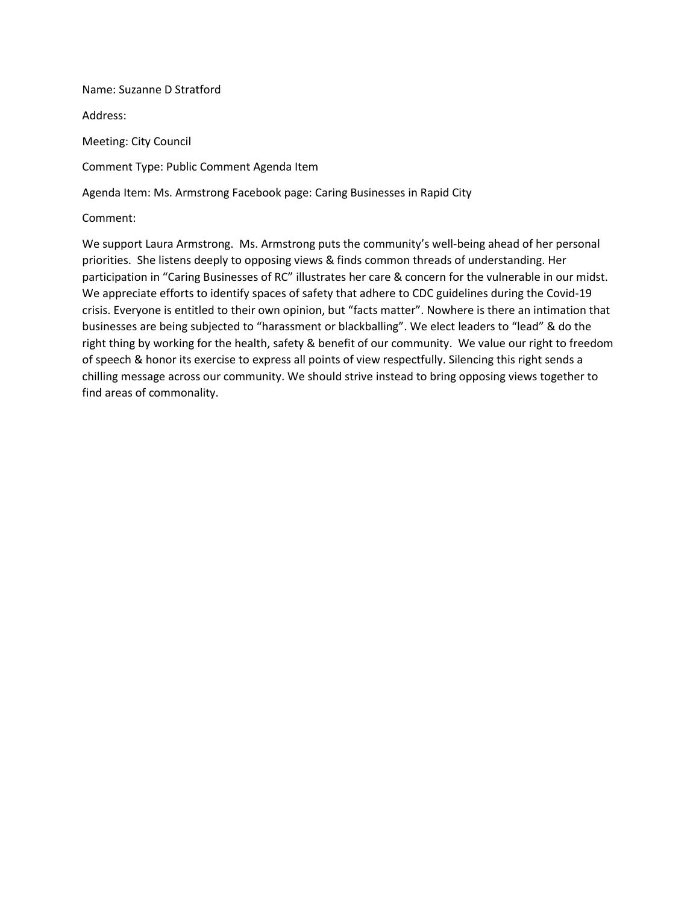Name: Suzanne D Stratford

Address:

Meeting: City Council

Comment Type: Public Comment Agenda Item

Agenda Item: Ms. Armstrong Facebook page: Caring Businesses in Rapid City

Comment:

We support Laura Armstrong. Ms. Armstrong puts the community's well-being ahead of her personal priorities. She listens deeply to opposing views & finds common threads of understanding. Her participation in "Caring Businesses of RC" illustrates her care & concern for the vulnerable in our midst. We appreciate efforts to identify spaces of safety that adhere to CDC guidelines during the Covid-19 crisis. Everyone is entitled to their own opinion, but "facts matter". Nowhere is there an intimation that businesses are being subjected to "harassment or blackballing". We elect leaders to "lead" & do the right thing by working for the health, safety & benefit of our community. We value our right to freedom of speech & honor its exercise to express all points of view respectfully. Silencing this right sends a chilling message across our community. We should strive instead to bring opposing views together to find areas of commonality.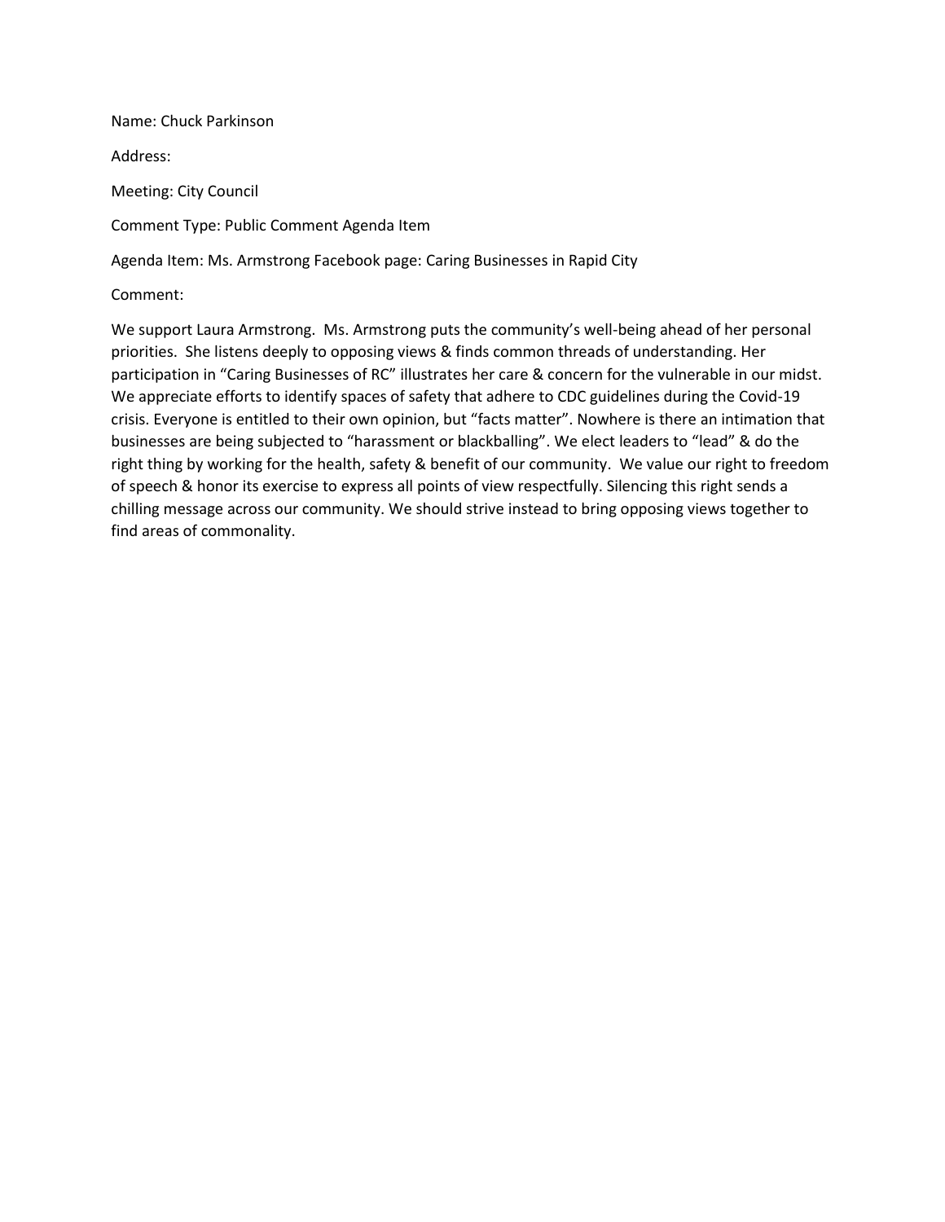Name: Chuck Parkinson

Address:

Meeting: City Council

Comment Type: Public Comment Agenda Item

Agenda Item: Ms. Armstrong Facebook page: Caring Businesses in Rapid City

Comment:

We support Laura Armstrong.  Ms. Armstrong puts the community's well-being ahead of her personal priorities.  She listens deeply to opposing views & finds common threads of understanding. Her participation in "Caring Businesses of RC" illustrates her care & concern for the vulnerable in our midst. We appreciate efforts to identify spaces of safety that adhere to CDC guidelines during the Covid-19 crisis. Everyone is entitled to their own opinion, but "facts matter". Nowhere is there an intimation that businesses are being subjected to "harassment or blackballing". We elect leaders to "lead" & do the right thing by working for the health, safety & benefit of our community.  We value our right to freedom of speech & honor its exercise to express all points of view respectfully. Silencing this right sends a chilling message across our community. We should strive instead to bring opposing views together to find areas of commonality.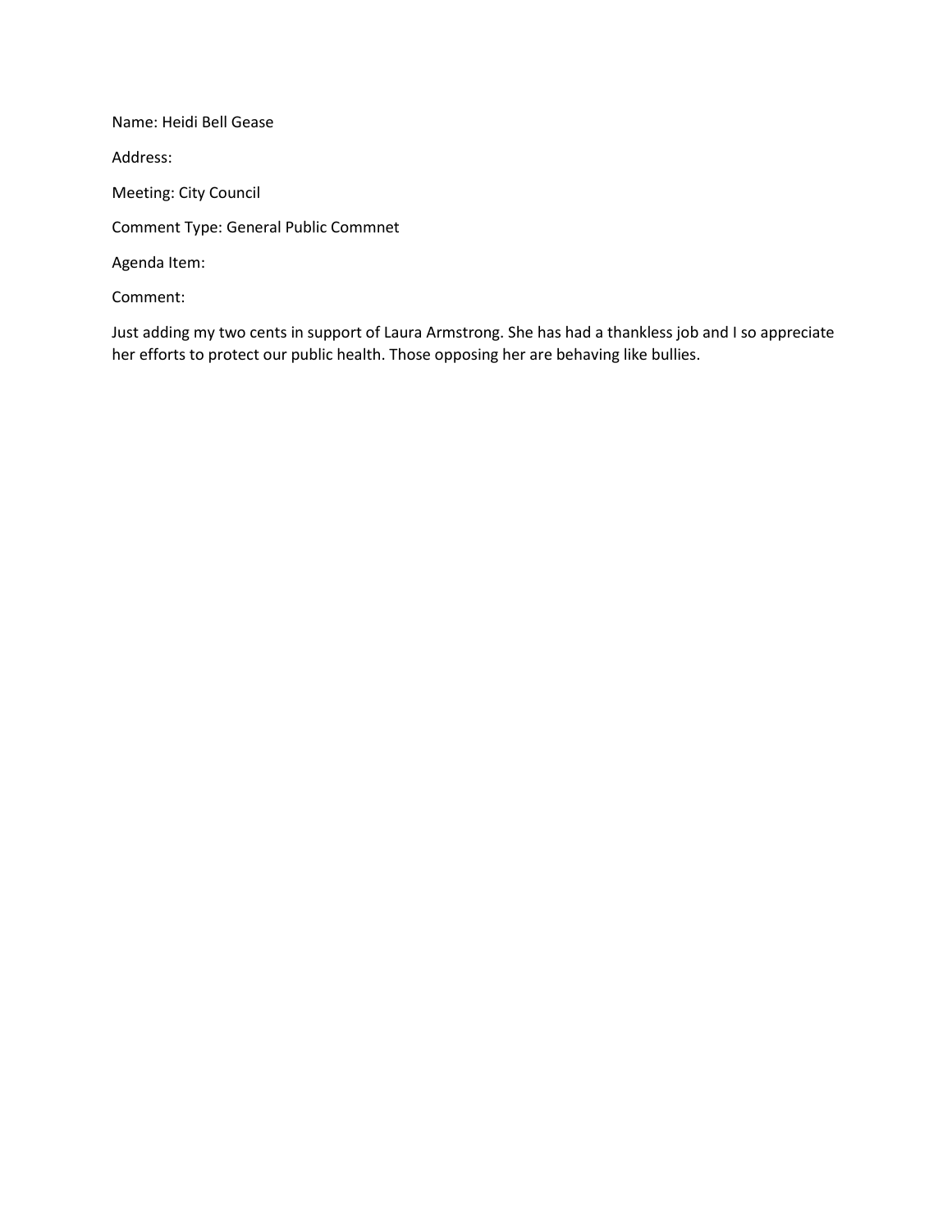Name: Heidi Bell Gease

Address:

Meeting: City Council

Comment Type: General Public Commnet

Agenda Item:

Comment:

Just adding my two cents in support of Laura Armstrong. She has had a thankless job and I so appreciate her efforts to protect our public health. Those opposing her are behaving like bullies.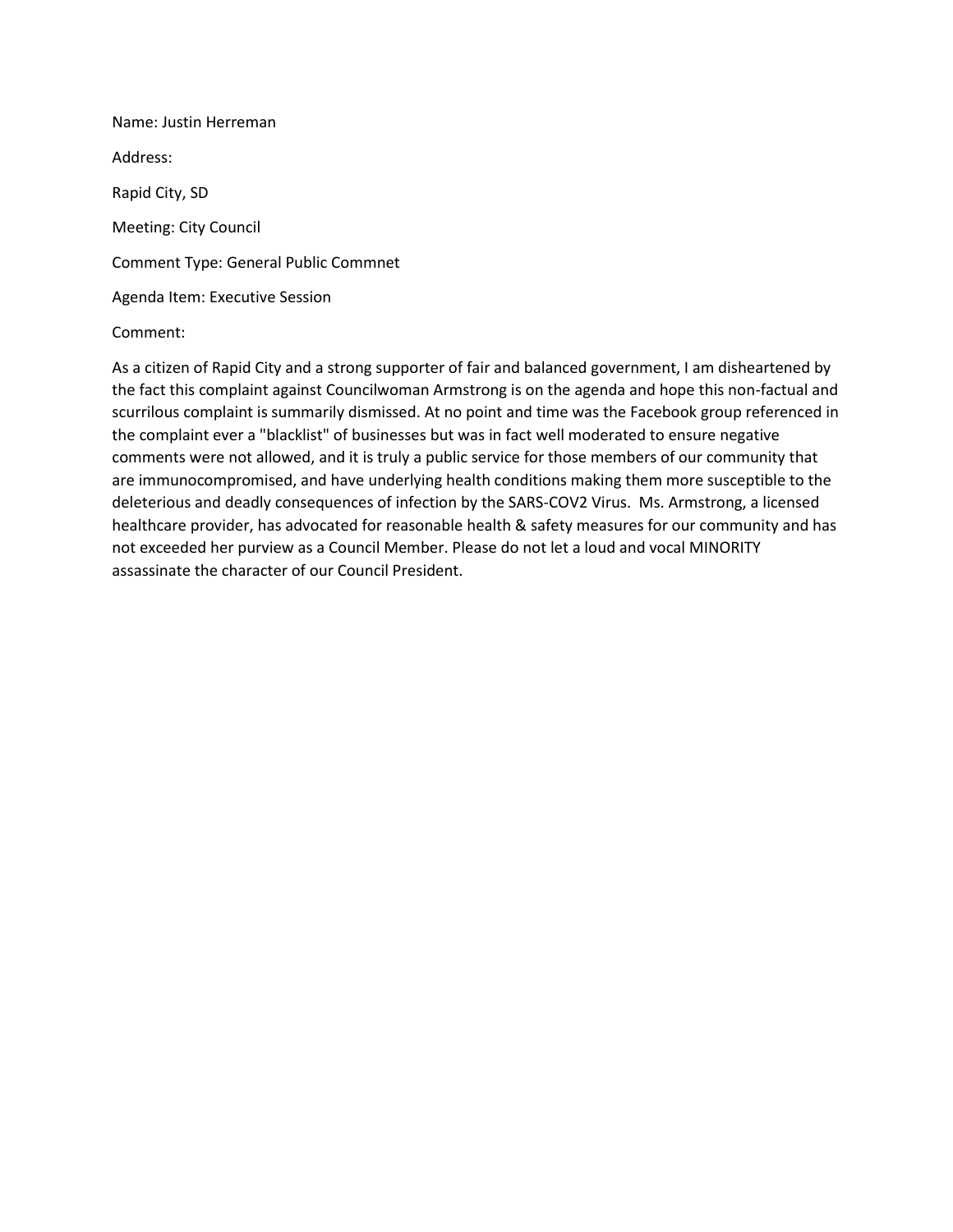Name: Justin Herreman

Address:

Rapid City, SD

Meeting: City Council

Comment Type: General Public Commnet

Agenda Item: Executive Session

Comment:

As a citizen of Rapid City and a strong supporter of fair and balanced government, I am disheartened by the fact this complaint against Councilwoman Armstrong is on the agenda and hope this non-factual and scurrilous complaint is summarily dismissed. At no point and time was the Facebook group referenced in the complaint ever a "blacklist" of businesses but was in fact well moderated to ensure negative comments were not allowed, and it is truly a public service for those members of our community that are immunocompromised, and have underlying health conditions making them more susceptible to the deleterious and deadly consequences of infection by the SARS-COV2 Virus. Ms. Armstrong, a licensed healthcare provider, has advocated for reasonable health & safety measures for our community and has not exceeded her purview as a Council Member. Please do not let a loud and vocal MINORITY assassinate the character of our Council President.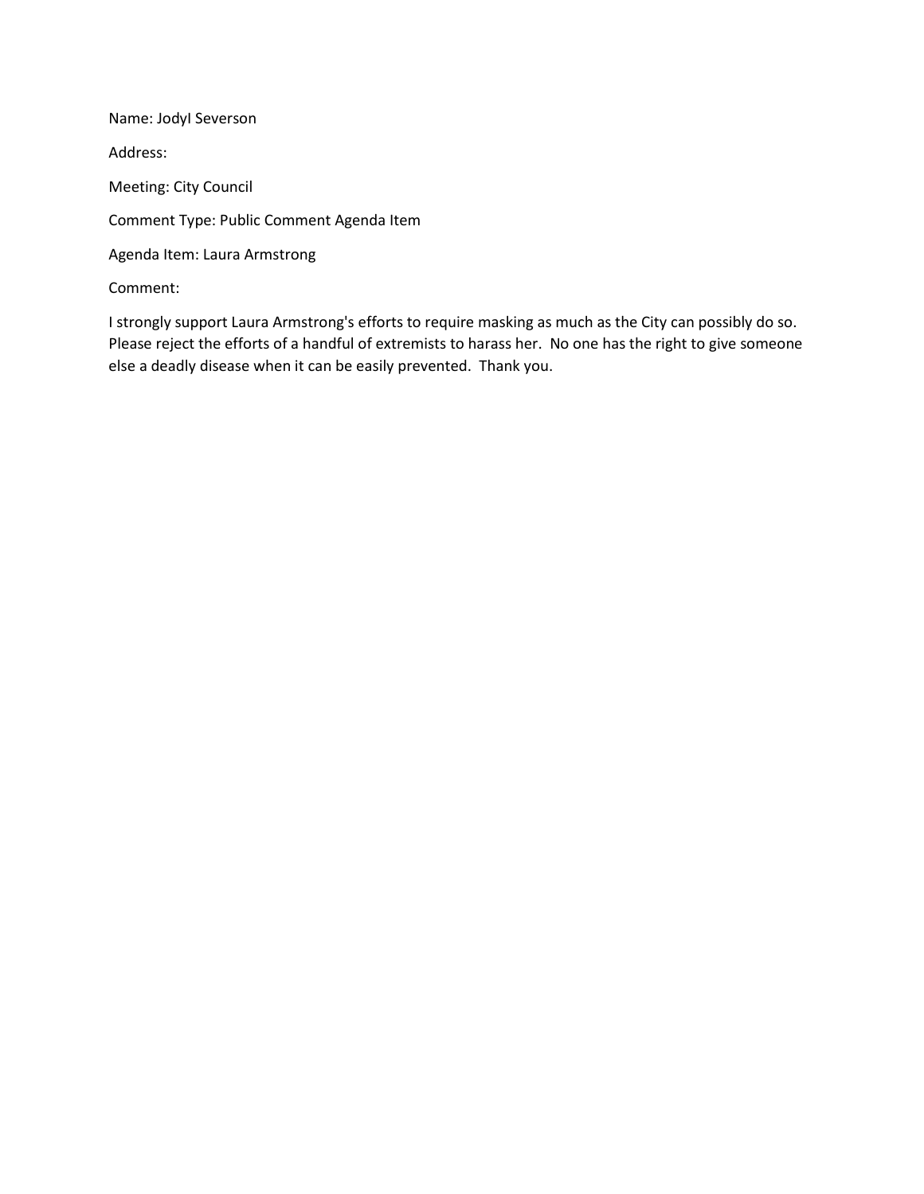Name: Jodyl Severson

Address:

Meeting: City Council

Comment Type: Public Comment Agenda Item

Agenda Item: Laura Armstrong

Comment:

I strongly support Laura Armstrong's efforts to require masking as much as the City can possibly do so. Please reject the efforts of a handful of extremists to harass her. No one has the right to give someone else a deadly disease when it can be easily prevented. Thank you.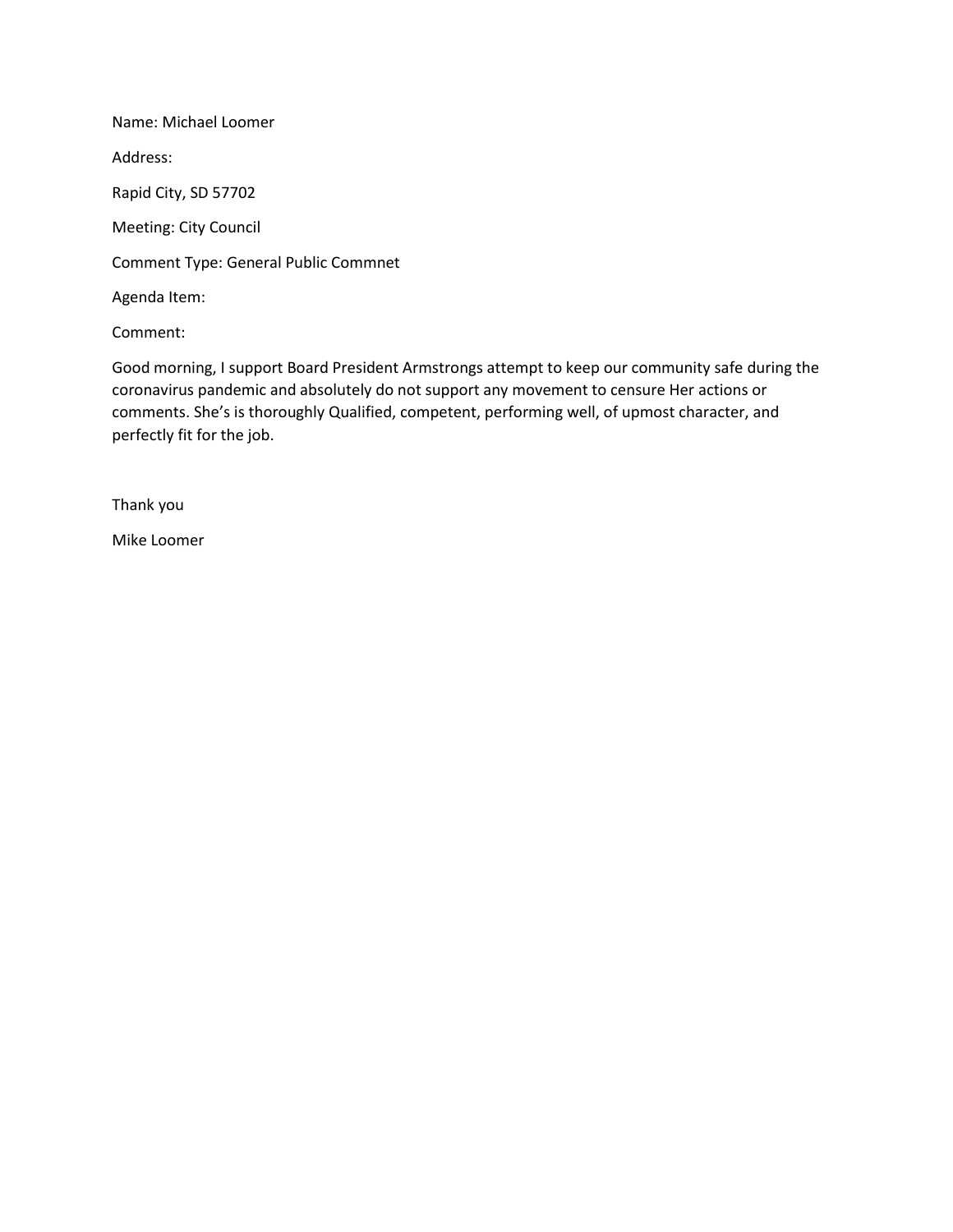Name: Michael Loomer

Address:

Rapid City, SD 57702

Meeting: City Council

Comment Type: General Public Commnet

Agenda Item:

Comment:

Good morning, I support Board President Armstrongs attempt to keep our community safe during the coronavirus pandemic and absolutely do not support any movement to censure Her actions or comments. She's is thoroughly Qualified, competent, performing well, of upmost character, and perfectly fit for the job.

Thank you

Mike Loomer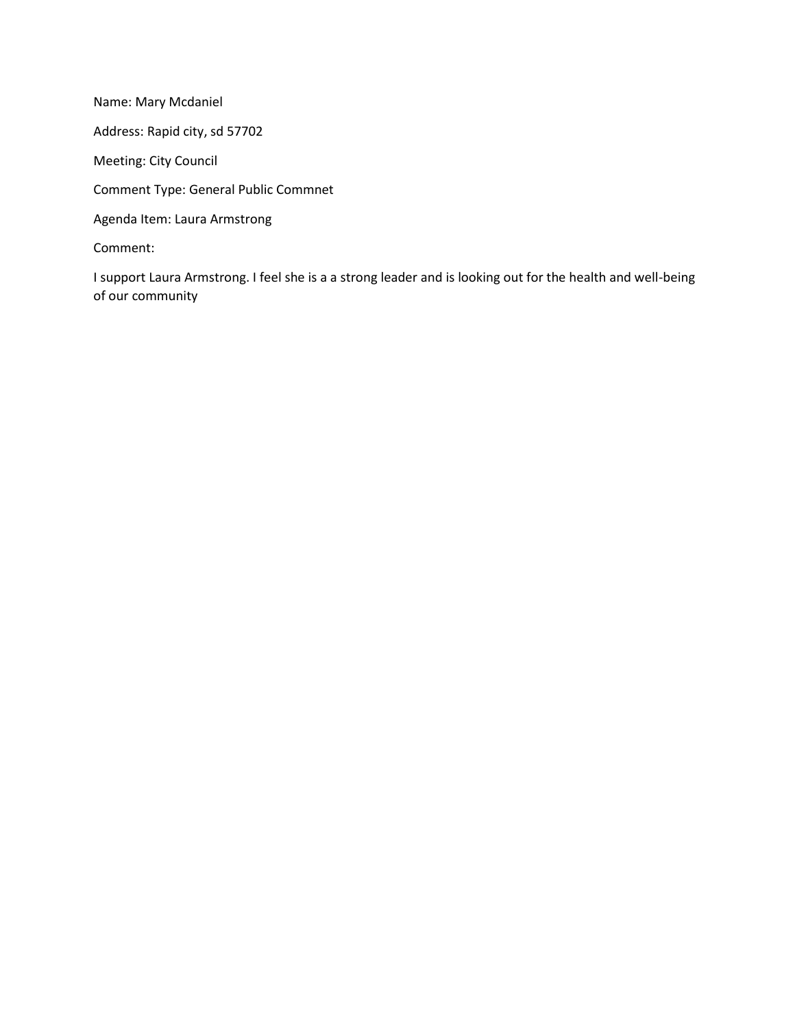Name: Mary Mcdaniel

Address: Rapid city, sd 57702

Meeting: City Council

Comment Type: General Public Commnet

Agenda Item: Laura Armstrong

Comment:

I support Laura Armstrong. I feel she is a a strong leader and is looking out for the health and well-being of our community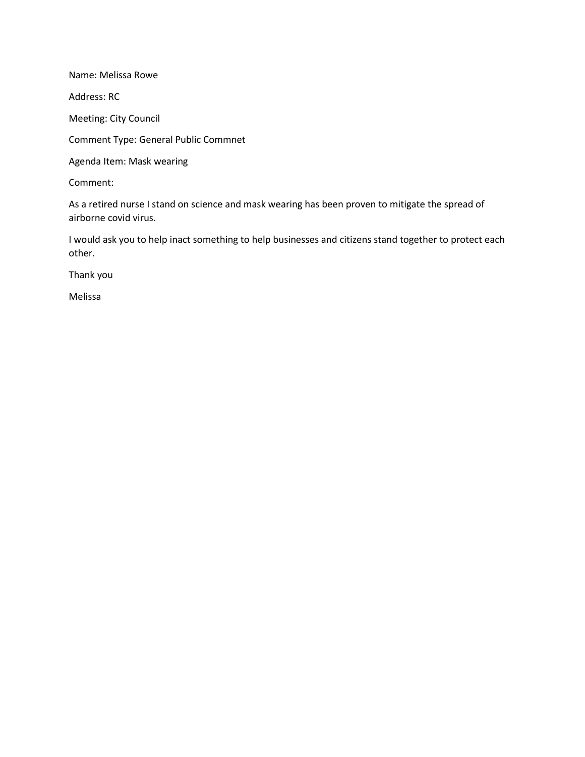Name: Melissa Rowe

Address: RC

Meeting: City Council

Comment Type: General Public Commnet

Agenda Item: Mask wearing

Comment:

As a retired nurse I stand on science and mask wearing has been proven to mitigate the spread of airborne covid virus.

I would ask you to help inact something to help businesses and citizens stand together to protect each other.

Thank you

Melissa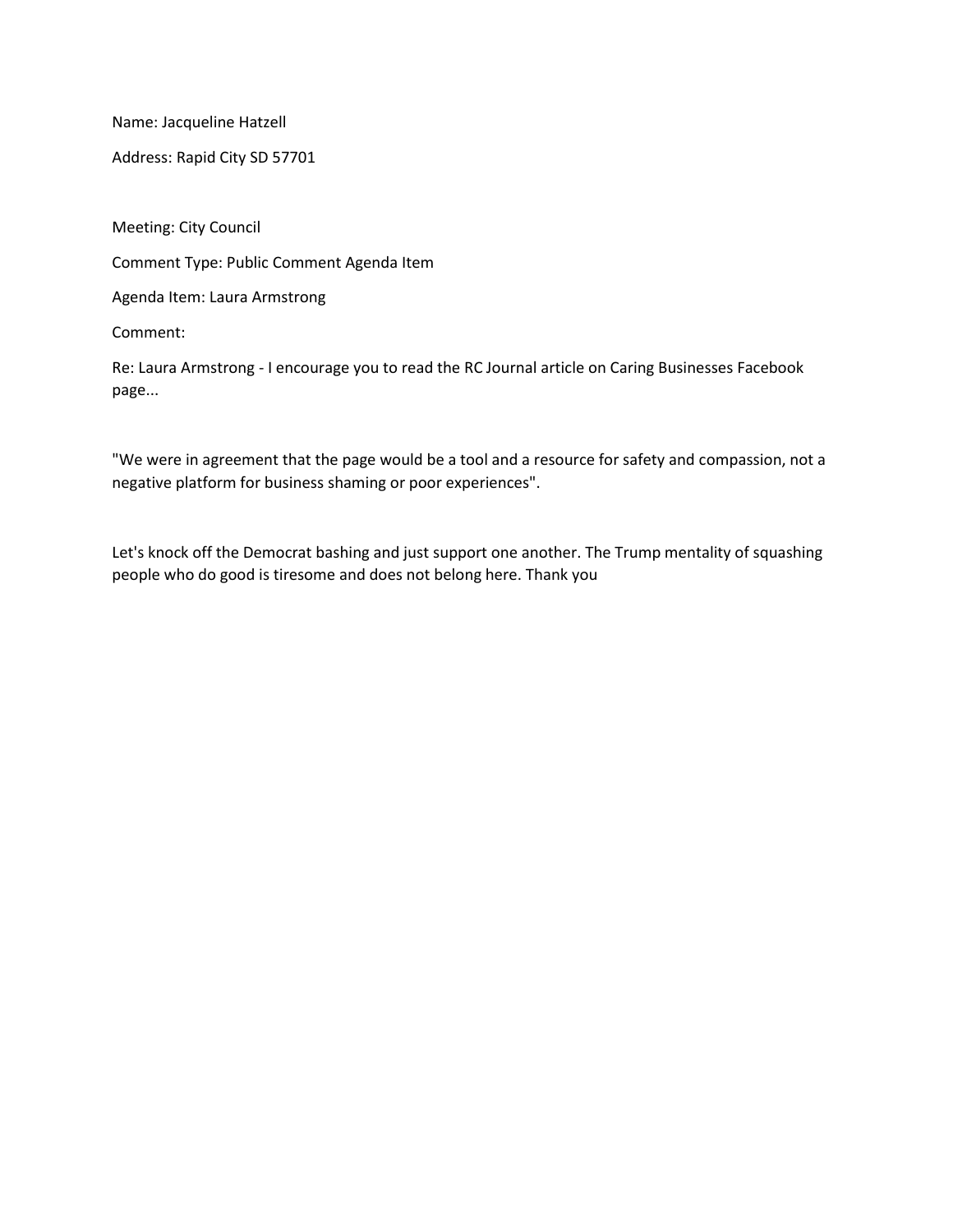Name: Jacqueline Hatzell

Address: Rapid City SD 57701

Meeting: City Council

Comment Type: Public Comment Agenda Item

Agenda Item: Laura Armstrong

Comment:

Re: Laura Armstrong - I encourage you to read the RC Journal article on Caring Businesses Facebook page...

"We were in agreement that the page would be a tool and a resource for safety and compassion, not a negative platform for business shaming or poor experiences".

Let's knock off the Democrat bashing and just support one another. The Trump mentality of squashing people who do good is tiresome and does not belong here. Thank you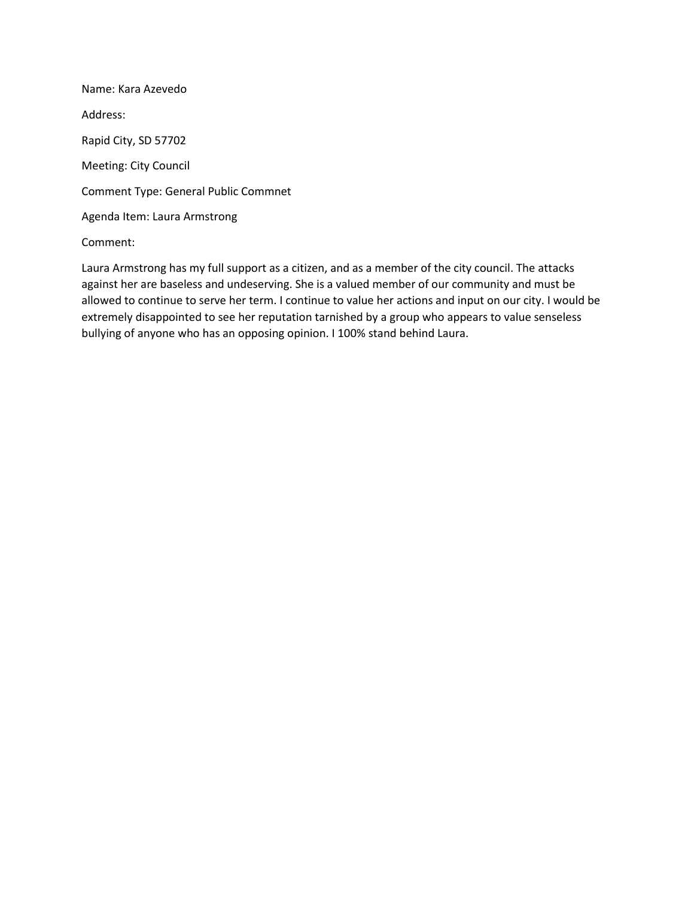Name: Kara Azevedo

Address:

Rapid City, SD 57702

Meeting: City Council

Comment Type: General Public Commnet

Agenda Item: Laura Armstrong

Comment:

Laura Armstrong has my full support as a citizen, and as a member of the city council. The attacks against her are baseless and undeserving. She is a valued member of our community and must be allowed to continue to serve her term. I continue to value her actions and input on our city. I would be extremely disappointed to see her reputation tarnished by a group who appears to value senseless bullying of anyone who has an opposing opinion. I 100% stand behind Laura.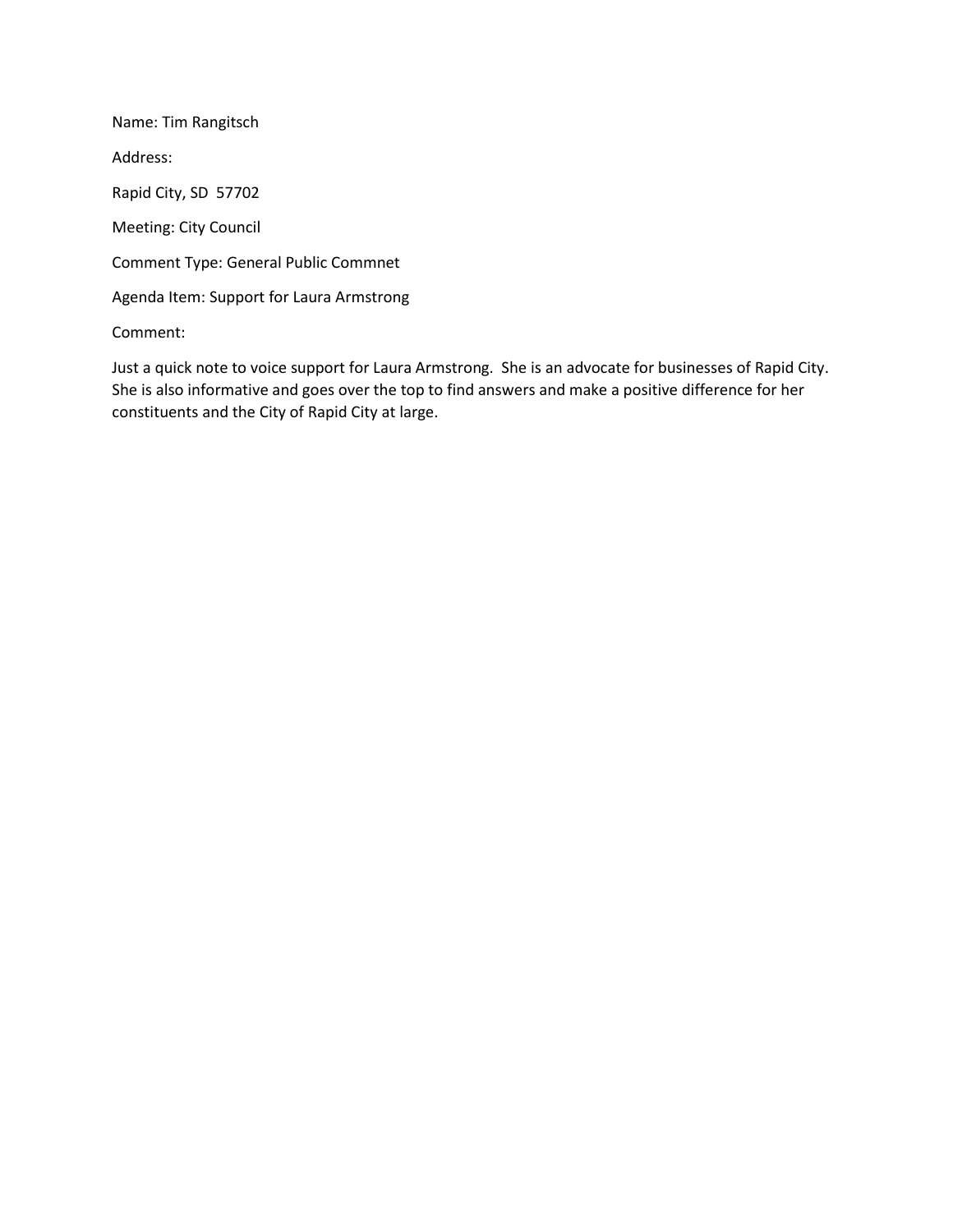Name: Tim Rangitsch

Address:

Rapid City, SD 57702

Meeting: City Council

Comment Type: General Public Commnet

Agenda Item: Support for Laura Armstrong

Comment:

Just a quick note to voice support for Laura Armstrong. She is an advocate for businesses of Rapid City. She is also informative and goes over the top to find answers and make a positive difference for her constituents and the City of Rapid City at large.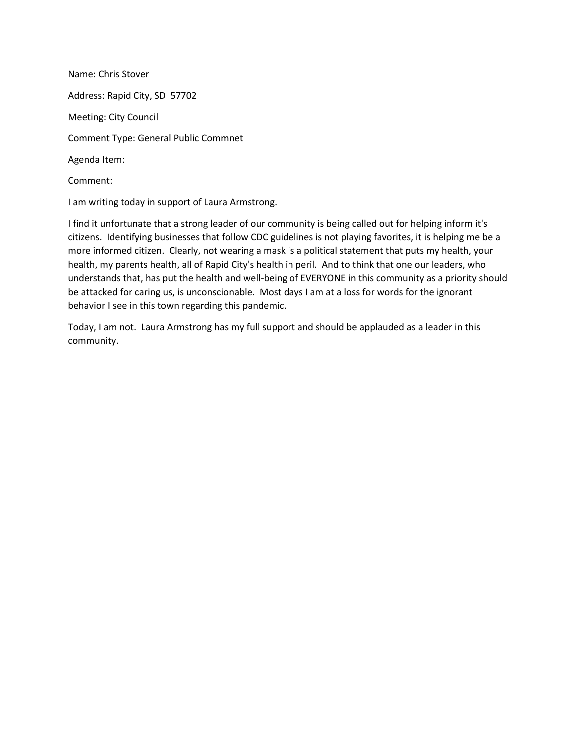Name: Chris Stover

Address: Rapid City, SD  57702

Meeting: City Council

Comment Type: General Public Commnet

Agenda Item:

Comment:

I am writing today in support of Laura Armstrong.

I find it unfortunate that a strong leader of our community is being called out for helping inform it's citizens.  Identifying businesses that follow CDC guidelines is not playing favorites, it is helping me be a more informed citizen.  Clearly, not wearing a mask is a political statement that puts my health, your health, my parents health, all of Rapid City's health in peril.  And to think that one our leaders, who understands that, has put the health and well-being of EVERYONE in this community as a priority should be attacked for caring us, is unconscionable.  Most days I am at a loss for words for the ignorant behavior I see in this town regarding this pandemic.

Today, I am not.  Laura Armstrong has my full support and should be applauded as a leader in this community.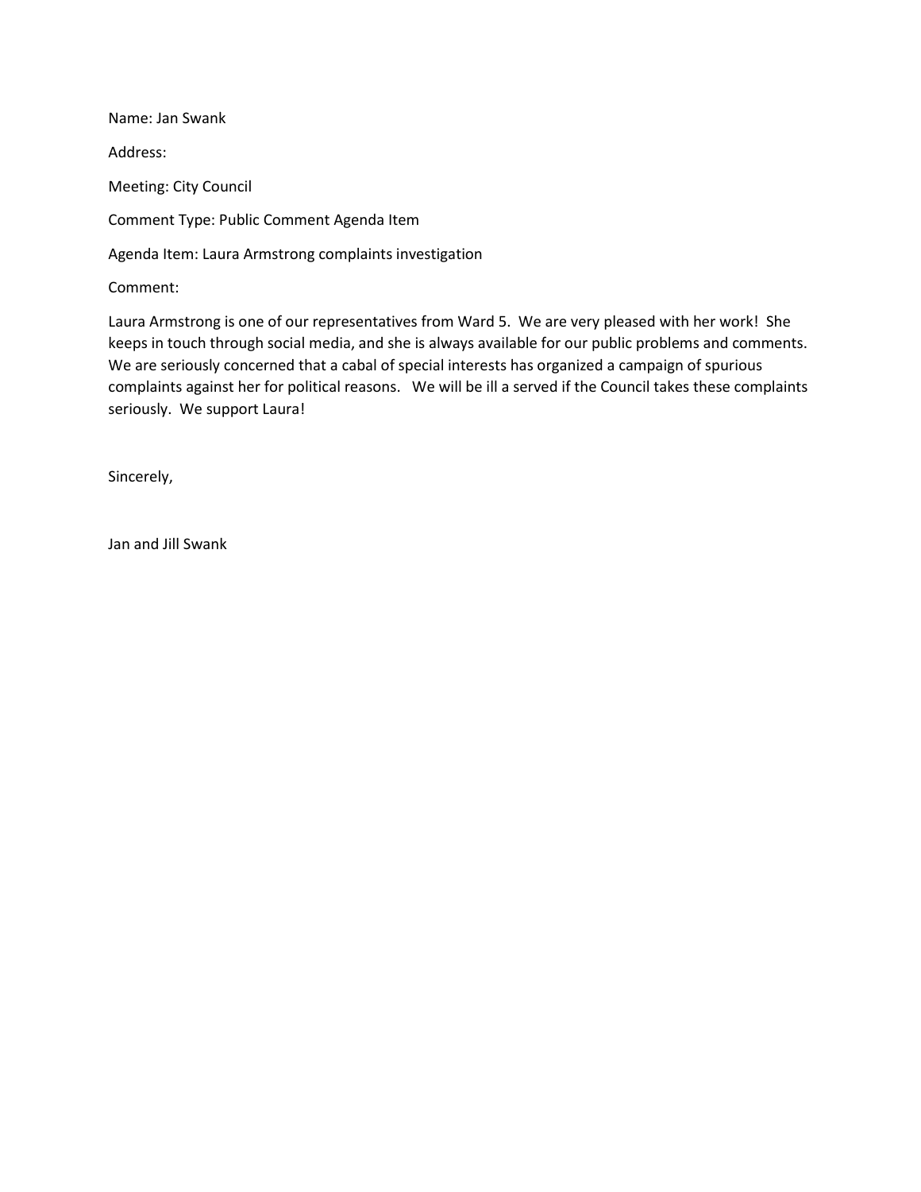Name: Jan Swank

Address:

Meeting: City Council

Comment Type: Public Comment Agenda Item

Agenda Item: Laura Armstrong complaints investigation

Comment:

Laura Armstrong is one of our representatives from Ward 5. We are very pleased with her work! She keeps in touch through social media, and she is always available for our public problems and comments. We are seriously concerned that a cabal of special interests has organized a campaign of spurious complaints against her for political reasons. We will be ill a served if the Council takes these complaints seriously. We support Laura!

Sincerely,

Jan and Jill Swank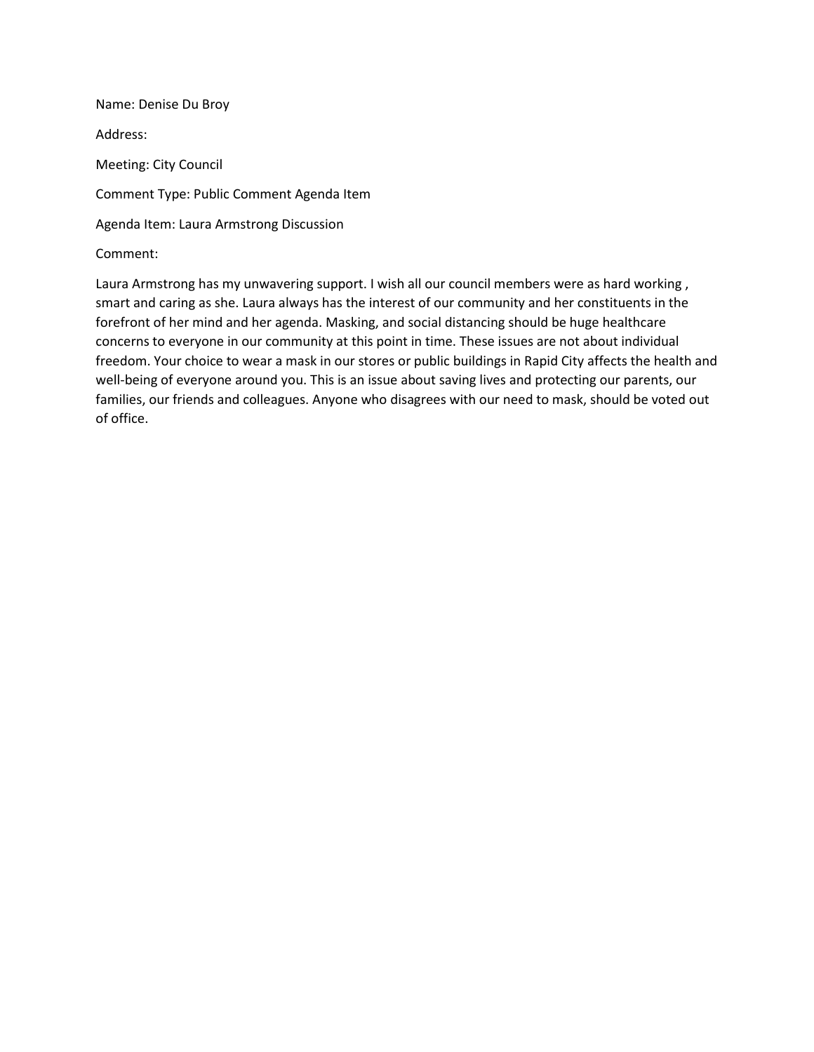Name: Denise Du Broy

Address:

Meeting: City Council

Comment Type: Public Comment Agenda Item

Agenda Item: Laura Armstrong Discussion

Comment:

Laura Armstrong has my unwavering support. I wish all our council members were as hard working , smart and caring as she. Laura always has the interest of our community and her constituents in the forefront of her mind and her agenda. Masking, and social distancing should be huge healthcare concerns to everyone in our community at this point in time. These issues are not about individual freedom. Your choice to wear a mask in our stores or public buildings in Rapid City affects the health and well-being of everyone around you. This is an issue about saving lives and protecting our parents, our families, our friends and colleagues. Anyone who disagrees with our need to mask, should be voted out of office.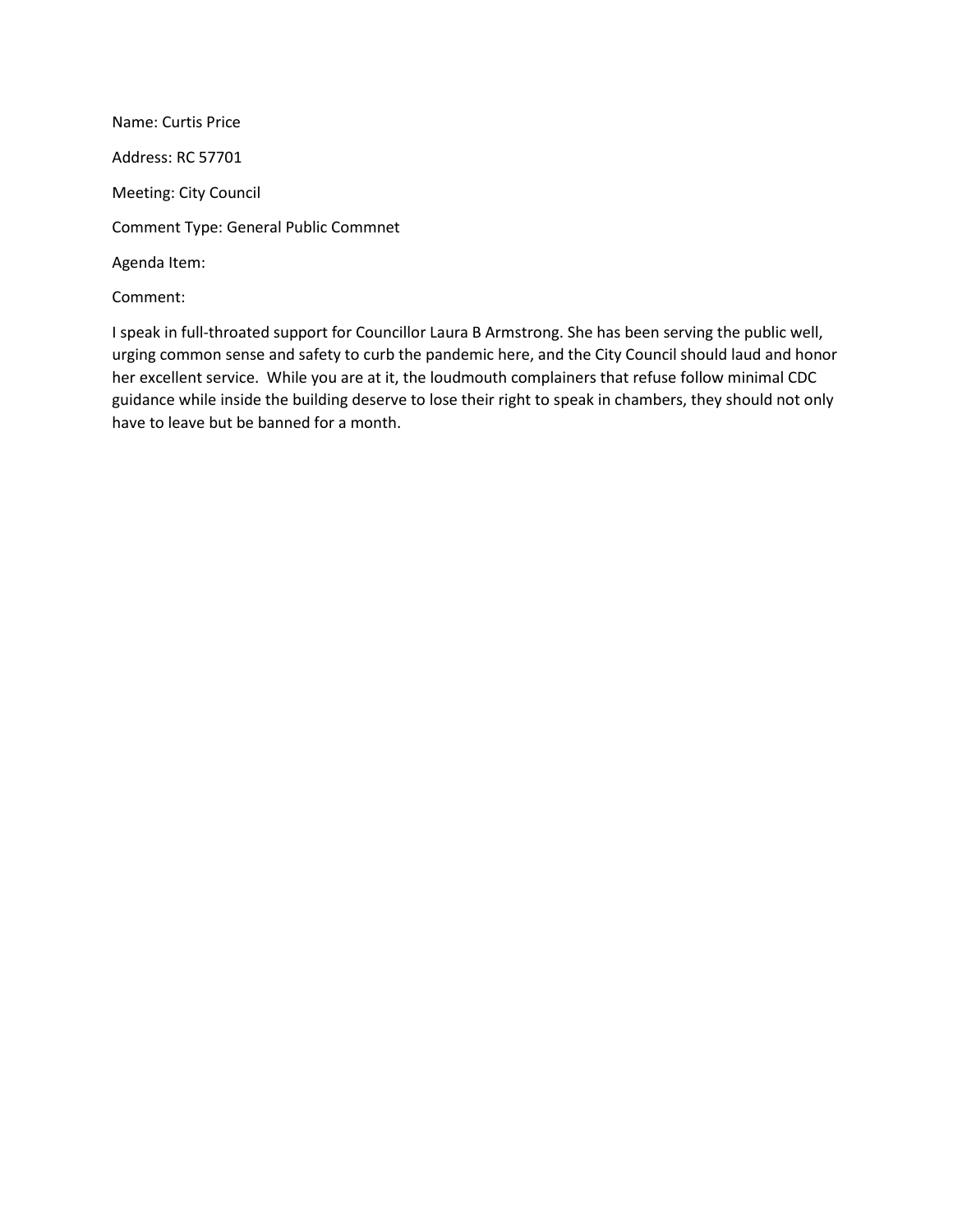Name: Curtis Price

Address: RC 57701

Meeting: City Council

Comment Type: General Public Commnet

Agenda Item:

Comment:

I speak in full-throated support for Councillor Laura B Armstrong. She has been serving the public well, urging common sense and safety to curb the pandemic here, and the City Council should laud and honor her excellent service.  While you are at it, the loudmouth complainers that refuse follow minimal CDC guidance while inside the building deserve to lose their right to speak in chambers, they should not only have to leave but be banned for a month.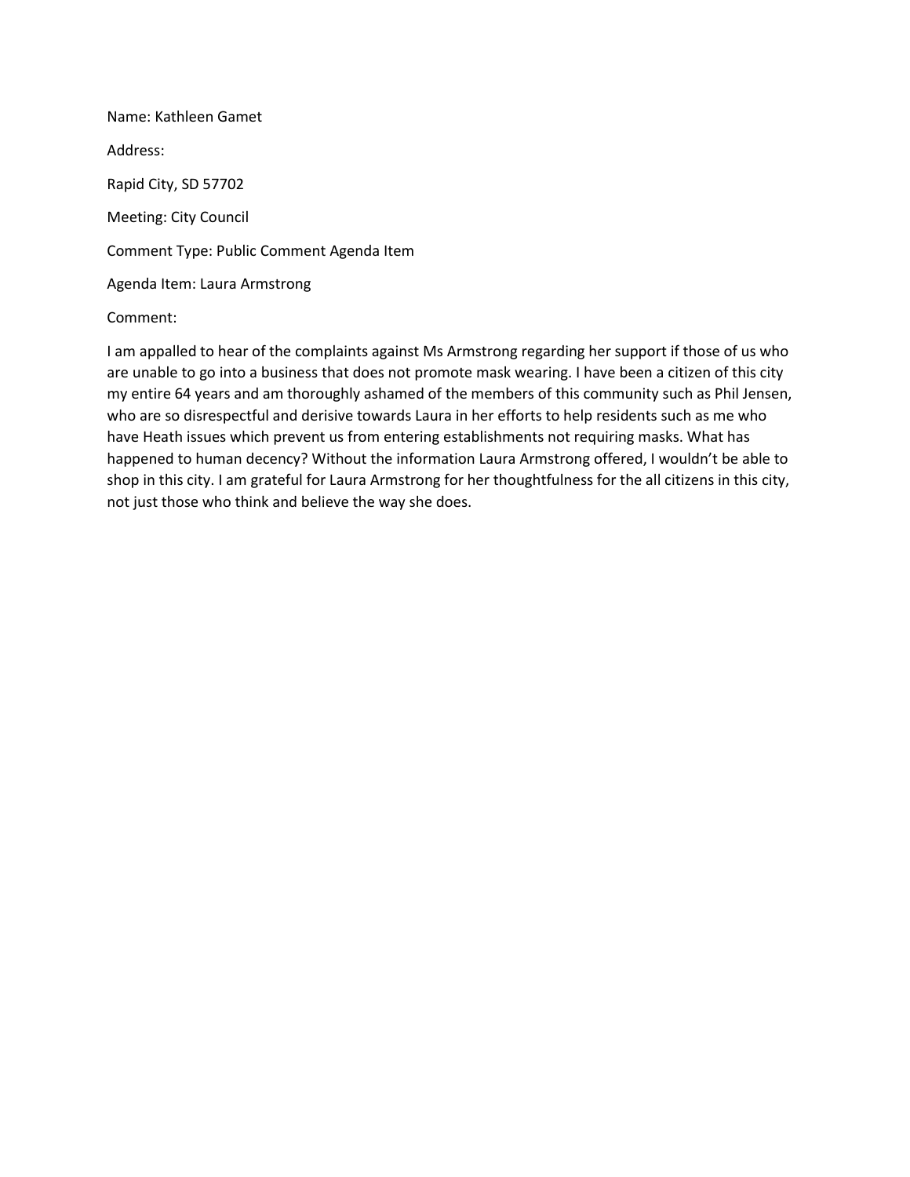Name: Kathleen Gamet

Address:

Rapid City, SD 57702

Meeting: City Council

Comment Type: Public Comment Agenda Item

Agenda Item: Laura Armstrong

Comment:

I am appalled to hear of the complaints against Ms Armstrong regarding her support if those of us who are unable to go into a business that does not promote mask wearing. I have been a citizen of this city my entire 64 years and am thoroughly ashamed of the members of this community such as Phil Jensen, who are so disrespectful and derisive towards Laura in her efforts to help residents such as me who have Heath issues which prevent us from entering establishments not requiring masks. What has happened to human decency? Without the information Laura Armstrong offered, I wouldn't be able to shop in this city. I am grateful for Laura Armstrong for her thoughtfulness for the all citizens in this city, not just those who think and believe the way she does.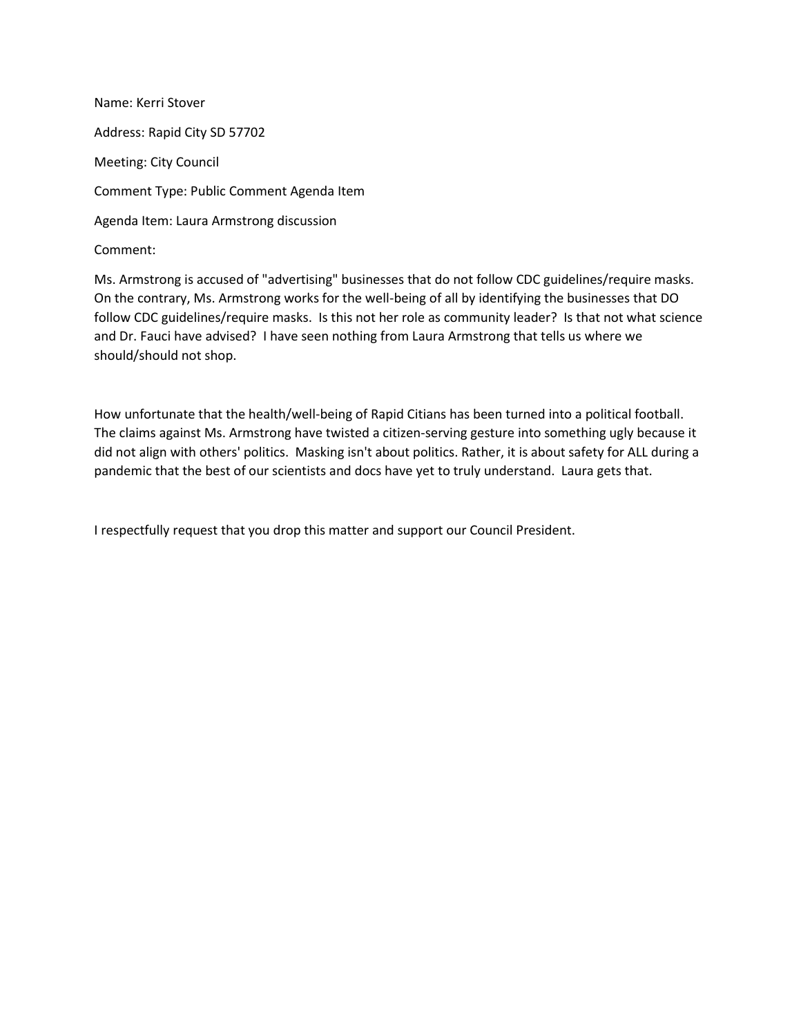Name: Kerri Stover

Address: Rapid City SD 57702

Meeting: City Council

Comment Type: Public Comment Agenda Item

Agenda Item: Laura Armstrong discussion

Comment:

Ms. Armstrong is accused of "advertising" businesses that do not follow CDC guidelines/require masks. On the contrary, Ms. Armstrong works for the well-being of all by identifying the businesses that DO follow CDC guidelines/require masks. Is this not her role as community leader? Is that not what science and Dr. Fauci have advised? I have seen nothing from Laura Armstrong that tells us where we should/should not shop.

How unfortunate that the health/well-being of Rapid Citians has been turned into a political football. The claims against Ms. Armstrong have twisted a citizen-serving gesture into something ugly because it did not align with others' politics. Masking isn't about politics. Rather, it is about safety for ALL during a pandemic that the best of our scientists and docs have yet to truly understand. Laura gets that.

I respectfully request that you drop this matter and support our Council President.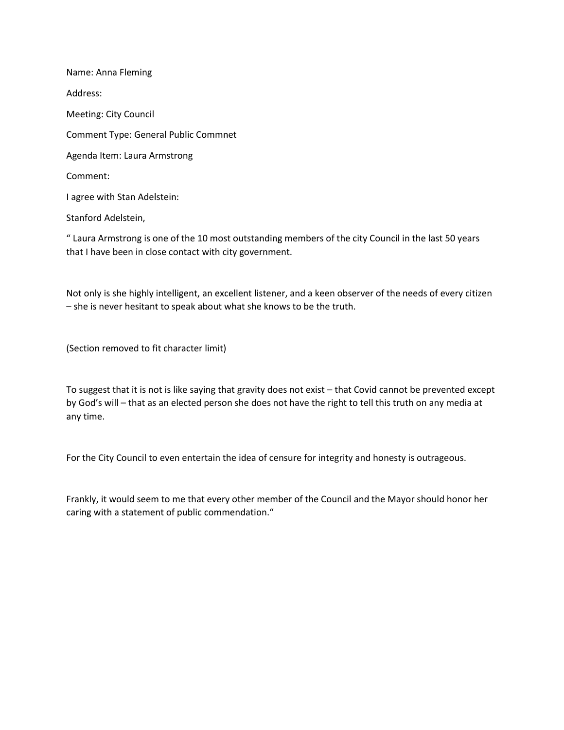Name: Anna Fleming

Address:

Meeting: City Council

Comment Type: General Public Commnet

Agenda Item: Laura Armstrong

Comment:

I agree with Stan Adelstein:

Stanford Adelstein,

" Laura Armstrong is one of the 10 most outstanding members of the city Council in the last 50 years that I have been in close contact with city government.

Not only is she highly intelligent, an excellent listener, and a keen observer of the needs of every citizen – she is never hesitant to speak about what she knows to be the truth.

(Section removed to fit character limit)

To suggest that it is not is like saying that gravity does not exist – that Covid cannot be prevented except by God's will – that as an elected person she does not have the right to tell this truth on any media at any time.

For the City Council to even entertain the idea of censure for integrity and honesty is outrageous.

Frankly, it would seem to me that every other member of the Council and the Mayor should honor her caring with a statement of public commendation."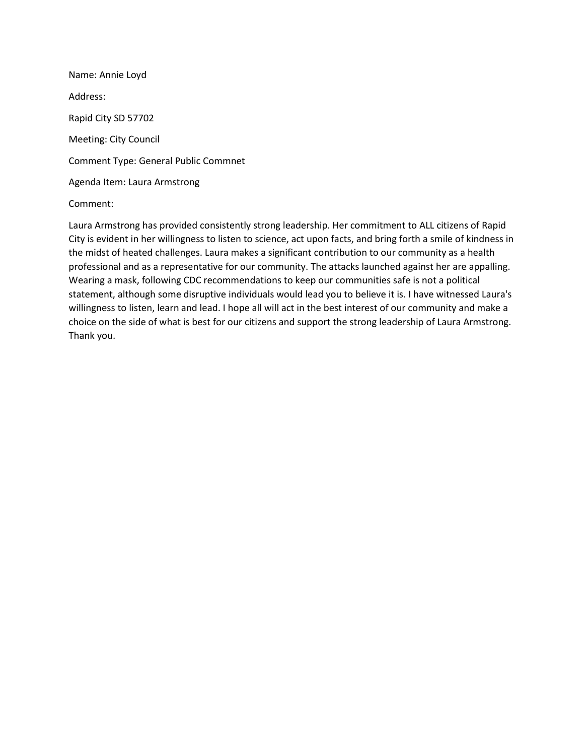Name: Annie Loyd

Address:

Rapid City SD 57702

Meeting: City Council

Comment Type: General Public Commnet

Agenda Item: Laura Armstrong

Comment:

Laura Armstrong has provided consistently strong leadership. Her commitment to ALL citizens of Rapid City is evident in her willingness to listen to science, act upon facts, and bring forth a smile of kindness in the midst of heated challenges. Laura makes a significant contribution to our community as a health professional and as a representative for our community. The attacks launched against her are appalling. Wearing a mask, following CDC recommendations to keep our communities safe is not a political statement, although some disruptive individuals would lead you to believe it is. I have witnessed Laura's willingness to listen, learn and lead. I hope all will act in the best interest of our community and make a choice on the side of what is best for our citizens and support the strong leadership of Laura Armstrong. Thank you.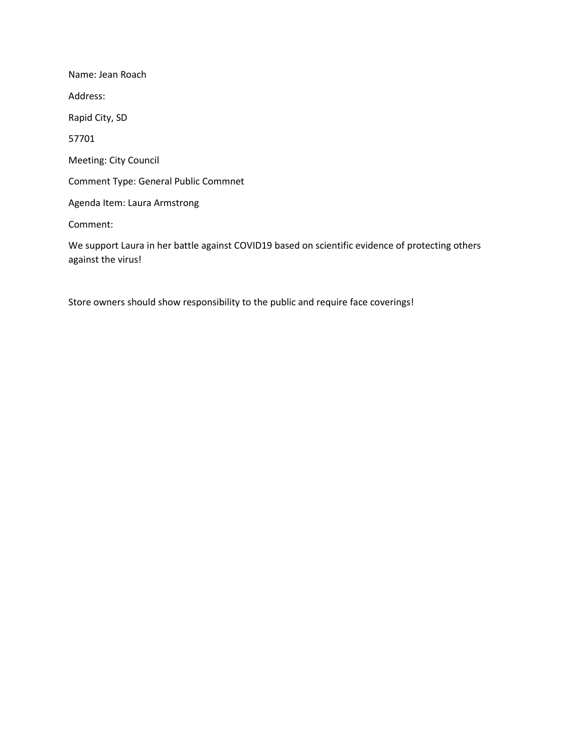Name: Jean Roach

Address:

Rapid City, SD

57701

Meeting: City Council

Comment Type: General Public Commnet

Agenda Item: Laura Armstrong

Comment:

We support Laura in her battle against COVID19 based on scientific evidence of protecting others against the virus!

Store owners should show responsibility to the public and require face coverings!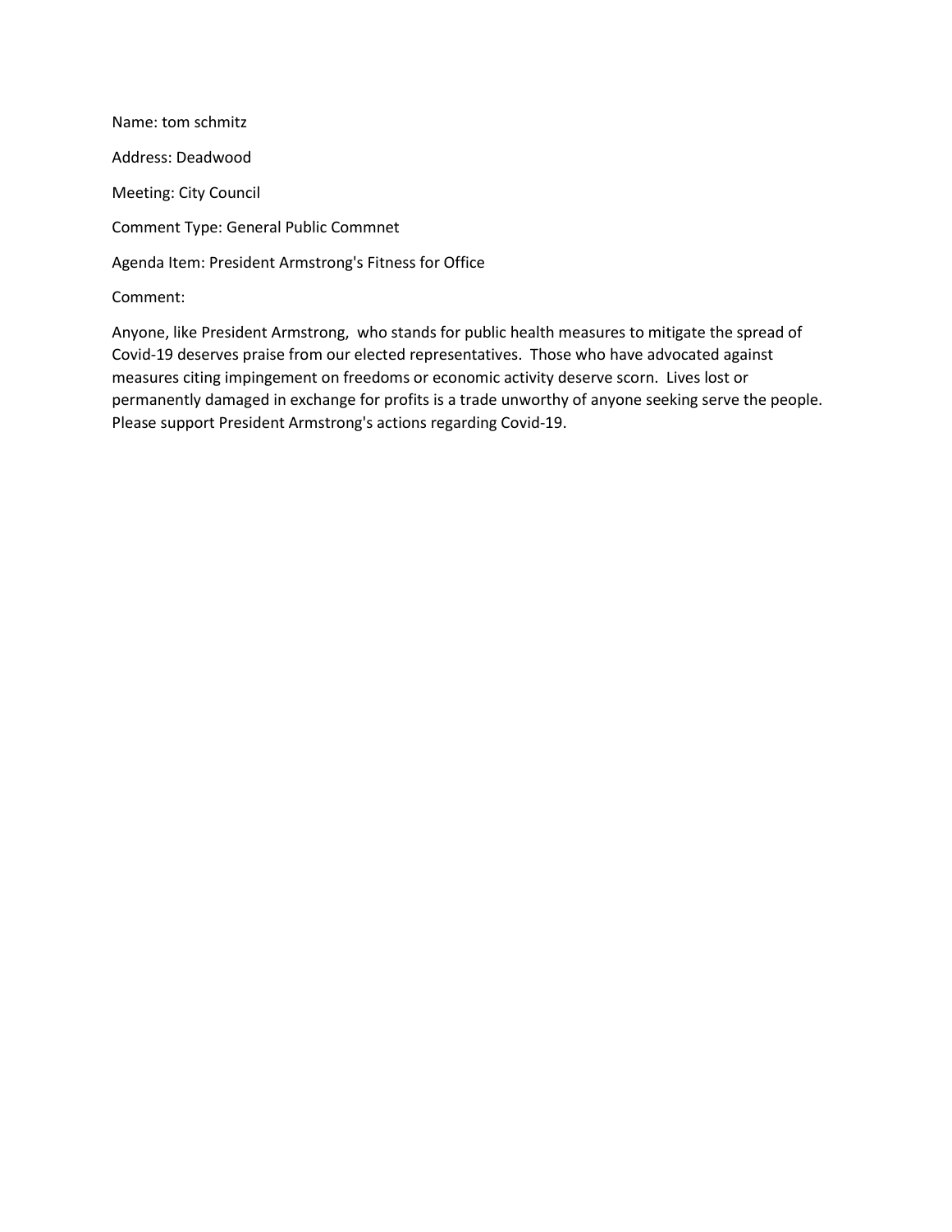Name: tom schmitz

Address: Deadwood

Meeting: City Council

Comment Type: General Public Commnet

Agenda Item: President Armstrong's Fitness for Office

Comment:

Anyone, like President Armstrong, who stands for public health measures to mitigate the spread of Covid-19 deserves praise from our elected representatives. Those who have advocated against measures citing impingement on freedoms or economic activity deserve scorn. Lives lost or permanently damaged in exchange for profits is a trade unworthy of anyone seeking serve the people. Please support President Armstrong's actions regarding Covid-19.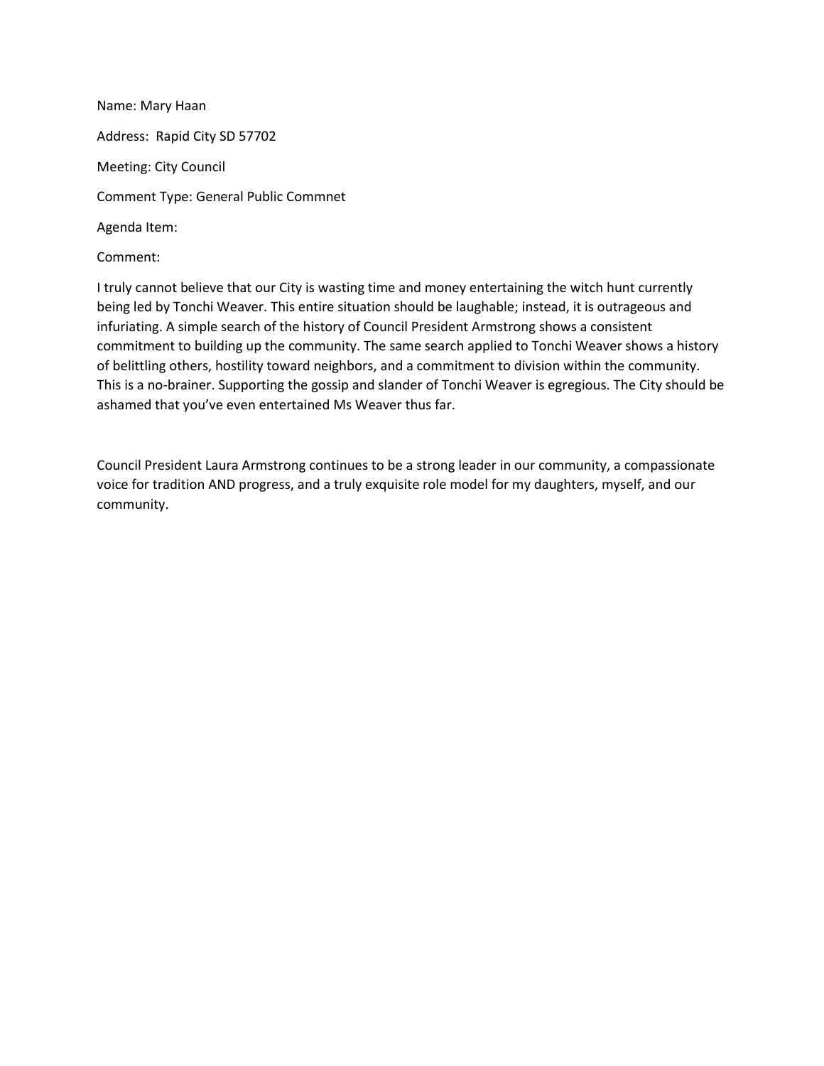Name: Mary Haan

Address: Rapid City SD 57702

Meeting: City Council

Comment Type: General Public Commnet

Agenda Item:

Comment:

I truly cannot believe that our City is wasting time and money entertaining the witch hunt currently being led by Tonchi Weaver. This entire situation should be laughable; instead, it is outrageous and infuriating. A simple search of the history of Council President Armstrong shows a consistent commitment to building up the community. The same search applied to Tonchi Weaver shows a history of belittling others, hostility toward neighbors, and a commitment to division within the community. This is a no-brainer. Supporting the gossip and slander of Tonchi Weaver is egregious. The City should be ashamed that you've even entertained Ms Weaver thus far.

Council President Laura Armstrong continues to be a strong leader in our community, a compassionate voice for tradition AND progress, and a truly exquisite role model for my daughters, myself, and our community.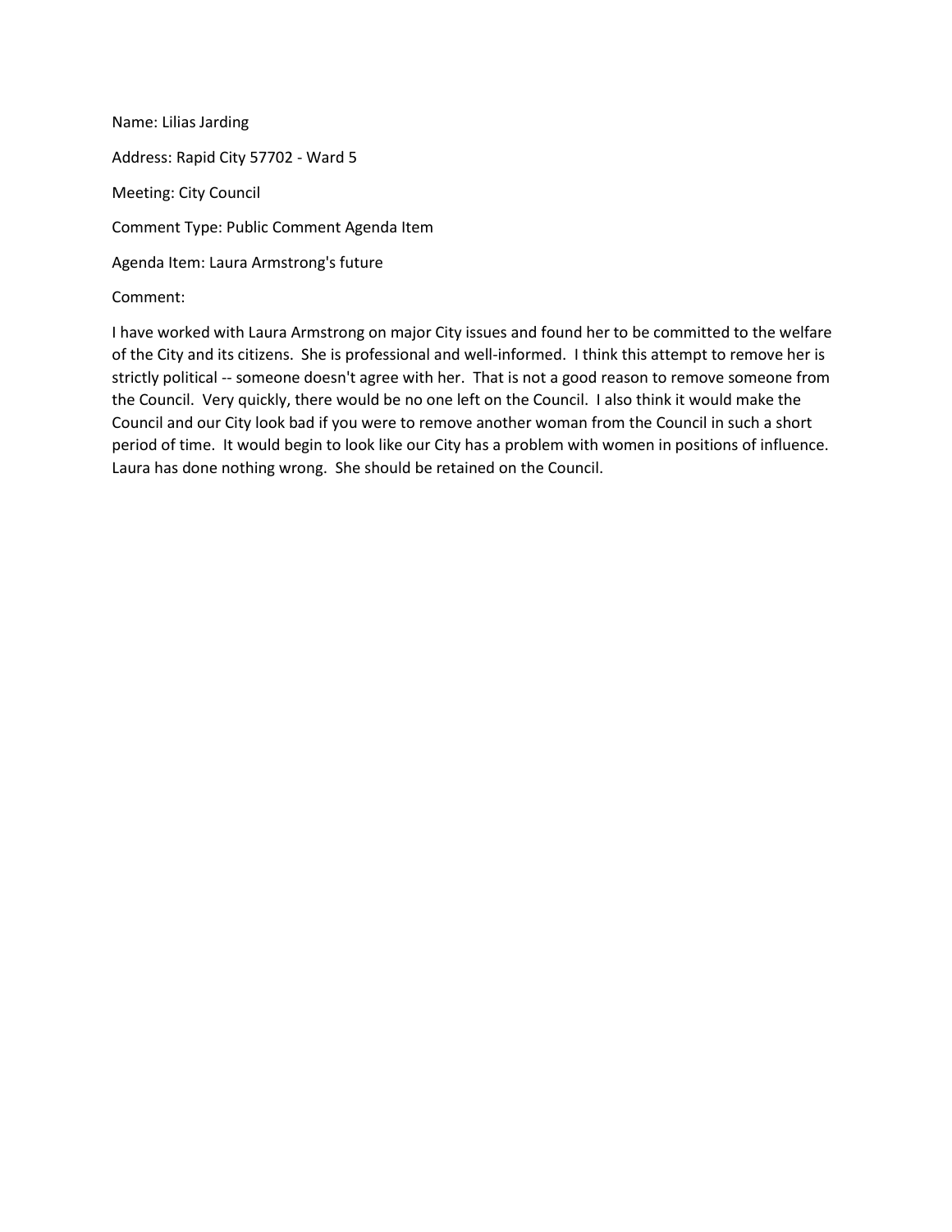Name: Lilias Jarding

Address: Rapid City 57702 - Ward 5

Meeting: City Council

Comment Type: Public Comment Agenda Item

Agenda Item: Laura Armstrong's future

Comment:

I have worked with Laura Armstrong on major City issues and found her to be committed to the welfare of the City and its citizens. She is professional and well-informed. I think this attempt to remove her is strictly political -- someone doesn't agree with her. That is not a good reason to remove someone from the Council. Very quickly, there would be no one left on the Council. I also think it would make the Council and our City look bad if you were to remove another woman from the Council in such a short period of time. It would begin to look like our City has a problem with women in positions of influence. Laura has done nothing wrong. She should be retained on the Council.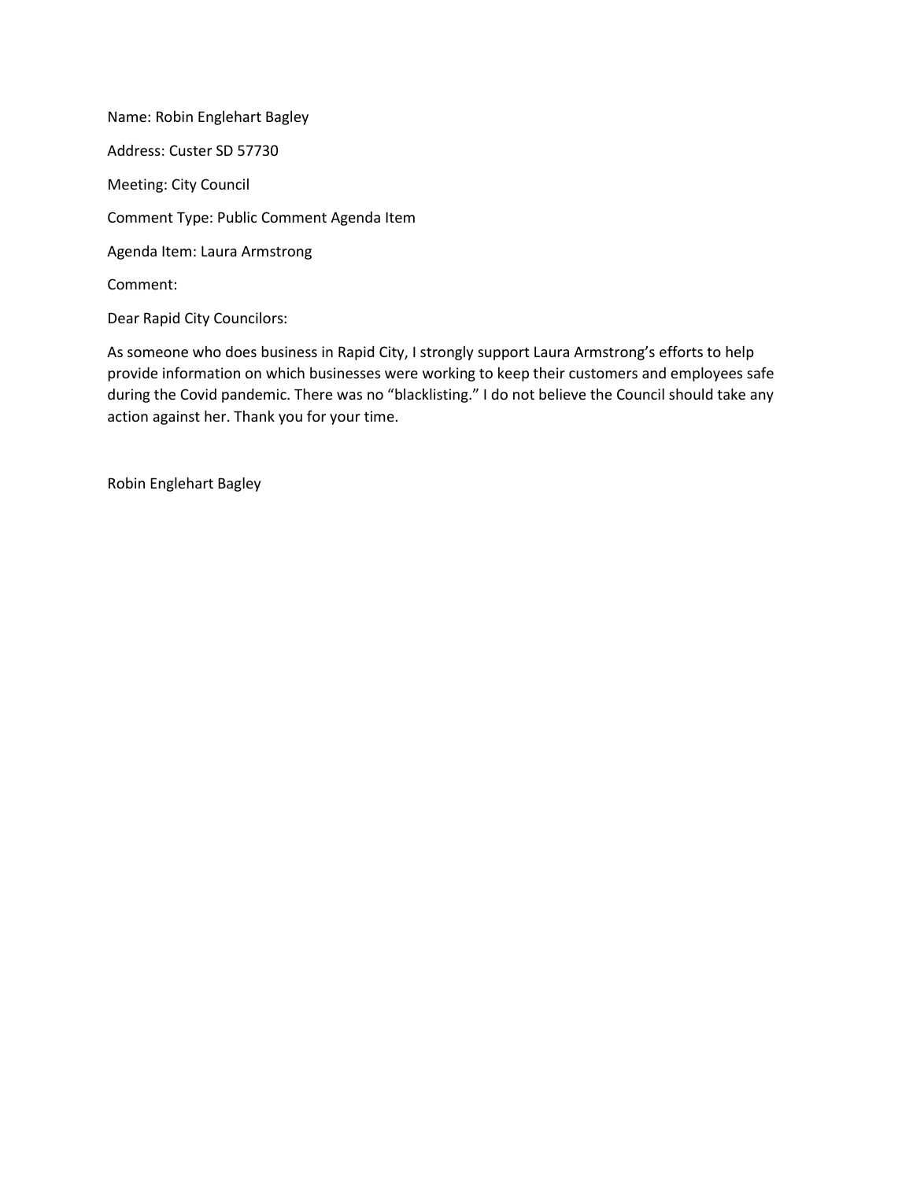Name: Robin Englehart Bagley

Address: Custer SD 57730

Meeting: City Council

Comment Type: Public Comment Agenda Item

Agenda Item: Laura Armstrong

Comment:

Dear Rapid City Councilors:

As someone who does business in Rapid City, I strongly support Laura Armstrong's efforts to help provide information on which businesses were working to keep their customers and employees safe during the Covid pandemic. There was no "blacklisting." I do not believe the Council should take any action against her. Thank you for your time.

Robin Englehart Bagley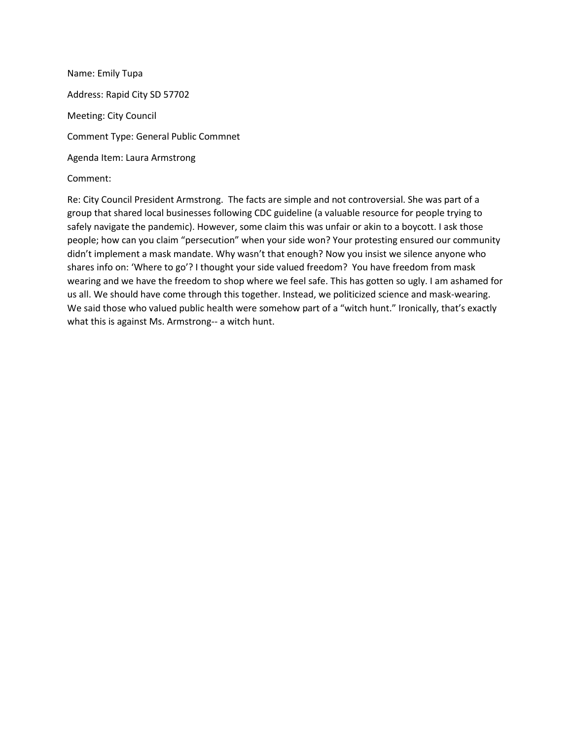Name: Emily Tupa

Address: Rapid City SD 57702

Meeting: City Council

Comment Type: General Public Commnet

Agenda Item: Laura Armstrong

Comment:

Re: City Council President Armstrong.  The facts are simple and not controversial. She was part of a group that shared local businesses following CDC guideline (a valuable resource for people trying to safely navigate the pandemic). However, some claim this was unfair or akin to a boycott. I ask those people; how can you claim "persecution" when your side won? Your protesting ensured our community didn't implement a mask mandate. Why wasn't that enough? Now you insist we silence anyone who shares info on: 'Where to go'? I thought your side valued freedom?  You have freedom from mask wearing and we have the freedom to shop where we feel safe. This has gotten so ugly. I am ashamed for us all. We should have come through this together. Instead, we politicized science and mask-wearing. We said those who valued public health were somehow part of a "witch hunt." Ironically, that's exactly what this is against Ms. Armstrong-- a witch hunt.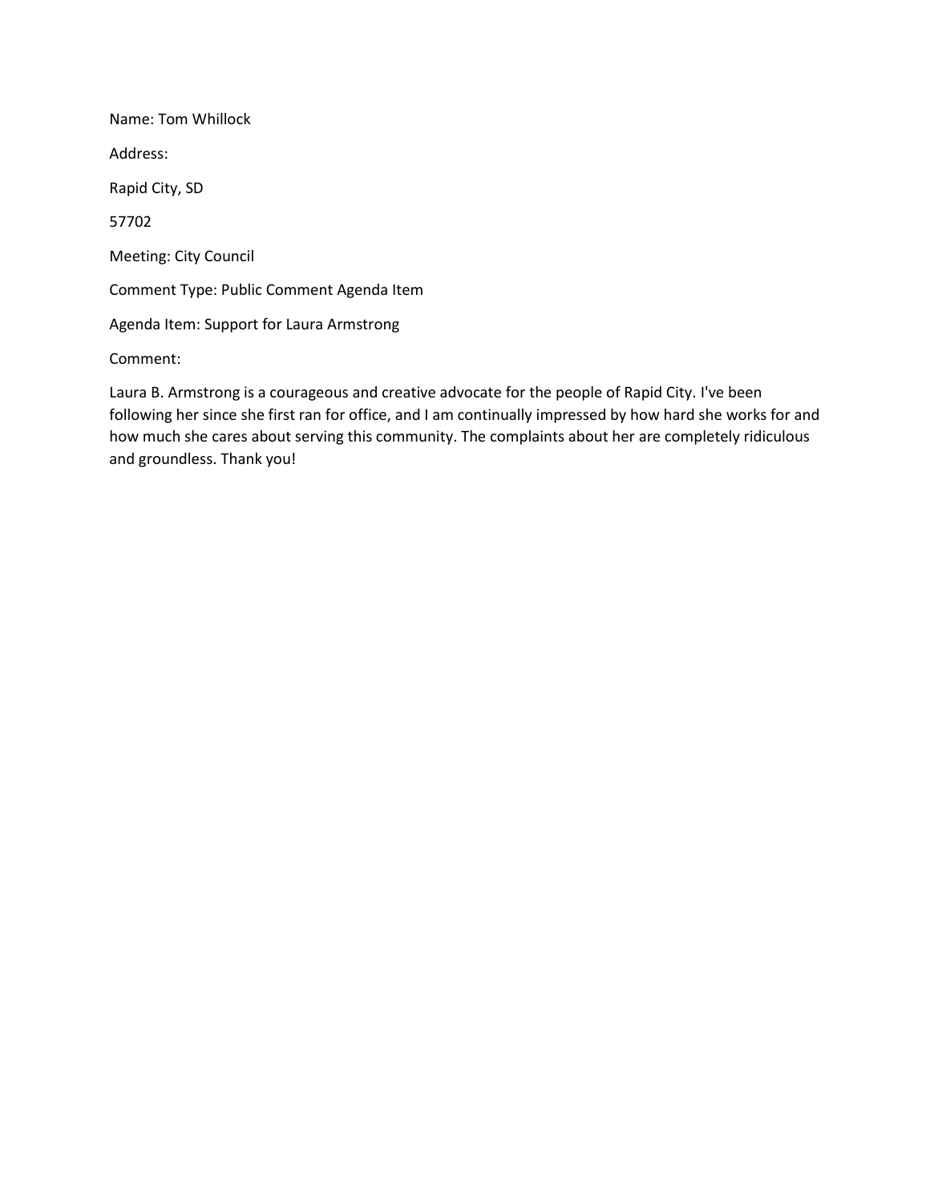Name: Tom Whillock

Address:

Rapid City, SD

57702

Meeting: City Council

Comment Type: Public Comment Agenda Item

Agenda Item: Support for Laura Armstrong

Comment:

Laura B. Armstrong is a courageous and creative advocate for the people of Rapid City. I've been following her since she first ran for office, and I am continually impressed by how hard she works for and how much she cares about serving this community. The complaints about her are completely ridiculous and groundless. Thank you!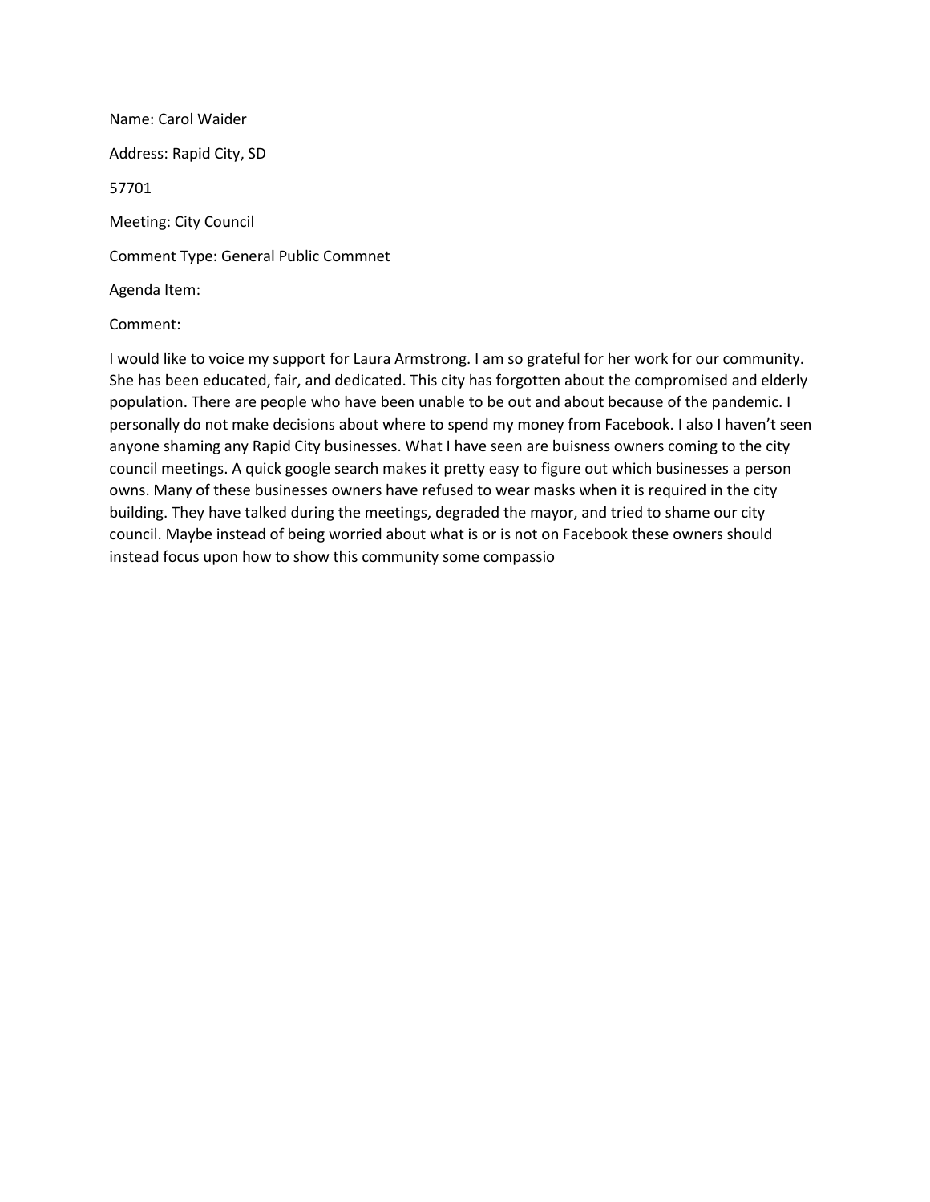Name: Carol Waider

Address: Rapid City, SD

57701

Meeting: City Council

Comment Type: General Public Commnet

Agenda Item:

Comment:

I would like to voice my support for Laura Armstrong. I am so grateful for her work for our community. She has been educated, fair, and dedicated. This city has forgotten about the compromised and elderly population. There are people who have been unable to be out and about because of the pandemic. I personally do not make decisions about where to spend my money from Facebook. I also I haven't seen anyone shaming any Rapid City businesses. What I have seen are buisness owners coming to the city council meetings. A quick google search makes it pretty easy to figure out which businesses a person owns. Many of these businesses owners have refused to wear masks when it is required in the city building. They have talked during the meetings, degraded the mayor, and tried to shame our city council. Maybe instead of being worried about what is or is not on Facebook these owners should instead focus upon how to show this community some compassio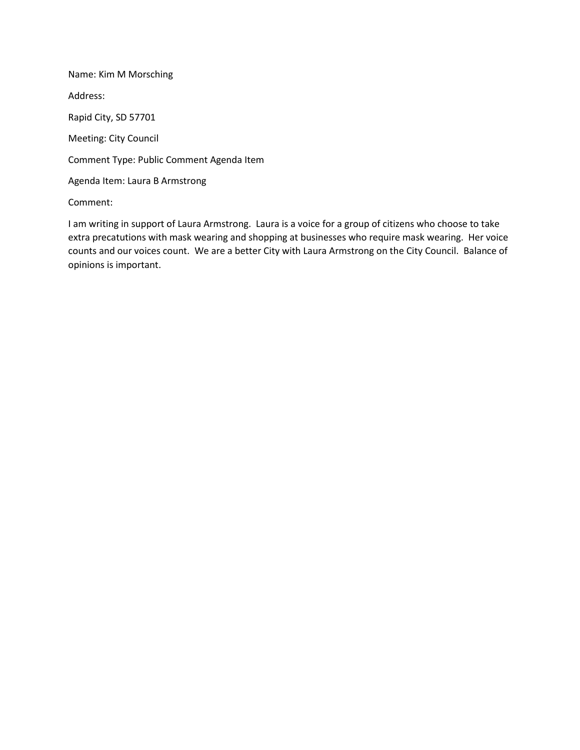Name: Kim M Morsching

Address:

Rapid City, SD 57701

Meeting: City Council

Comment Type: Public Comment Agenda Item

Agenda Item: Laura B Armstrong

Comment:

I am writing in support of Laura Armstrong. Laura is a voice for a group of citizens who choose to take extra precatutions with mask wearing and shopping at businesses who require mask wearing. Her voice counts and our voices count. We are a better City with Laura Armstrong on the City Council. Balance of opinions is important.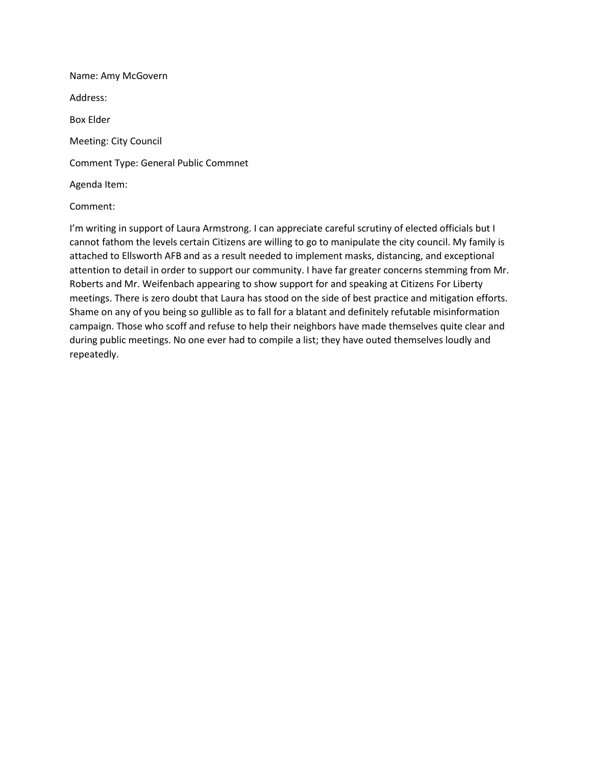Name: Amy McGovern

Address:

Box Elder

Meeting: City Council

Comment Type: General Public Commnet

Agenda Item:

Comment:

I'm writing in support of Laura Armstrong. I can appreciate careful scrutiny of elected officials but I cannot fathom the levels certain Citizens are willing to go to manipulate the city council. My family is attached to Ellsworth AFB and as a result needed to implement masks, distancing, and exceptional attention to detail in order to support our community. I have far greater concerns stemming from Mr. Roberts and Mr. Weifenbach appearing to show support for and speaking at Citizens For Liberty meetings. There is zero doubt that Laura has stood on the side of best practice and mitigation efforts. Shame on any of you being so gullible as to fall for a blatant and definitely refutable misinformation campaign. Those who scoff and refuse to help their neighbors have made themselves quite clear and during public meetings. No one ever had to compile a list; they have outed themselves loudly and repeatedly.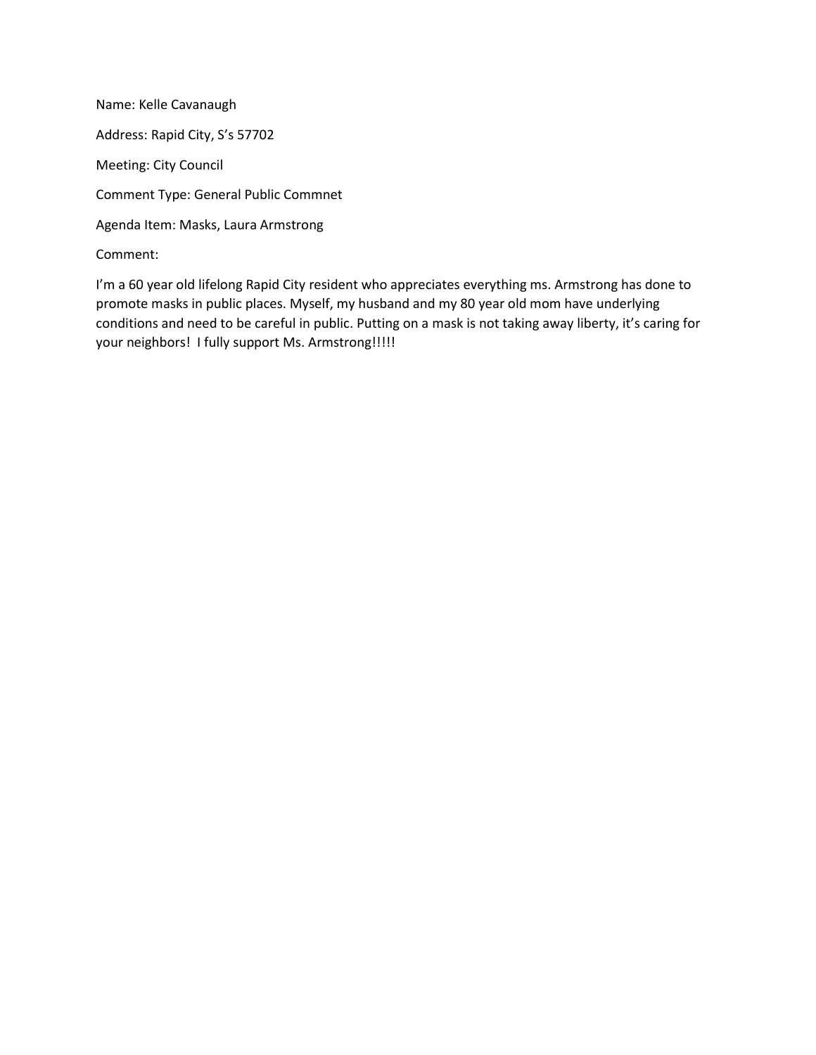Name: Kelle Cavanaugh

Address: Rapid City, S's 57702

Meeting: City Council

Comment Type: General Public Commnet

Agenda Item: Masks, Laura Armstrong

Comment:

I'm a 60 year old lifelong Rapid City resident who appreciates everything ms. Armstrong has done to promote masks in public places. Myself, my husband and my 80 year old mom have underlying conditions and need to be careful in public. Putting on a mask is not taking away liberty, it's caring for your neighbors! I fully support Ms. Armstrong!!!!!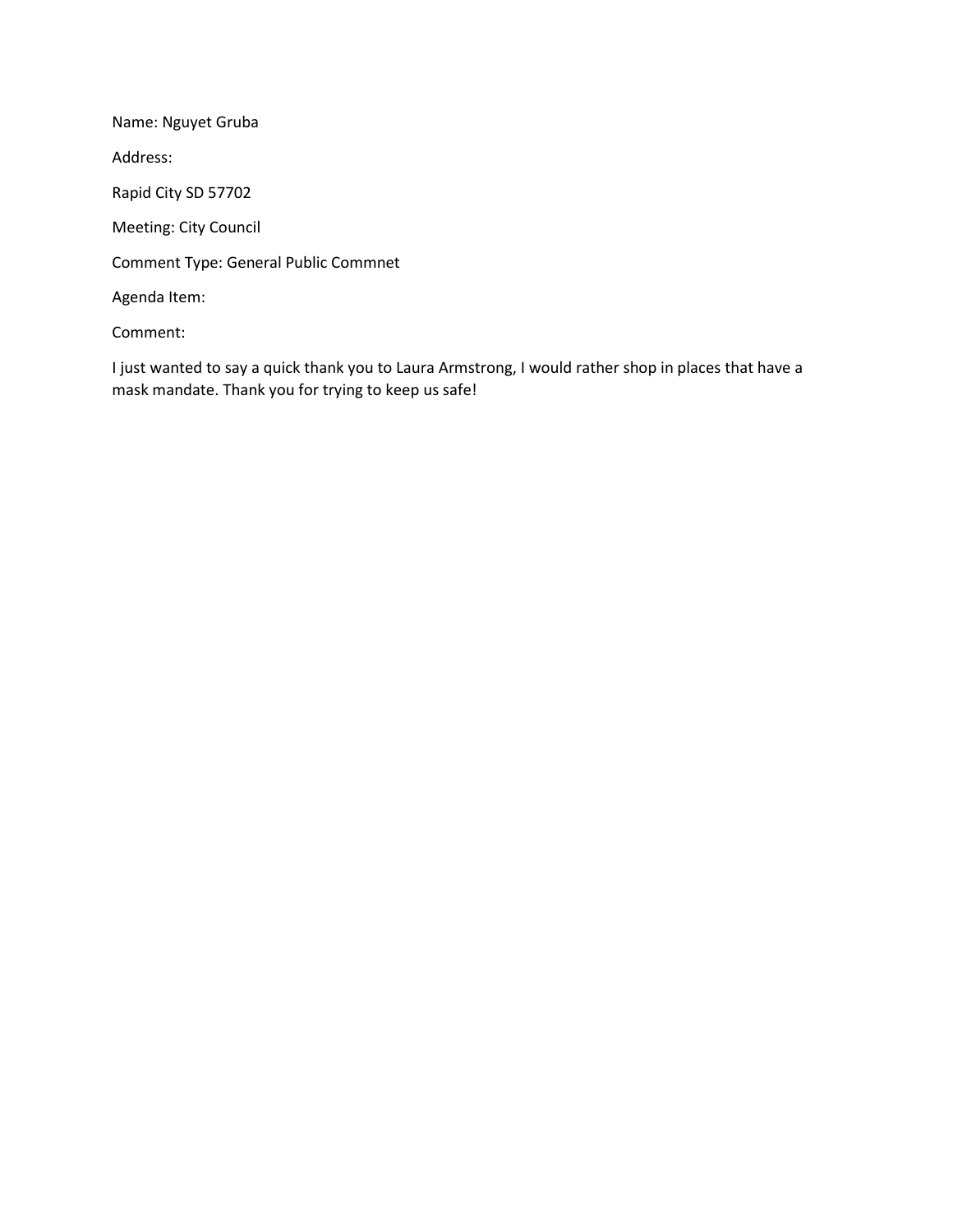Name: Nguyet Gruba

Address:

Rapid City SD 57702

Meeting: City Council

Comment Type: General Public Commnet

Agenda Item:

Comment:

I just wanted to say a quick thank you to Laura Armstrong, I would rather shop in places that have a mask mandate. Thank you for trying to keep us safe!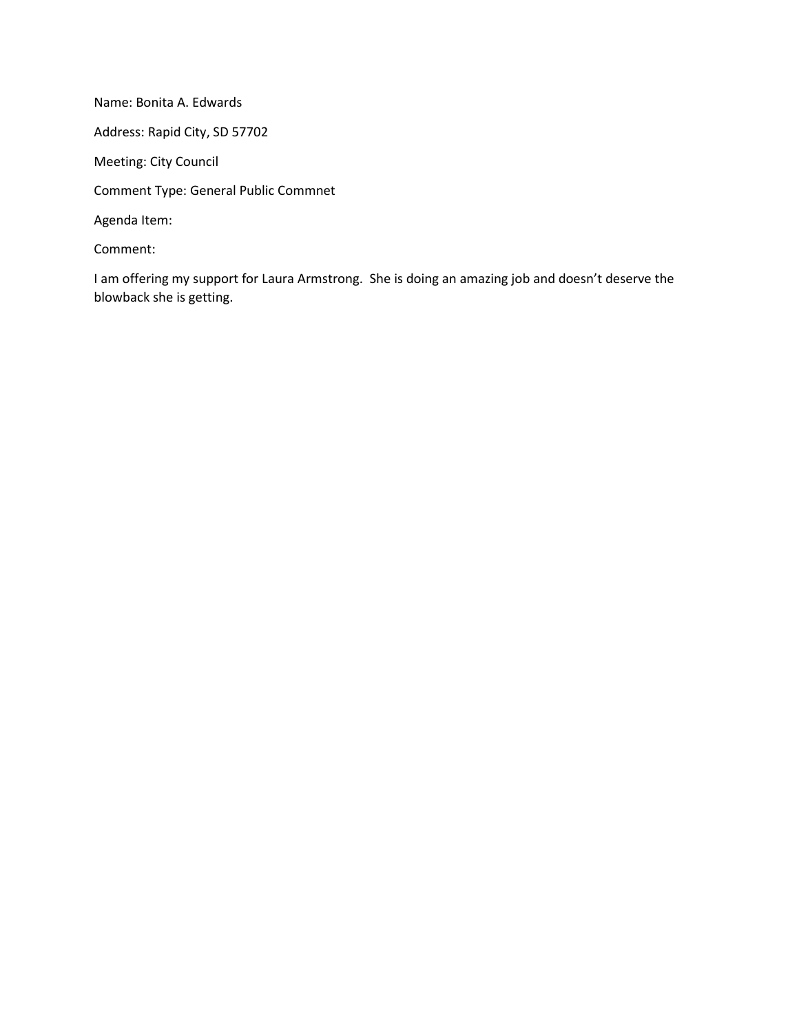Name: Bonita A. Edwards

Address: Rapid City, SD 57702

Meeting: City Council

Comment Type: General Public Commnet

Agenda Item:

Comment:

I am offering my support for Laura Armstrong. She is doing an amazing job and doesn't deserve the blowback she is getting.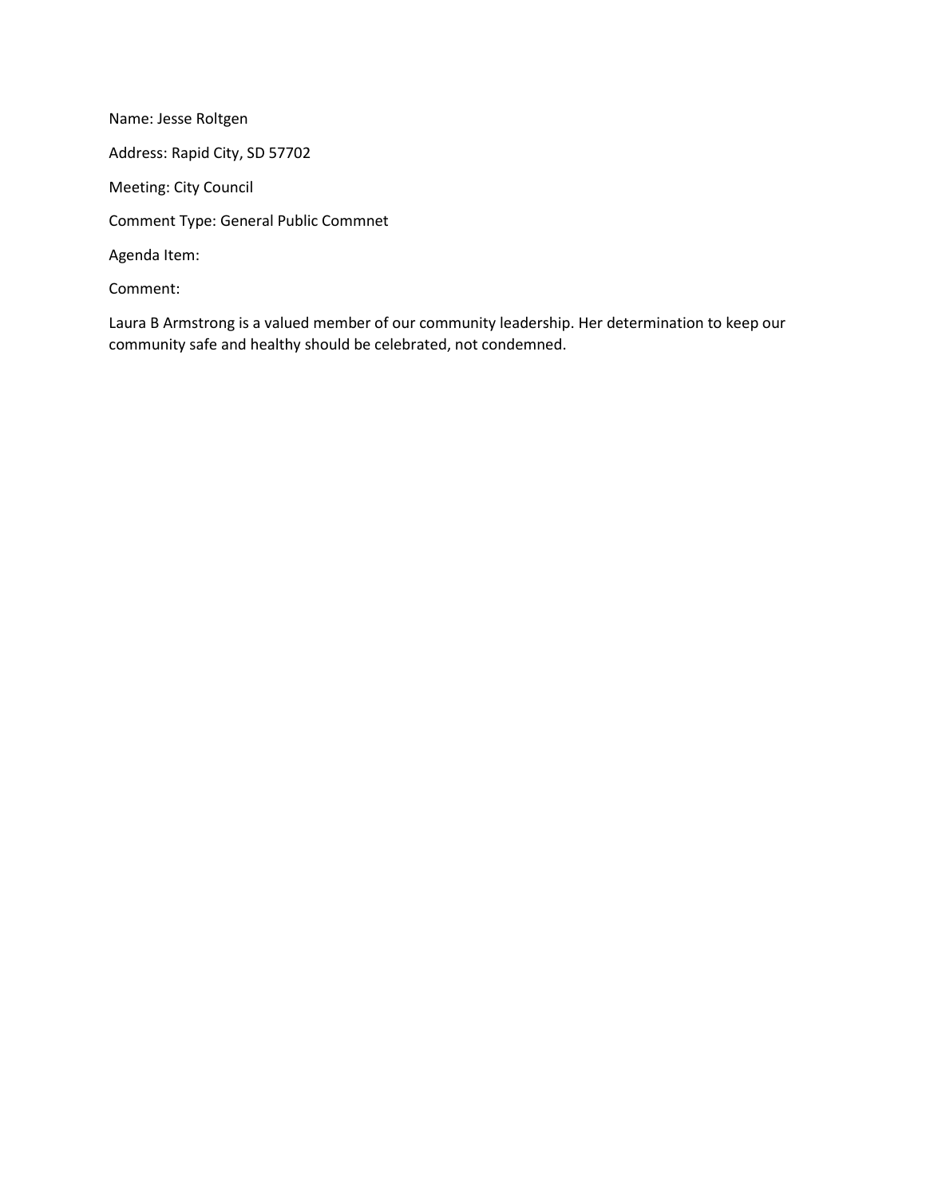Name: Jesse Roltgen

Address: Rapid City, SD 57702

Meeting: City Council

Comment Type: General Public Commnet

Agenda Item:

Comment:

Laura B Armstrong is a valued member of our community leadership. Her determination to keep our community safe and healthy should be celebrated, not condemned.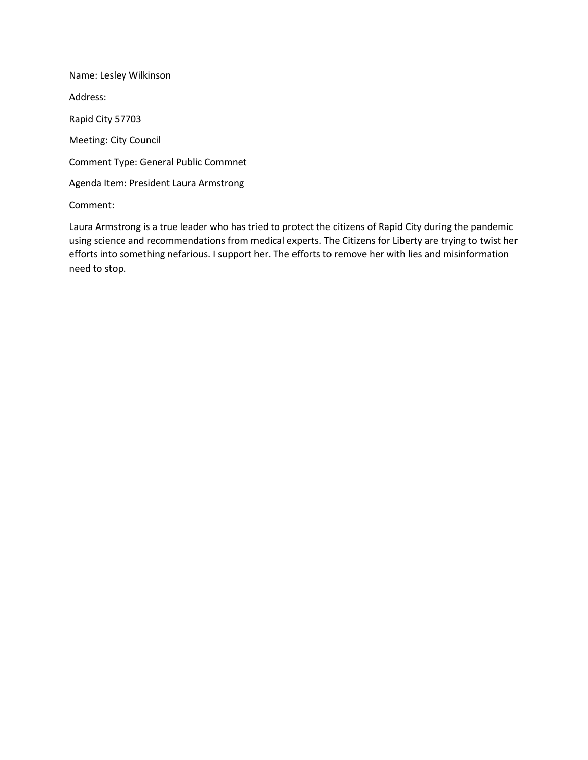Name: Lesley Wilkinson

Address:

Rapid City 57703

Meeting: City Council

Comment Type: General Public Commnet

Agenda Item: President Laura Armstrong

Comment:

Laura Armstrong is a true leader who has tried to protect the citizens of Rapid City during the pandemic using science and recommendations from medical experts. The Citizens for Liberty are trying to twist her efforts into something nefarious. I support her. The efforts to remove her with lies and misinformation need to stop.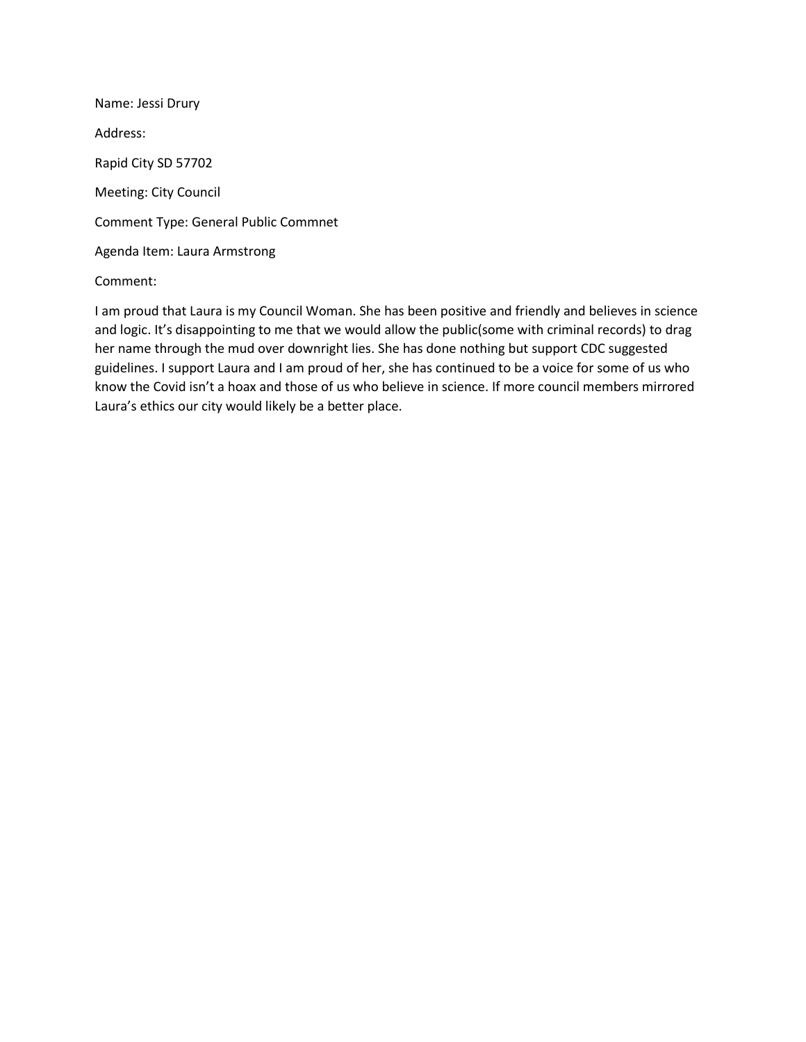Name: Jessi Drury

Address:

Rapid City SD 57702

Meeting: City Council

Comment Type: General Public Commnet

Agenda Item: Laura Armstrong

Comment:

I am proud that Laura is my Council Woman. She has been positive and friendly and believes in science and logic. It's disappointing to me that we would allow the public(some with criminal records) to drag her name through the mud over downright lies. She has done nothing but support CDC suggested guidelines. I support Laura and I am proud of her, she has continued to be a voice for some of us who know the Covid isn't a hoax and those of us who believe in science. If more council members mirrored Laura's ethics our city would likely be a better place.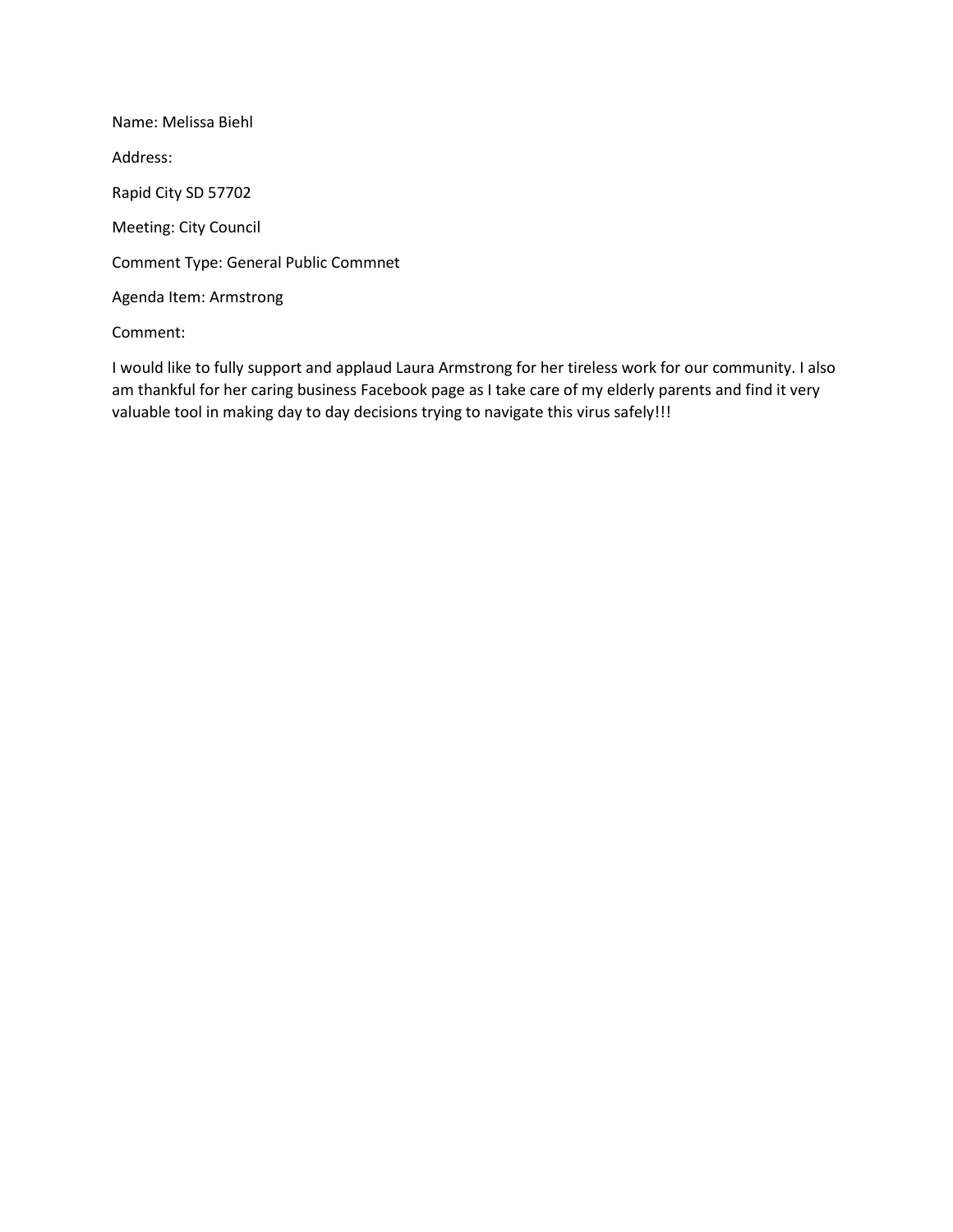Name: Melissa Biehl

Address:

Rapid City SD 57702

Meeting: City Council

Comment Type: General Public Commnet

Agenda Item: Armstrong

Comment:

I would like to fully support and applaud Laura Armstrong for her tireless work for our community. I also am thankful for her caring business Facebook page as I take care of my elderly parents and find it very valuable tool in making day to day decisions trying to navigate this virus safely!!!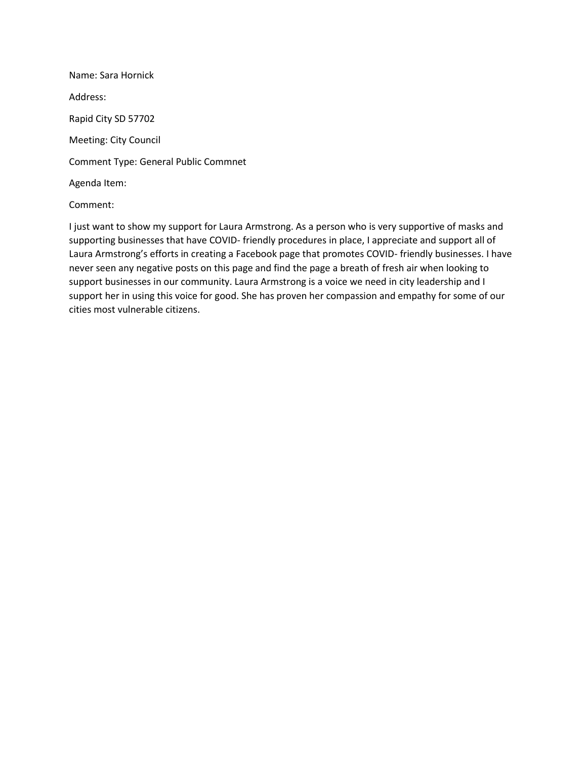Name: Sara Hornick

Address:

Rapid City SD 57702

Meeting: City Council

Comment Type: General Public Commnet

Agenda Item:

Comment:

I just want to show my support for Laura Armstrong. As a person who is very supportive of masks and supporting businesses that have COVID- friendly procedures in place, I appreciate and support all of Laura Armstrong's efforts in creating a Facebook page that promotes COVID- friendly businesses. I have never seen any negative posts on this page and find the page a breath of fresh air when looking to support businesses in our community. Laura Armstrong is a voice we need in city leadership and I support her in using this voice for good. She has proven her compassion and empathy for some of our cities most vulnerable citizens.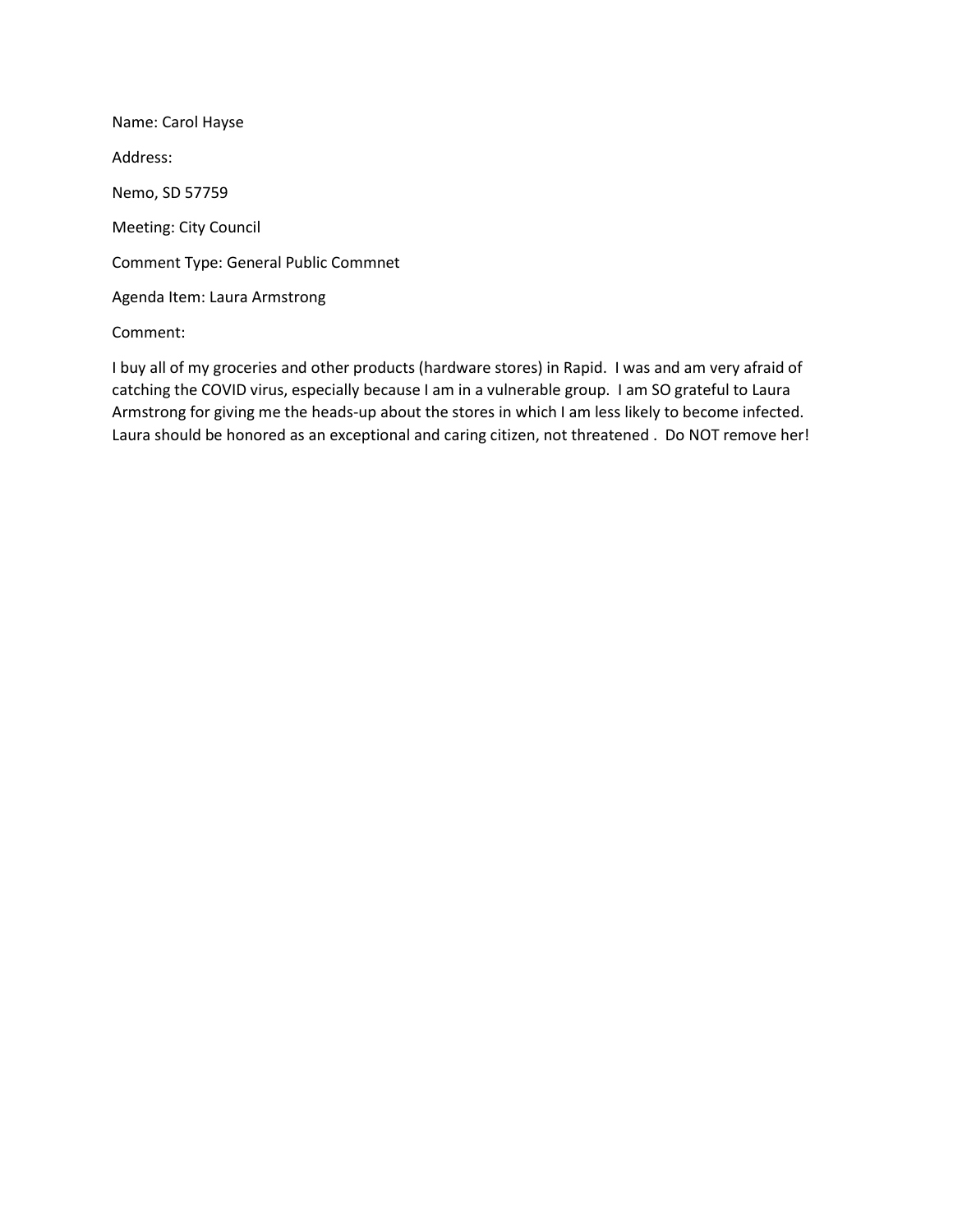Name: Carol Hayse

Address:

Nemo, SD 57759

Meeting: City Council

Comment Type: General Public Commnet

Agenda Item: Laura Armstrong

Comment:

I buy all of my groceries and other products (hardware stores) in Rapid. I was and am very afraid of catching the COVID virus, especially because I am in a vulnerable group. I am SO grateful to Laura Armstrong for giving me the heads-up about the stores in which I am less likely to become infected. Laura should be honored as an exceptional and caring citizen, not threatened . Do NOT remove her!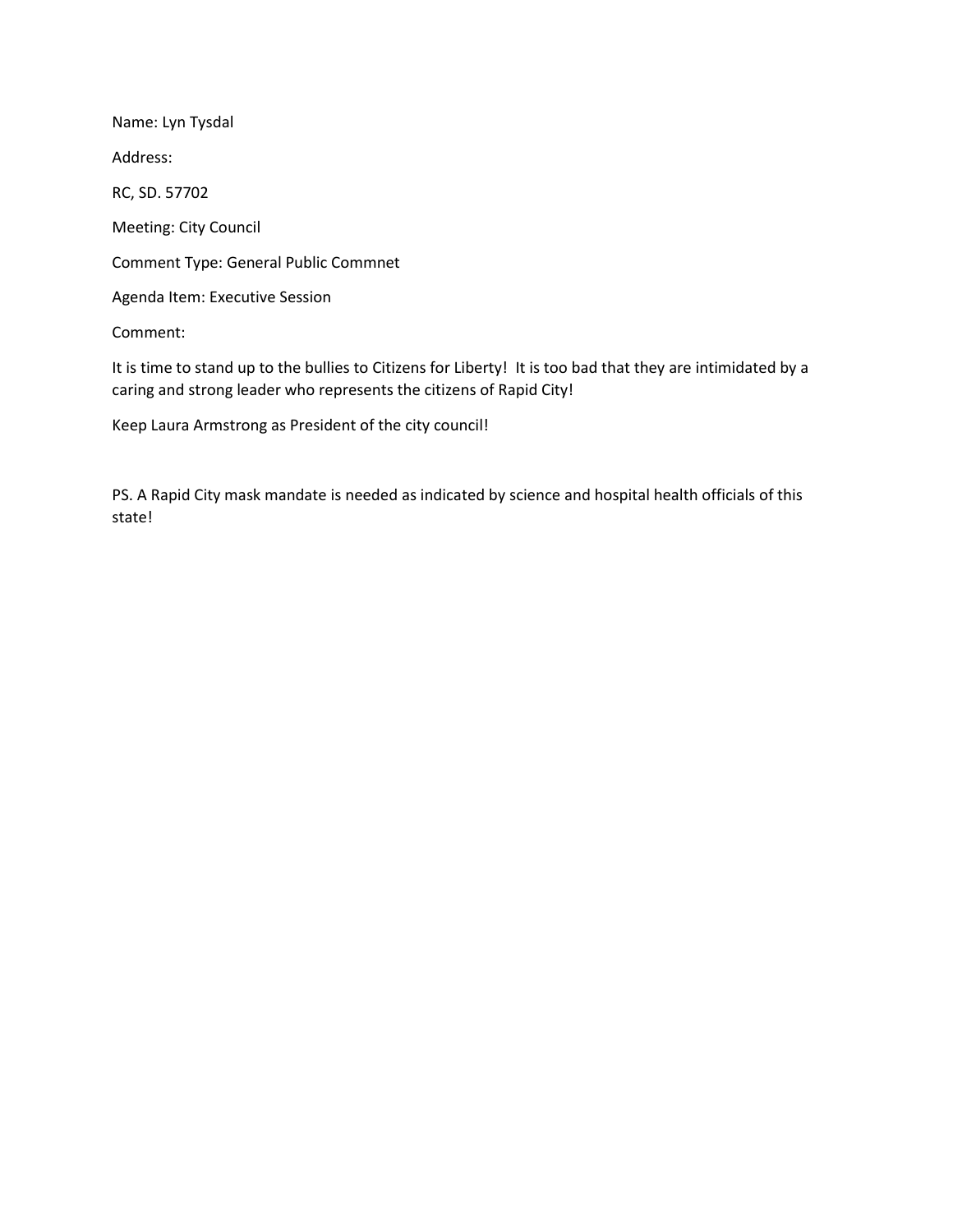Name: Lyn Tysdal

Address:

RC, SD. 57702

Meeting: City Council

Comment Type: General Public Commnet

Agenda Item: Executive Session

Comment:

It is time to stand up to the bullies to Citizens for Liberty! It is too bad that they are intimidated by a caring and strong leader who represents the citizens of Rapid City!

Keep Laura Armstrong as President of the city council!

PS. A Rapid City mask mandate is needed as indicated by science and hospital health officials of this state!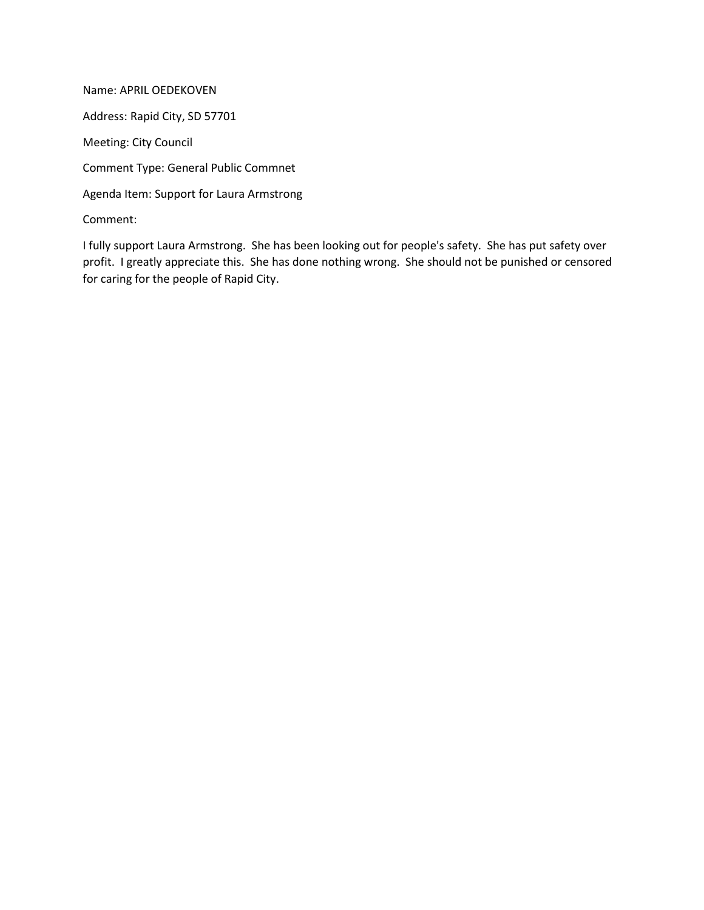Name: APRIL OEDEKOVEN

Address: Rapid City, SD 57701

Meeting: City Council

Comment Type: General Public Commnet

Agenda Item: Support for Laura Armstrong

Comment:

I fully support Laura Armstrong. She has been looking out for people's safety. She has put safety over profit. I greatly appreciate this. She has done nothing wrong. She should not be punished or censored for caring for the people of Rapid City.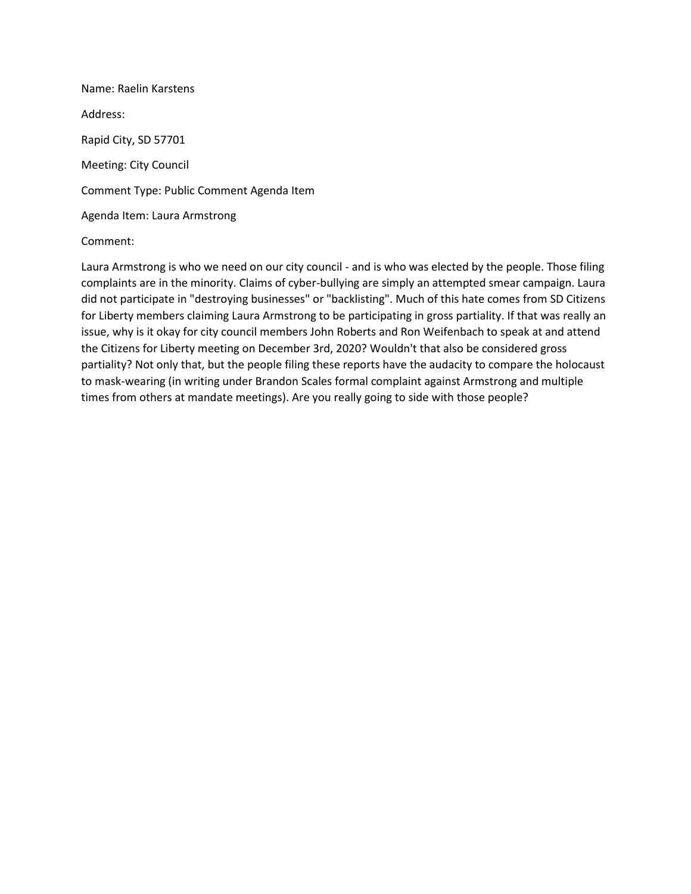Name: Raelin Karstens

Address:

Rapid City, SD 57701

Meeting: City Council

Comment Type: Public Comment Agenda Item

Agenda Item: Laura Armstrong

Comment:

Laura Armstrong is who we need on our city council - and is who was elected by the people. Those filing complaints are in the minority. Claims of cyber-bullying are simply an attempted smear campaign. Laura did not participate in "destroying businesses" or "backlisting". Much of this hate comes from SD Citizens for Liberty members claiming Laura Armstrong to be participating in gross partiality. If that was really an issue, why is it okay for city council members John Roberts and Ron Weifenbach to speak at and attend the Citizens for Liberty meeting on December 3rd, 2020? Wouldn't that also be considered gross partiality? Not only that, but the people filing these reports have the audacity to compare the holocaust to mask-wearing (in writing under Brandon Scales formal complaint against Armstrong and multiple times from others at mandate meetings). Are you really going to side with those people?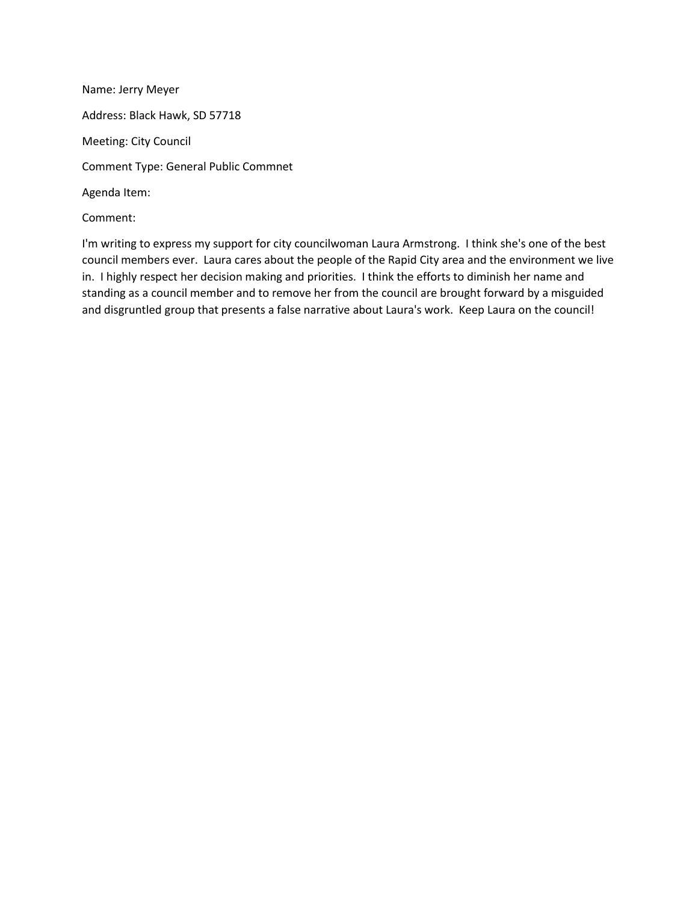Name: Jerry Meyer

Address: Black Hawk, SD 57718

Meeting: City Council

Comment Type: General Public Commnet

Agenda Item:

Comment:

I'm writing to express my support for city councilwoman Laura Armstrong. I think she's one of the best council members ever. Laura cares about the people of the Rapid City area and the environment we live in. I highly respect her decision making and priorities. I think the efforts to diminish her name and standing as a council member and to remove her from the council are brought forward by a misguided and disgruntled group that presents a false narrative about Laura's work. Keep Laura on the council!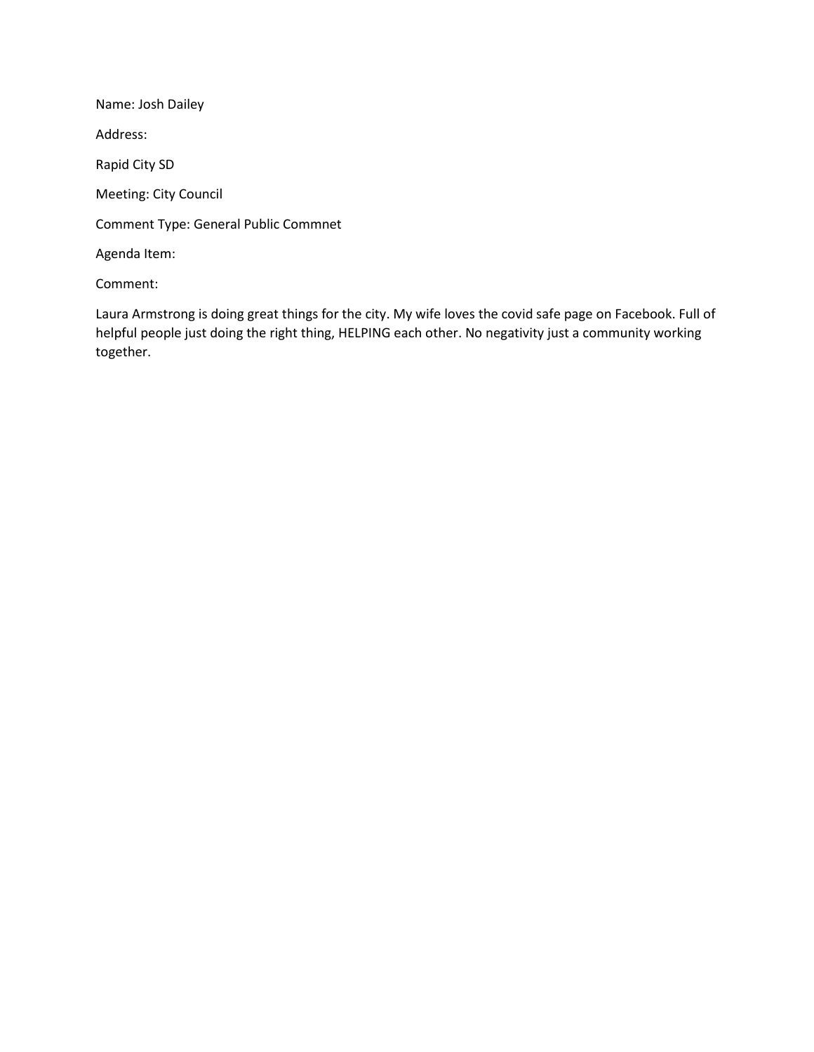Name: Josh Dailey

Address:

Rapid City SD

Meeting: City Council

Comment Type: General Public Commnet

Agenda Item:

Comment:

Laura Armstrong is doing great things for the city. My wife loves the covid safe page on Facebook. Full of helpful people just doing the right thing, HELPING each other. No negativity just a community working together.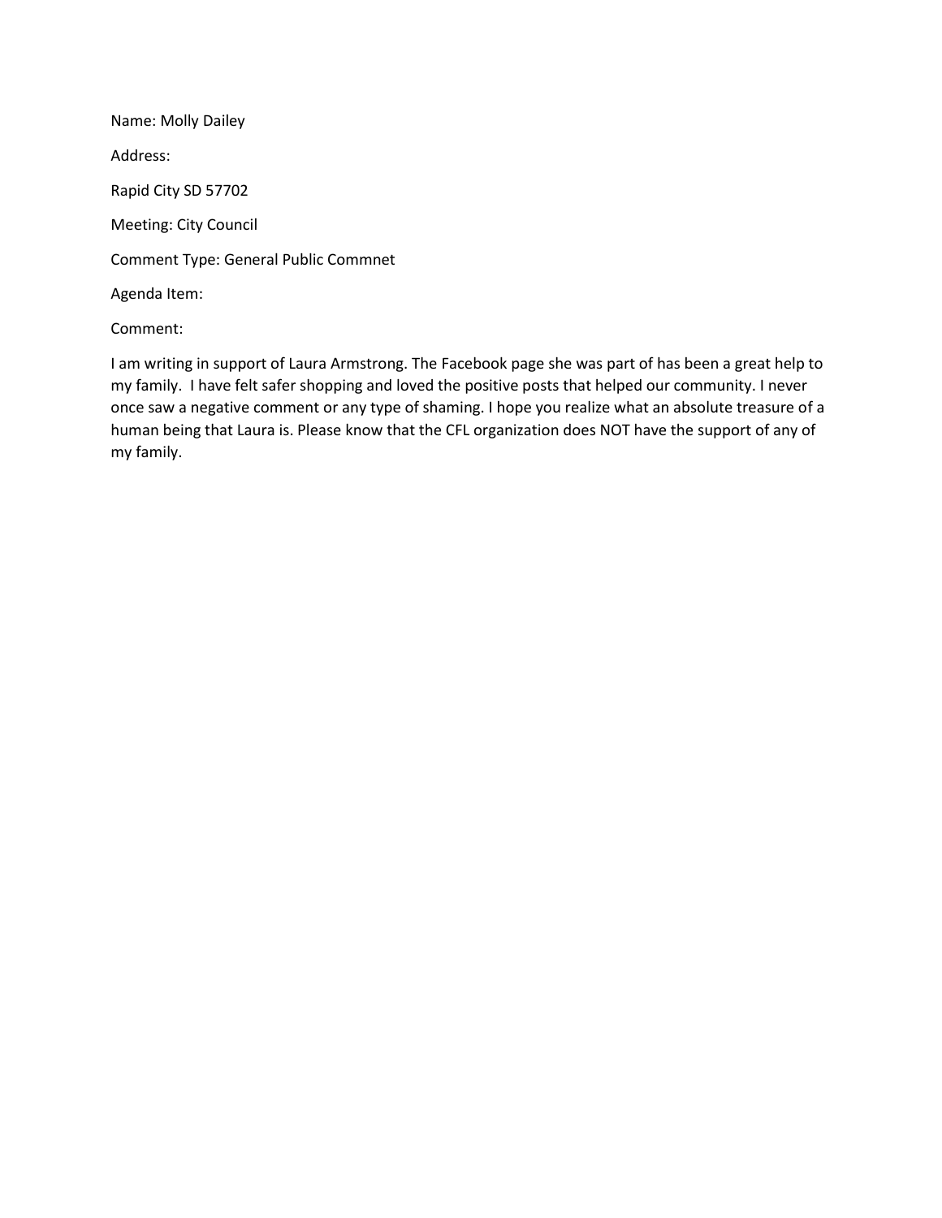Name: Molly Dailey

Address:

Rapid City SD 57702

Meeting: City Council

Comment Type: General Public Commnet

Agenda Item:

Comment:

I am writing in support of Laura Armstrong. The Facebook page she was part of has been a great help to my family. I have felt safer shopping and loved the positive posts that helped our community. I never once saw a negative comment or any type of shaming. I hope you realize what an absolute treasure of a human being that Laura is. Please know that the CFL organization does NOT have the support of any of my family.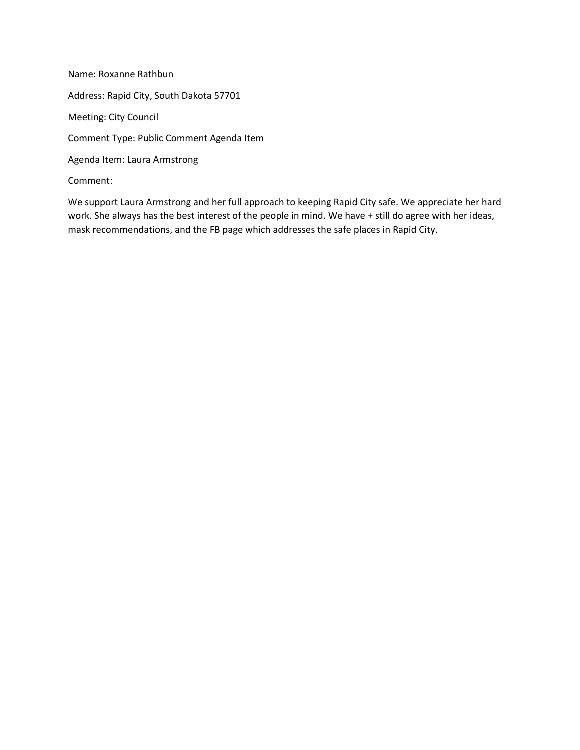Name: Roxanne Rathbun

Address: Rapid City, South Dakota 57701

Meeting: City Council

Comment Type: Public Comment Agenda Item

Agenda Item: Laura Armstrong

Comment:

We support Laura Armstrong and her full approach to keeping Rapid City safe. We appreciate her hard work. She always has the best interest of the people in mind. We have + still do agree with her ideas, mask recommendations, and the FB page which addresses the safe places in Rapid City.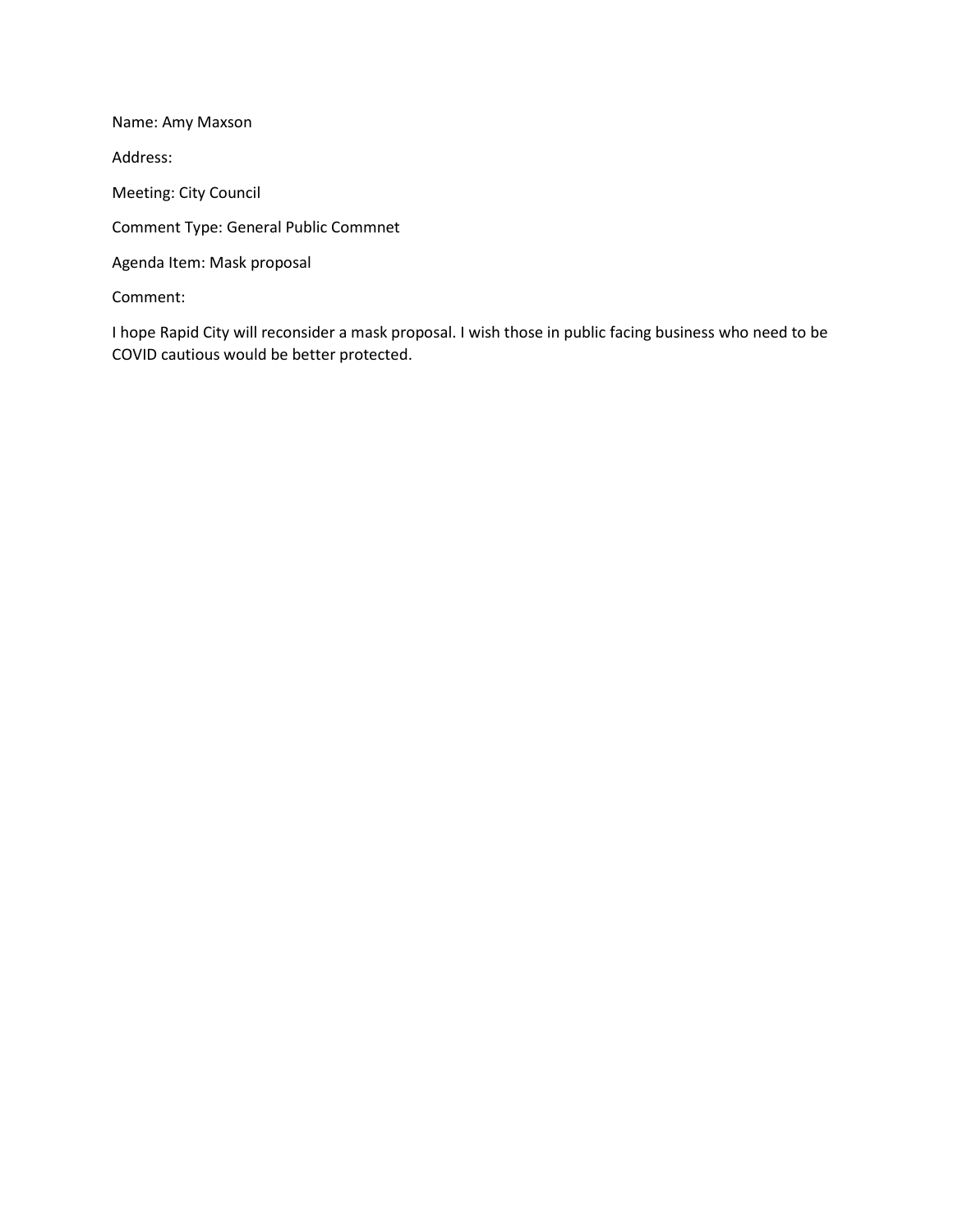Name: Amy Maxson

Address:

Meeting: City Council

Comment Type: General Public Commnet

Agenda Item: Mask proposal

Comment:

I hope Rapid City will reconsider a mask proposal. I wish those in public facing business who need to be COVID cautious would be better protected.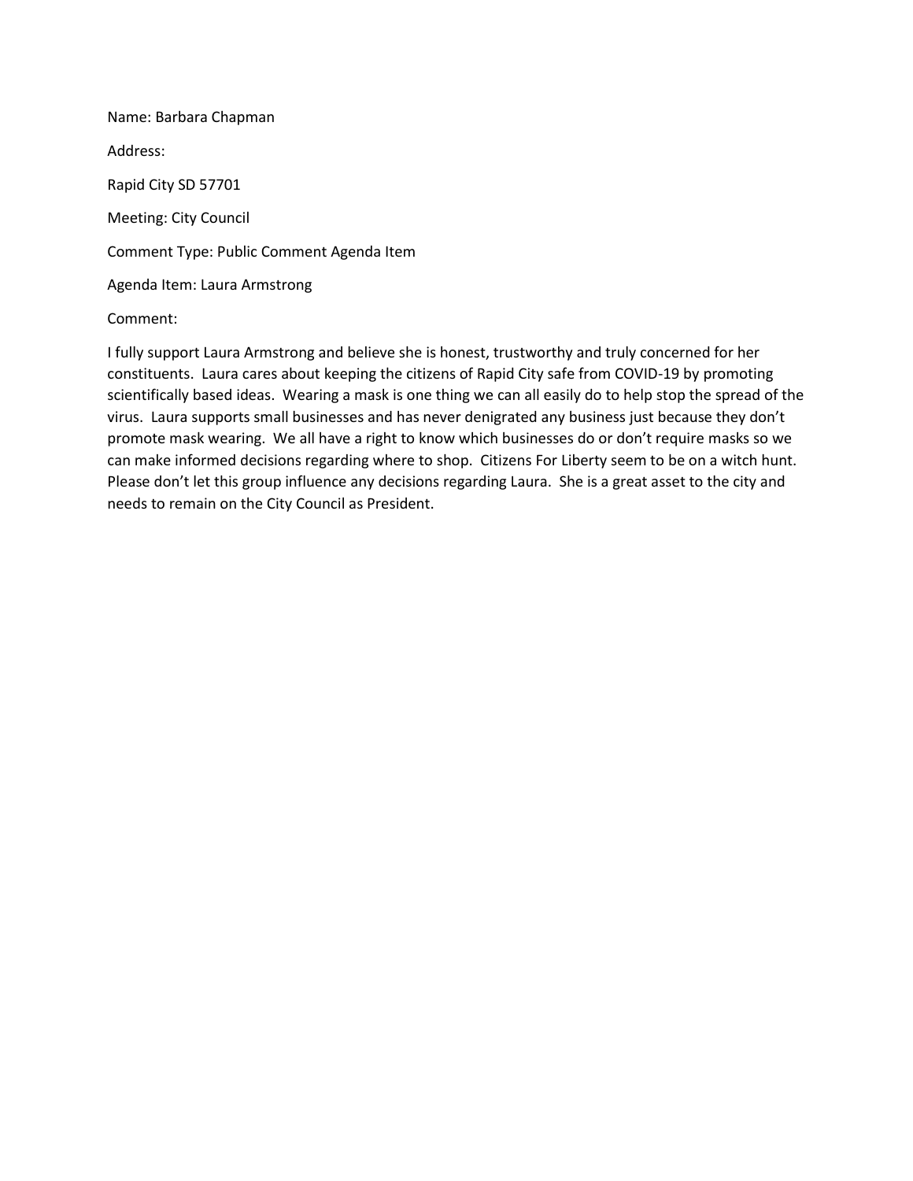Name: Barbara Chapman

Address:

Rapid City SD 57701

Meeting: City Council

Comment Type: Public Comment Agenda Item

Agenda Item: Laura Armstrong

Comment:

I fully support Laura Armstrong and believe she is honest, trustworthy and truly concerned for her constituents. Laura cares about keeping the citizens of Rapid City safe from COVID-19 by promoting scientifically based ideas. Wearing a mask is one thing we can all easily do to help stop the spread of the virus. Laura supports small businesses and has never denigrated any business just because they don't promote mask wearing. We all have a right to know which businesses do or don't require masks so we can make informed decisions regarding where to shop. Citizens For Liberty seem to be on a witch hunt. Please don't let this group influence any decisions regarding Laura. She is a great asset to the city and needs to remain on the City Council as President.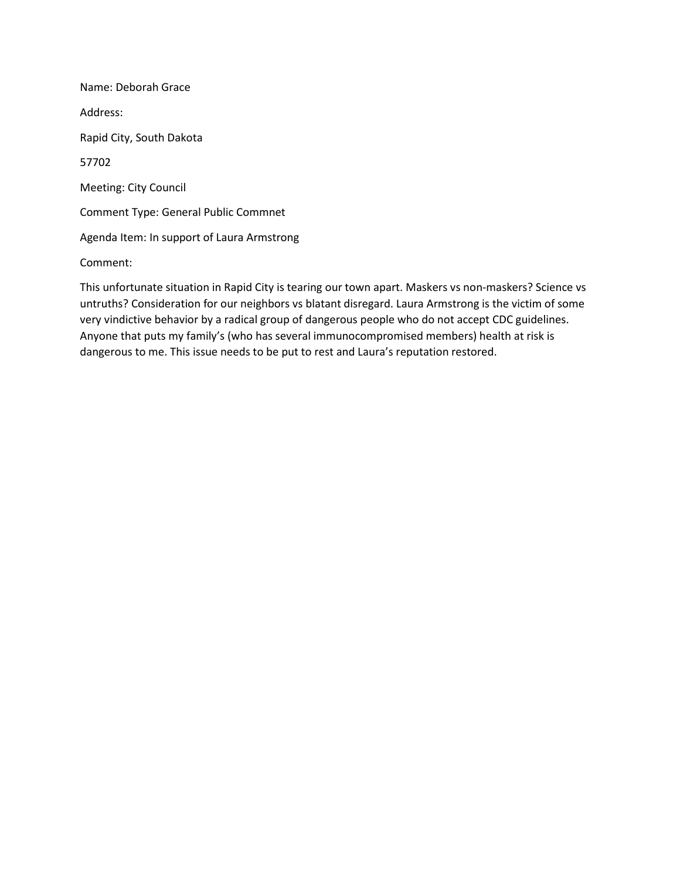Name: Deborah Grace

Address:

Rapid City, South Dakota

57702

Meeting: City Council

Comment Type: General Public Commnet

Agenda Item: In support of Laura Armstrong

Comment:

This unfortunate situation in Rapid City is tearing our town apart. Maskers vs non-maskers? Science vs untruths? Consideration for our neighbors vs blatant disregard. Laura Armstrong is the victim of some very vindictive behavior by a radical group of dangerous people who do not accept CDC guidelines. Anyone that puts my family's (who has several immunocompromised members) health at risk is dangerous to me. This issue needs to be put to rest and Laura's reputation restored.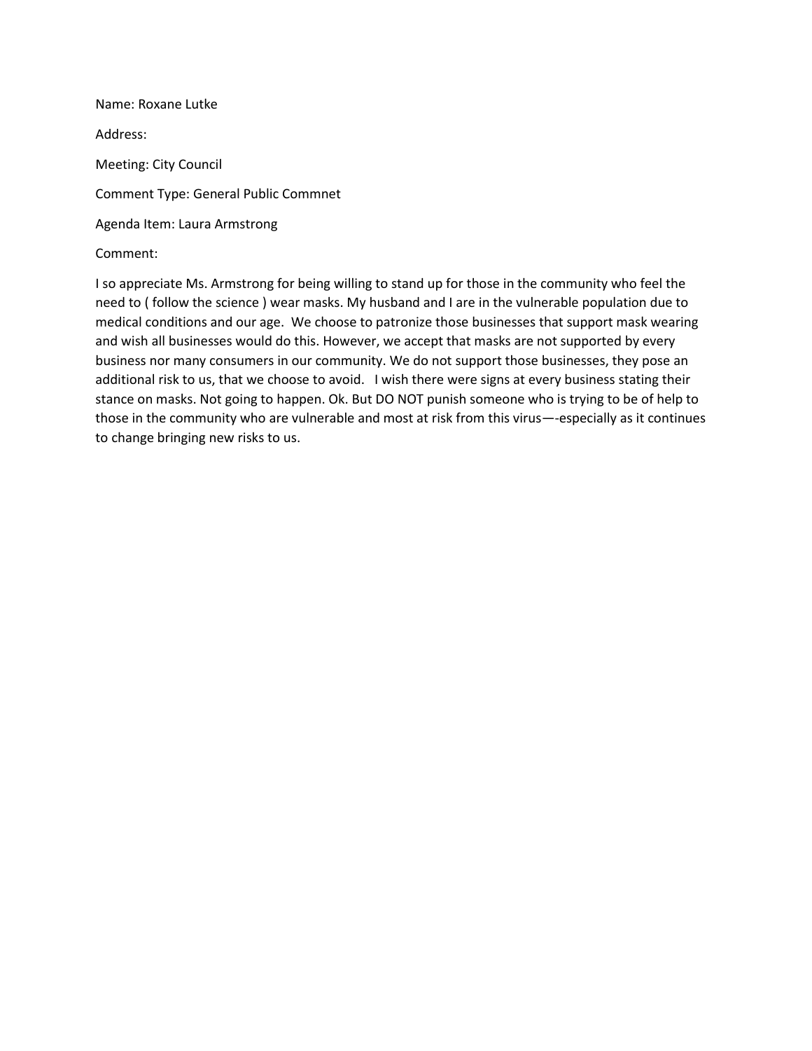Name: Roxane Lutke

Address:

Meeting: City Council

Comment Type: General Public Commnet

Agenda Item: Laura Armstrong

Comment:

I so appreciate Ms. Armstrong for being willing to stand up for those in the community who feel the need to ( follow the science ) wear masks. My husband and I are in the vulnerable population due to medical conditions and our age. We choose to patronize those businesses that support mask wearing and wish all businesses would do this. However, we accept that masks are not supported by every business nor many consumers in our community. We do not support those businesses, they pose an additional risk to us, that we choose to avoid. I wish there were signs at every business stating their stance on masks. Not going to happen. Ok. But DO NOT punish someone who is trying to be of help to those in the community who are vulnerable and most at risk from this virus—-especially as it continues to change bringing new risks to us.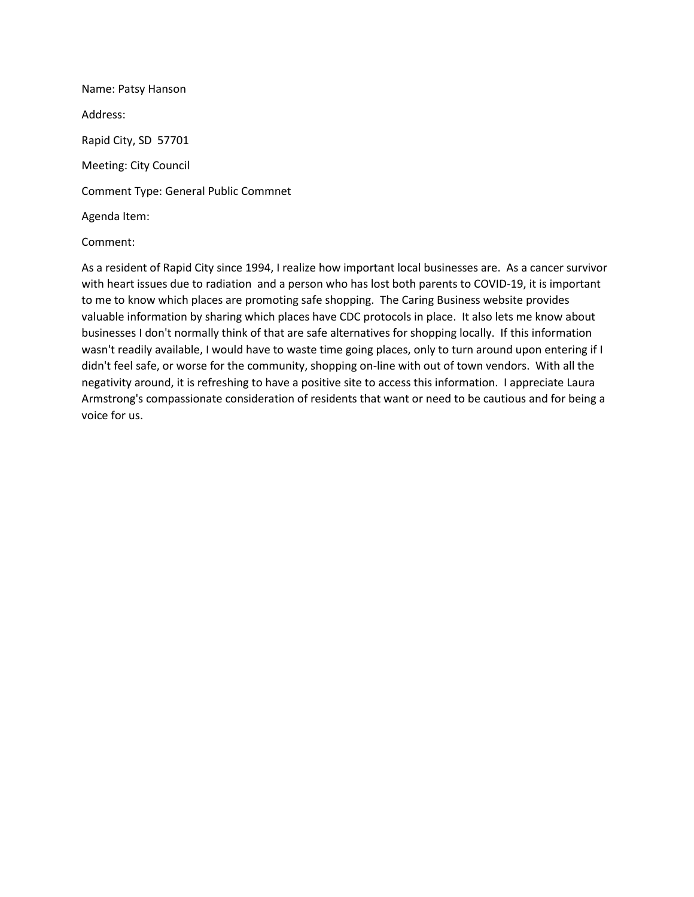Name: Patsy Hanson

Address:

Rapid City, SD 57701

Meeting: City Council

Comment Type: General Public Commnet

Agenda Item:

Comment:

As a resident of Rapid City since 1994, I realize how important local businesses are. As a cancer survivor with heart issues due to radiation and a person who has lost both parents to COVID-19, it is important to me to know which places are promoting safe shopping. The Caring Business website provides valuable information by sharing which places have CDC protocols in place. It also lets me know about businesses I don't normally think of that are safe alternatives for shopping locally. If this information wasn't readily available, I would have to waste time going places, only to turn around upon entering if I didn't feel safe, or worse for the community, shopping on-line with out of town vendors. With all the negativity around, it is refreshing to have a positive site to access this information. I appreciate Laura Armstrong's compassionate consideration of residents that want or need to be cautious and for being a voice for us.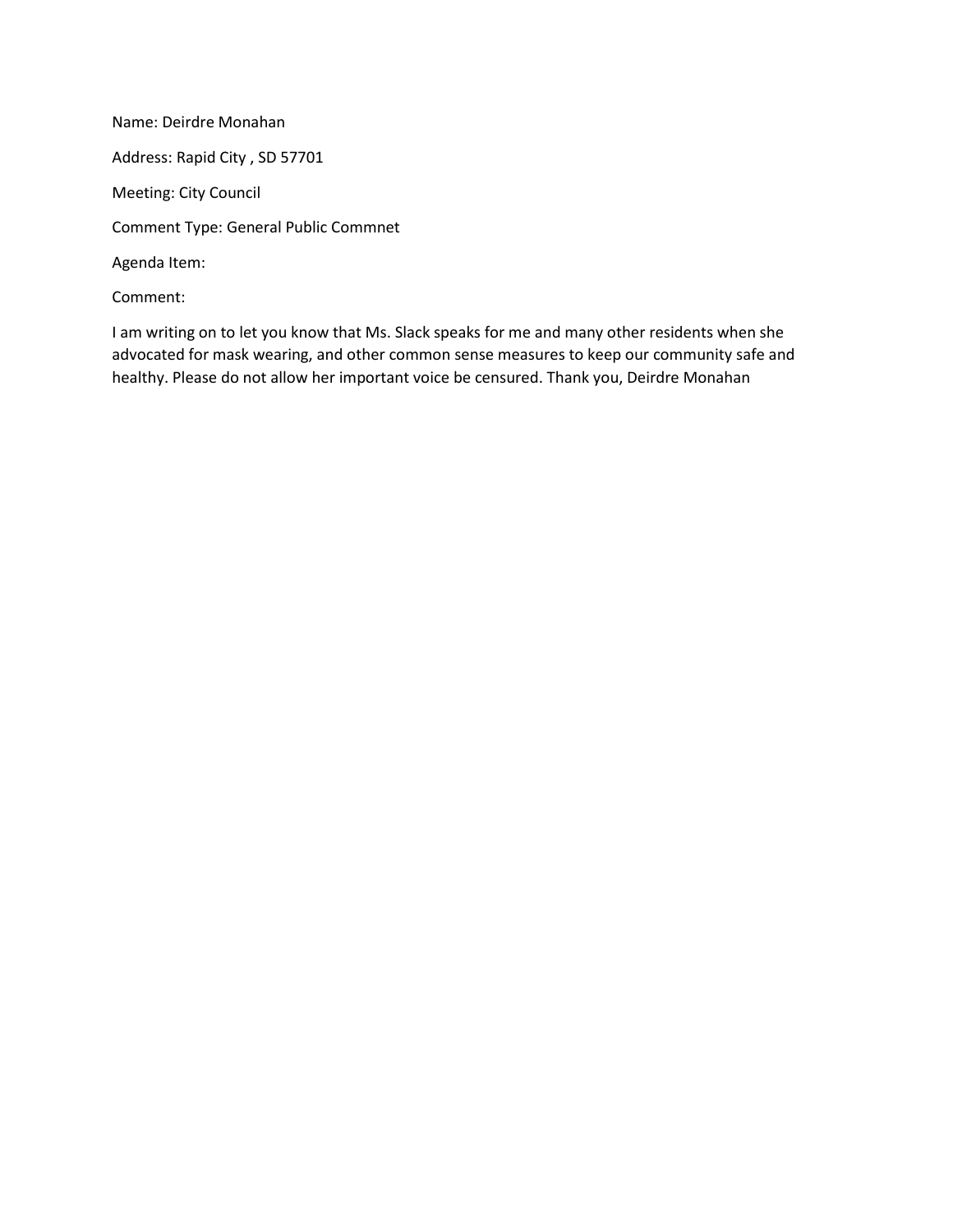Name: Deirdre Monahan

Address: Rapid City , SD 57701

Meeting: City Council

Comment Type: General Public Commnet

Agenda Item:

Comment:

I am writing on to let you know that Ms. Slack speaks for me and many other residents when she advocated for mask wearing, and other common sense measures to keep our community safe and healthy. Please do not allow her important voice be censured. Thank you, Deirdre Monahan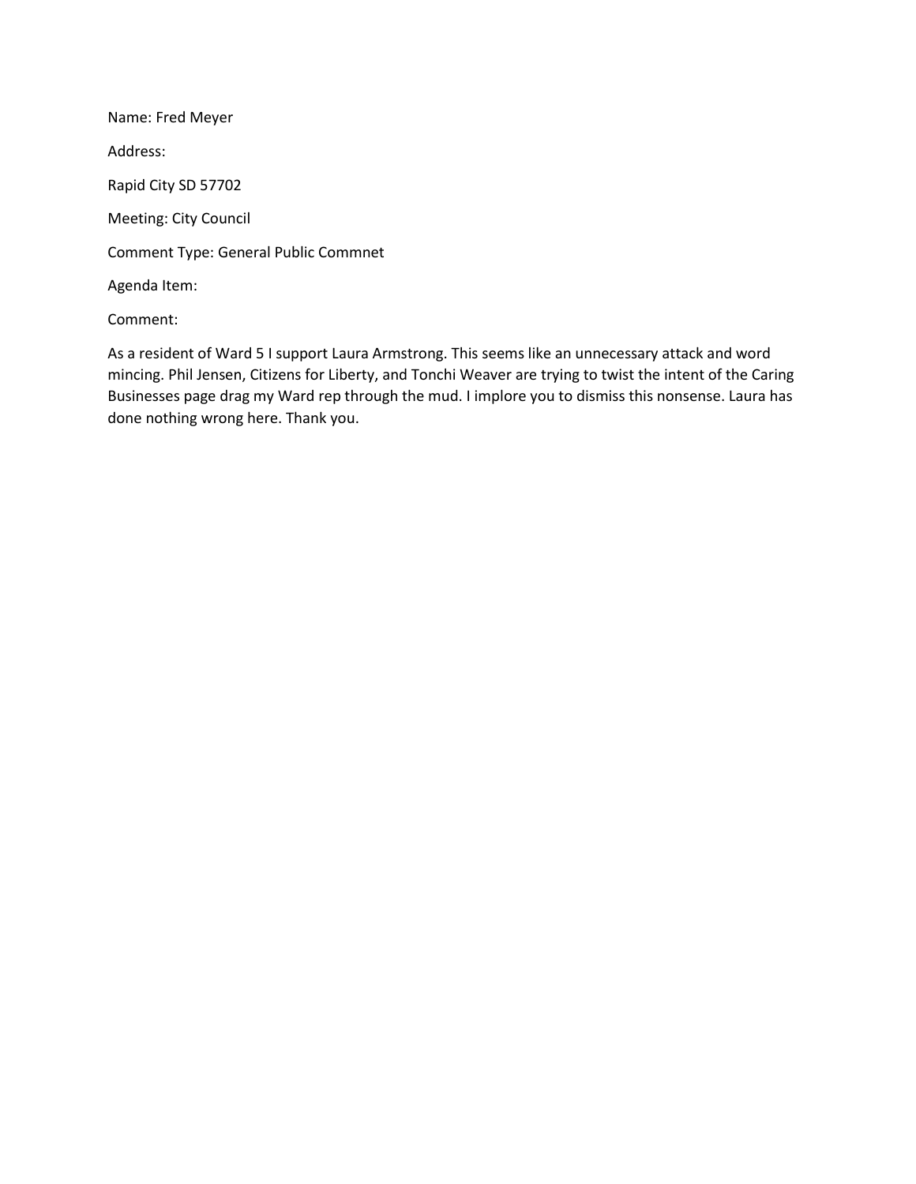Name: Fred Meyer

Address:

Rapid City SD 57702

Meeting: City Council

Comment Type: General Public Commnet

Agenda Item:

Comment:

As a resident of Ward 5 I support Laura Armstrong. This seems like an unnecessary attack and word mincing. Phil Jensen, Citizens for Liberty, and Tonchi Weaver are trying to twist the intent of the Caring Businesses page drag my Ward rep through the mud. I implore you to dismiss this nonsense. Laura has done nothing wrong here. Thank you.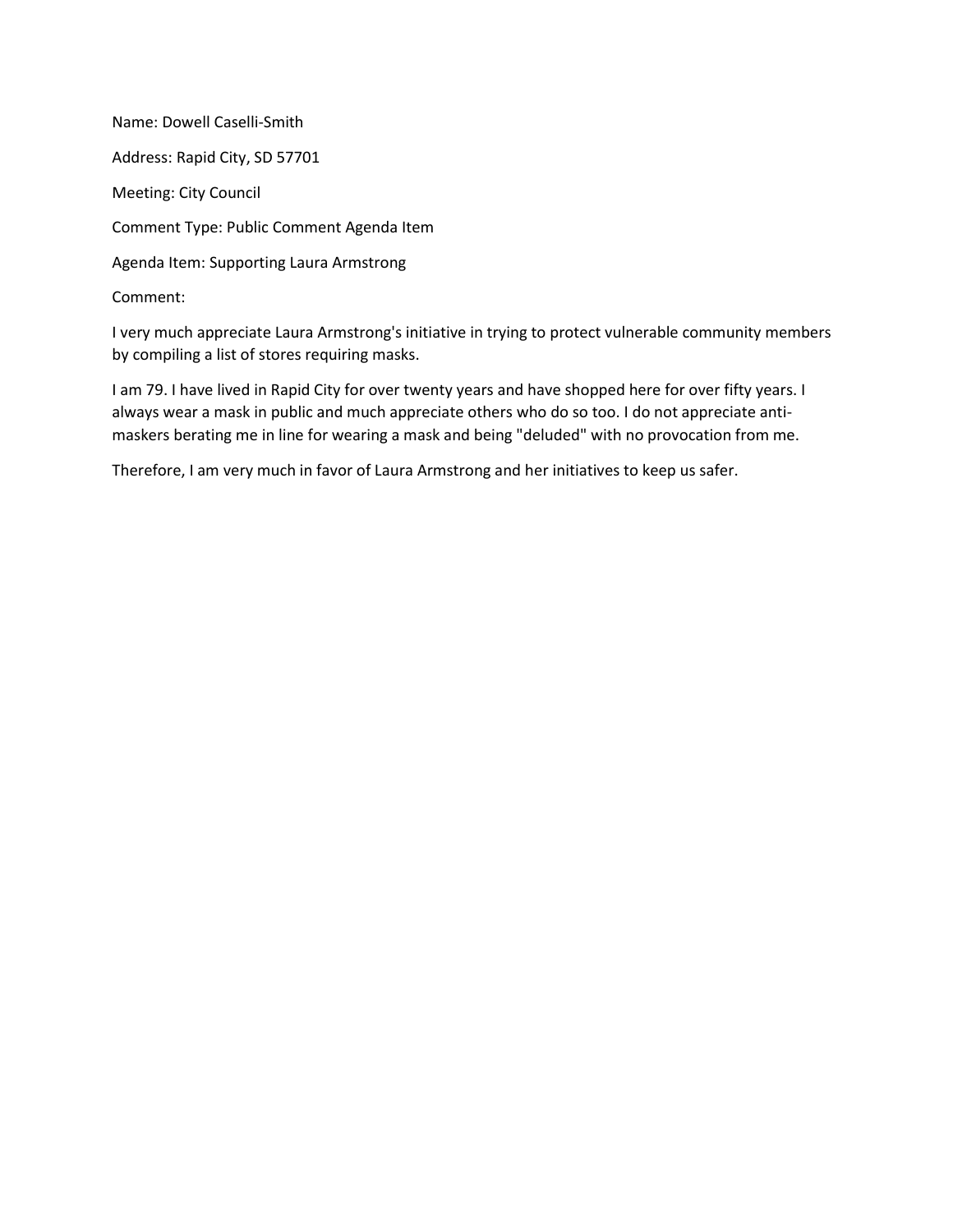Name: Dowell Caselli-Smith

Address: Rapid City, SD 57701

Meeting: City Council

Comment Type: Public Comment Agenda Item

Agenda Item: Supporting Laura Armstrong

Comment:

I very much appreciate Laura Armstrong's initiative in trying to protect vulnerable community members by compiling a list of stores requiring masks.

I am 79. I have lived in Rapid City for over twenty years and have shopped here for over fifty years. I always wear a mask in public and much appreciate others who do so too. I do not appreciate anti-maskers berating me in line for wearing a mask and being "deluded" with no provocation from me.

Therefore, I am very much in favor of Laura Armstrong and her initiatives to keep us safer.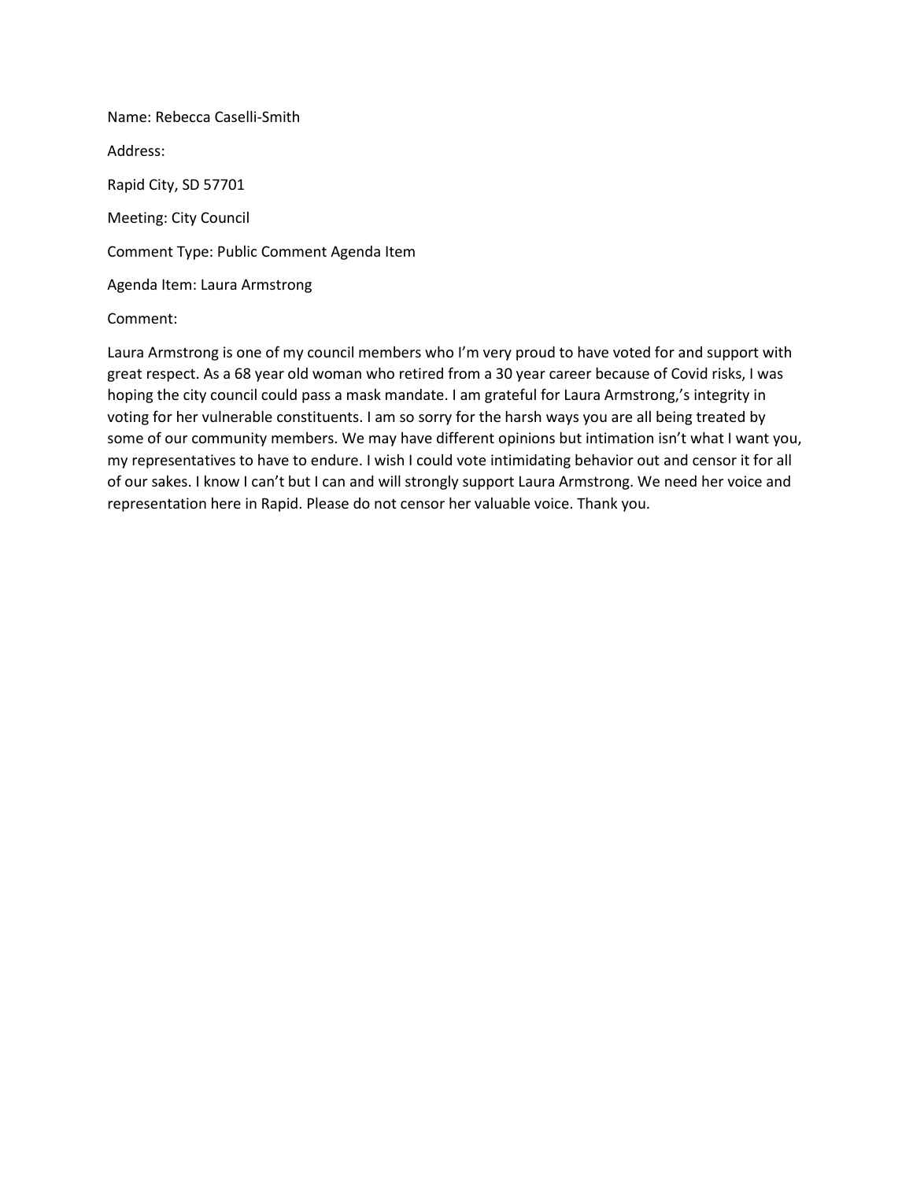Name: Rebecca Caselli-Smith

Address:

Rapid City, SD 57701

Meeting: City Council

Comment Type: Public Comment Agenda Item

Agenda Item: Laura Armstrong

Comment:

Laura Armstrong is one of my council members who I'm very proud to have voted for and support with great respect. As a 68 year old woman who retired from a 30 year career because of Covid risks, I was hoping the city council could pass a mask mandate. I am grateful for Laura Armstrong,'s integrity in voting for her vulnerable constituents. I am so sorry for the harsh ways you are all being treated by some of our community members. We may have different opinions but intimation isn't what I want you, my representatives to have to endure. I wish I could vote intimidating behavior out and censor it for all of our sakes. I know I can't but I can and will strongly support Laura Armstrong. We need her voice and representation here in Rapid. Please do not censor her valuable voice. Thank you.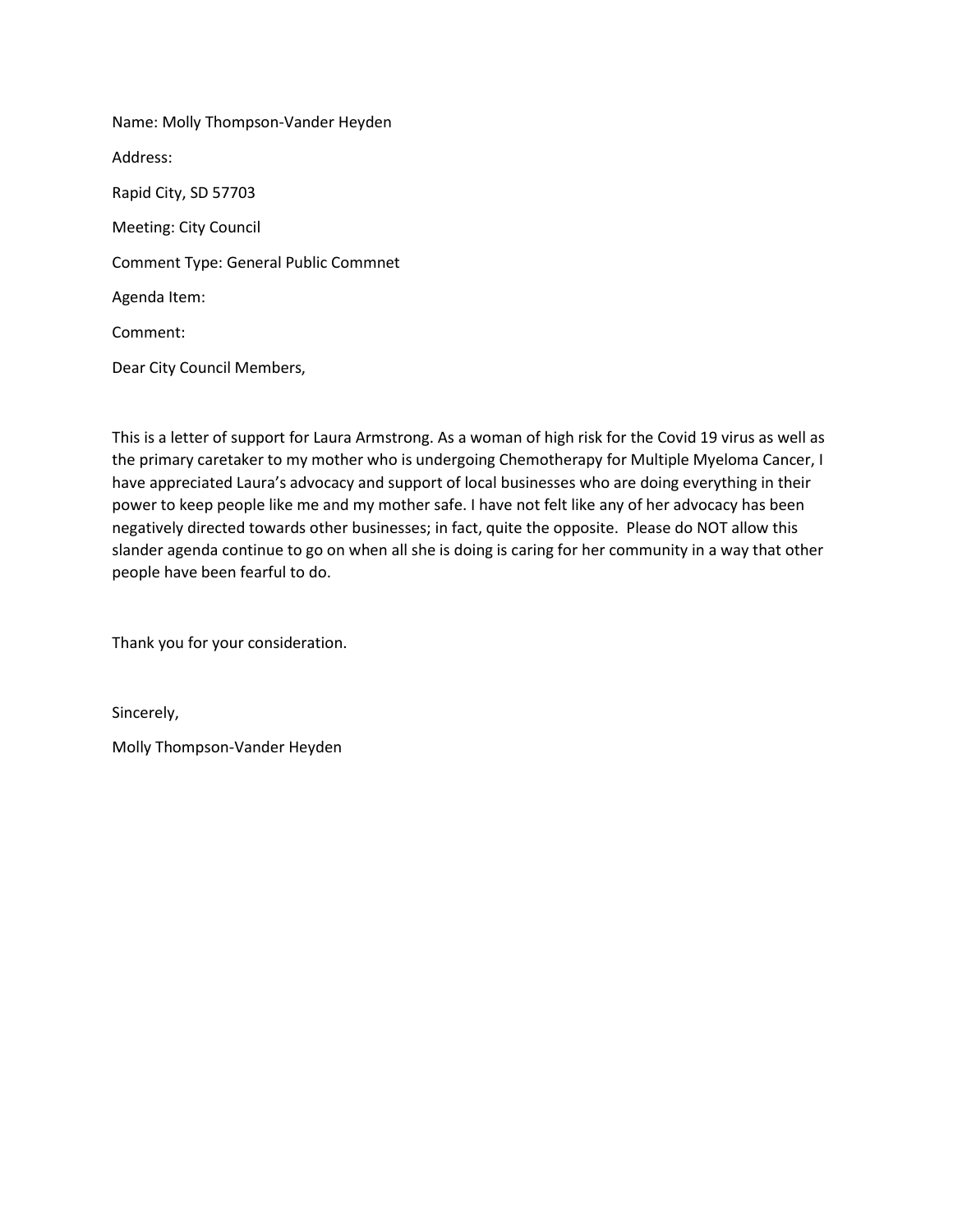Name: Molly Thompson-Vander Heyden

Address:

Rapid City, SD 57703

Meeting: City Council

Comment Type: General Public Commnet

Agenda Item:

Comment:

Dear City Council Members,

This is a letter of support for Laura Armstrong. As a woman of high risk for the Covid 19 virus as well as the primary caretaker to my mother who is undergoing Chemotherapy for Multiple Myeloma Cancer, I have appreciated Laura's advocacy and support of local businesses who are doing everything in their power to keep people like me and my mother safe. I have not felt like any of her advocacy has been negatively directed towards other businesses; in fact, quite the opposite. Please do NOT allow this slander agenda continue to go on when all she is doing is caring for her community in a way that other people have been fearful to do.

Thank you for your consideration.

Sincerely,

Molly Thompson-Vander Heyden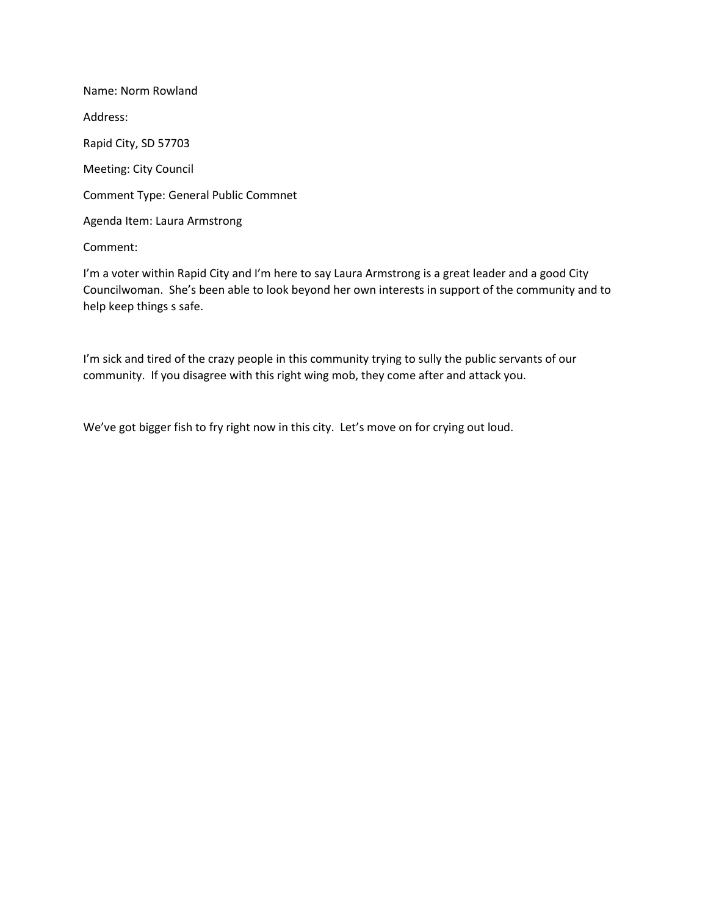Name: Norm Rowland

Address:

Rapid City, SD 57703

Meeting: City Council

Comment Type: General Public Commnet

Agenda Item: Laura Armstrong

Comment:

I'm a voter within Rapid City and I'm here to say Laura Armstrong is a great leader and a good City Councilwoman. She's been able to look beyond her own interests in support of the community and to help keep things s safe.

I'm sick and tired of the crazy people in this community trying to sully the public servants of our community. If you disagree with this right wing mob, they come after and attack you.

We've got bigger fish to fry right now in this city. Let's move on for crying out loud.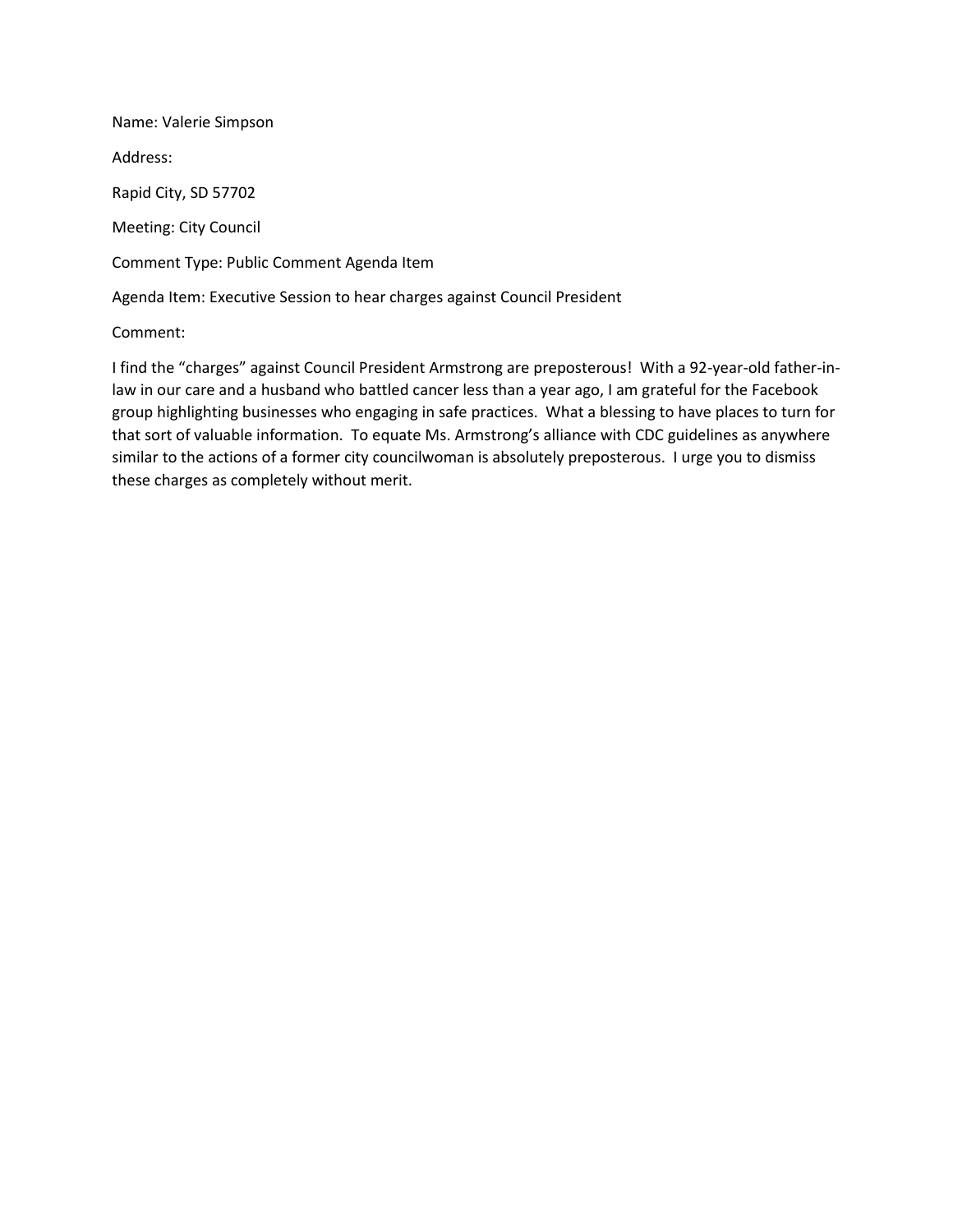Name: Valerie Simpson

Address:

Rapid City, SD 57702

Meeting: City Council

Comment Type: Public Comment Agenda Item

Agenda Item: Executive Session to hear charges against Council President

Comment:

I find the "charges" against Council President Armstrong are preposterous! With a 92-year-old father-in-law in our care and a husband who battled cancer less than a year ago, I am grateful for the Facebook group highlighting businesses who engaging in safe practices. What a blessing to have places to turn for that sort of valuable information. To equate Ms. Armstrong's alliance with CDC guidelines as anywhere similar to the actions of a former city councilwoman is absolutely preposterous. I urge you to dismiss these charges as completely without merit.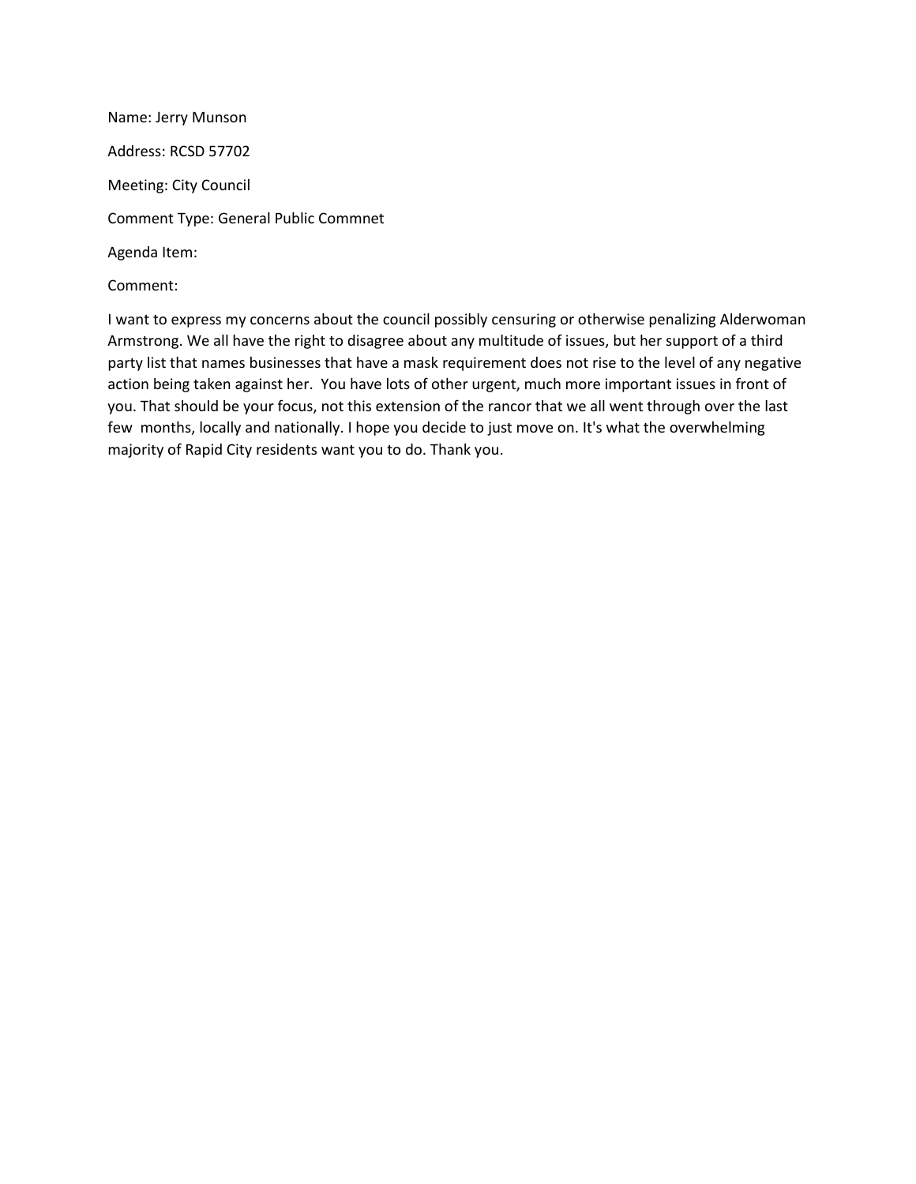Name: Jerry Munson

Address: RCSD 57702

Meeting: City Council

Comment Type: General Public Commnet

Agenda Item:

Comment:

I want to express my concerns about the council possibly censuring or otherwise penalizing Alderwoman Armstrong. We all have the right to disagree about any multitude of issues, but her support of a third party list that names businesses that have a mask requirement does not rise to the level of any negative action being taken against her. You have lots of other urgent, much more important issues in front of you. That should be your focus, not this extension of the rancor that we all went through over the last few months, locally and nationally. I hope you decide to just move on. It's what the overwhelming majority of Rapid City residents want you to do. Thank you.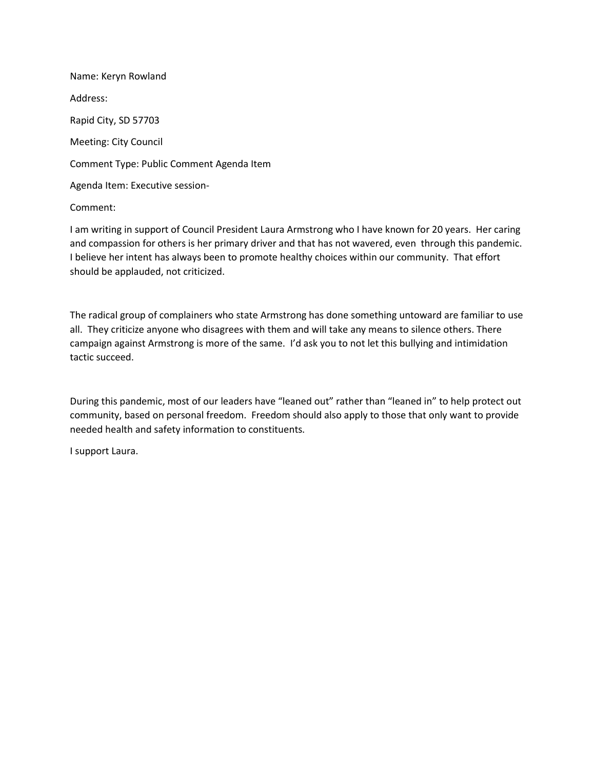Name: Keryn Rowland

Address:

Rapid City, SD 57703

Meeting: City Council

Comment Type: Public Comment Agenda Item

Agenda Item: Executive session-

Comment:

I am writing in support of Council President Laura Armstrong who I have known for 20 years. Her caring and compassion for others is her primary driver and that has not wavered, even through this pandemic. I believe her intent has always been to promote healthy choices within our community. That effort should be applauded, not criticized.

The radical group of complainers who state Armstrong has done something untoward are familiar to use all. They criticize anyone who disagrees with them and will take any means to silence others. There campaign against Armstrong is more of the same. I'd ask you to not let this bullying and intimidation tactic succeed.

During this pandemic, most of our leaders have "leaned out" rather than "leaned in" to help protect out community, based on personal freedom. Freedom should also apply to those that only want to provide needed health and safety information to constituents.

I support Laura.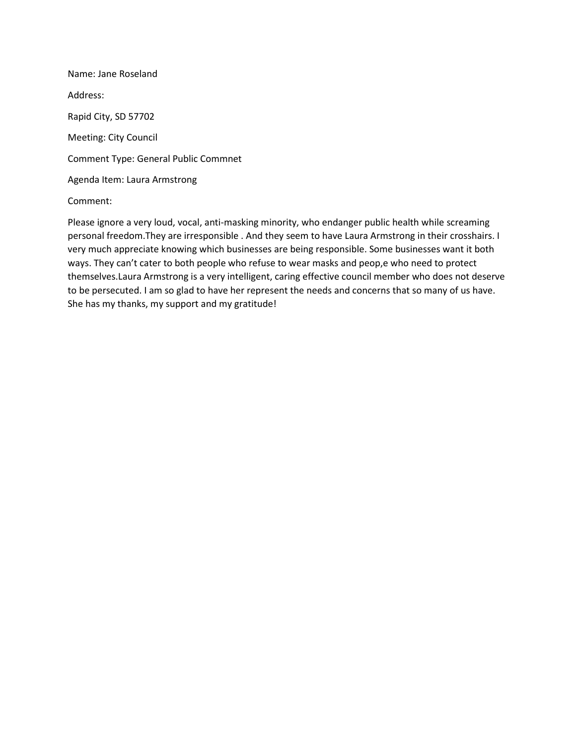Name: Jane Roseland

Address:

Rapid City, SD 57702

Meeting: City Council

Comment Type: General Public Commnet

Agenda Item: Laura Armstrong

Comment:

Please ignore a very loud, vocal, anti-masking minority, who endanger public health while screaming personal freedom.They are irresponsible . And they seem to have Laura Armstrong in their crosshairs. I very much appreciate knowing which businesses are being responsible. Some businesses want it both ways. They can't cater to both people who refuse to wear masks and peop,e who need to protect themselves.Laura Armstrong is a very intelligent, caring effective council member who does not deserve to be persecuted. I am so glad to have her represent the needs and concerns that so many of us have. She has my thanks, my support and my gratitude!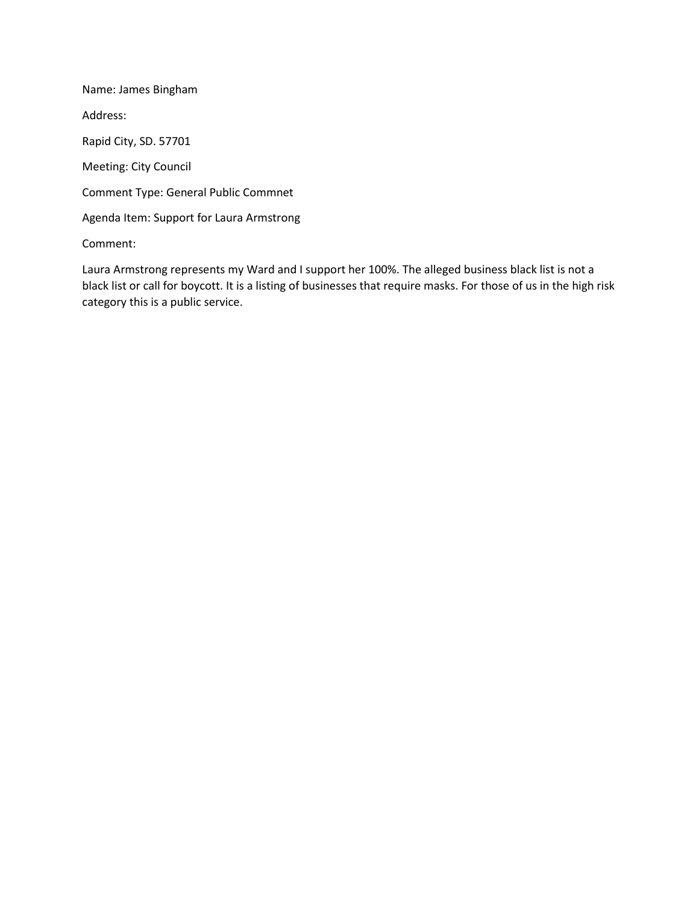Name: James Bingham

Address:

Rapid City, SD. 57701

Meeting: City Council

Comment Type: General Public Commnet

Agenda Item: Support for Laura Armstrong

Comment:

Laura Armstrong represents my Ward and I support her 100%. The alleged business black list is not a black list or call for boycott. It is a listing of businesses that require masks. For those of us in the high risk category this is a public service.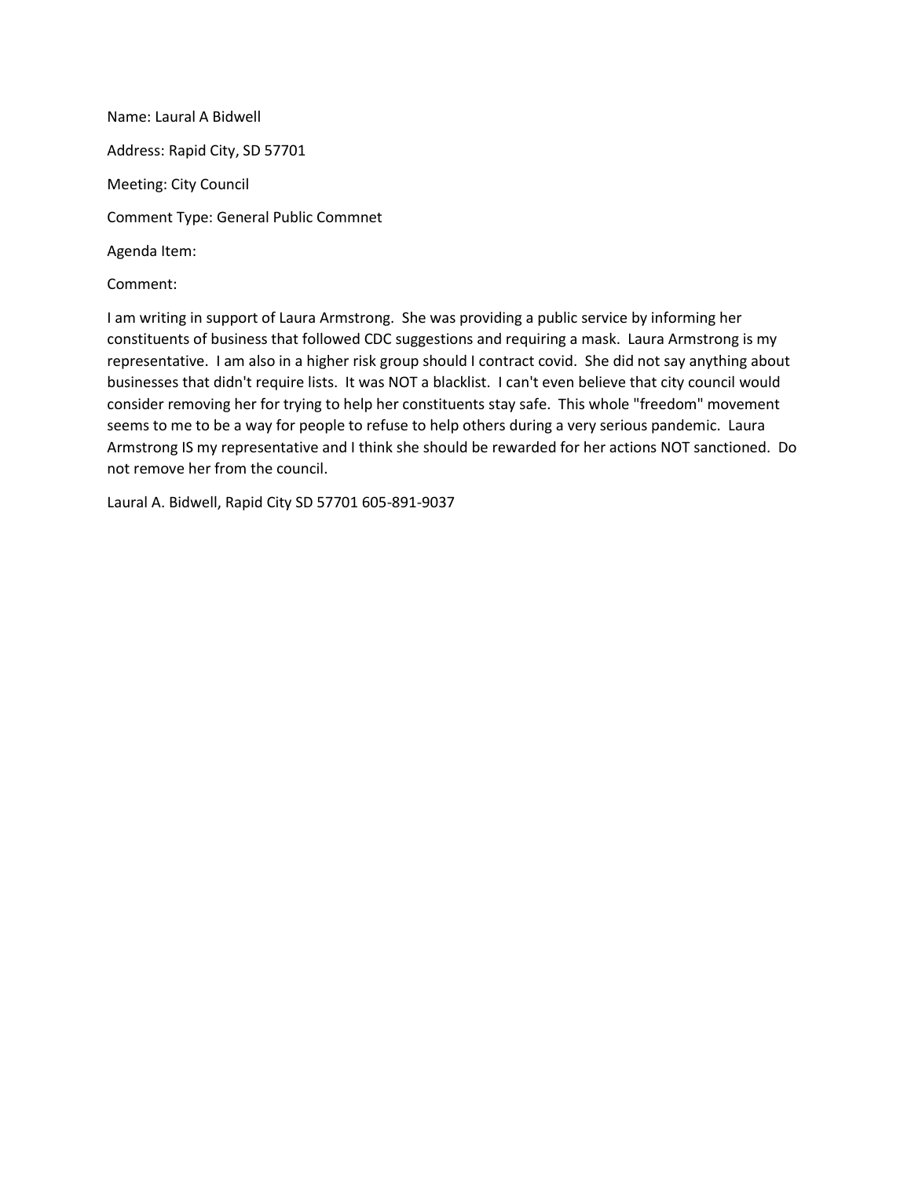Name: Laural A Bidwell

Address: Rapid City, SD 57701

Meeting: City Council

Comment Type: General Public Commnet

Agenda Item:

Comment:

I am writing in support of Laura Armstrong. She was providing a public service by informing her constituents of business that followed CDC suggestions and requiring a mask. Laura Armstrong is my representative. I am also in a higher risk group should I contract covid. She did not say anything about businesses that didn't require lists. It was NOT a blacklist. I can't even believe that city council would consider removing her for trying to help her constituents stay safe. This whole "freedom" movement seems to me to be a way for people to refuse to help others during a very serious pandemic. Laura Armstrong IS my representative and I think she should be rewarded for her actions NOT sanctioned. Do not remove her from the council.

Laural A. Bidwell, Rapid City SD 57701 605-891-9037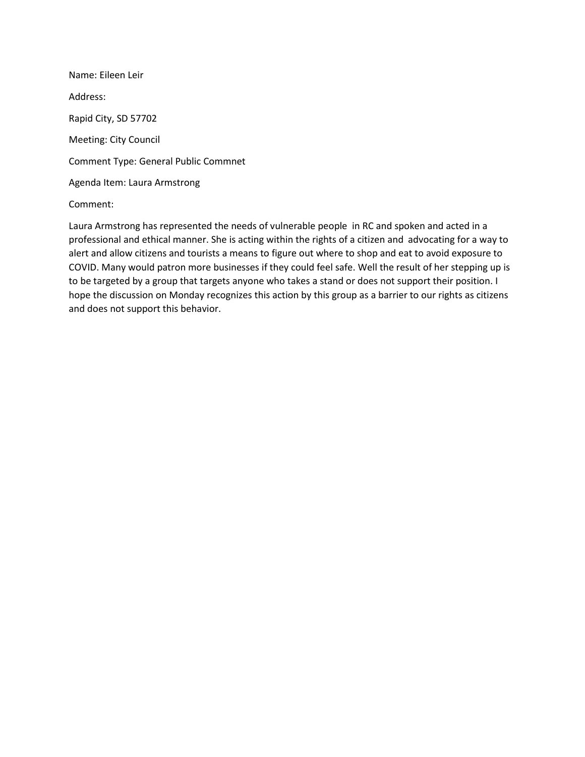Name: Eileen Leir

Address:

Rapid City, SD 57702

Meeting: City Council

Comment Type: General Public Commnet

Agenda Item: Laura Armstrong

Comment:

Laura Armstrong has represented the needs of vulnerable people in RC and spoken and acted in a professional and ethical manner. She is acting within the rights of a citizen and advocating for a way to alert and allow citizens and tourists a means to figure out where to shop and eat to avoid exposure to COVID. Many would patron more businesses if they could feel safe. Well the result of her stepping up is to be targeted by a group that targets anyone who takes a stand or does not support their position. I hope the discussion on Monday recognizes this action by this group as a barrier to our rights as citizens and does not support this behavior.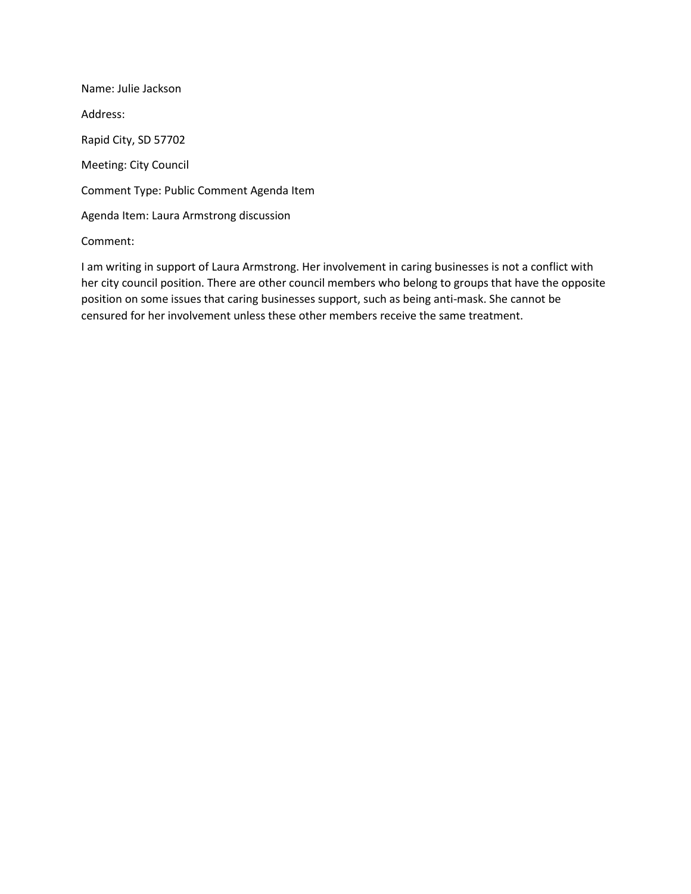Name: Julie Jackson

Address:

Rapid City, SD 57702

Meeting: City Council

Comment Type: Public Comment Agenda Item

Agenda Item: Laura Armstrong discussion

Comment:

I am writing in support of Laura Armstrong. Her involvement in caring businesses is not a conflict with her city council position. There are other council members who belong to groups that have the opposite position on some issues that caring businesses support, such as being anti-mask. She cannot be censured for her involvement unless these other members receive the same treatment.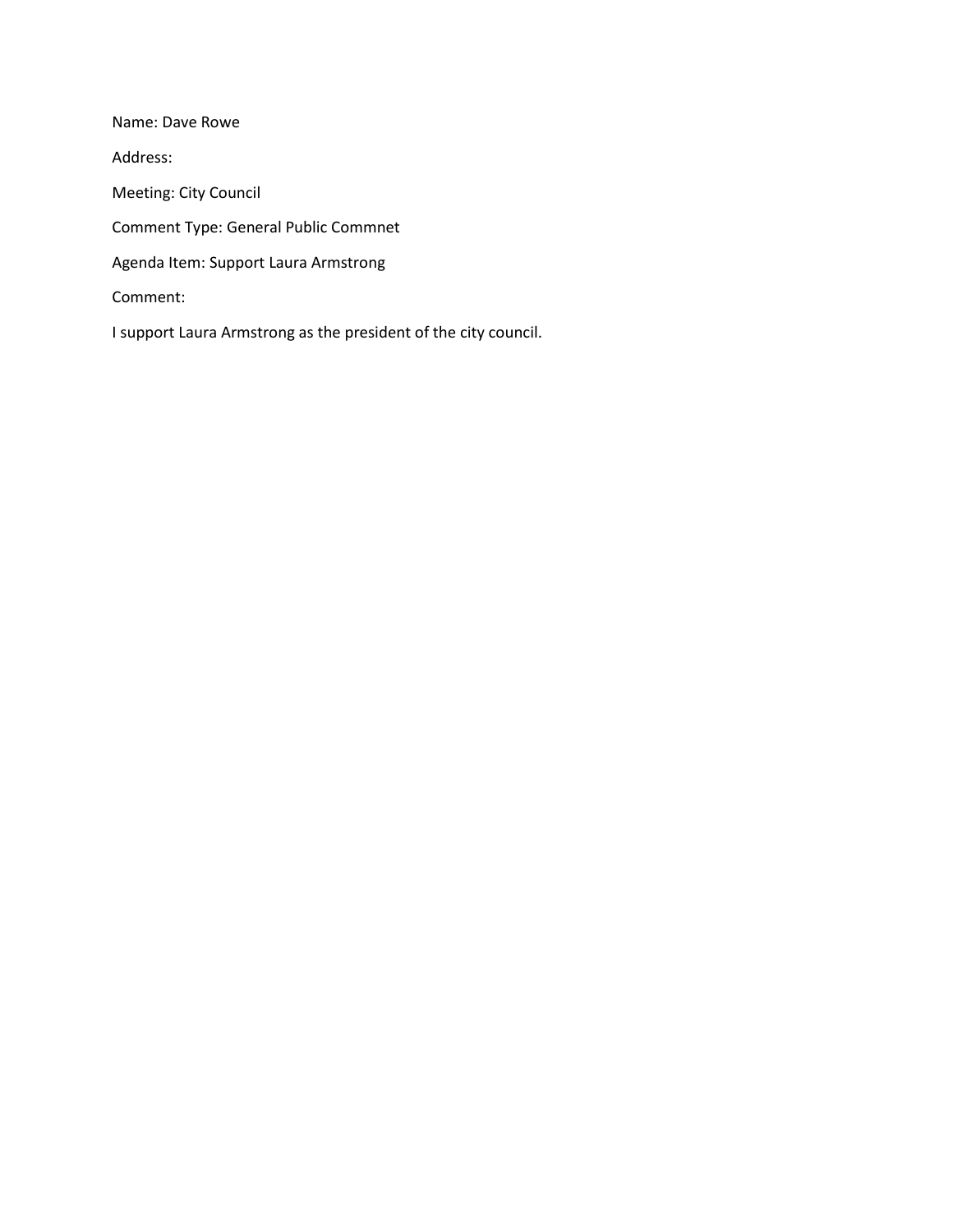Name: Dave Rowe

Address:

Meeting: City Council

Comment Type: General Public Commnet

Agenda Item: Support Laura Armstrong

Comment:

I support Laura Armstrong as the president of the city council.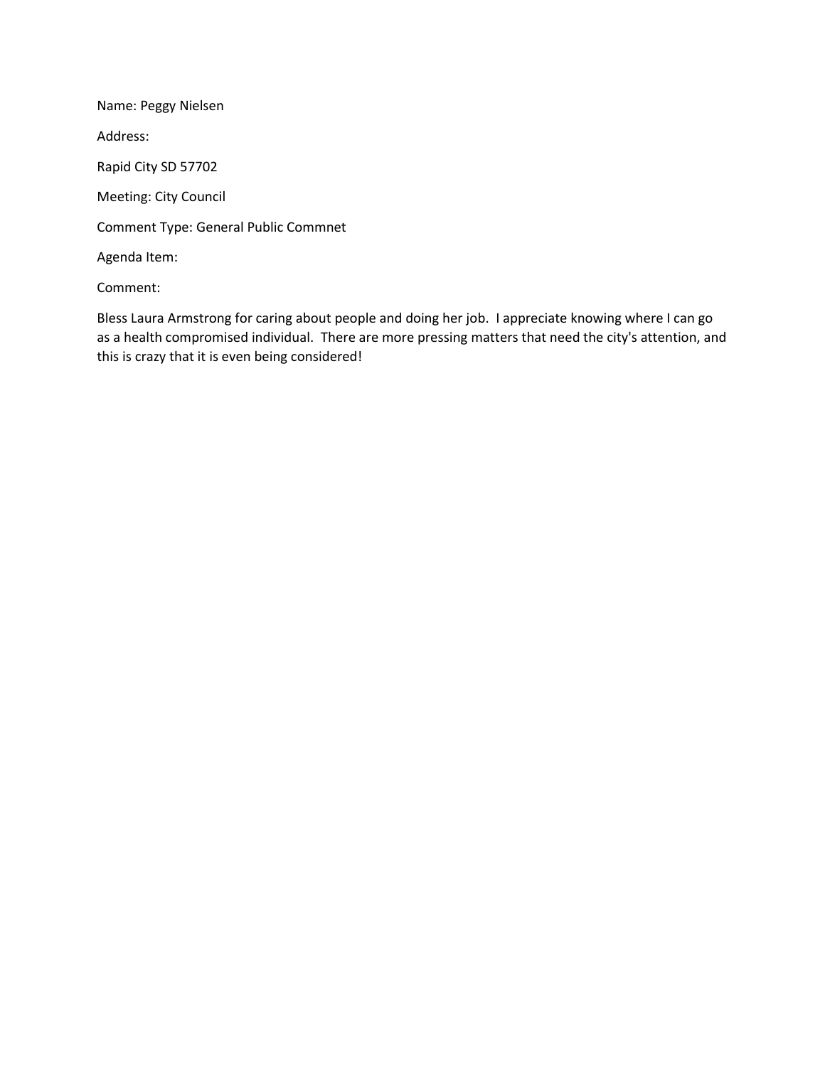Name: Peggy Nielsen

Address:

Rapid City SD 57702

Meeting: City Council

Comment Type: General Public Commnet

Agenda Item:

Comment:

Bless Laura Armstrong for caring about people and doing her job. I appreciate knowing where I can go as a health compromised individual. There are more pressing matters that need the city's attention, and this is crazy that it is even being considered!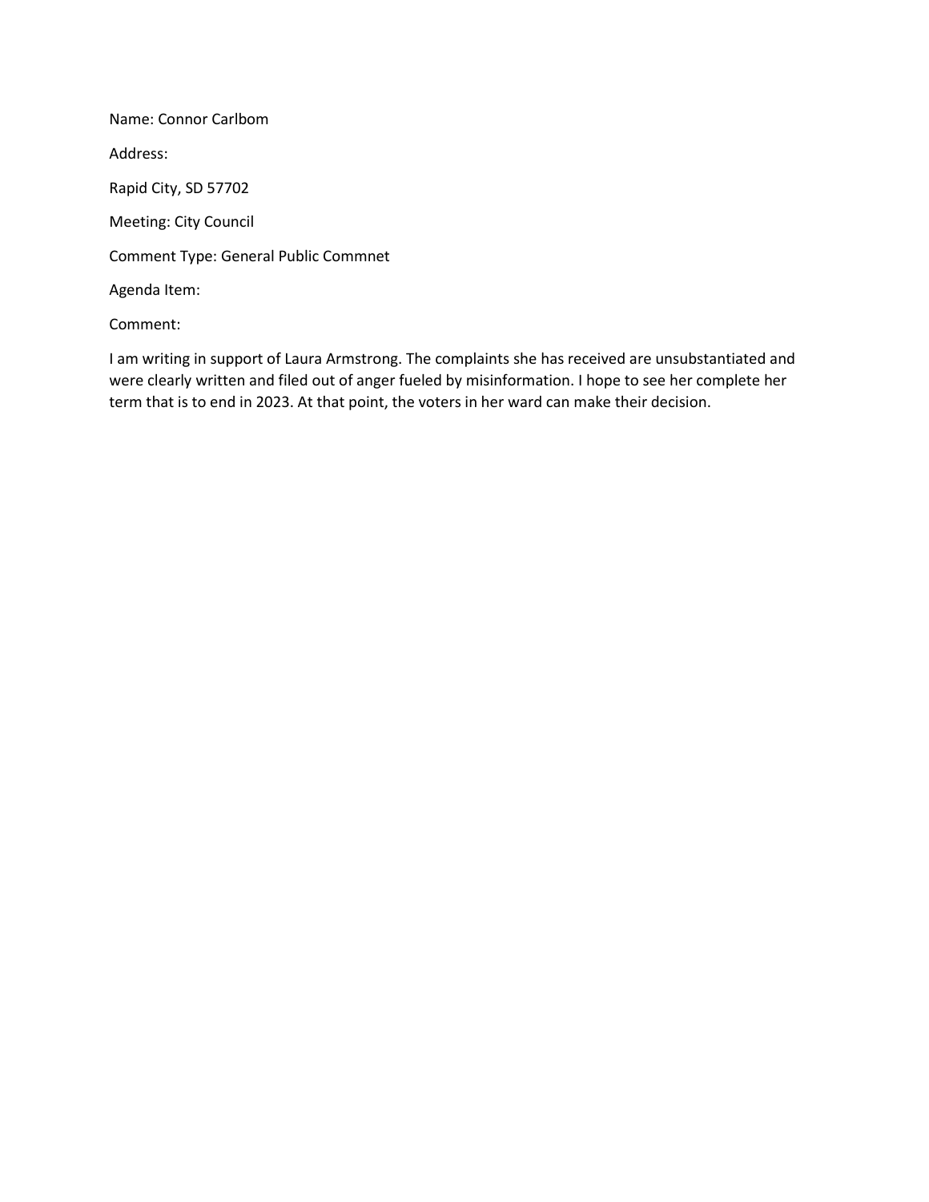Name: Connor Carlbom

Address:

Rapid City, SD 57702

Meeting: City Council

Comment Type: General Public Commnet

Agenda Item:

Comment:

I am writing in support of Laura Armstrong. The complaints she has received are unsubstantiated and were clearly written and filed out of anger fueled by misinformation. I hope to see her complete her term that is to end in 2023. At that point, the voters in her ward can make their decision.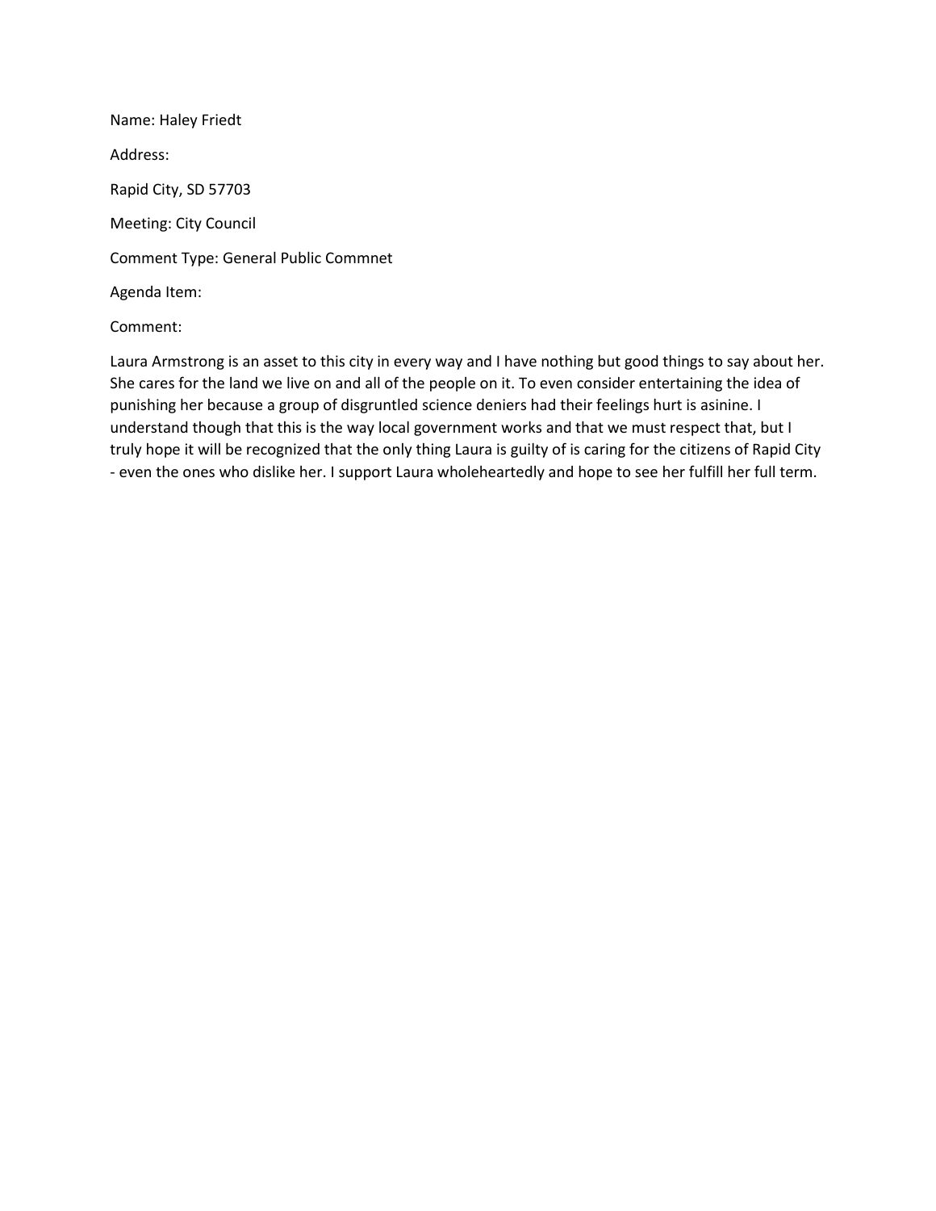Name: Haley Friedt

Address:

Rapid City, SD 57703

Meeting: City Council

Comment Type: General Public Commnet

Agenda Item:

Comment:

Laura Armstrong is an asset to this city in every way and I have nothing but good things to say about her. She cares for the land we live on and all of the people on it. To even consider entertaining the idea of punishing her because a group of disgruntled science deniers had their feelings hurt is asinine. I understand though that this is the way local government works and that we must respect that, but I truly hope it will be recognized that the only thing Laura is guilty of is caring for the citizens of Rapid City - even the ones who dislike her. I support Laura wholeheartedly and hope to see her fulfill her full term.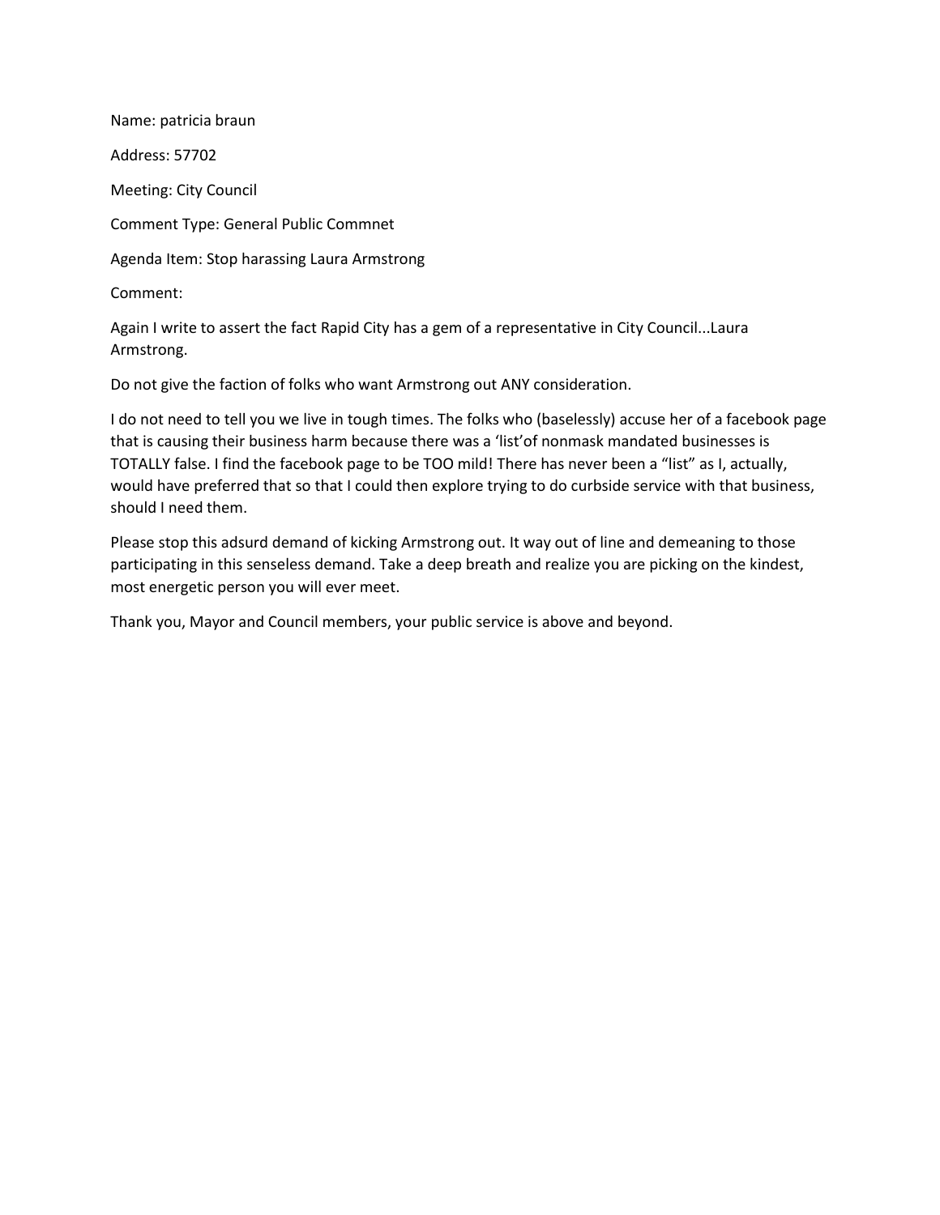Name: patricia braun

Address: 57702

Meeting: City Council

Comment Type: General Public Commnet

Agenda Item: Stop harassing Laura Armstrong

Comment:

Again I write to assert the fact Rapid City has a gem of a representative in City Council...Laura Armstrong.

Do not give the faction of folks who want Armstrong out ANY consideration.

I do not need to tell you we live in tough times. The folks who (baselessly) accuse her of a facebook page that is causing their business harm because there was a 'list'of nonmask mandated businesses is TOTALLY false. I find the facebook page to be TOO mild! There has never been a "list" as I, actually, would have preferred that so that I could then explore trying to do curbside service with that business, should I need them.

Please stop this adsurd demand of kicking Armstrong out. It way out of line and demeaning to those participating in this senseless demand. Take a deep breath and realize you are picking on the kindest, most energetic person you will ever meet.

Thank you, Mayor and Council members, your public service is above and beyond.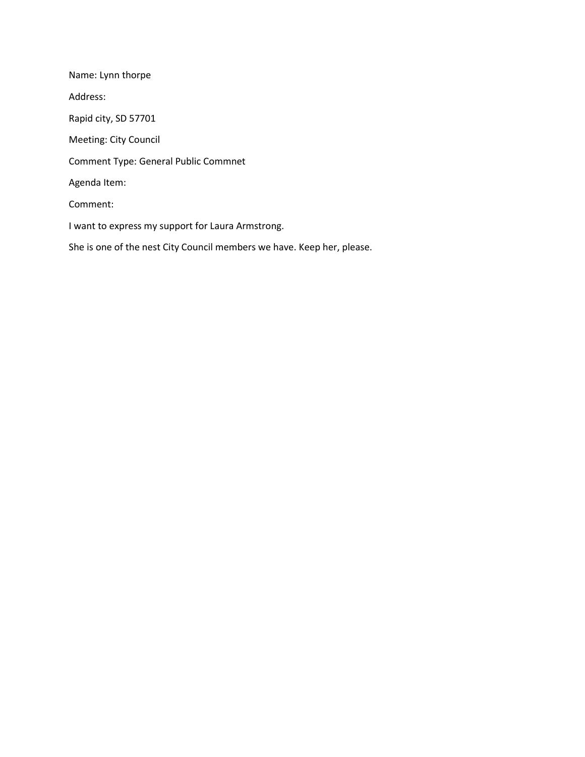Name: Lynn thorpe

Address:

Rapid city, SD 57701

Meeting: City Council

Comment Type: General Public Commnet

Agenda Item:

Comment:

I want to express my support for Laura Armstrong.

She is one of the nest City Council members we have. Keep her, please.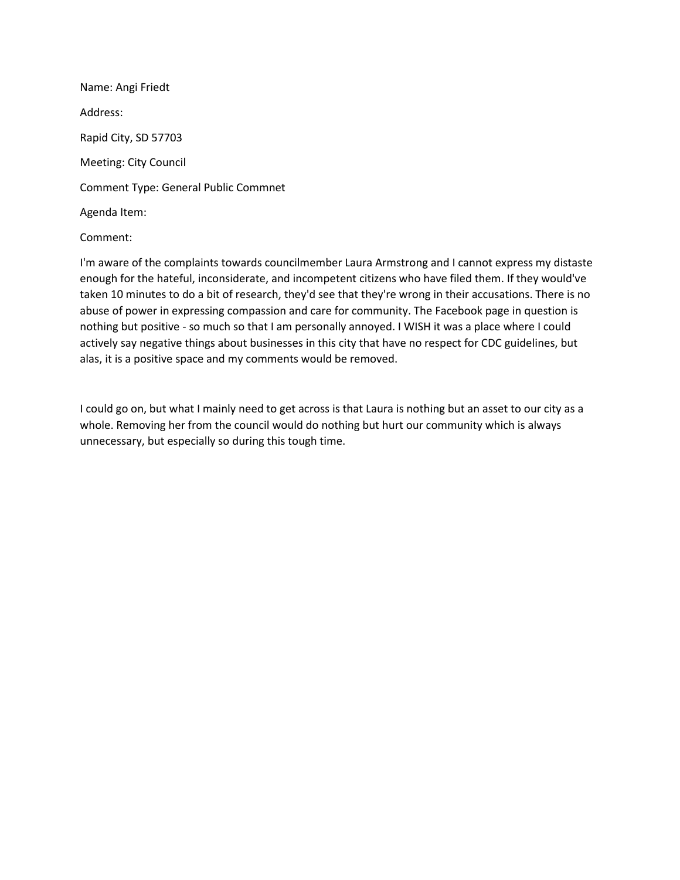Name: Angi Friedt

Address:

Rapid City, SD 57703

Meeting: City Council

Comment Type: General Public Commnet

Agenda Item:

Comment:

I'm aware of the complaints towards councilmember Laura Armstrong and I cannot express my distaste enough for the hateful, inconsiderate, and incompetent citizens who have filed them. If they would've taken 10 minutes to do a bit of research, they'd see that they're wrong in their accusations. There is no abuse of power in expressing compassion and care for community. The Facebook page in question is nothing but positive - so much so that I am personally annoyed. I WISH it was a place where I could actively say negative things about businesses in this city that have no respect for CDC guidelines, but alas, it is a positive space and my comments would be removed.

I could go on, but what I mainly need to get across is that Laura is nothing but an asset to our city as a whole. Removing her from the council would do nothing but hurt our community which is always unnecessary, but especially so during this tough time.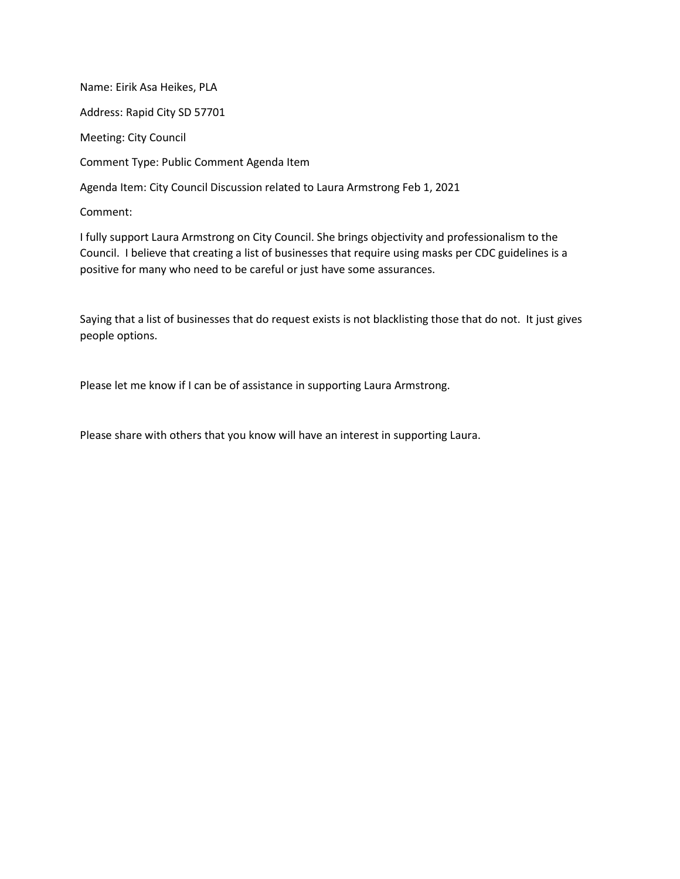Name: Eirik Asa Heikes, PLA

Address: Rapid City SD 57701

Meeting: City Council

Comment Type: Public Comment Agenda Item

Agenda Item: City Council Discussion related to Laura Armstrong Feb 1, 2021

Comment:

I fully support Laura Armstrong on City Council. She brings objectivity and professionalism to the Council. I believe that creating a list of businesses that require using masks per CDC guidelines is a positive for many who need to be careful or just have some assurances.

Saying that a list of businesses that do request exists is not blacklisting those that do not. It just gives people options.

Please let me know if I can be of assistance in supporting Laura Armstrong.

Please share with others that you know will have an interest in supporting Laura.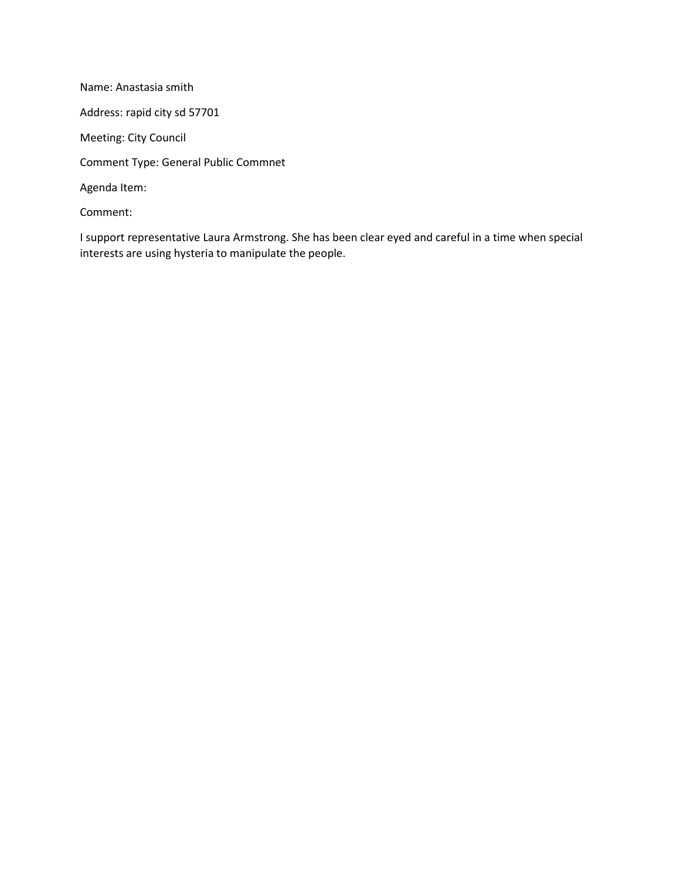Name: Anastasia smith

Address: rapid city sd 57701

Meeting: City Council

Comment Type: General Public Commnet

Agenda Item:

Comment:

I support representative Laura Armstrong. She has been clear eyed and careful in a time when special interests are using hysteria to manipulate the people.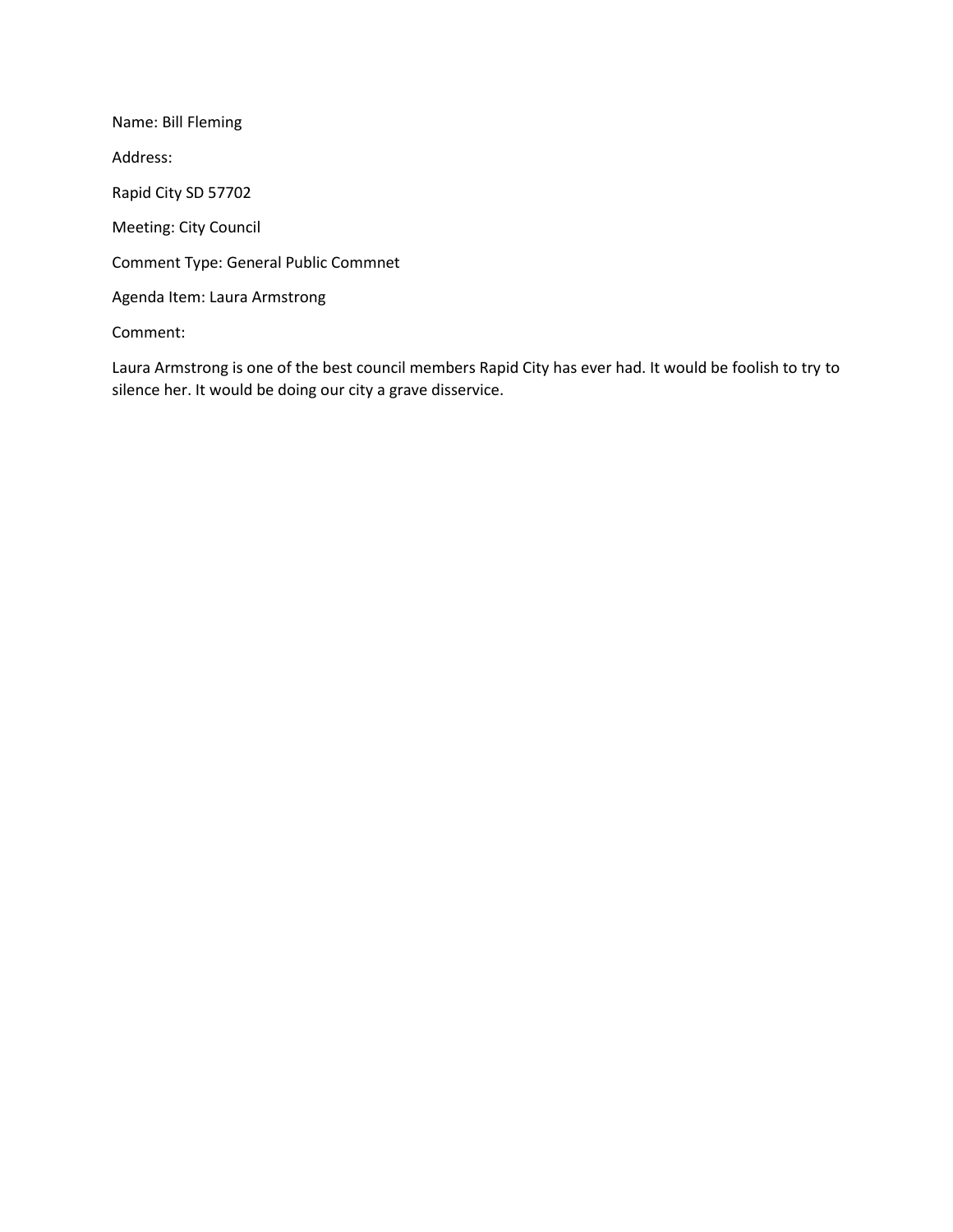Name: Bill Fleming

Address:

Rapid City SD 57702

Meeting: City Council

Comment Type: General Public Commnet

Agenda Item: Laura Armstrong

Comment:

Laura Armstrong is one of the best council members Rapid City has ever had. It would be foolish to try to silence her. It would be doing our city a grave disservice.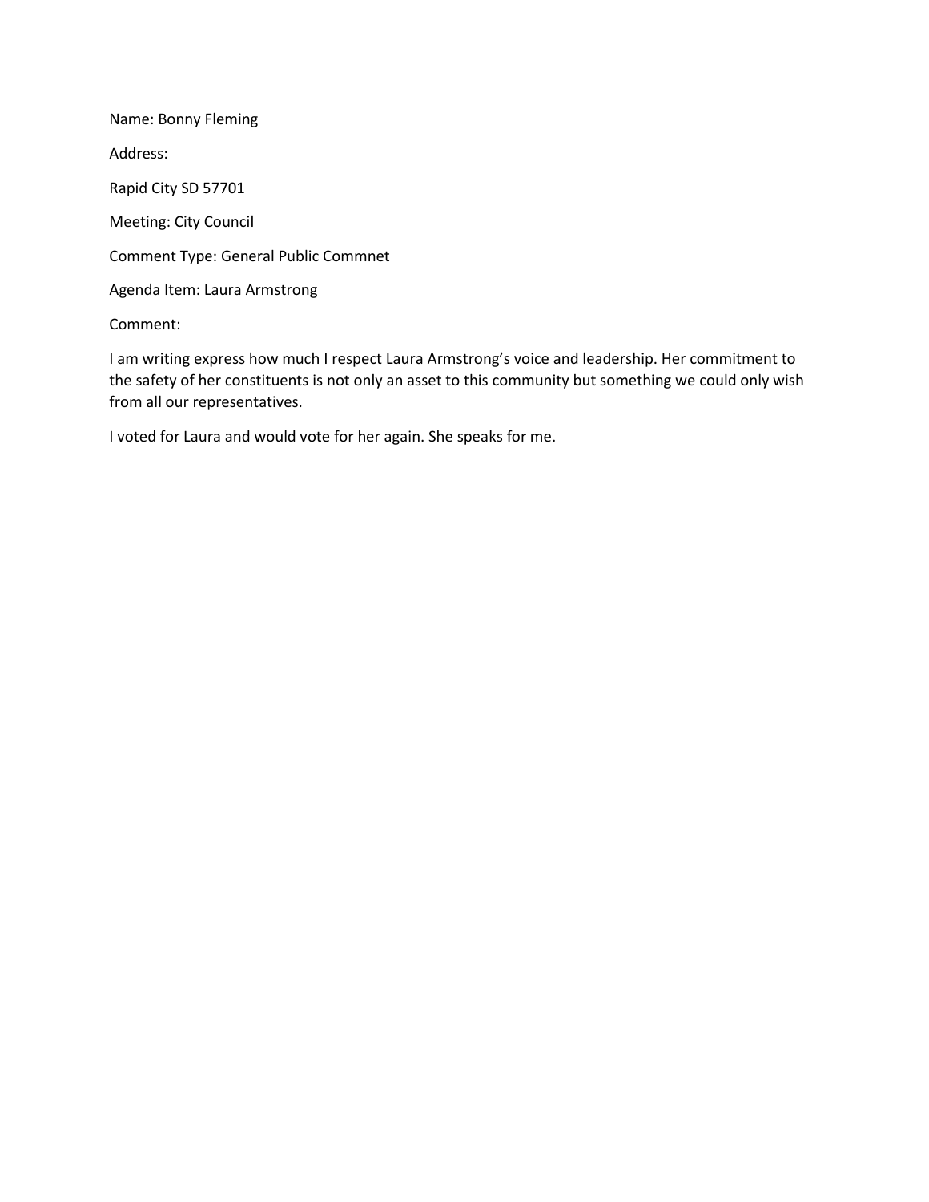Name: Bonny Fleming

Address:

Rapid City SD 57701

Meeting: City Council

Comment Type: General Public Commnet

Agenda Item: Laura Armstrong

Comment:

I am writing express how much I respect Laura Armstrong's voice and leadership. Her commitment to the safety of her constituents is not only an asset to this community but something we could only wish from all our representatives.

I voted for Laura and would vote for her again. She speaks for me.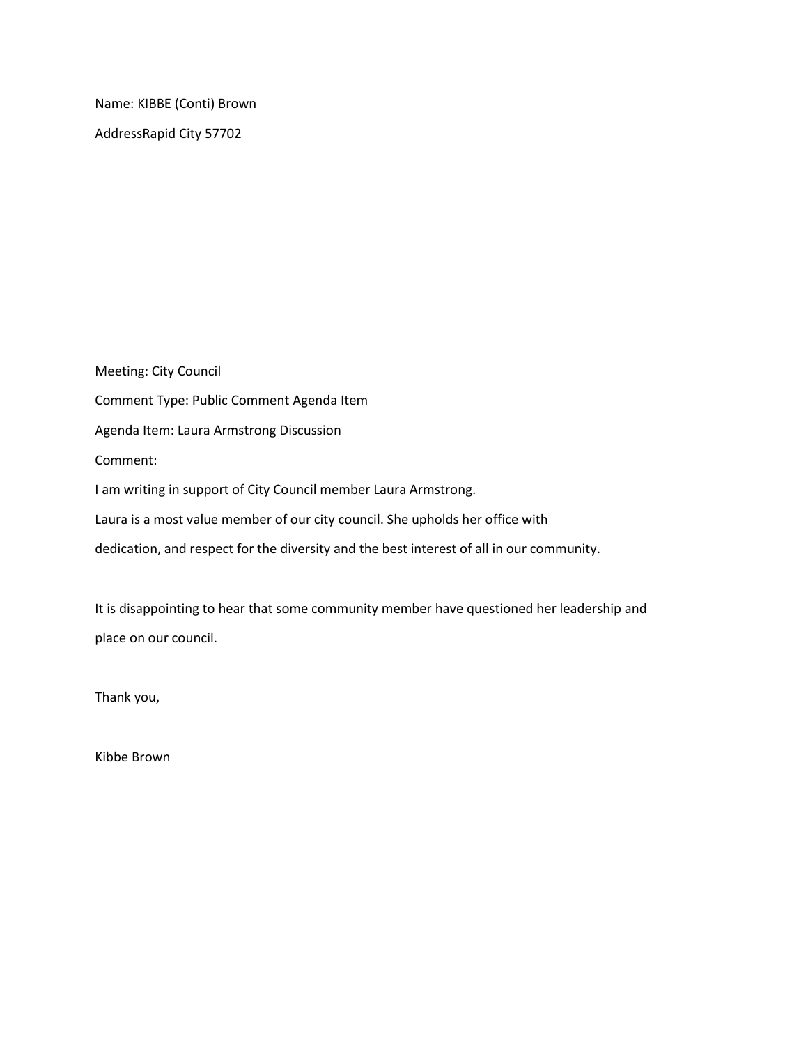Name: KIBBE (Conti) Brown

AddressRapid City 57702

Meeting: City Council

Comment Type: Public Comment Agenda Item

Agenda Item: Laura Armstrong Discussion

Comment:

I am writing in support of City Council member Laura Armstrong.

Laura is a most value member of our city council. She upholds her office with dedication, and respect for the diversity and the best interest of all in our community.

It is disappointing to hear that some community member have questioned her leadership and place on our council.

Thank you,

Kibbe Brown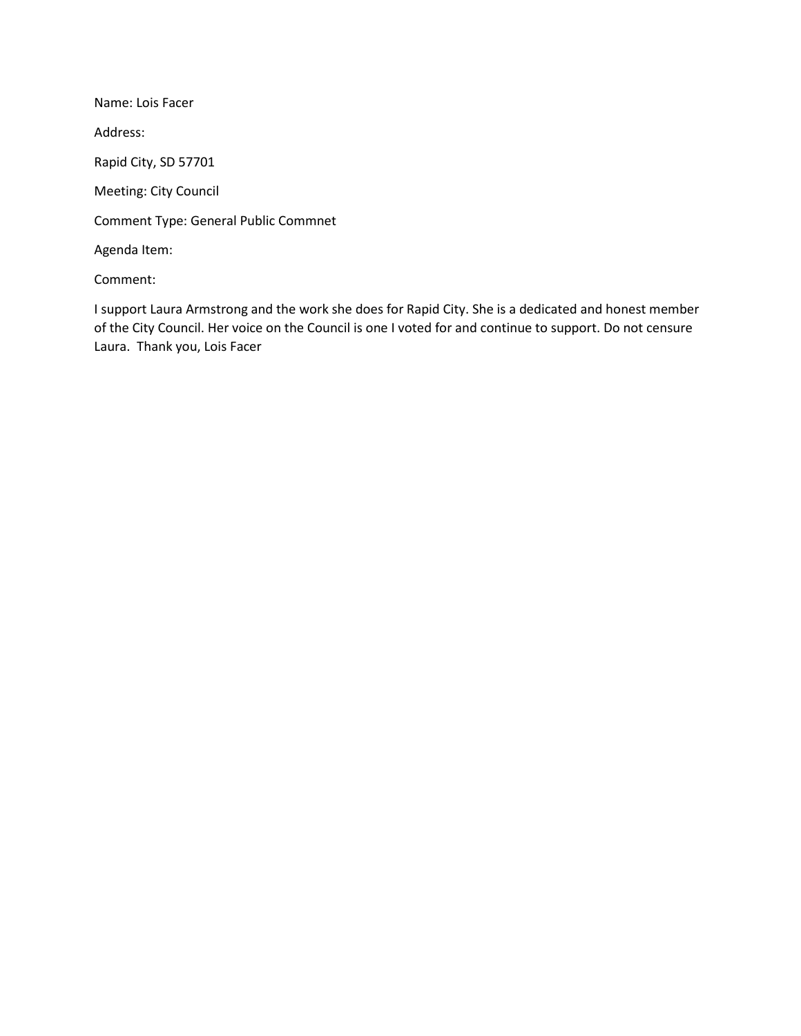Name: Lois Facer

Address:

Rapid City, SD 57701

Meeting: City Council

Comment Type: General Public Commnet

Agenda Item:

Comment:

I support Laura Armstrong and the work she does for Rapid City. She is a dedicated and honest member of the City Council. Her voice on the Council is one I voted for and continue to support. Do not censure Laura. Thank you, Lois Facer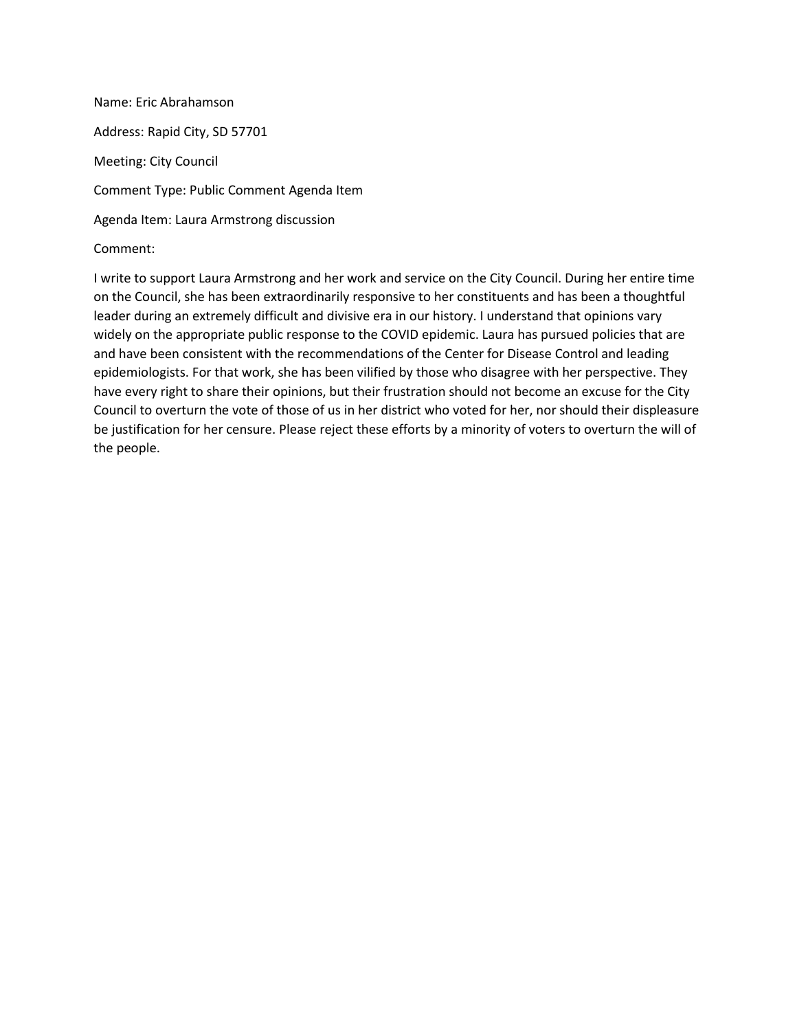Name: Eric Abrahamson

Address: Rapid City, SD 57701

Meeting: City Council

Comment Type: Public Comment Agenda Item

Agenda Item: Laura Armstrong discussion

Comment:

I write to support Laura Armstrong and her work and service on the City Council. During her entire time on the Council, she has been extraordinarily responsive to her constituents and has been a thoughtful leader during an extremely difficult and divisive era in our history. I understand that opinions vary widely on the appropriate public response to the COVID epidemic. Laura has pursued policies that are and have been consistent with the recommendations of the Center for Disease Control and leading epidemiologists. For that work, she has been vilified by those who disagree with her perspective. They have every right to share their opinions, but their frustration should not become an excuse for the City Council to overturn the vote of those of us in her district who voted for her, nor should their displeasure be justification for her censure. Please reject these efforts by a minority of voters to overturn the will of the people.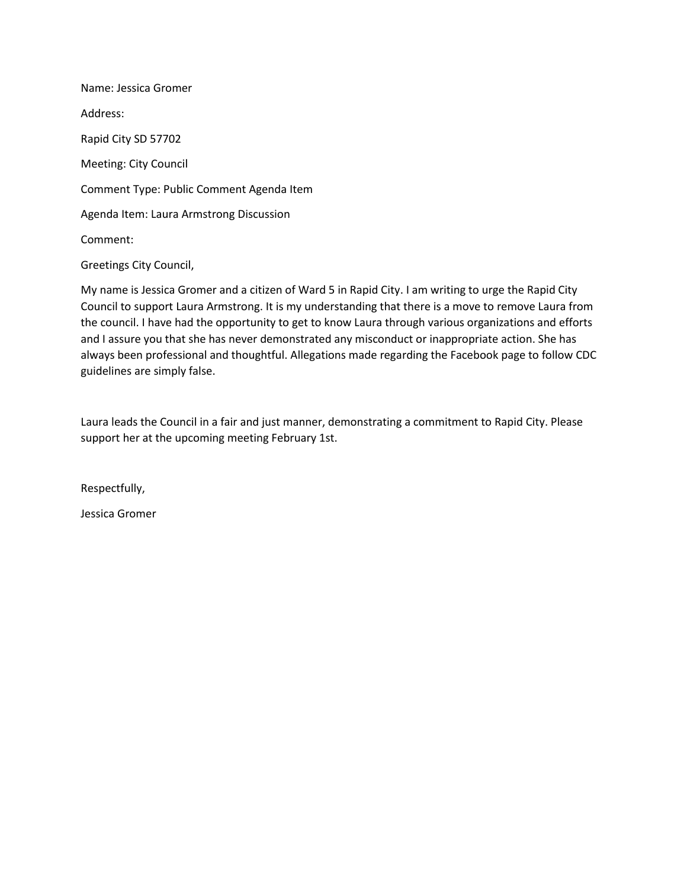Name: Jessica Gromer

Address:

Rapid City SD 57702

Meeting: City Council

Comment Type: Public Comment Agenda Item

Agenda Item: Laura Armstrong Discussion

Comment:

Greetings City Council,

My name is Jessica Gromer and a citizen of Ward 5 in Rapid City. I am writing to urge the Rapid City Council to support Laura Armstrong. It is my understanding that there is a move to remove Laura from the council. I have had the opportunity to get to know Laura through various organizations and efforts and I assure you that she has never demonstrated any misconduct or inappropriate action. She has always been professional and thoughtful. Allegations made regarding the Facebook page to follow CDC guidelines are simply false.

Laura leads the Council in a fair and just manner, demonstrating a commitment to Rapid City. Please support her at the upcoming meeting February 1st.

Respectfully,

Jessica Gromer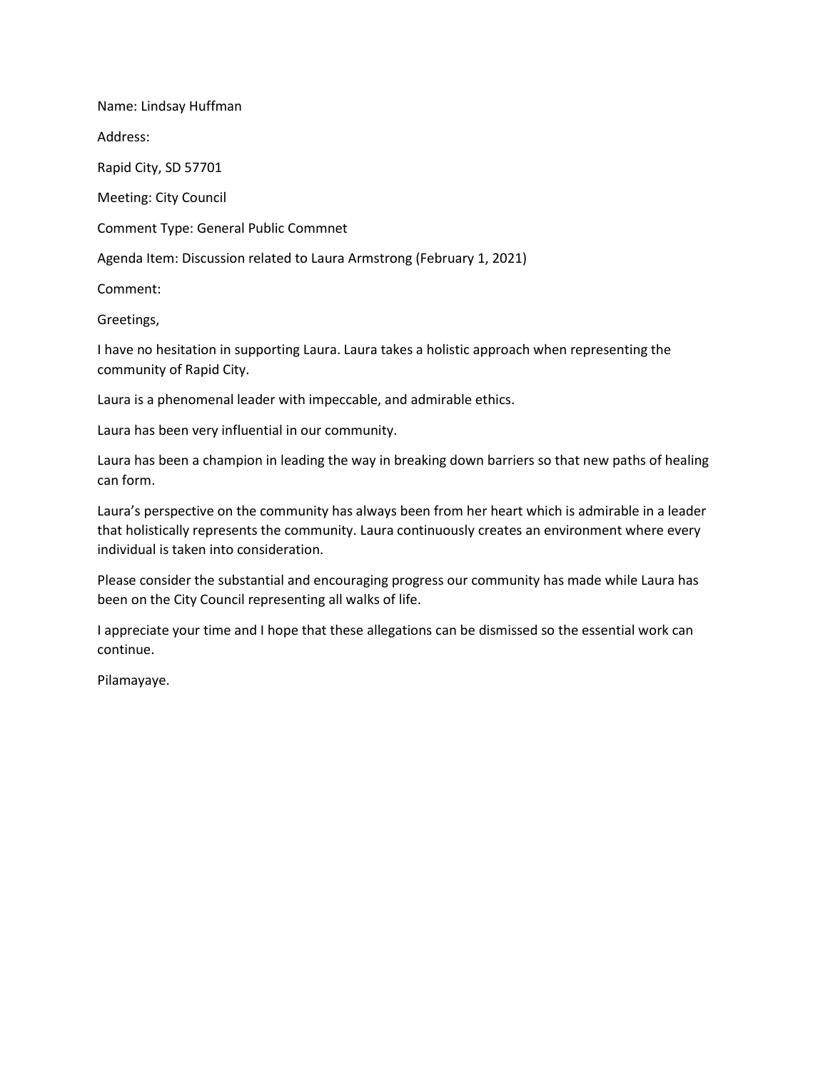Name: Lindsay Huffman

Address:

Rapid City, SD 57701

Meeting: City Council

Comment Type: General Public Commnet

Agenda Item: Discussion related to Laura Armstrong (February 1, 2021)

Comment:

Greetings,

I have no hesitation in supporting Laura. Laura takes a holistic approach when representing the community of Rapid City.

Laura is a phenomenal leader with impeccable, and admirable ethics.

Laura has been very influential in our community.

Laura has been a champion in leading the way in breaking down barriers so that new paths of healing can form.

Laura's perspective on the community has always been from her heart which is admirable in a leader that holistically represents the community. Laura continuously creates an environment where every individual is taken into consideration.

Please consider the substantial and encouraging progress our community has made while Laura has been on the City Council representing all walks of life.

I appreciate your time and I hope that these allegations can be dismissed so the essential work can continue.

Pilamayaye.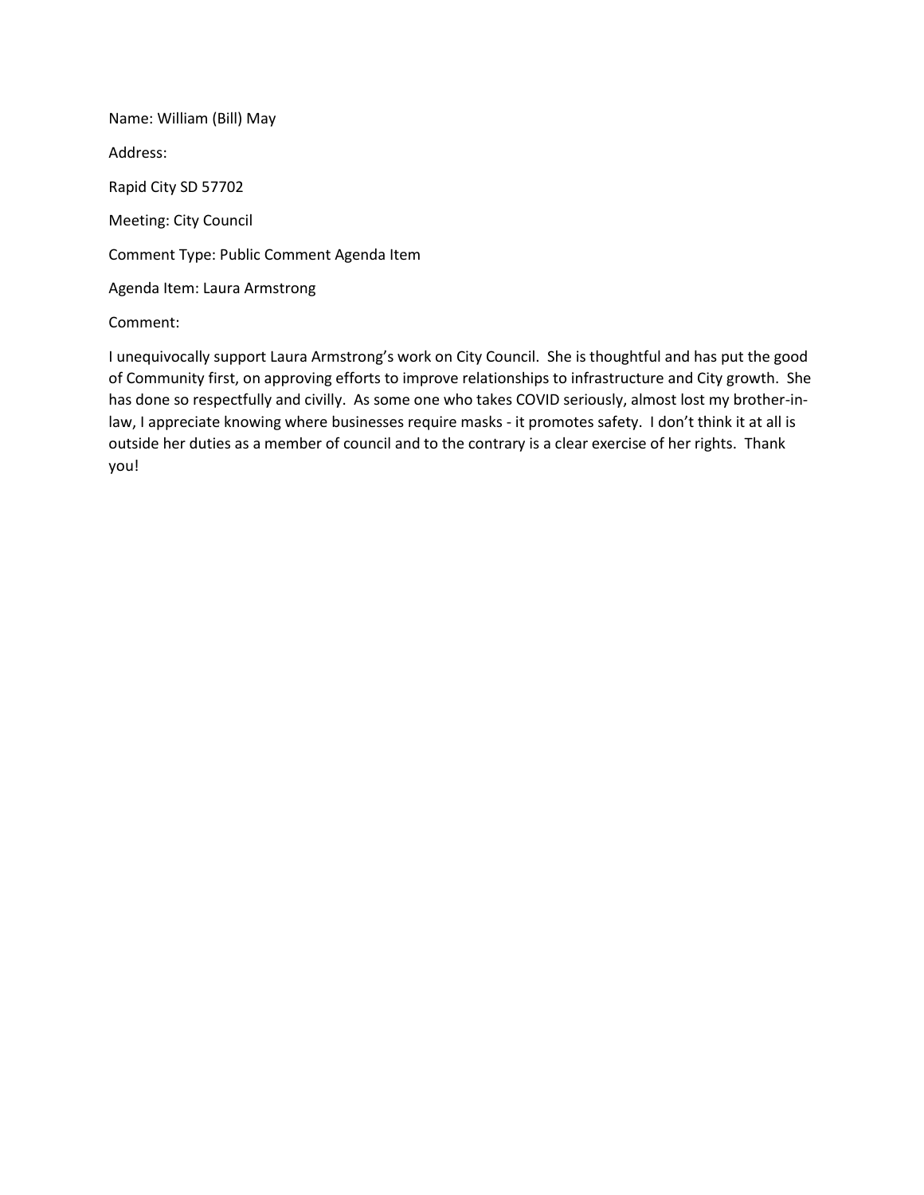Name: William (Bill) May

Address:

Rapid City SD 57702

Meeting: City Council

Comment Type: Public Comment Agenda Item

Agenda Item: Laura Armstrong

Comment:

I unequivocally support Laura Armstrong's work on City Council. She is thoughtful and has put the good of Community first, on approving efforts to improve relationships to infrastructure and City growth. She has done so respectfully and civilly. As some one who takes COVID seriously, almost lost my brother-in-law, I appreciate knowing where businesses require masks - it promotes safety. I don't think it at all is outside her duties as a member of council and to the contrary is a clear exercise of her rights. Thank you!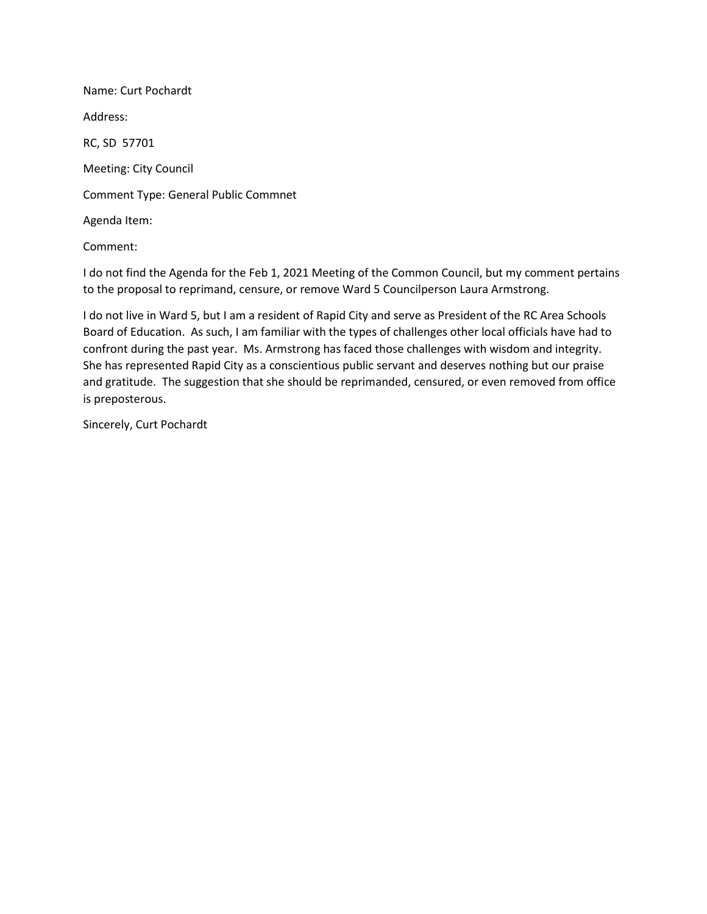Name: Curt Pochardt

Address:

RC, SD  57701

Meeting: City Council

Comment Type: General Public Commnet

Agenda Item:

Comment:

I do not find the Agenda for the Feb 1, 2021 Meeting of the Common Council, but my comment pertains to the proposal to reprimand, censure, or remove Ward 5 Councilperson Laura Armstrong.

I do not live in Ward 5, but I am a resident of Rapid City and serve as President of the RC Area Schools Board of Education. As such, I am familiar with the types of challenges other local officials have had to confront during the past year. Ms. Armstrong has faced those challenges with wisdom and integrity. She has represented Rapid City as a conscientious public servant and deserves nothing but our praise and gratitude. The suggestion that she should be reprimanded, censured, or even removed from office is preposterous.

Sincerely, Curt Pochardt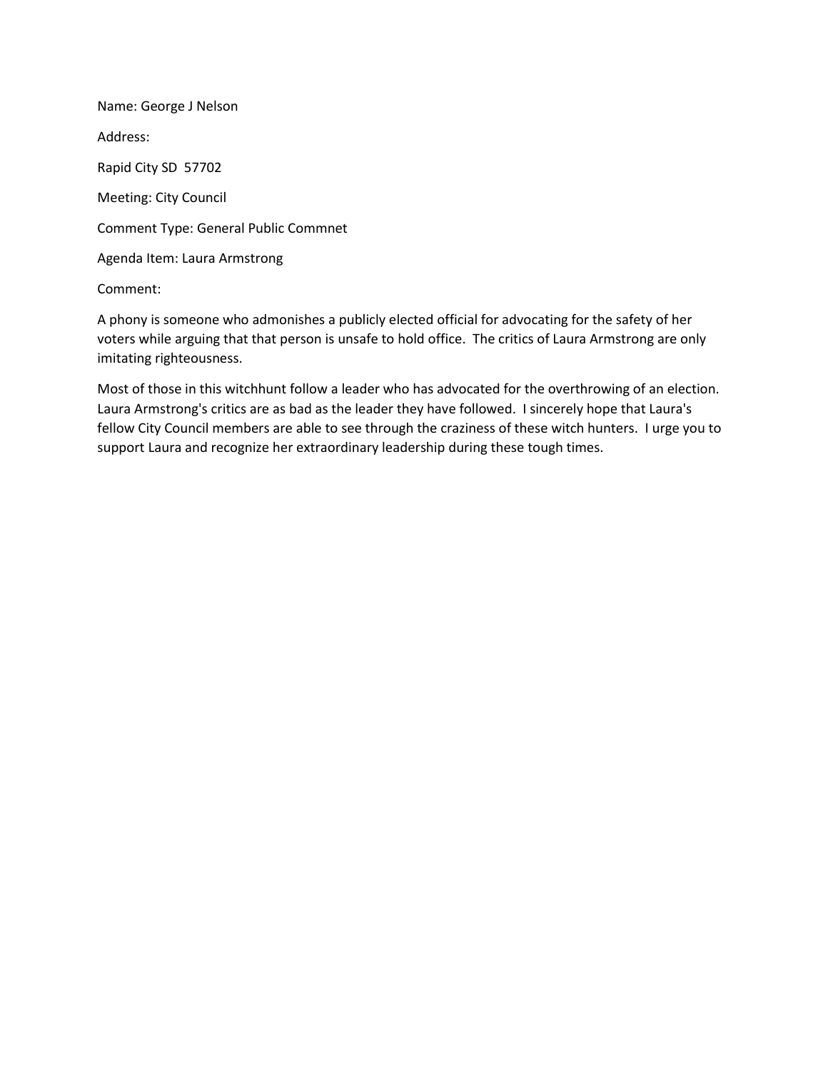Name: George J Nelson

Address:

Rapid City SD 57702

Meeting: City Council

Comment Type: General Public Commnet

Agenda Item: Laura Armstrong

Comment:

A phony is someone who admonishes a publicly elected official for advocating for the safety of her voters while arguing that that person is unsafe to hold office. The critics of Laura Armstrong are only imitating righteousness.

Most of those in this witchhunt follow a leader who has advocated for the overthrowing of an election. Laura Armstrong's critics are as bad as the leader they have followed. I sincerely hope that Laura's fellow City Council members are able to see through the craziness of these witch hunters. I urge you to support Laura and recognize her extraordinary leadership during these tough times.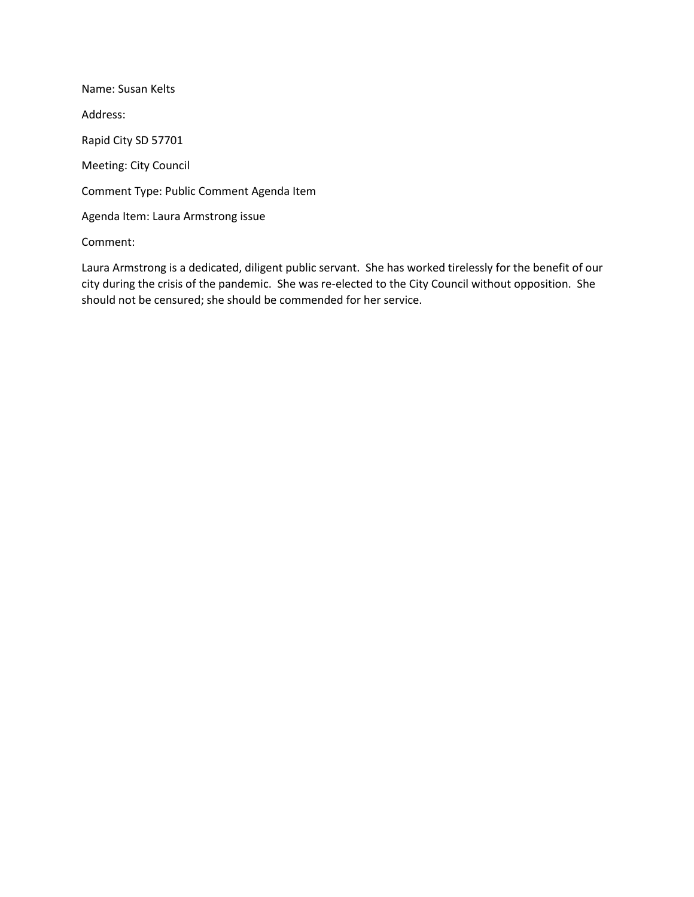Name: Susan Kelts

Address:

Rapid City SD 57701

Meeting: City Council

Comment Type: Public Comment Agenda Item

Agenda Item: Laura Armstrong issue

Comment:

Laura Armstrong is a dedicated, diligent public servant. She has worked tirelessly for the benefit of our city during the crisis of the pandemic. She was re-elected to the City Council without opposition. She should not be censured; she should be commended for her service.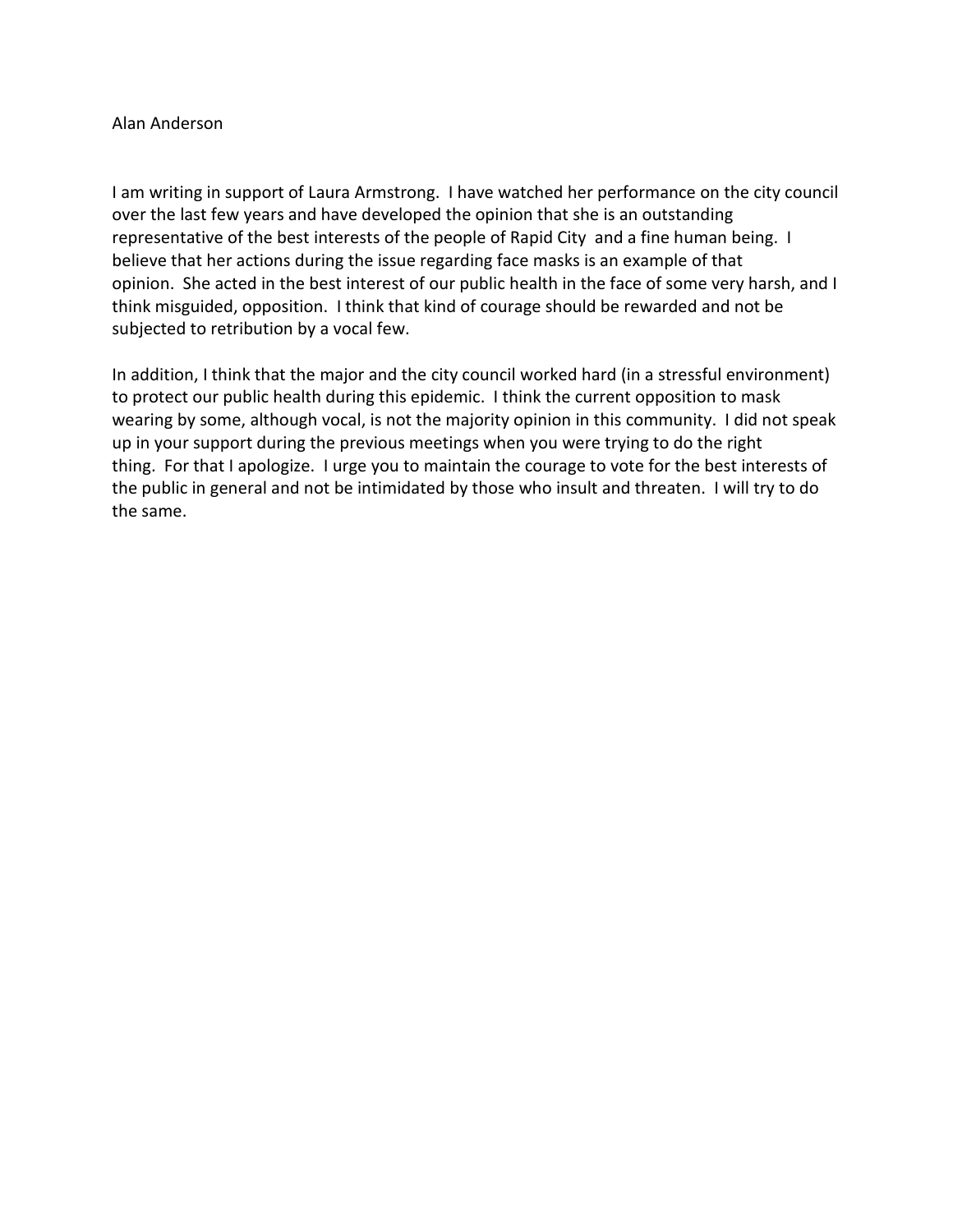Alan Anderson

I am writing in support of Laura Armstrong. I have watched her performance on the city council over the last few years and have developed the opinion that she is an outstanding representative of the best interests of the people of Rapid City and a fine human being. I believe that her actions during the issue regarding face masks is an example of that opinion. She acted in the best interest of our public health in the face of some very harsh, and I think misguided, opposition. I think that kind of courage should be rewarded and not be subjected to retribution by a vocal few.

In addition, I think that the major and the city council worked hard (in a stressful environment) to protect our public health during this epidemic. I think the current opposition to mask wearing by some, although vocal, is not the majority opinion in this community. I did not speak up in your support during the previous meetings when you were trying to do the right thing. For that I apologize. I urge you to maintain the courage to vote for the best interests of the public in general and not be intimidated by those who insult and threaten. I will try to do the same.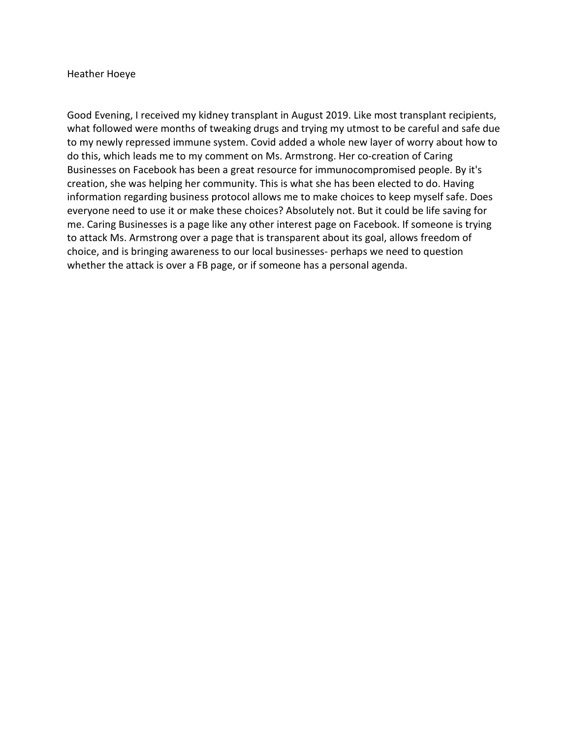Heather Hoeye

Good Evening, I received my kidney transplant in August 2019. Like most transplant recipients, what followed were months of tweaking drugs and trying my utmost to be careful and safe due to my newly repressed immune system. Covid added a whole new layer of worry about how to do this, which leads me to my comment on Ms. Armstrong. Her co-creation of Caring Businesses on Facebook has been a great resource for immunocompromised people. By it's creation, she was helping her community. This is what she has been elected to do. Having information regarding business protocol allows me to make choices to keep myself safe. Does everyone need to use it or make these choices? Absolutely not. But it could be life saving for me. Caring Businesses is a page like any other interest page on Facebook. If someone is trying to attack Ms. Armstrong over a page that is transparent about its goal, allows freedom of choice, and is bringing awareness to our local businesses- perhaps we need to question whether the attack is over a FB page, or if someone has a personal agenda.